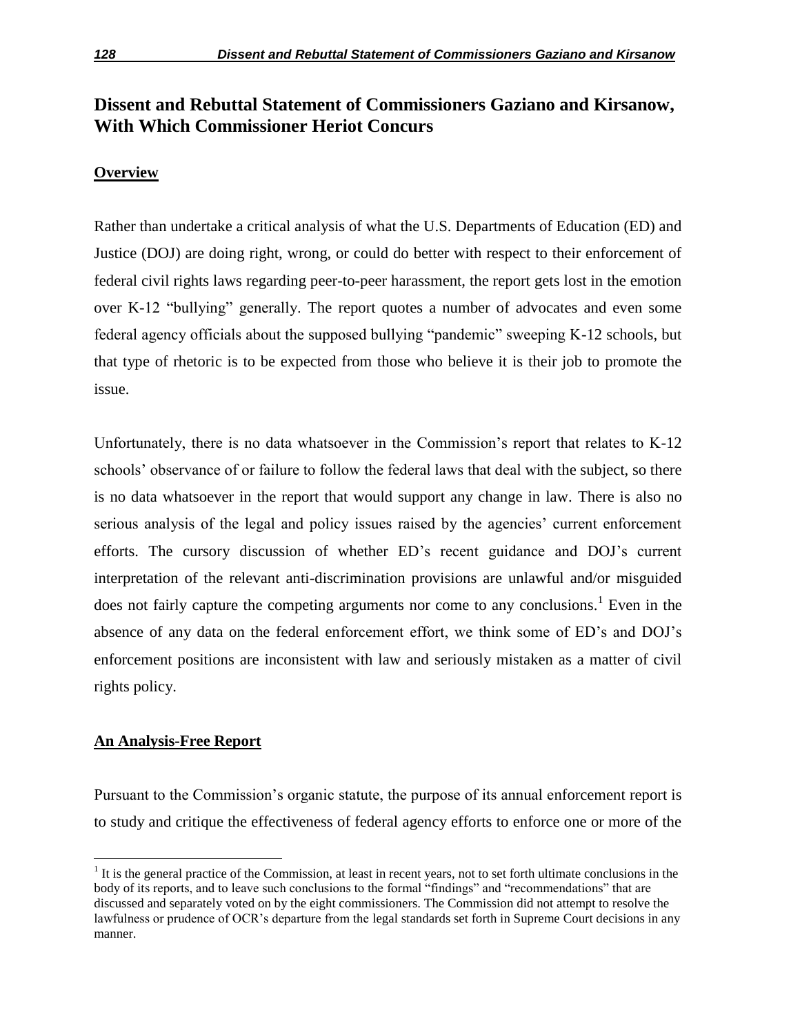# Dissent and Rebuttal Statement of Commissioners Gaziano and Kirsanow, With Which Commissioner Heriot Concurs

**Overview**

Rather than undertake a critical analysis of what the U.S. Departments of Education (ED) and Justice (DOJ) are doing right, wrong, or could do better with respect to their enforcement of federal civil rights laws regarding peer-to-peer harassment, the report gets lost in the emotion over K-12 "bullying" generally. The report quotes a number of advocates and even some federal agency officials about the supposed bullying "pandemic" sweeping K-12 schools, but that type of rhetoric is to be expected from those who believe it is their job to promote the issue.

Unfortunately, there is no data whatsoever in the Commission's report that relates to K-12 schools' observance of or failure to follow the federal laws that deal with the subject, so there is no data whatsoever in the report that would support any change in law. There is also no serious analysis of the legal and policy issues raised by the agencies' current enforcement efforts. The cursory discussion of whether ED's recent guidance and DOJ's current interpretation of the relevant anti-discrimination provisions are unlawful and/or misguided does not fairly capture the competing arguments nor come to any conclusions.[1] Even in the absence of any data on the federal enforcement effort, we think some of ED's and DOJ's enforcement positions are inconsistent with law and seriously mistaken as a matter of civil rights policy.

**An Analysis-Free Report**

Pursuant to the Commission's organic statute, the purpose of its annual enforcement report is to study and critique the effectiveness of federal agency efforts to enforce one or more of the

[1] It is the general practice of the Commission, at least in recent years, not to set forth ultimate conclusions in the body of its reports, and to leave such conclusions to the formal "findings" and "recommendations" that are discussed and separately voted on by the eight commissioners. The Commission did not attempt to resolve the lawfulness or prudence of OCR's departure from the legal standards set forth in Supreme Court decisions in any manner.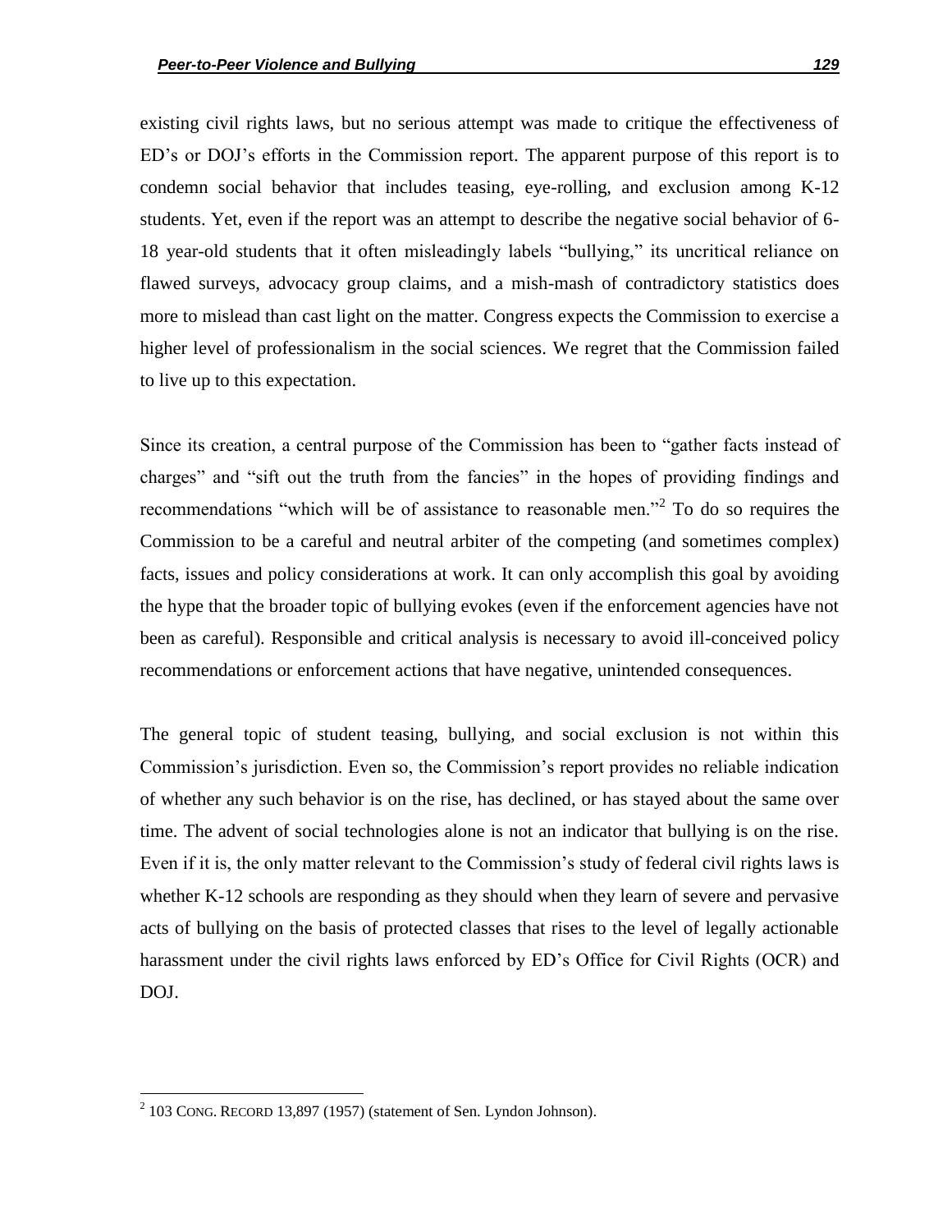existing civil rights laws, but no serious attempt was made to critique the effectiveness of ED's or DOJ's efforts in the Commission report. The apparent purpose of this report is to condemn social behavior that includes teasing, eye-rolling, and exclusion among K-12 students. Yet, even if the report was an attempt to describe the negative social behavior of 6-18 year-old students that it often misleadingly labels "bullying," its uncritical reliance on flawed surveys, advocacy group claims, and a mish-mash of contradictory statistics does more to mislead than cast light on the matter. Congress expects the Commission to exercise a higher level of professionalism in the social sciences. We regret that the Commission failed to live up to this expectation.

Since its creation, a central purpose of the Commission has been to "gather facts instead of charges" and "sift out the truth from the fancies" in the hopes of providing findings and recommendations "which will be of assistance to reasonable men."[2] To do so requires the Commission to be a careful and neutral arbiter of the competing (and sometimes complex) facts, issues and policy considerations at work. It can only accomplish this goal by avoiding the hype that the broader topic of bullying evokes (even if the enforcement agencies have not been as careful). Responsible and critical analysis is necessary to avoid ill-conceived policy recommendations or enforcement actions that have negative, unintended consequences.

The general topic of student teasing, bullying, and social exclusion is not within this Commission's jurisdiction. Even so, the Commission's report provides no reliable indication of whether any such behavior is on the rise, has declined, or has stayed about the same over time. The advent of social technologies alone is not an indicator that bullying is on the rise. Even if it is, the only matter relevant to the Commission's study of federal civil rights laws is whether K-12 schools are responding as they should when they learn of severe and pervasive acts of bullying on the basis of protected classes that rises to the level of legally actionable harassment under the civil rights laws enforced by ED's Office for Civil Rights (OCR) and DOJ.

[2] 103 CONG. RECORD 13,897 (1957) (statement of Sen. Lyndon Johnson).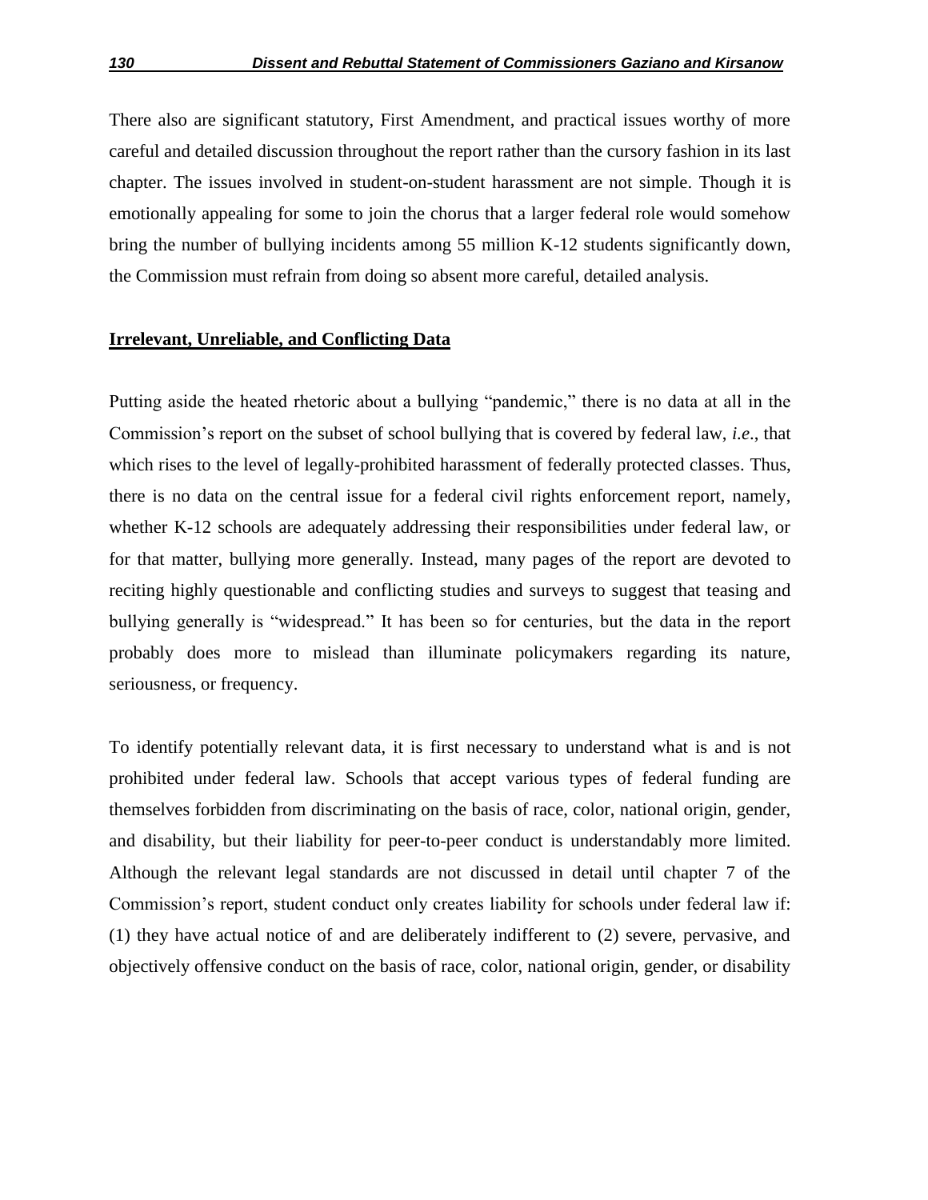There also are significant statutory, First Amendment, and practical issues worthy of more careful and detailed discussion throughout the report rather than the cursory fashion in its last chapter. The issues involved in student-on-student harassment are not simple. Though it is emotionally appealing for some to join the chorus that a larger federal role would somehow bring the number of bullying incidents among 55 million K-12 students significantly down, the Commission must refrain from doing so absent more careful, detailed analysis.

## **Irrelevant, Unreliable, and Conflicting Data**

Putting aside the heated rhetoric about a bullying "pandemic," there is no data at all in the Commission's report on the subset of school bullying that is covered by federal law, *i.e*., that which rises to the level of legally-prohibited harassment of federally protected classes. Thus, there is no data on the central issue for a federal civil rights enforcement report, namely, whether K-12 schools are adequately addressing their responsibilities under federal law, or for that matter, bullying more generally. Instead, many pages of the report are devoted to reciting highly questionable and conflicting studies and surveys to suggest that teasing and bullying generally is "widespread." It has been so for centuries, but the data in the report probably does more to mislead than illuminate policymakers regarding its nature, seriousness, or frequency.

To identify potentially relevant data, it is first necessary to understand what is and is not prohibited under federal law. Schools that accept various types of federal funding are themselves forbidden from discriminating on the basis of race, color, national origin, gender, and disability, but their liability for peer-to-peer conduct is understandably more limited. Although the relevant legal standards are not discussed in detail until chapter 7 of the Commission's report, student conduct only creates liability for schools under federal law if: (1) they have actual notice of and are deliberately indifferent to (2) severe, pervasive, and objectively offensive conduct on the basis of race, color, national origin, gender, or disability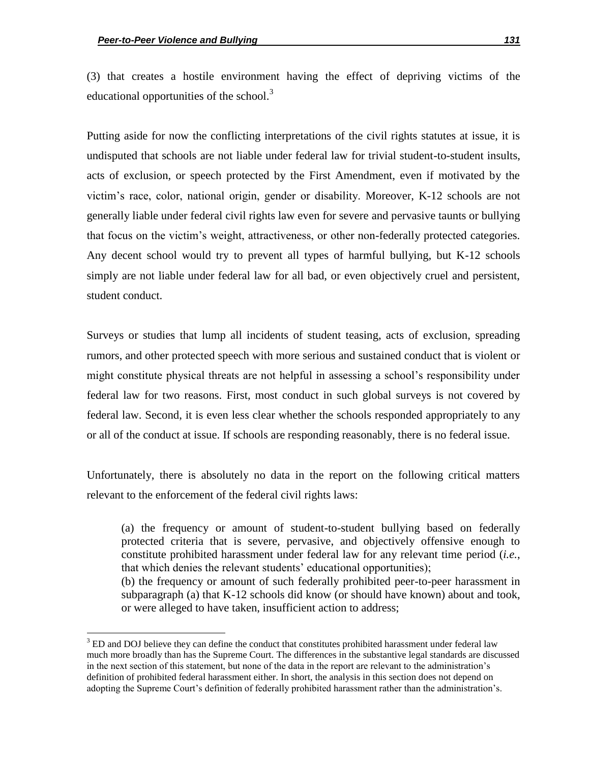(3) that creates a hostile environment having the effect of depriving victims of the educational opportunities of the school.[3]

Putting aside for now the conflicting interpretations of the civil rights statutes at issue, it is undisputed that schools are not liable under federal law for trivial student-to-student insults, acts of exclusion, or speech protected by the First Amendment, even if motivated by the victim's race, color, national origin, gender or disability. Moreover, K-12 schools are not generally liable under federal civil rights law even for severe and pervasive taunts or bullying that focus on the victim's weight, attractiveness, or other non-federally protected categories. Any decent school would try to prevent all types of harmful bullying, but K-12 schools simply are not liable under federal law for all bad, or even objectively cruel and persistent, student conduct.

Surveys or studies that lump all incidents of student teasing, acts of exclusion, spreading rumors, and other protected speech with more serious and sustained conduct that is violent or might constitute physical threats are not helpful in assessing a school's responsibility under federal law for two reasons. First, most conduct in such global surveys is not covered by federal law. Second, it is even less clear whether the schools responded appropriately to any or all of the conduct at issue. If schools are responding reasonably, there is no federal issue.

Unfortunately, there is absolutely no data in the report on the following critical matters relevant to the enforcement of the federal civil rights laws:

> (a) the frequency or amount of student-to-student bullying based on federally protected criteria that is severe, pervasive, and objectively offensive enough to constitute prohibited harassment under federal law for any relevant time period (*i.e.*, that which denies the relevant students' educational opportunities);
>
> (b) the frequency or amount of such federally prohibited peer-to-peer harassment in subparagraph (a) that K-12 schools did know (or should have known) about and took, or were alleged to have taken, insufficient action to address;

[3] ED and DOJ believe they can define the conduct that constitutes prohibited harassment under federal law much more broadly than has the Supreme Court. The differences in the substantive legal standards are discussed in the next section of this statement, but none of the data in the report are relevant to the administration's definition of prohibited federal harassment either. In short, the analysis in this section does not depend on adopting the Supreme Court's definition of federally prohibited harassment rather than the administration's.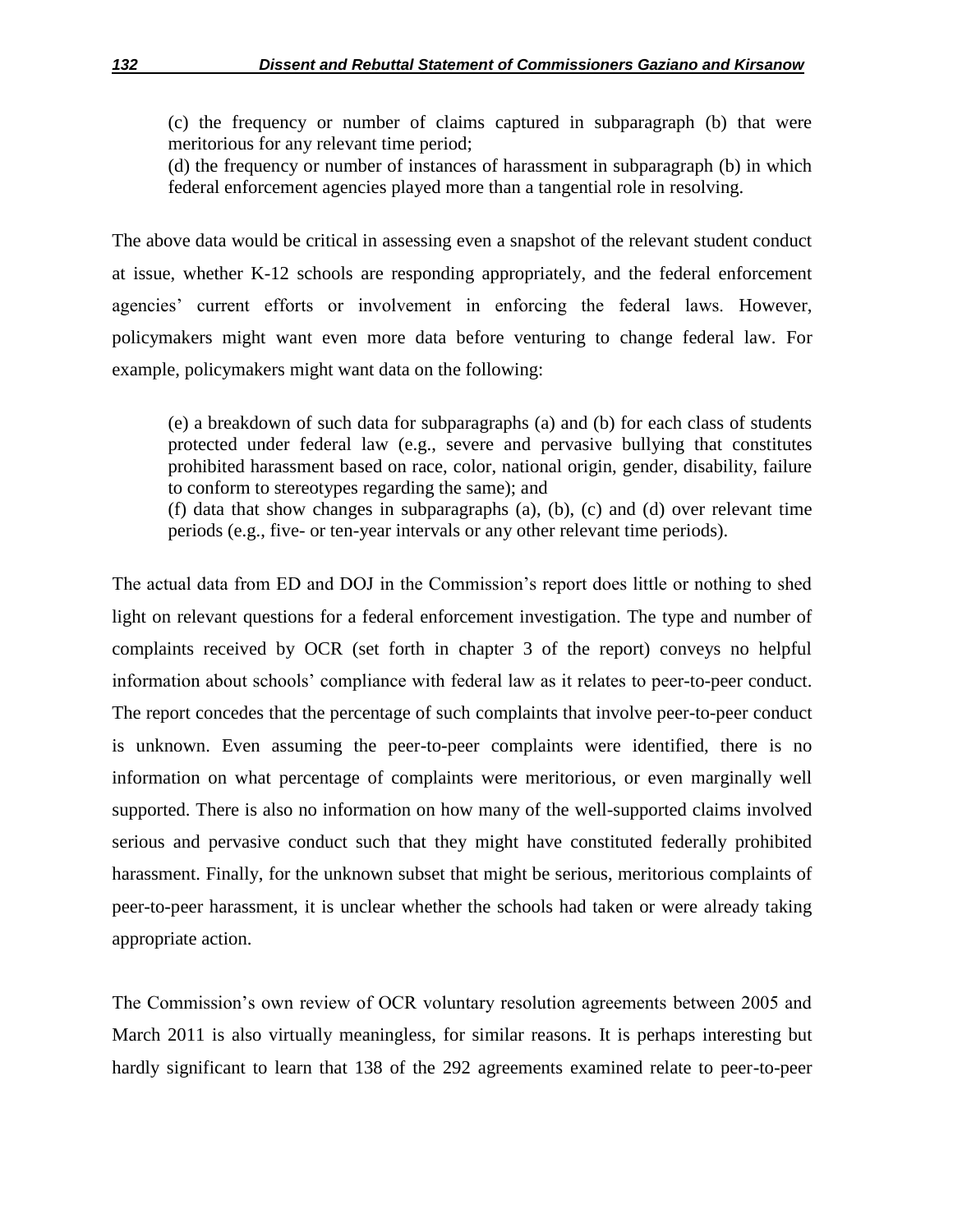(c) the frequency or number of claims captured in subparagraph (b) that were meritorious for any relevant time period;

(d) the frequency or number of instances of harassment in subparagraph (b) in which federal enforcement agencies played more than a tangential role in resolving.

The above data would be critical in assessing even a snapshot of the relevant student conduct at issue, whether K-12 schools are responding appropriately, and the federal enforcement agencies' current efforts or involvement in enforcing the federal laws. However, policymakers might want even more data before venturing to change federal law. For example, policymakers might want data on the following:

(e) a breakdown of such data for subparagraphs (a) and (b) for each class of students protected under federal law (e.g., severe and pervasive bullying that constitutes prohibited harassment based on race, color, national origin, gender, disability, failure to conform to stereotypes regarding the same); and

(f) data that show changes in subparagraphs (a), (b), (c) and (d) over relevant time periods (e.g., five- or ten-year intervals or any other relevant time periods).

The actual data from ED and DOJ in the Commission's report does little or nothing to shed light on relevant questions for a federal enforcement investigation. The type and number of complaints received by OCR (set forth in chapter 3 of the report) conveys no helpful information about schools' compliance with federal law as it relates to peer-to-peer conduct. The report concedes that the percentage of such complaints that involve peer-to-peer conduct is unknown. Even assuming the peer-to-peer complaints were identified, there is no information on what percentage of complaints were meritorious, or even marginally well supported. There is also no information on how many of the well-supported claims involved serious and pervasive conduct such that they might have constituted federally prohibited harassment. Finally, for the unknown subset that might be serious, meritorious complaints of peer-to-peer harassment, it is unclear whether the schools had taken or were already taking appropriate action.

The Commission's own review of OCR voluntary resolution agreements between 2005 and March 2011 is also virtually meaningless, for similar reasons. It is perhaps interesting but hardly significant to learn that 138 of the 292 agreements examined relate to peer-to-peer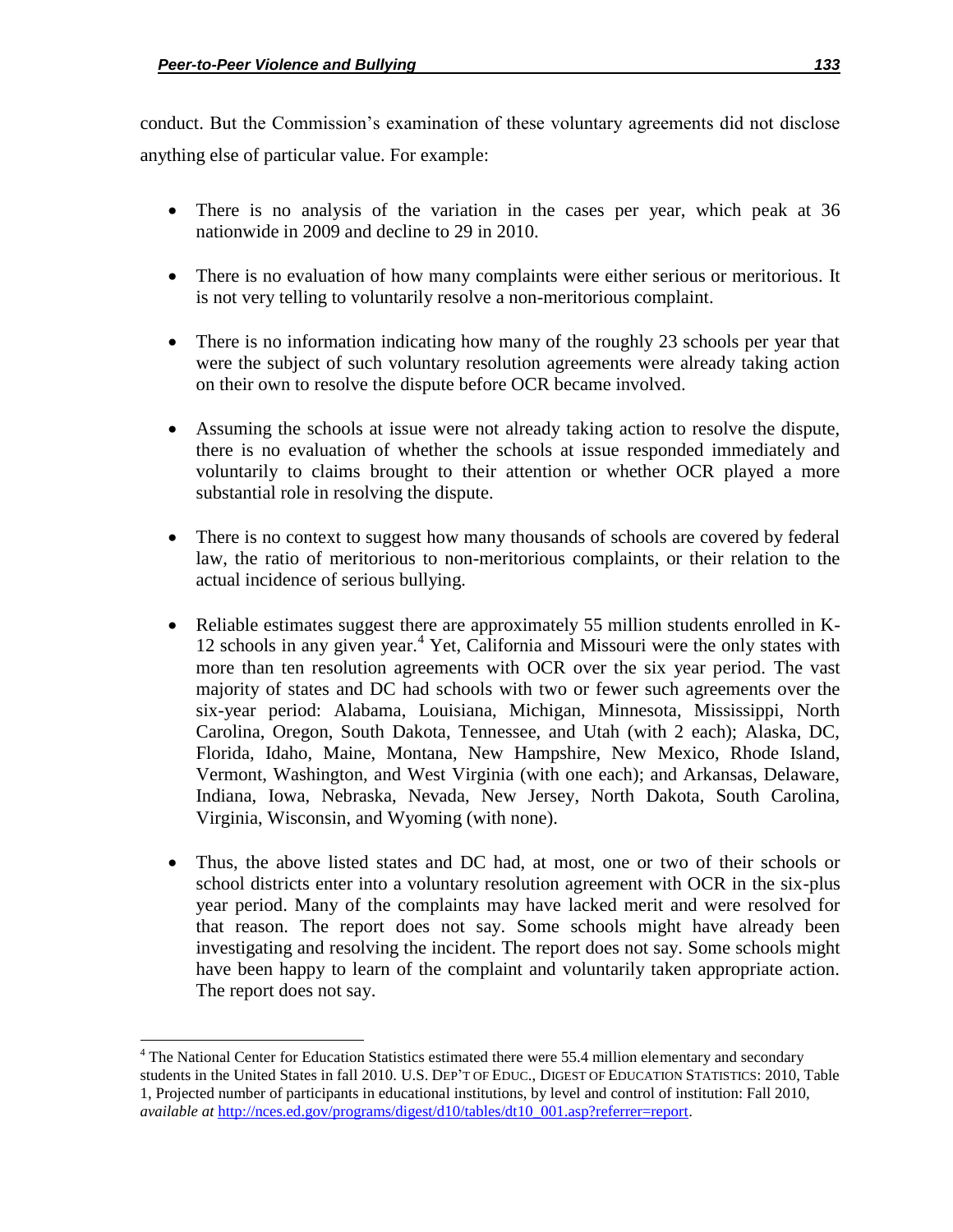conduct. But the Commission's examination of these voluntary agreements did not disclose anything else of particular value. For example:

- There is no analysis of the variation in the cases per year, which peak at 36 nationwide in 2009 and decline to 29 in 2010.
- There is no evaluation of how many complaints were either serious or meritorious. It is not very telling to voluntarily resolve a non-meritorious complaint.
- There is no information indicating how many of the roughly 23 schools per year that were the subject of such voluntary resolution agreements were already taking action on their own to resolve the dispute before OCR became involved.
- Assuming the schools at issue were not already taking action to resolve the dispute, there is no evaluation of whether the schools at issue responded immediately and voluntarily to claims brought to their attention or whether OCR played a more substantial role in resolving the dispute.
- There is no context to suggest how many thousands of schools are covered by federal law, the ratio of meritorious to non-meritorious complaints, or their relation to the actual incidence of serious bullying.
- Reliable estimates suggest there are approximately 55 million students enrolled in K-12 schools in any given year.[4] Yet, California and Missouri were the only states with more than ten resolution agreements with OCR over the six year period. The vast majority of states and DC had schools with two or fewer such agreements over the six-year period: Alabama, Louisiana, Michigan, Minnesota, Mississippi, North Carolina, Oregon, South Dakota, Tennessee, and Utah (with 2 each); Alaska, DC, Florida, Idaho, Maine, Montana, New Hampshire, New Mexico, Rhode Island, Vermont, Washington, and West Virginia (with one each); and Arkansas, Delaware, Indiana, Iowa, Nebraska, Nevada, New Jersey, North Dakota, South Carolina, Virginia, Wisconsin, and Wyoming (with none).
- Thus, the above listed states and DC had, at most, one or two of their schools or school districts enter into a voluntary resolution agreement with OCR in the six-plus year period. Many of the complaints may have lacked merit and were resolved for that reason. The report does not say. Some schools might have already been investigating and resolving the incident. The report does not say. Some schools might have been happy to learn of the complaint and voluntarily taken appropriate action. The report does not say.

---

[4] The National Center for Education Statistics estimated there were 55.4 million elementary and secondary students in the United States in fall 2010. U.S. DEP'T OF EDUC., DIGEST OF EDUCATION STATISTICS: 2010, Table 1, Projected number of participants in educational institutions, by level and control of institution: Fall 2010, *available at* http://nces.ed.gov/programs/digest/d10/tables/dt10_001.asp?referrer=report.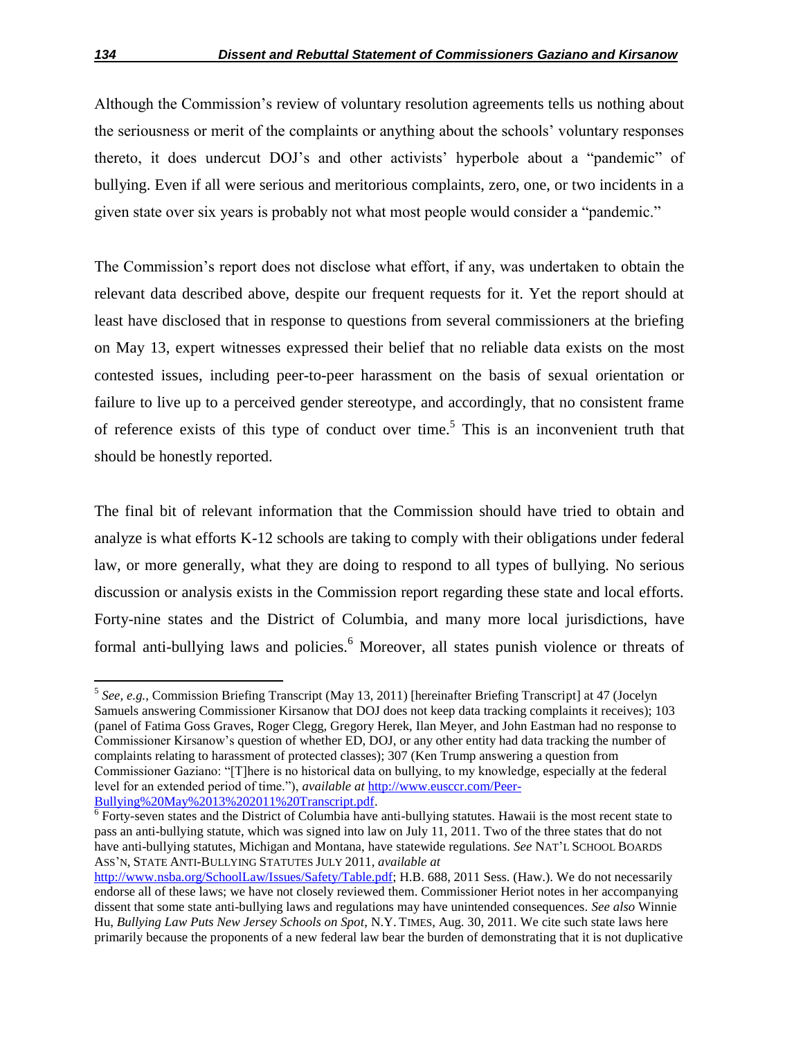Although the Commission's review of voluntary resolution agreements tells us nothing about the seriousness or merit of the complaints or anything about the schools' voluntary responses thereto, it does undercut DOJ's and other activists' hyperbole about a "pandemic" of bullying. Even if all were serious and meritorious complaints, zero, one, or two incidents in a given state over six years is probably not what most people would consider a "pandemic."

The Commission's report does not disclose what effort, if any, was undertaken to obtain the relevant data described above, despite our frequent requests for it. Yet the report should at least have disclosed that in response to questions from several commissioners at the briefing on May 13, expert witnesses expressed their belief that no reliable data exists on the most contested issues, including peer-to-peer harassment on the basis of sexual orientation or failure to live up to a perceived gender stereotype, and accordingly, that no consistent frame of reference exists of this type of conduct over time.[5] This is an inconvenient truth that should be honestly reported.

The final bit of relevant information that the Commission should have tried to obtain and analyze is what efforts K-12 schools are taking to comply with their obligations under federal law, or more generally, what they are doing to respond to all types of bullying. No serious discussion or analysis exists in the Commission report regarding these state and local efforts. Forty-nine states and the District of Columbia, and many more local jurisdictions, have formal anti-bullying laws and policies.[6] Moreover, all states punish violence or threats of

---

[5] *See, e.g.*, Commission Briefing Transcript (May 13, 2011) [hereinafter Briefing Transcript] at 47 (Jocelyn Samuels answering Commissioner Kirsanow that DOJ does not keep data tracking complaints it receives); 103 (panel of Fatima Goss Graves, Roger Clegg, Gregory Herek, Ilan Meyer, and John Eastman had no response to Commissioner Kirsanow's question of whether ED, DOJ, or any other entity had data tracking the number of complaints relating to harassment of protected classes); 307 (Ken Trump answering a question from Commissioner Gaziano: "[T]here is no historical data on bullying, to my knowledge, especially at the federal level for an extended period of time."), *available at* http://www.eusccr.com/Peer-Bullying%20May%2013%202011%20Transcript.pdf.

[6] Forty-seven states and the District of Columbia have anti-bullying statutes. Hawaii is the most recent state to pass an anti-bullying statute, which was signed into law on July 11, 2011. Two of the three states that do not have anti-bullying statutes, Michigan and Montana, have statewide regulations. *See* NAT'L SCHOOL BOARDS ASS'N, STATE ANTI-BULLYING STATUTES JULY 2011, *available at* http://www.nsba.org/SchoolLaw/Issues/Safety/Table.pdf; H.B. 688, 2011 Sess. (Haw.). We do not necessarily endorse all of these laws; we have not closely reviewed them. Commissioner Heriot notes in her accompanying dissent that some state anti-bullying laws and regulations may have unintended consequences. *See also* Winnie Hu, *Bullying Law Puts New Jersey Schools on Spot*, N.Y. TIMES, Aug. 30, 2011. We cite such state laws here primarily because the proponents of a new federal law bear the burden of demonstrating that it is not duplicative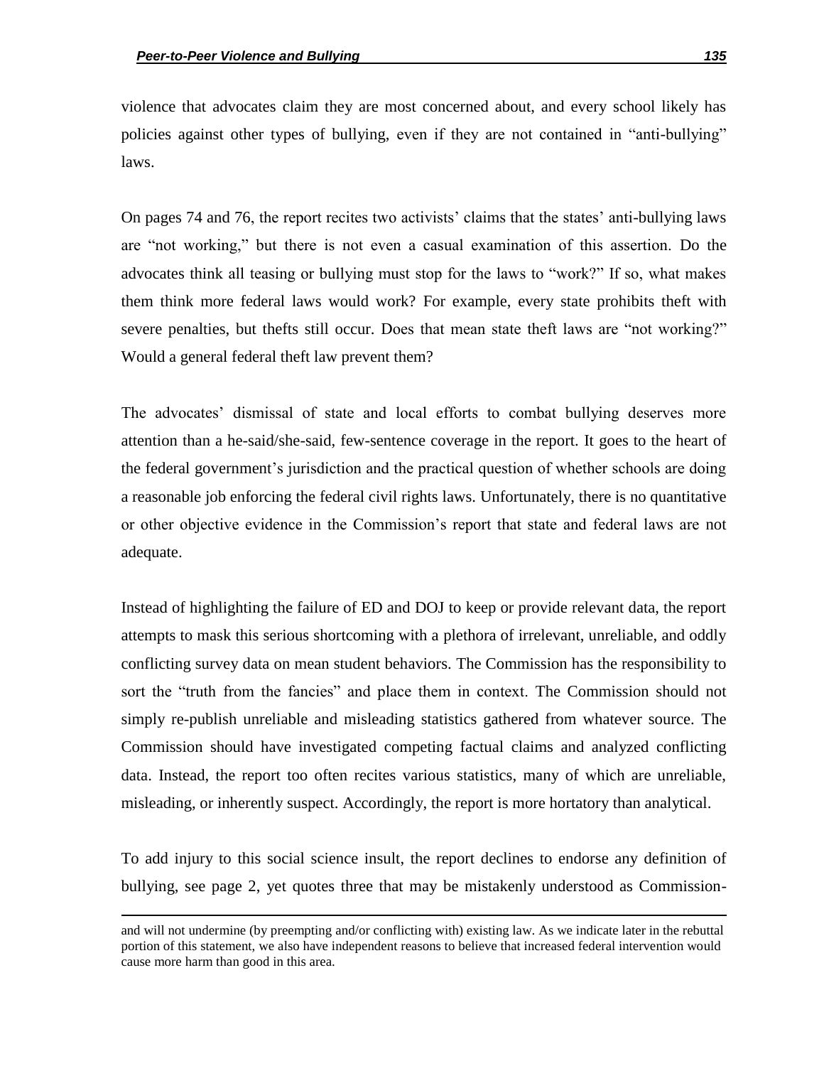violence that advocates claim they are most concerned about, and every school likely has policies against other types of bullying, even if they are not contained in "anti-bullying" laws.

On pages 74 and 76, the report recites two activists' claims that the states' anti-bullying laws are "not working," but there is not even a casual examination of this assertion. Do the advocates think all teasing or bullying must stop for the laws to "work?" If so, what makes them think more federal laws would work? For example, every state prohibits theft with severe penalties, but thefts still occur. Does that mean state theft laws are "not working?" Would a general federal theft law prevent them?

The advocates' dismissal of state and local efforts to combat bullying deserves more attention than a he-said/she-said, few-sentence coverage in the report. It goes to the heart of the federal government's jurisdiction and the practical question of whether schools are doing a reasonable job enforcing the federal civil rights laws. Unfortunately, there is no quantitative or other objective evidence in the Commission's report that state and federal laws are not adequate.

Instead of highlighting the failure of ED and DOJ to keep or provide relevant data, the report attempts to mask this serious shortcoming with a plethora of irrelevant, unreliable, and oddly conflicting survey data on mean student behaviors. The Commission has the responsibility to sort the "truth from the fancies" and place them in context. The Commission should not simply re-publish unreliable and misleading statistics gathered from whatever source. The Commission should have investigated competing factual claims and analyzed conflicting data. Instead, the report too often recites various statistics, many of which are unreliable, misleading, or inherently suspect. Accordingly, the report is more hortatory than analytical.

To add injury to this social science insult, the report declines to endorse any definition of bullying, see page 2, yet quotes three that may be mistakenly understood as Commission-

---

and will not undermine (by preempting and/or conflicting with) existing law. As we indicate later in the rebuttal portion of this statement, we also have independent reasons to believe that increased federal intervention would cause more harm than good in this area.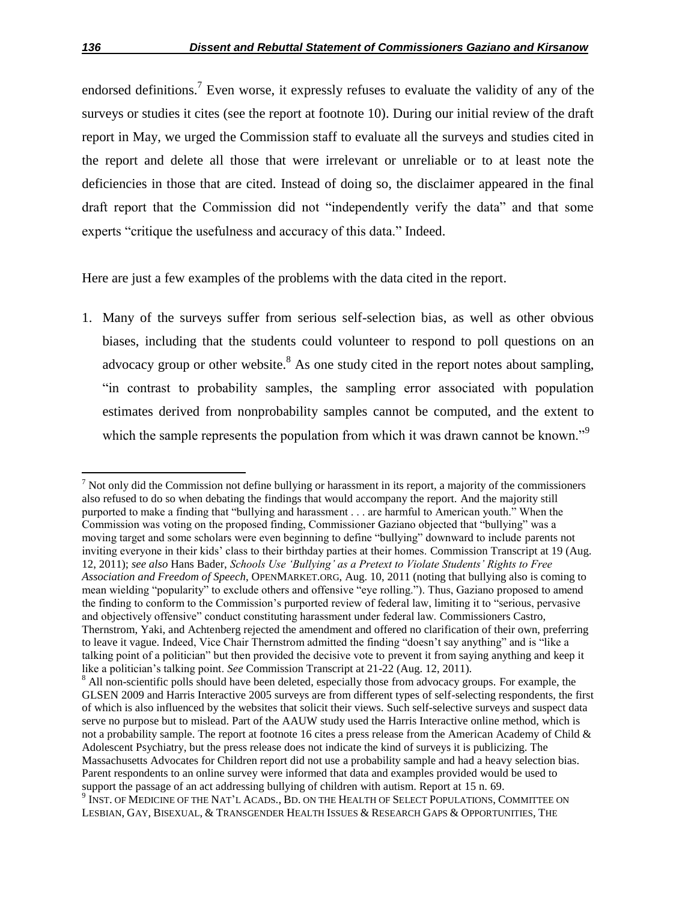endorsed definitions.[7] Even worse, it expressly refuses to evaluate the validity of any of the surveys or studies it cites (see the report at footnote 10). During our initial review of the draft report in May, we urged the Commission staff to evaluate all the surveys and studies cited in the report and delete all those that were irrelevant or unreliable or to at least note the deficiencies in those that are cited. Instead of doing so, the disclaimer appeared in the final draft report that the Commission did not "independently verify the data" and that some experts "critique the usefulness and accuracy of this data." Indeed.

Here are just a few examples of the problems with the data cited in the report.

1. Many of the surveys suffer from serious self-selection bias, as well as other obvious biases, including that the students could volunteer to respond to poll questions on an advocacy group or other website.[8] As one study cited in the report notes about sampling, "in contrast to probability samples, the sampling error associated with population estimates derived from nonprobability samples cannot be computed, and the extent to which the sample represents the population from which it was drawn cannot be known."[9]

---

[7] Not only did the Commission not define bullying or harassment in its report, a majority of the commissioners also refused to do so when debating the findings that would accompany the report. And the majority still purported to make a finding that "bullying and harassment . . . are harmful to American youth." When the Commission was voting on the proposed finding, Commissioner Gaziano objected that "bullying" was a moving target and some scholars were even beginning to define "bullying" downward to include parents not inviting everyone in their kids' class to their birthday parties at their homes. Commission Transcript at 19 (Aug. 12, 2011); *see also* Hans Bader, *Schools Use 'Bullying' as a Pretext to Violate Students' Rights to Free Association and Freedom of Speech*, OPENMARKET.ORG, Aug. 10, 2011 (noting that bullying also is coming to mean wielding "popularity" to exclude others and offensive "eye rolling."). Thus, Gaziano proposed to amend the finding to conform to the Commission's purported review of federal law, limiting it to "serious, pervasive and objectively offensive" conduct constituting harassment under federal law. Commissioners Castro, Thernstrom, Yaki, and Achtenberg rejected the amendment and offered no clarification of their own, preferring to leave it vague. Indeed, Vice Chair Thernstrom admitted the finding "doesn't say anything" and is "like a talking point of a politician" but then provided the decisive vote to prevent it from saying anything and keep it like a politician's talking point. *See* Commission Transcript at 21-22 (Aug. 12, 2011).

[8] All non-scientific polls should have been deleted, especially those from advocacy groups. For example, the GLSEN 2009 and Harris Interactive 2005 surveys are from different types of self-selecting respondents, the first of which is also influenced by the websites that solicit their views. Such self-selective surveys and suspect data serve no purpose but to mislead. Part of the AAUW study used the Harris Interactive online method, which is not a probability sample. The report at footnote 16 cites a press release from the American Academy of Child & Adolescent Psychiatry, but the press release does not indicate the kind of surveys it is publicizing. The Massachusetts Advocates for Children report did not use a probability sample and had a heavy selection bias. Parent respondents to an online survey were informed that data and examples provided would be used to support the passage of an act addressing bullying of children with autism. Report at 15 n. 69.

[9] INST. OF MEDICINE OF THE NAT'L ACADS., BD. ON THE HEALTH OF SELECT POPULATIONS, COMMITTEE ON LESBIAN, GAY, BISEXUAL, & TRANSGENDER HEALTH ISSUES & RESEARCH GAPS & OPPORTUNITIES, THE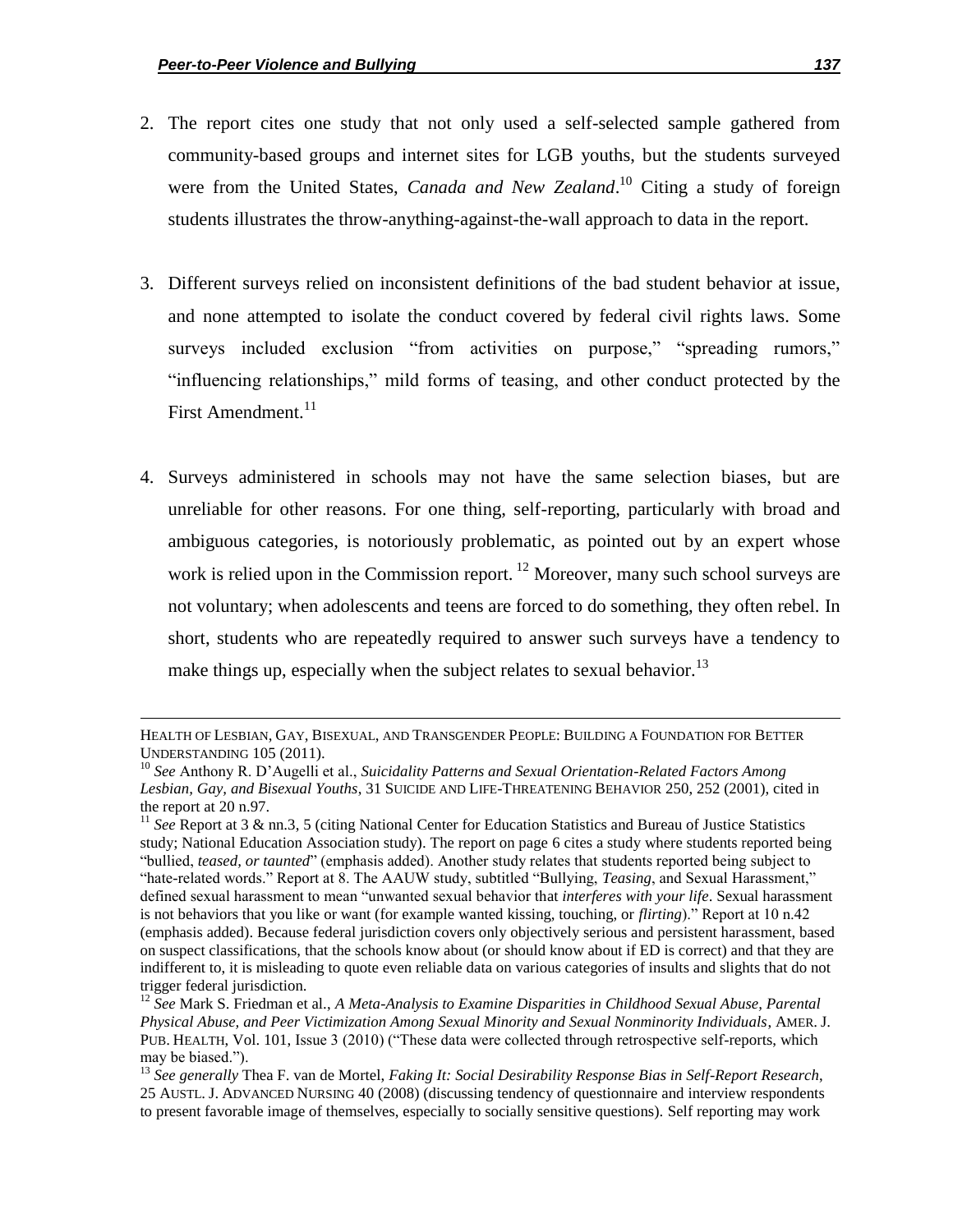2. The report cites one study that not only used a self-selected sample gathered from community-based groups and internet sites for LGB youths, but the students surveyed were from the United States, *Canada and New Zealand*.[10] Citing a study of foreign students illustrates the throw-anything-against-the-wall approach to data in the report.

3. Different surveys relied on inconsistent definitions of the bad student behavior at issue, and none attempted to isolate the conduct covered by federal civil rights laws. Some surveys included exclusion "from activities on purpose," "spreading rumors," "influencing relationships," mild forms of teasing, and other conduct protected by the First Amendment.[11]

4. Surveys administered in schools may not have the same selection biases, but are unreliable for other reasons. For one thing, self-reporting, particularly with broad and ambiguous categories, is notoriously problematic, as pointed out by an expert whose work is relied upon in the Commission report.[12] Moreover, many such school surveys are not voluntary; when adolescents and teens are forced to do something, they often rebel. In short, students who are repeatedly required to answer such surveys have a tendency to make things up, especially when the subject relates to sexual behavior.[13]

---

HEALTH OF LESBIAN, GAY, BISEXUAL, AND TRANSGENDER PEOPLE: BUILDING A FOUNDATION FOR BETTER UNDERSTANDING 105 (2011).

[10] *See* Anthony R. D'Augelli et al., *Suicidality Patterns and Sexual Orientation-Related Factors Among Lesbian, Gay, and Bisexual Youths*, 31 SUICIDE AND LIFE-THREATENING BEHAVIOR 250, 252 (2001), cited in the report at 20 n.97.

[11] *See* Report at 3 & nn.3, 5 (citing National Center for Education Statistics and Bureau of Justice Statistics study; National Education Association study). The report on page 6 cites a study where students reported being "bullied, *teased, or taunted*" (emphasis added). Another study relates that students reported being subject to "hate-related words." Report at 8. The AAUW study, subtitled "Bullying, *Teasing*, and Sexual Harassment," defined sexual harassment to mean "unwanted sexual behavior that *interferes with your life*. Sexual harassment is not behaviors that you like or want (for example wanted kissing, touching, or *flirting*)." Report at 10 n.42 (emphasis added). Because federal jurisdiction covers only objectively serious and persistent harassment, based on suspect classifications, that the schools know about (or should know about if ED is correct) and that they are indifferent to, it is misleading to quote even reliable data on various categories of insults and slights that do not trigger federal jurisdiction.

[12] *See* Mark S. Friedman et al., *A Meta-Analysis to Examine Disparities in Childhood Sexual Abuse, Parental Physical Abuse, and Peer Victimization Among Sexual Minority and Sexual Nonminority Individuals*, AMER. J. PUB. HEALTH, Vol. 101, Issue 3 (2010) ("These data were collected through retrospective self-reports, which may be biased.").

[13] *See generally* Thea F. van de Mortel, *Faking It: Social Desirability Response Bias in Self-Report Research*, 25 AUSTL. J. ADVANCED NURSING 40 (2008) (discussing tendency of questionnaire and interview respondents to present favorable image of themselves, especially to socially sensitive questions). Self reporting may work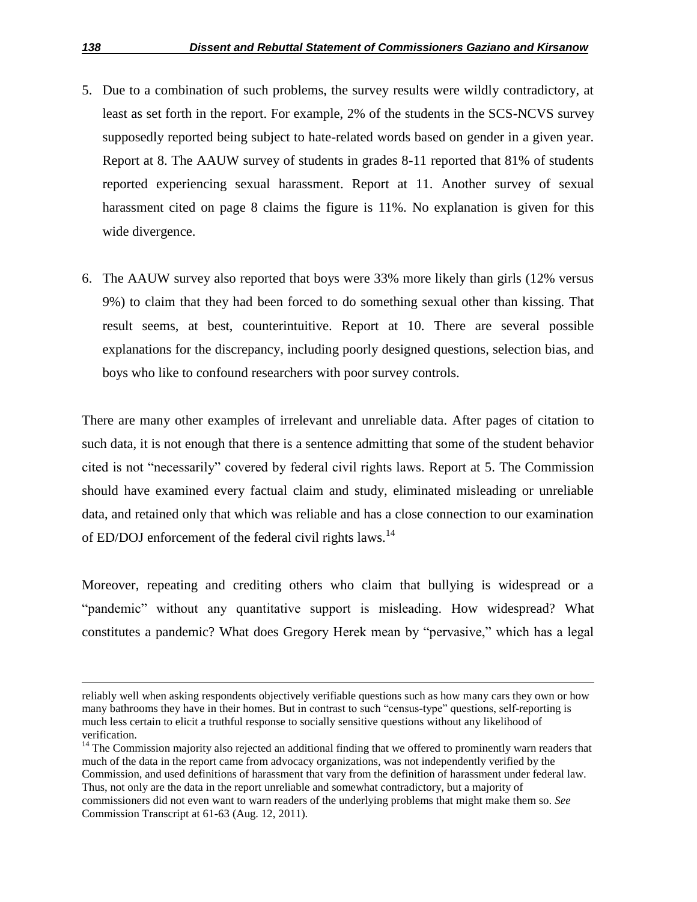5. Due to a combination of such problems, the survey results were wildly contradictory, at least as set forth in the report. For example, 2% of the students in the SCS-NCVS survey supposedly reported being subject to hate-related words based on gender in a given year. Report at 8. The AAUW survey of students in grades 8-11 reported that 81% of students reported experiencing sexual harassment. Report at 11. Another survey of sexual harassment cited on page 8 claims the figure is 11%. No explanation is given for this wide divergence.

6. The AAUW survey also reported that boys were 33% more likely than girls (12% versus 9%) to claim that they had been forced to do something sexual other than kissing. That result seems, at best, counterintuitive. Report at 10. There are several possible explanations for the discrepancy, including poorly designed questions, selection bias, and boys who like to confound researchers with poor survey controls.

There are many other examples of irrelevant and unreliable data. After pages of citation to such data, it is not enough that there is a sentence admitting that some of the student behavior cited is not "necessarily" covered by federal civil rights laws. Report at 5. The Commission should have examined every factual claim and study, eliminated misleading or unreliable data, and retained only that which was reliable and has a close connection to our examination of ED/DOJ enforcement of the federal civil rights laws.[14]

Moreover, repeating and crediting others who claim that bullying is widespread or a "pandemic" without any quantitative support is misleading. How widespread? What constitutes a pandemic? What does Gregory Herek mean by "pervasive," which has a legal

---

reliably well when asking respondents objectively verifiable questions such as how many cars they own or how many bathrooms they have in their homes. But in contrast to such "census-type" questions, self-reporting is much less certain to elicit a truthful response to socially sensitive questions without any likelihood of verification.

[14] The Commission majority also rejected an additional finding that we offered to prominently warn readers that much of the data in the report came from advocacy organizations, was not independently verified by the Commission, and used definitions of harassment that vary from the definition of harassment under federal law. Thus, not only are the data in the report unreliable and somewhat contradictory, but a majority of commissioners did not even want to warn readers of the underlying problems that might make them so. *See* Commission Transcript at 61-63 (Aug. 12, 2011).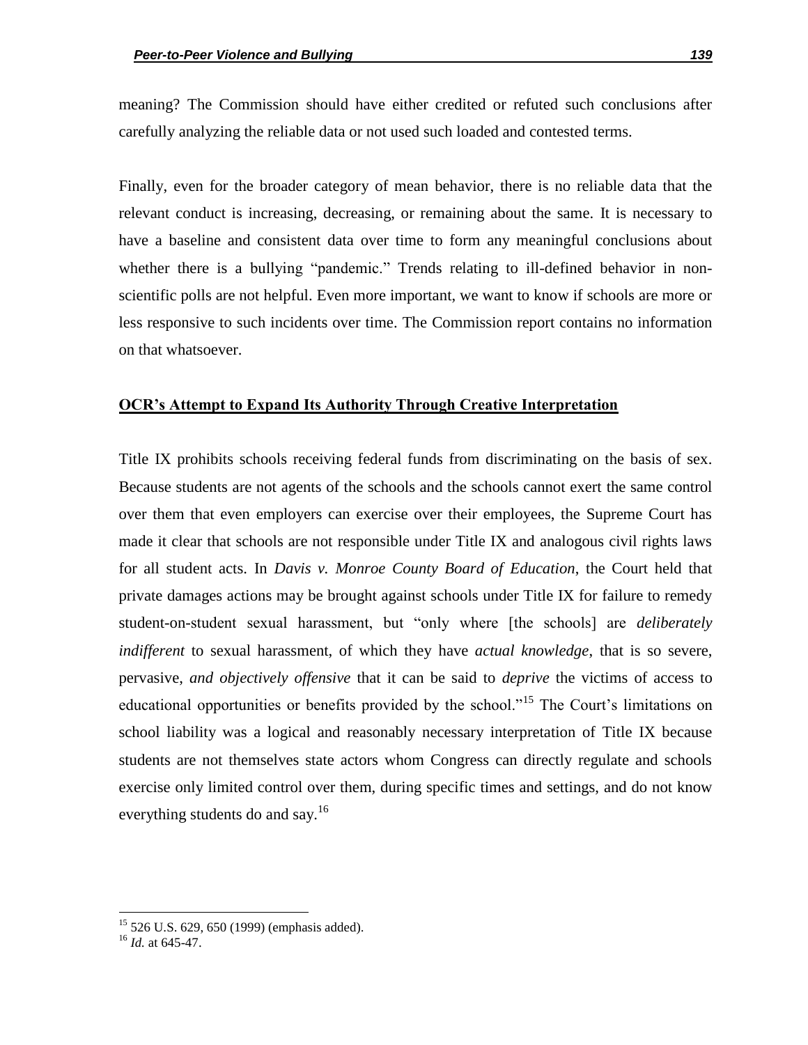meaning? The Commission should have either credited or refuted such conclusions after carefully analyzing the reliable data or not used such loaded and contested terms.

Finally, even for the broader category of mean behavior, there is no reliable data that the relevant conduct is increasing, decreasing, or remaining about the same. It is necessary to have a baseline and consistent data over time to form any meaningful conclusions about whether there is a bullying "pandemic." Trends relating to ill-defined behavior in non-scientific polls are not helpful. Even more important, we want to know if schools are more or less responsive to such incidents over time. The Commission report contains no information on that whatsoever.

## OCR's Attempt to Expand Its Authority Through Creative Interpretation

Title IX prohibits schools receiving federal funds from discriminating on the basis of sex. Because students are not agents of the schools and the schools cannot exert the same control over them that even employers can exercise over their employees, the Supreme Court has made it clear that schools are not responsible under Title IX and analogous civil rights laws for all student acts. In *Davis v. Monroe County Board of Education*, the Court held that private damages actions may be brought against schools under Title IX for failure to remedy student-on-student sexual harassment, but "only where [the schools] are *deliberately indifferent* to sexual harassment, of which they have *actual knowledge*, that is so severe, pervasive, *and objectively offensive* that it can be said to *deprive* the victims of access to educational opportunities or benefits provided by the school."[15] The Court's limitations on school liability was a logical and reasonably necessary interpretation of Title IX because students are not themselves state actors whom Congress can directly regulate and schools exercise only limited control over them, during specific times and settings, and do not know everything students do and say.[16]

---

[15] 526 U.S. 629, 650 (1999) (emphasis added).

[16] *Id.* at 645-47.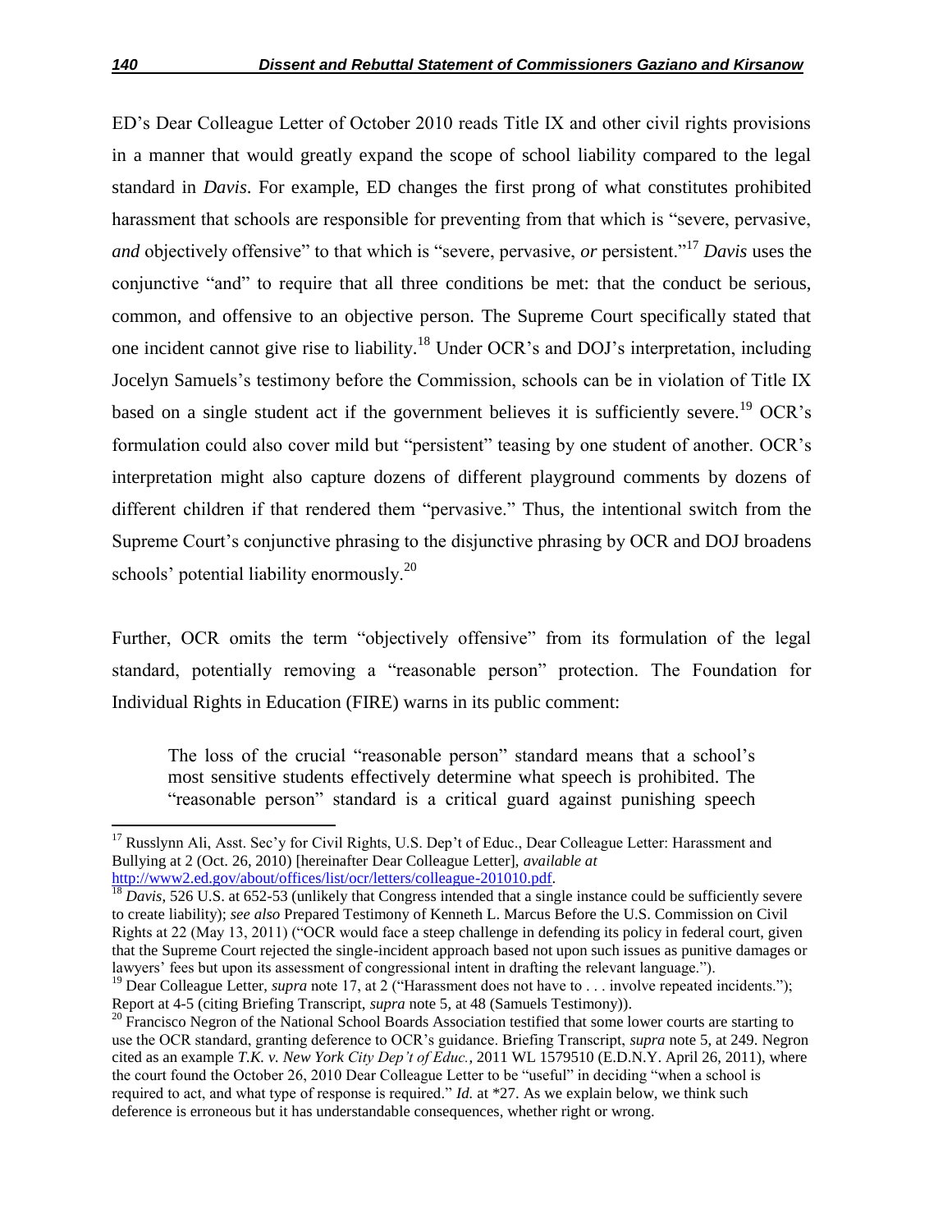ED's Dear Colleague Letter of October 2010 reads Title IX and other civil rights provisions in a manner that would greatly expand the scope of school liability compared to the legal standard in *Davis*. For example, ED changes the first prong of what constitutes prohibited harassment that schools are responsible for preventing from that which is "severe, pervasive, *and* objectively offensive" to that which is "severe, pervasive, *or* persistent."[17] *Davis* uses the conjunctive "and" to require that all three conditions be met: that the conduct be serious, common, and offensive to an objective person. The Supreme Court specifically stated that one incident cannot give rise to liability.[18] Under OCR's and DOJ's interpretation, including Jocelyn Samuels's testimony before the Commission, schools can be in violation of Title IX based on a single student act if the government believes it is sufficiently severe.[19] OCR's formulation could also cover mild but "persistent" teasing by one student of another. OCR's interpretation might also capture dozens of different playground comments by dozens of different children if that rendered them "pervasive." Thus, the intentional switch from the Supreme Court's conjunctive phrasing to the disjunctive phrasing by OCR and DOJ broadens schools' potential liability enormously.[20]

Further, OCR omits the term "objectively offensive" from its formulation of the legal standard, potentially removing a "reasonable person" protection. The Foundation for Individual Rights in Education (FIRE) warns in its public comment:

> The loss of the crucial "reasonable person" standard means that a school's most sensitive students effectively determine what speech is prohibited. The "reasonable person" standard is a critical guard against punishing speech

---

[17] Russlynn Ali, Asst. Sec'y for Civil Rights, U.S. Dep't of Educ., Dear Colleague Letter: Harassment and Bullying at 2 (Oct. 26, 2010) [hereinafter Dear Colleague Letter], *available at* http://www2.ed.gov/about/offices/list/ocr/letters/colleague-201010.pdf.

[18] *Davis*, 526 U.S. at 652-53 (unlikely that Congress intended that a single instance could be sufficiently severe to create liability); *see also* Prepared Testimony of Kenneth L. Marcus Before the U.S. Commission on Civil Rights at 22 (May 13, 2011) ("OCR would face a steep challenge in defending its policy in federal court, given that the Supreme Court rejected the single-incident approach based not upon such issues as punitive damages or lawyers' fees but upon its assessment of congressional intent in drafting the relevant language.").

[19] Dear Colleague Letter, *supra* note 17, at 2 ("Harassment does not have to . . . involve repeated incidents."); Report at 4-5 (citing Briefing Transcript, *supra* note 5, at 48 (Samuels Testimony)).

[20] Francisco Negron of the National School Boards Association testified that some lower courts are starting to use the OCR standard, granting deference to OCR's guidance. Briefing Transcript, *supra* note 5, at 249. Negron cited as an example *T.K. v. New York City Dep't of Educ.*, 2011 WL 1579510 (E.D.N.Y. April 26, 2011), where the court found the October 26, 2010 Dear Colleague Letter to be "useful" in deciding "when a school is required to act, and what type of response is required." *Id.* at *27. As we explain below, we think such deference is erroneous but it has understandable consequences, whether right or wrong.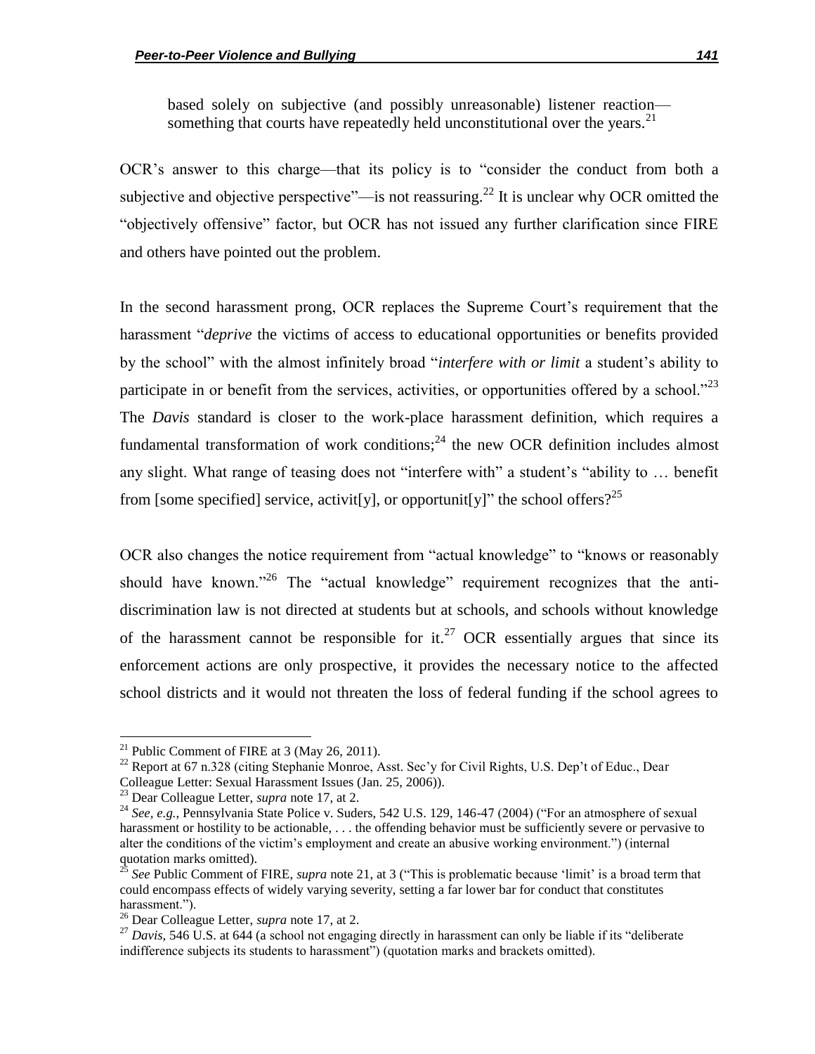> based solely on subjective (and possibly unreasonable) listener reaction—something that courts have repeatedly held unconstitutional over the years.[21]

OCR's answer to this charge—that its policy is to "consider the conduct from both a subjective and objective perspective"—is not reassuring.[22] It is unclear why OCR omitted the "objectively offensive" factor, but OCR has not issued any further clarification since FIRE and others have pointed out the problem.

In the second harassment prong, OCR replaces the Supreme Court's requirement that the harassment "*deprive* the victims of access to educational opportunities or benefits provided by the school" with the almost infinitely broad "*interfere with or limit* a student's ability to participate in or benefit from the services, activities, or opportunities offered by a school."[23] The *Davis* standard is closer to the work-place harassment definition, which requires a fundamental transformation of work conditions;[24] the new OCR definition includes almost any slight. What range of teasing does not "interfere with" a student's "ability to … benefit from [some specified] service, activit[y], or opportunit[y]" the school offers?[25]

OCR also changes the notice requirement from "actual knowledge" to "knows or reasonably should have known."[26] The "actual knowledge" requirement recognizes that the anti-discrimination law is not directed at students but at schools, and schools without knowledge of the harassment cannot be responsible for it.[27] OCR essentially argues that since its enforcement actions are only prospective, it provides the necessary notice to the affected school districts and it would not threaten the loss of federal funding if the school agrees to

---

[21] Public Comment of FIRE at 3 (May 26, 2011).

[22] Report at 67 n.328 (citing Stephanie Monroe, Asst. Sec'y for Civil Rights, U.S. Dep't of Educ., Dear Colleague Letter: Sexual Harassment Issues (Jan. 25, 2006)).

[23] Dear Colleague Letter, *supra* note 17, at 2.

[24] *See, e.g.*, Pennsylvania State Police v. Suders, 542 U.S. 129, 146-47 (2004) ("For an atmosphere of sexual harassment or hostility to be actionable, . . . the offending behavior must be sufficiently severe or pervasive to alter the conditions of the victim's employment and create an abusive working environment.") (internal quotation marks omitted).

[25] *See* Public Comment of FIRE, *supra* note 21, at 3 ("This is problematic because 'limit' is a broad term that could encompass effects of widely varying severity, setting a far lower bar for conduct that constitutes harassment.").

[26] Dear Colleague Letter, *supra* note 17, at 2.

[27] *Davis*, 546 U.S. at 644 (a school not engaging directly in harassment can only be liable if its "deliberate indifference subjects its students to harassment") (quotation marks and brackets omitted).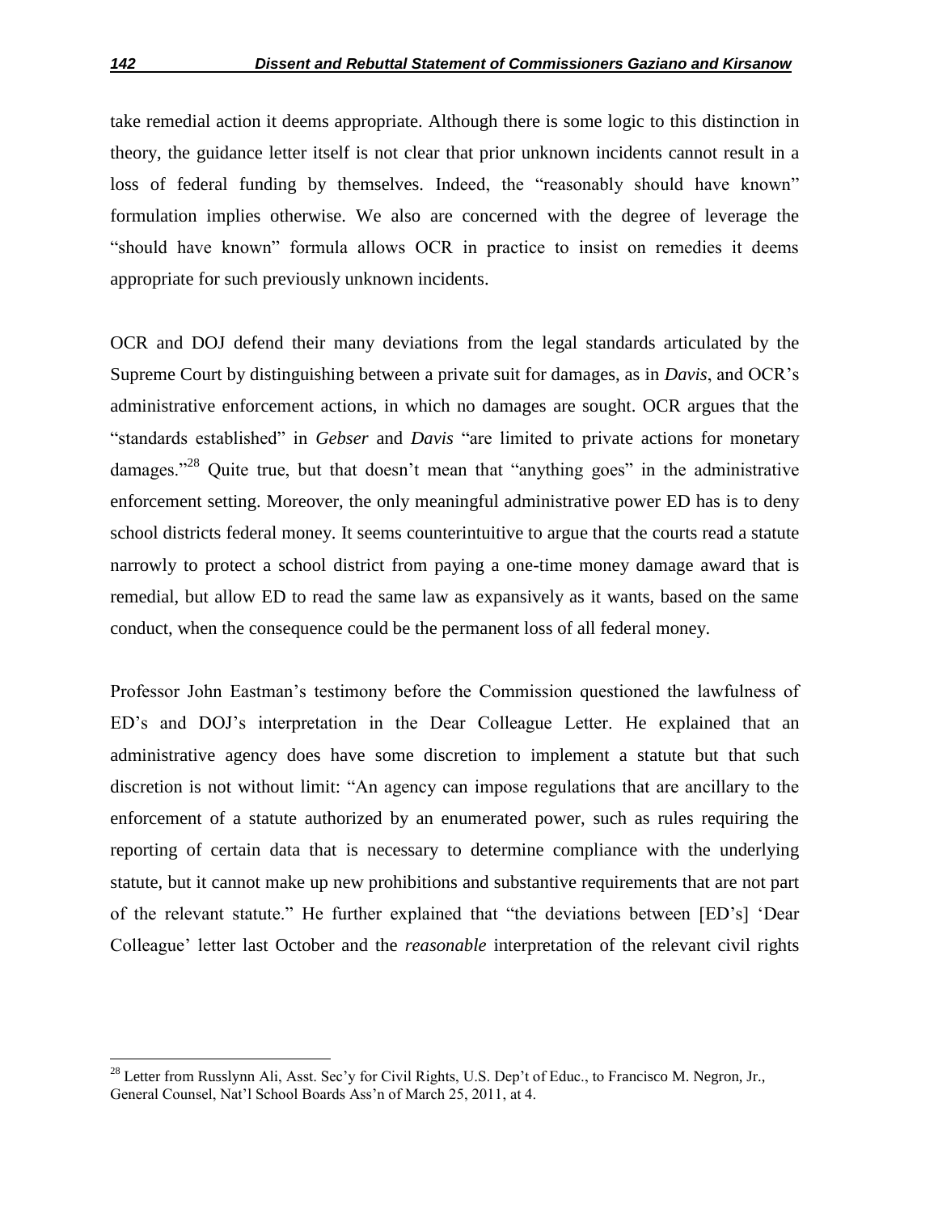take remedial action it deems appropriate. Although there is some logic to this distinction in theory, the guidance letter itself is not clear that prior unknown incidents cannot result in a loss of federal funding by themselves. Indeed, the "reasonably should have known" formulation implies otherwise. We also are concerned with the degree of leverage the "should have known" formula allows OCR in practice to insist on remedies it deems appropriate for such previously unknown incidents.

OCR and DOJ defend their many deviations from the legal standards articulated by the Supreme Court by distinguishing between a private suit for damages, as in *Davis*, and OCR's administrative enforcement actions, in which no damages are sought. OCR argues that the "standards established" in *Gebser* and *Davis* "are limited to private actions for monetary damages."[28] Quite true, but that doesn't mean that "anything goes" in the administrative enforcement setting. Moreover, the only meaningful administrative power ED has is to deny school districts federal money. It seems counterintuitive to argue that the courts read a statute narrowly to protect a school district from paying a one-time money damage award that is remedial, but allow ED to read the same law as expansively as it wants, based on the same conduct, when the consequence could be the permanent loss of all federal money.

Professor John Eastman's testimony before the Commission questioned the lawfulness of ED's and DOJ's interpretation in the Dear Colleague Letter. He explained that an administrative agency does have some discretion to implement a statute but that such discretion is not without limit: "An agency can impose regulations that are ancillary to the enforcement of a statute authorized by an enumerated power, such as rules requiring the reporting of certain data that is necessary to determine compliance with the underlying statute, but it cannot make up new prohibitions and substantive requirements that are not part of the relevant statute." He further explained that "the deviations between [ED's] 'Dear Colleague' letter last October and the *reasonable* interpretation of the relevant civil rights

[28] Letter from Russlynn Ali, Asst. Sec'y for Civil Rights, U.S. Dep't of Educ., to Francisco M. Negron, Jr., General Counsel, Nat'l School Boards Ass'n of March 25, 2011, at 4.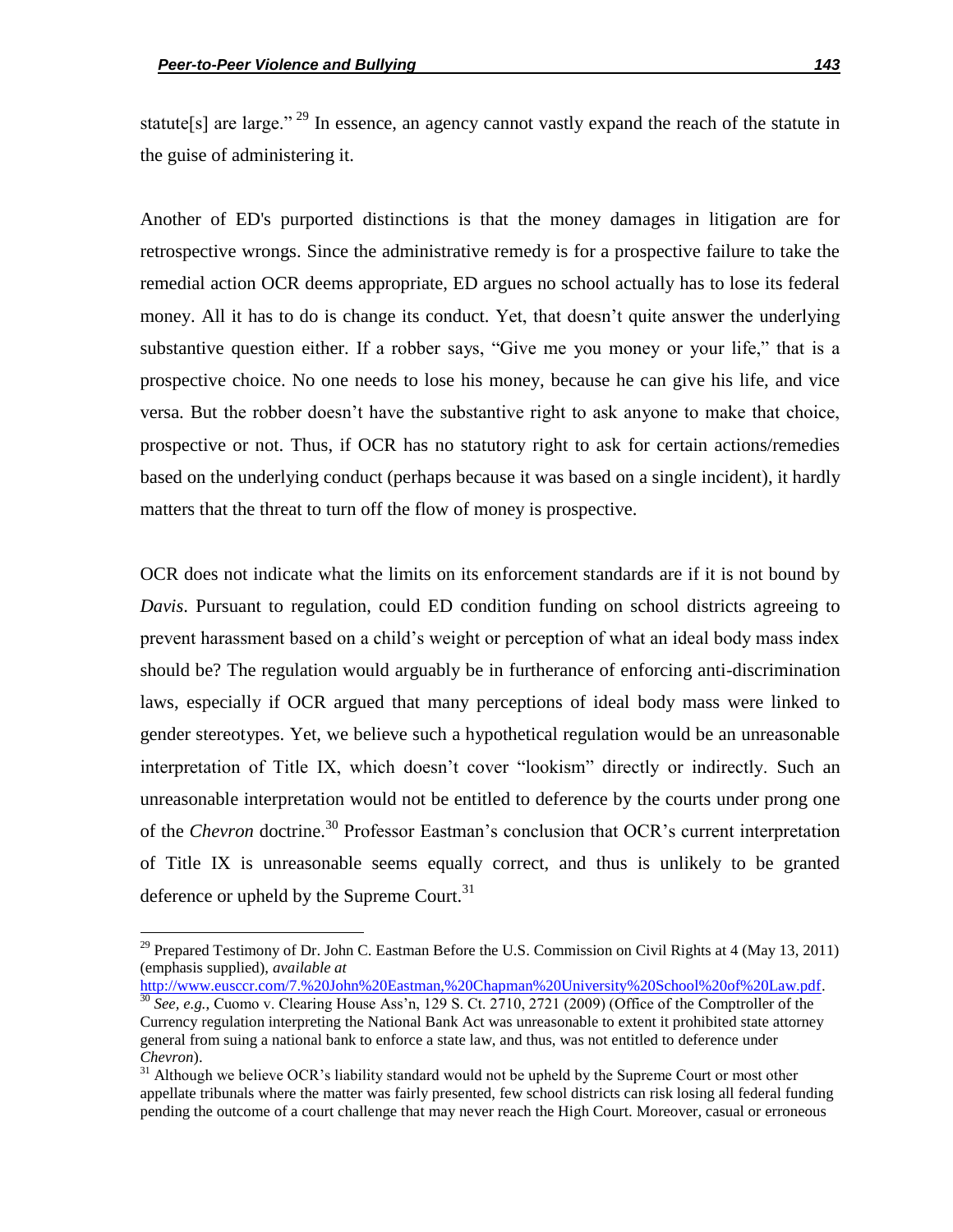statute[s] are large."[29] In essence, an agency cannot vastly expand the reach of the statute in the guise of administering it.

Another of ED's purported distinctions is that the money damages in litigation are for retrospective wrongs. Since the administrative remedy is for a prospective failure to take the remedial action OCR deems appropriate, ED argues no school actually has to lose its federal money. All it has to do is change its conduct. Yet, that doesn't quite answer the underlying substantive question either. If a robber says, "Give me you money or your life," that is a prospective choice. No one needs to lose his money, because he can give his life, and vice versa. But the robber doesn't have the substantive right to ask anyone to make that choice, prospective or not. Thus, if OCR has no statutory right to ask for certain actions/remedies based on the underlying conduct (perhaps because it was based on a single incident), it hardly matters that the threat to turn off the flow of money is prospective.

OCR does not indicate what the limits on its enforcement standards are if it is not bound by *Davis*. Pursuant to regulation, could ED condition funding on school districts agreeing to prevent harassment based on a child's weight or perception of what an ideal body mass index should be? The regulation would arguably be in furtherance of enforcing anti-discrimination laws, especially if OCR argued that many perceptions of ideal body mass were linked to gender stereotypes. Yet, we believe such a hypothetical regulation would be an unreasonable interpretation of Title IX, which doesn't cover "lookism" directly or indirectly. Such an unreasonable interpretation would not be entitled to deference by the courts under prong one of the *Chevron* doctrine.[30] Professor Eastman's conclusion that OCR's current interpretation of Title IX is unreasonable seems equally correct, and thus is unlikely to be granted deference or upheld by the Supreme Court.[31]

---

[29] Prepared Testimony of Dr. John C. Eastman Before the U.S. Commission on Civil Rights at 4 (May 13, 2011) (emphasis supplied), *available at* http://www.eusccr.com/7.%20John%20Eastman,%20Chapman%20University%20School%20of%20Law.pdf.

[30] *See, e.g.*, Cuomo v. Clearing House Ass'n, 129 S. Ct. 2710, 2721 (2009) (Office of the Comptroller of the Currency regulation interpreting the National Bank Act was unreasonable to extent it prohibited state attorney general from suing a national bank to enforce a state law, and thus, was not entitled to deference under *Chevron*).

[31] Although we believe OCR's liability standard would not be upheld by the Supreme Court or most other appellate tribunals where the matter was fairly presented, few school districts can risk losing all federal funding pending the outcome of a court challenge that may never reach the High Court. Moreover, casual or erroneous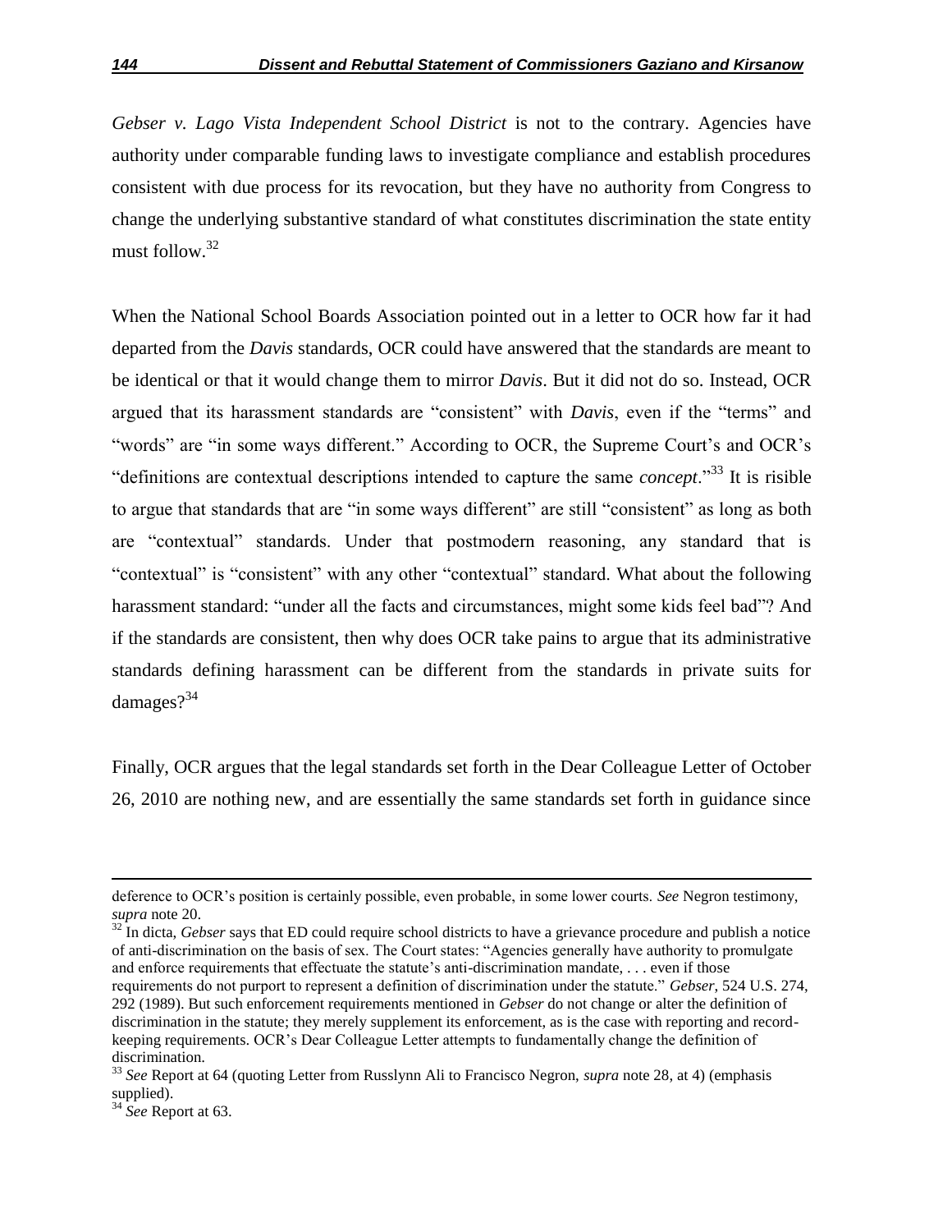*Gebser v. Lago Vista Independent School District* is not to the contrary. Agencies have authority under comparable funding laws to investigate compliance and establish procedures consistent with due process for its revocation, but they have no authority from Congress to change the underlying substantive standard of what constitutes discrimination the state entity must follow.[32]

When the National School Boards Association pointed out in a letter to OCR how far it had departed from the *Davis* standards, OCR could have answered that the standards are meant to be identical or that it would change them to mirror *Davis*. But it did not do so. Instead, OCR argued that its harassment standards are "consistent" with *Davis*, even if the "terms" and "words" are "in some ways different." According to OCR, the Supreme Court's and OCR's "definitions are contextual descriptions intended to capture the same *concept*."[33] It is risible to argue that standards that are "in some ways different" are still "consistent" as long as both are "contextual" standards. Under that postmodern reasoning, any standard that is "contextual" is "consistent" with any other "contextual" standard. What about the following harassment standard: "under all the facts and circumstances, might some kids feel bad"? And if the standards are consistent, then why does OCR take pains to argue that its administrative standards defining harassment can be different from the standards in private suits for damages?[34]

Finally, OCR argues that the legal standards set forth in the Dear Colleague Letter of October 26, 2010 are nothing new, and are essentially the same standards set forth in guidance since

---

deference to OCR's position is certainly possible, even probable, in some lower courts. *See* Negron testimony, *supra* note 20.

[32] In dicta, *Gebser* says that ED could require school districts to have a grievance procedure and publish a notice of anti-discrimination on the basis of sex. The Court states: "Agencies generally have authority to promulgate and enforce requirements that effectuate the statute's anti-discrimination mandate, . . . even if those requirements do not purport to represent a definition of discrimination under the statute." *Gebser*, 524 U.S. 274, 292 (1989). But such enforcement requirements mentioned in *Gebser* do not change or alter the definition of discrimination in the statute; they merely supplement its enforcement, as is the case with reporting and record-keeping requirements. OCR's Dear Colleague Letter attempts to fundamentally change the definition of discrimination.

[33] *See* Report at 64 (quoting Letter from Russlynn Ali to Francisco Negron, *supra* note 28, at 4) (emphasis supplied).

[34] *See* Report at 63.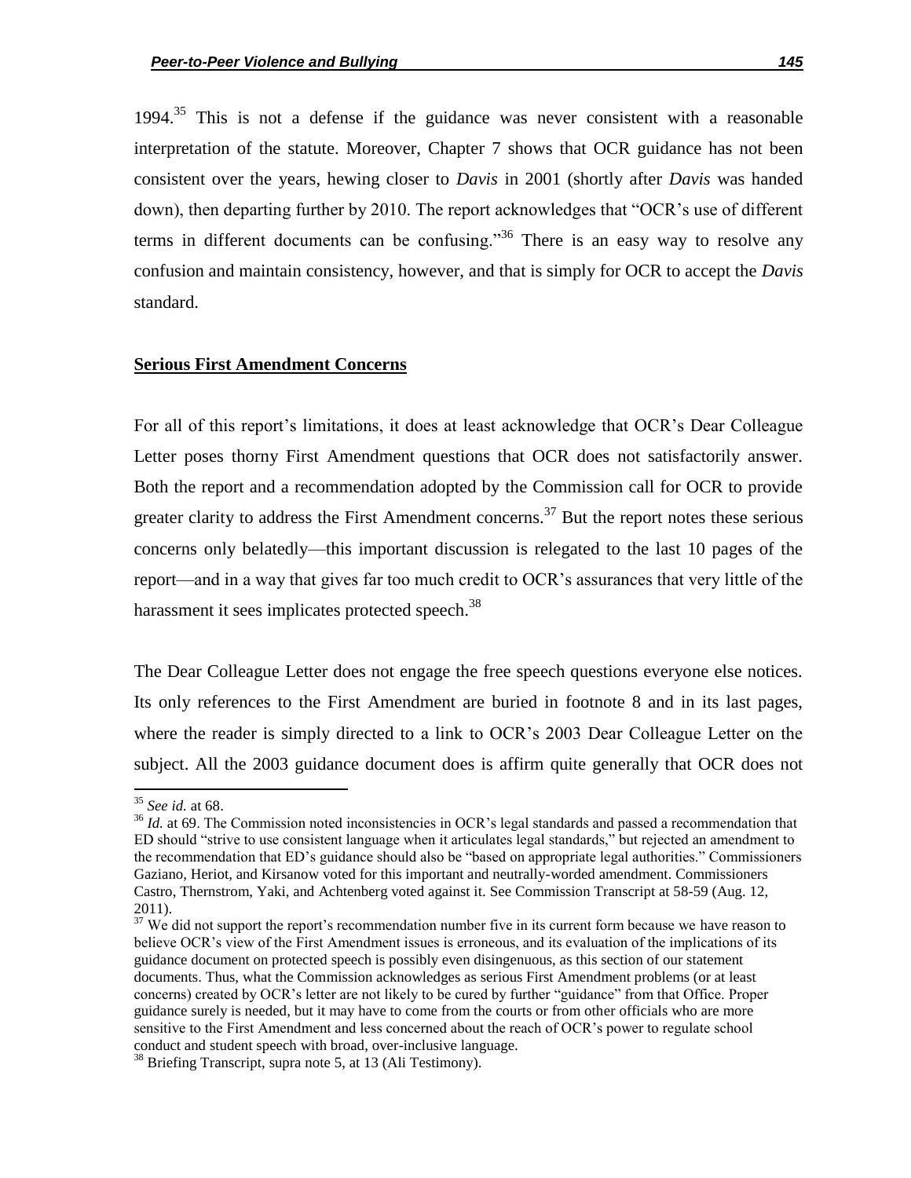1994.[35] This is not a defense if the guidance was never consistent with a reasonable interpretation of the statute. Moreover, Chapter 7 shows that OCR guidance has not been consistent over the years, hewing closer to *Davis* in 2001 (shortly after *Davis* was handed down), then departing further by 2010. The report acknowledges that "OCR's use of different terms in different documents can be confusing."[36] There is an easy way to resolve any confusion and maintain consistency, however, and that is simply for OCR to accept the *Davis* standard.

**Serious First Amendment Concerns**

For all of this report's limitations, it does at least acknowledge that OCR's Dear Colleague Letter poses thorny First Amendment questions that OCR does not satisfactorily answer. Both the report and a recommendation adopted by the Commission call for OCR to provide greater clarity to address the First Amendment concerns.[37] But the report notes these serious concerns only belatedly—this important discussion is relegated to the last 10 pages of the report—and in a way that gives far too much credit to OCR's assurances that very little of the harassment it sees implicates protected speech.[38]

The Dear Colleague Letter does not engage the free speech questions everyone else notices. Its only references to the First Amendment are buried in footnote 8 and in its last pages, where the reader is simply directed to a link to OCR's 2003 Dear Colleague Letter on the subject. All the 2003 guidance document does is affirm quite generally that OCR does not

---

[35] *See id.* at 68.

[36] *Id.* at 69. The Commission noted inconsistencies in OCR's legal standards and passed a recommendation that ED should "strive to use consistent language when it articulates legal standards," but rejected an amendment to the recommendation that ED's guidance should also be "based on appropriate legal authorities." Commissioners Gaziano, Heriot, and Kirsanow voted for this important and neutrally-worded amendment. Commissioners Castro, Thernstrom, Yaki, and Achtenberg voted against it. See Commission Transcript at 58-59 (Aug. 12, 2011).

[37] We did not support the report's recommendation number five in its current form because we have reason to believe OCR's view of the First Amendment issues is erroneous, and its evaluation of the implications of its guidance document on protected speech is possibly even disingenuous, as this section of our statement documents. Thus, what the Commission acknowledges as serious First Amendment problems (or at least concerns) created by OCR's letter are not likely to be cured by further "guidance" from that Office. Proper guidance surely is needed, but it may have to come from the courts or from other officials who are more sensitive to the First Amendment and less concerned about the reach of OCR's power to regulate school conduct and student speech with broad, over-inclusive language.

[38] Briefing Transcript, supra note 5, at 13 (Ali Testimony).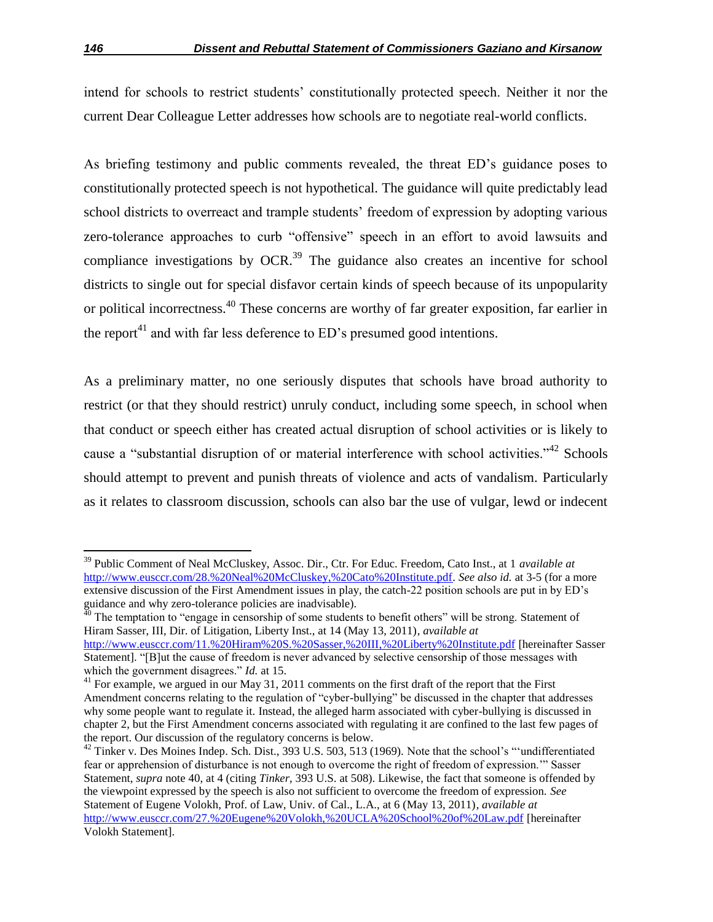intend for schools to restrict students' constitutionally protected speech. Neither it nor the current Dear Colleague Letter addresses how schools are to negotiate real-world conflicts.

As briefing testimony and public comments revealed, the threat ED's guidance poses to constitutionally protected speech is not hypothetical. The guidance will quite predictably lead school districts to overreact and trample students' freedom of expression by adopting various zero-tolerance approaches to curb "offensive" speech in an effort to avoid lawsuits and compliance investigations by OCR.[39] The guidance also creates an incentive for school districts to single out for special disfavor certain kinds of speech because of its unpopularity or political incorrectness.[40] These concerns are worthy of far greater exposition, far earlier in the report[41] and with far less deference to ED's presumed good intentions.

As a preliminary matter, no one seriously disputes that schools have broad authority to restrict (or that they should restrict) unruly conduct, including some speech, in school when that conduct or speech either has created actual disruption of school activities or is likely to cause a "substantial disruption of or material interference with school activities."[42] Schools should attempt to prevent and punish threats of violence and acts of vandalism. Particularly as it relates to classroom discussion, schools can also bar the use of vulgar, lewd or indecent

---

[39] Public Comment of Neal McCluskey, Assoc. Dir., Ctr. For Educ. Freedom, Cato Inst., at 1 *available at* http://www.eusccr.com/28.%20Neal%20McCluskey,%20Cato%20Institute.pdf. *See also id.* at 3-5 (for a more extensive discussion of the First Amendment issues in play, the catch-22 position schools are put in by ED's guidance and why zero-tolerance policies are inadvisable).

[40] The temptation to "engage in censorship of some students to benefit others" will be strong. Statement of Hiram Sasser, III, Dir. of Litigation, Liberty Inst., at 14 (May 13, 2011), *available at* http://www.eusccr.com/11.%20Hiram%20S.%20Sasser,%20III,%20Liberty%20Institute.pdf [hereinafter Sasser Statement]. "[B]ut the cause of freedom is never advanced by selective censorship of those messages with which the government disagrees." *Id.* at 15.

[41] For example, we argued in our May 31, 2011 comments on the first draft of the report that the First Amendment concerns relating to the regulation of "cyber-bullying" be discussed in the chapter that addresses why some people want to regulate it. Instead, the alleged harm associated with cyber-bullying is discussed in chapter 2, but the First Amendment concerns associated with regulating it are confined to the last few pages of the report. Our discussion of the regulatory concerns is below.

[42] Tinker v. Des Moines Indep. Sch. Dist., 393 U.S. 503, 513 (1969). Note that the school's "'undifferentiated fear or apprehension of disturbance is not enough to overcome the right of freedom of expression.'" Sasser Statement, *supra* note 40, at 4 (citing *Tinker*, 393 U.S. at 508). Likewise, the fact that someone is offended by the viewpoint expressed by the speech is also not sufficient to overcome the freedom of expression. *See* Statement of Eugene Volokh, Prof. of Law, Univ. of Cal., L.A., at 6 (May 13, 2011), *available at* http://www.eusccr.com/27.%20Eugene%20Volokh,%20UCLA%20School%20of%20Law.pdf [hereinafter Volokh Statement].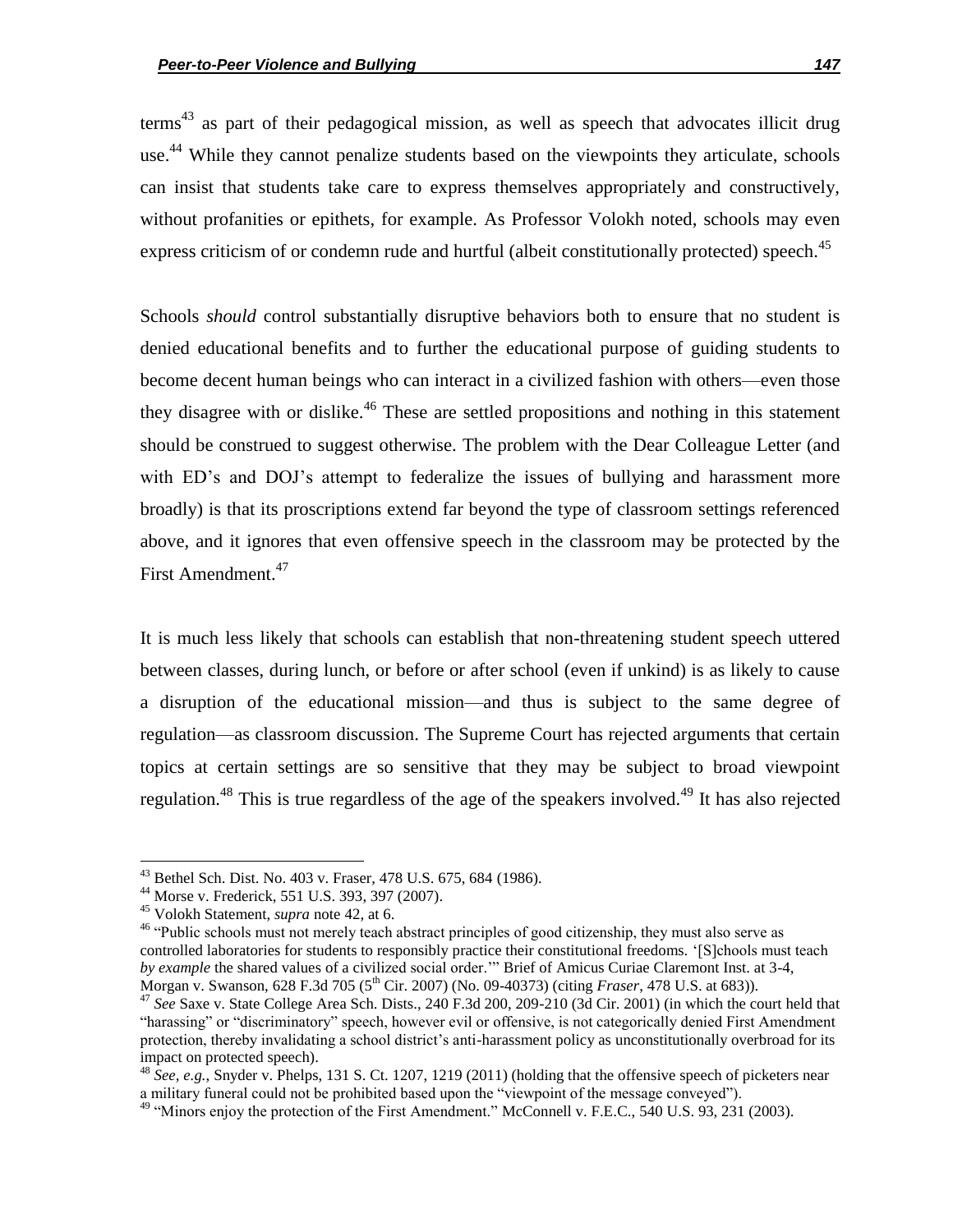terms[43] as part of their pedagogical mission, as well as speech that advocates illicit drug use.[44] While they cannot penalize students based on the viewpoints they articulate, schools can insist that students take care to express themselves appropriately and constructively, without profanities or epithets, for example. As Professor Volokh noted, schools may even express criticism of or condemn rude and hurtful (albeit constitutionally protected) speech.[45]

Schools *should* control substantially disruptive behaviors both to ensure that no student is denied educational benefits and to further the educational purpose of guiding students to become decent human beings who can interact in a civilized fashion with others—even those they disagree with or dislike.[46] These are settled propositions and nothing in this statement should be construed to suggest otherwise. The problem with the Dear Colleague Letter (and with ED's and DOJ's attempt to federalize the issues of bullying and harassment more broadly) is that its proscriptions extend far beyond the type of classroom settings referenced above, and it ignores that even offensive speech in the classroom may be protected by the First Amendment.[47]

It is much less likely that schools can establish that non-threatening student speech uttered between classes, during lunch, or before or after school (even if unkind) is as likely to cause a disruption of the educational mission—and thus is subject to the same degree of regulation—as classroom discussion. The Supreme Court has rejected arguments that certain topics at certain settings are so sensitive that they may be subject to broad viewpoint regulation.[48] This is true regardless of the age of the speakers involved.[49] It has also rejected

---

[43] Bethel Sch. Dist. No. 403 v. Fraser, 478 U.S. 675, 684 (1986).

[44] Morse v. Frederick, 551 U.S. 393, 397 (2007).

[45] Volokh Statement, *supra* note 42, at 6.

[46] "Public schools must not merely teach abstract principles of good citizenship, they must also serve as controlled laboratories for students to responsibly practice their constitutional freedoms. '[S]chools must teach *by example* the shared values of a civilized social order.'" Brief of Amicus Curiae Claremont Inst. at 3-4, Morgan v. Swanson, 628 F.3d 705 (5th Cir. 2007) (No. 09-40373) (citing *Fraser*, 478 U.S. at 683)).

[47] *See* Saxe v. State College Area Sch. Dists., 240 F.3d 200, 209-210 (3d Cir. 2001) (in which the court held that "harassing" or "discriminatory" speech, however evil or offensive, is not categorically denied First Amendment protection, thereby invalidating a school district's anti-harassment policy as unconstitutionally overbroad for its impact on protected speech).

[48] *See, e.g.*, Snyder v. Phelps, 131 S. Ct. 1207, 1219 (2011) (holding that the offensive speech of picketers near a military funeral could not be prohibited based upon the "viewpoint of the message conveyed").

[49] "Minors enjoy the protection of the First Amendment." McConnell v. F.E.C., 540 U.S. 93, 231 (2003).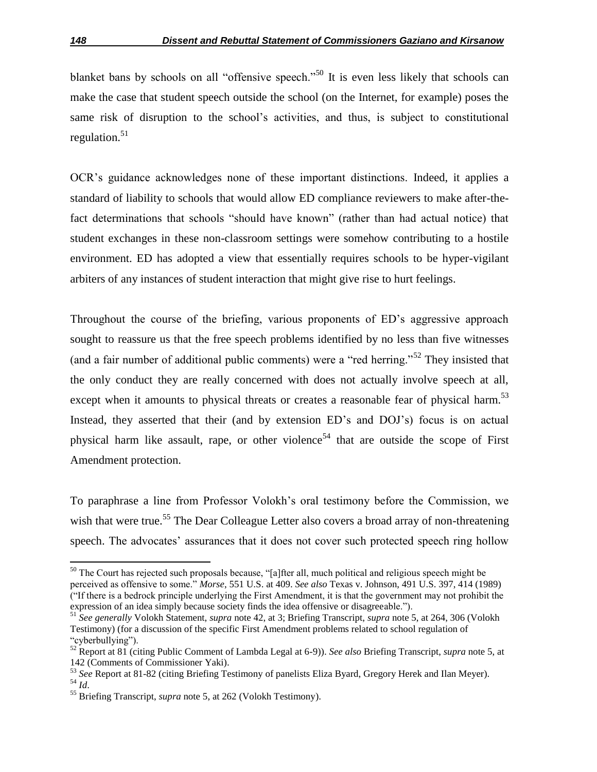blanket bans by schools on all "offensive speech."[50] It is even less likely that schools can make the case that student speech outside the school (on the Internet, for example) poses the same risk of disruption to the school's activities, and thus, is subject to constitutional regulation.[51]

OCR's guidance acknowledges none of these important distinctions. Indeed, it applies a standard of liability to schools that would allow ED compliance reviewers to make after-the-fact determinations that schools "should have known" (rather than had actual notice) that student exchanges in these non-classroom settings were somehow contributing to a hostile environment. ED has adopted a view that essentially requires schools to be hyper-vigilant arbiters of any instances of student interaction that might give rise to hurt feelings.

Throughout the course of the briefing, various proponents of ED's aggressive approach sought to reassure us that the free speech problems identified by no less than five witnesses (and a fair number of additional public comments) were a "red herring."[52] They insisted that the only conduct they are really concerned with does not actually involve speech at all, except when it amounts to physical threats or creates a reasonable fear of physical harm.[53] Instead, they asserted that their (and by extension ED's and DOJ's) focus is on actual physical harm like assault, rape, or other violence[54] that are outside the scope of First Amendment protection.

To paraphrase a line from Professor Volokh's oral testimony before the Commission, we wish that were true.[55] The Dear Colleague Letter also covers a broad array of non-threatening speech. The advocates' assurances that it does not cover such protected speech ring hollow

---

[50] The Court has rejected such proposals because, "[a]fter all, much political and religious speech might be perceived as offensive to some." *Morse*, 551 U.S. at 409. *See also* Texas v. Johnson, 491 U.S. 397, 414 (1989) ("If there is a bedrock principle underlying the First Amendment, it is that the government may not prohibit the expression of an idea simply because society finds the idea offensive or disagreeable.").

[51] *See generally* Volokh Statement, *supra* note 42, at 3; Briefing Transcript, *supra* note 5, at 264, 306 (Volokh Testimony) (for a discussion of the specific First Amendment problems related to school regulation of "cyberbullying").

[52] Report at 81 (citing Public Comment of Lambda Legal at 6-9)). *See also* Briefing Transcript, *supra* note 5, at 142 (Comments of Commissioner Yaki).

[53] *See* Report at 81-82 (citing Briefing Testimony of panelists Eliza Byard, Gregory Herek and Ilan Meyer).

[54] *Id*.

[55] Briefing Transcript, *supra* note 5, at 262 (Volokh Testimony).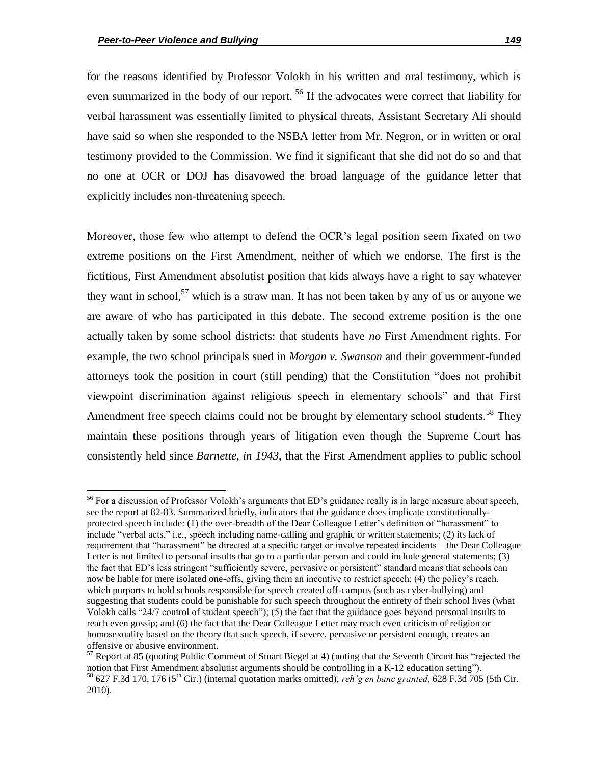for the reasons identified by Professor Volokh in his written and oral testimony, which is even summarized in the body of our report. [56] If the advocates were correct that liability for verbal harassment was essentially limited to physical threats, Assistant Secretary Ali should have said so when she responded to the NSBA letter from Mr. Negron, or in written or oral testimony provided to the Commission. We find it significant that she did not do so and that no one at OCR or DOJ has disavowed the broad language of the guidance letter that explicitly includes non-threatening speech.

Moreover, those few who attempt to defend the OCR's legal position seem fixated on two extreme positions on the First Amendment, neither of which we endorse. The first is the fictitious, First Amendment absolutist position that kids always have a right to say whatever they want in school,[57] which is a straw man. It has not been taken by any of us or anyone we are aware of who has participated in this debate. The second extreme position is the one actually taken by some school districts: that students have *no* First Amendment rights. For example, the two school principals sued in *Morgan v. Swanson* and their government-funded attorneys took the position in court (still pending) that the Constitution "does not prohibit viewpoint discrimination against religious speech in elementary schools" and that First Amendment free speech claims could not be brought by elementary school students.[58] They maintain these positions through years of litigation even though the Supreme Court has consistently held since *Barnette*, *in 1943*, that the First Amendment applies to public school

---

[56] For a discussion of Professor Volokh's arguments that ED's guidance really is in large measure about speech, see the report at 82-83. Summarized briefly, indicators that the guidance does implicate constitutionally-protected speech include: (1) the over-breadth of the Dear Colleague Letter's definition of "harassment" to include "verbal acts," i.e., speech including name-calling and graphic or written statements; (2) its lack of requirement that "harassment" be directed at a specific target or involve repeated incidents—the Dear Colleague Letter is not limited to personal insults that go to a particular person and could include general statements; (3) the fact that ED's less stringent "sufficiently severe, pervasive or persistent" standard means that schools can now be liable for mere isolated one-offs, giving them an incentive to restrict speech; (4) the policy's reach, which purports to hold schools responsible for speech created off-campus (such as cyber-bullying) and suggesting that students could be punishable for such speech throughout the entirety of their school lives (what Volokh calls "24/7 control of student speech"); (5) the fact that the guidance goes beyond personal insults to reach even gossip; and (6) the fact that the Dear Colleague Letter may reach even criticism of religion or homosexuality based on the theory that such speech, if severe, pervasive or persistent enough, creates an offensive or abusive environment.

[57] Report at 85 (quoting Public Comment of Stuart Biegel at 4) (noting that the Seventh Circuit has "rejected the notion that First Amendment absolutist arguments should be controlling in a K-12 education setting").

[58] 627 F.3d 170, 176 (5th Cir.) (internal quotation marks omitted), *reh'g en banc granted*, 628 F.3d 705 (5th Cir. 2010).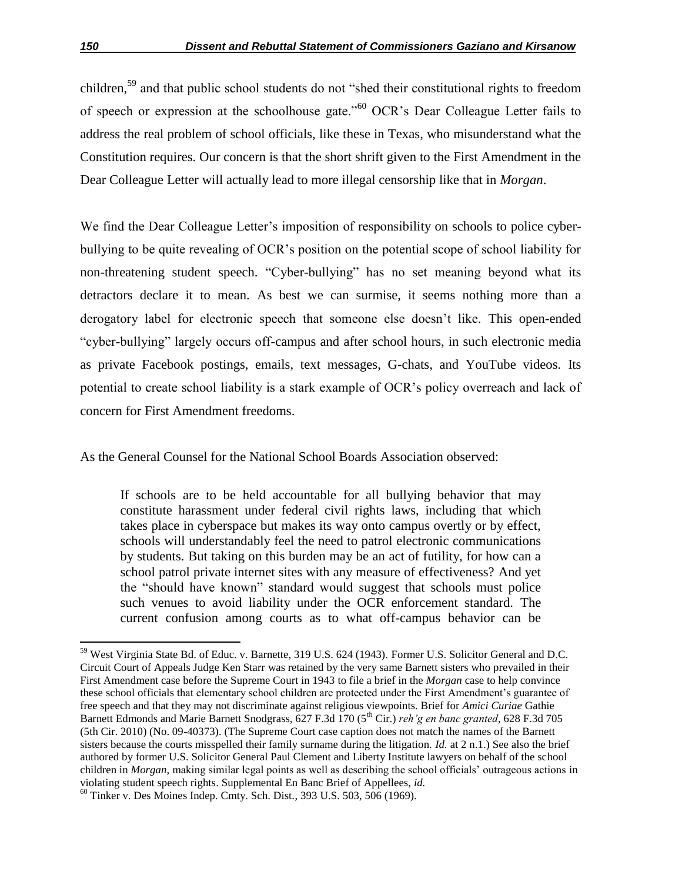children,[59] and that public school students do not "shed their constitutional rights to freedom of speech or expression at the schoolhouse gate."[60] OCR's Dear Colleague Letter fails to address the real problem of school officials, like these in Texas, who misunderstand what the Constitution requires. Our concern is that the short shrift given to the First Amendment in the Dear Colleague Letter will actually lead to more illegal censorship like that in *Morgan*.

We find the Dear Colleague Letter's imposition of responsibility on schools to police cyber-bullying to be quite revealing of OCR's position on the potential scope of school liability for non-threatening student speech. "Cyber-bullying" has no set meaning beyond what its detractors declare it to mean. As best we can surmise, it seems nothing more than a derogatory label for electronic speech that someone else doesn't like. This open-ended "cyber-bullying" largely occurs off-campus and after school hours, in such electronic media as private Facebook postings, emails, text messages, G-chats, and YouTube videos. Its potential to create school liability is a stark example of OCR's policy overreach and lack of concern for First Amendment freedoms.

As the General Counsel for the National School Boards Association observed:

> If schools are to be held accountable for all bullying behavior that may constitute harassment under federal civil rights laws, including that which takes place in cyberspace but makes its way onto campus overtly or by effect, schools will understandably feel the need to patrol electronic communications by students. But taking on this burden may be an act of futility, for how can a school patrol private internet sites with any measure of effectiveness? And yet the "should have known" standard would suggest that schools must police such venues to avoid liability under the OCR enforcement standard. The current confusion among courts as to what off-campus behavior can be

---

[59] West Virginia State Bd. of Educ. v. Barnette, 319 U.S. 624 (1943). Former U.S. Solicitor General and D.C. Circuit Court of Appeals Judge Ken Starr was retained by the very same Barnett sisters who prevailed in their First Amendment case before the Supreme Court in 1943 to file a brief in the *Morgan* case to help convince these school officials that elementary school children are protected under the First Amendment's guarantee of free speech and that they may not discriminate against religious viewpoints. Brief for *Amici Curiae* Gathie Barnett Edmonds and Marie Barnett Snodgrass, 627 F.3d 170 (5th Cir.) *reh'g en banc granted*, 628 F.3d 705 (5th Cir. 2010) (No. 09-40373). (The Supreme Court case caption does not match the names of the Barnett sisters because the courts misspelled their family surname during the litigation. *Id.* at 2 n.1.) See also the brief authored by former U.S. Solicitor General Paul Clement and Liberty Institute lawyers on behalf of the school children in *Morgan*, making similar legal points as well as describing the school officials' outrageous actions in violating student speech rights. Supplemental En Banc Brief of Appellees, *id.*

[60] Tinker v. Des Moines Indep. Cmty. Sch. Dist., 393 U.S. 503, 506 (1969).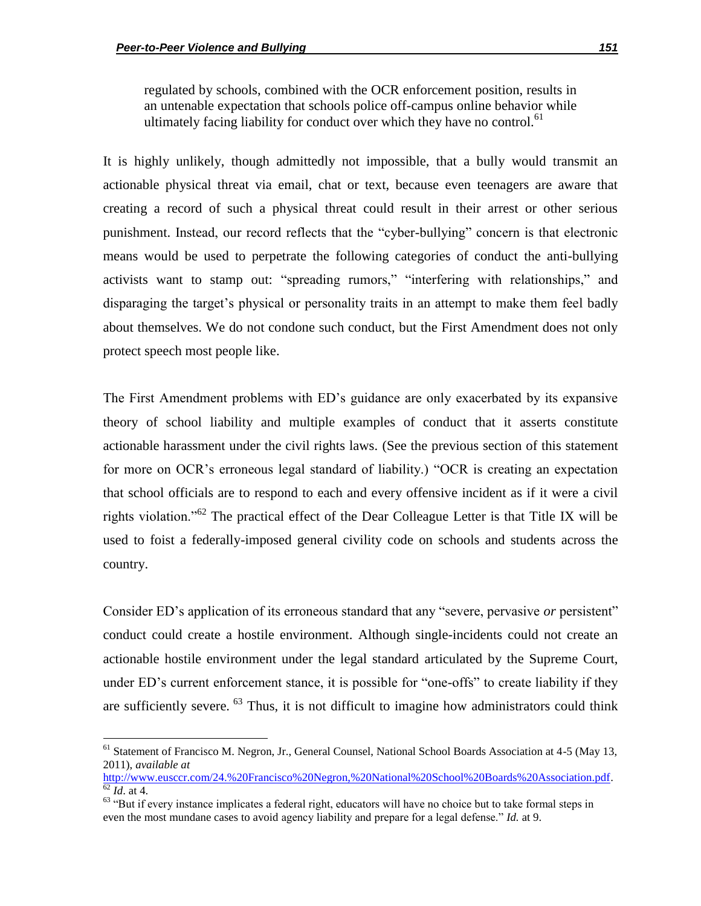> regulated by schools, combined with the OCR enforcement position, results in an untenable expectation that schools police off-campus online behavior while ultimately facing liability for conduct over which they have no control.[61]

It is highly unlikely, though admittedly not impossible, that a bully would transmit an actionable physical threat via email, chat or text, because even teenagers are aware that creating a record of such a physical threat could result in their arrest or other serious punishment. Instead, our record reflects that the "cyber-bullying" concern is that electronic means would be used to perpetrate the following categories of conduct the anti-bullying activists want to stamp out: "spreading rumors," "interfering with relationships," and disparaging the target's physical or personality traits in an attempt to make them feel badly about themselves. We do not condone such conduct, but the First Amendment does not only protect speech most people like.

The First Amendment problems with ED's guidance are only exacerbated by its expansive theory of school liability and multiple examples of conduct that it asserts constitute actionable harassment under the civil rights laws. (See the previous section of this statement for more on OCR's erroneous legal standard of liability.) "OCR is creating an expectation that school officials are to respond to each and every offensive incident as if it were a civil rights violation."[62] The practical effect of the Dear Colleague Letter is that Title IX will be used to foist a federally-imposed general civility code on schools and students across the country.

Consider ED's application of its erroneous standard that any "severe, pervasive *or* persistent" conduct could create a hostile environment. Although single-incidents could not create an actionable hostile environment under the legal standard articulated by the Supreme Court, under ED's current enforcement stance, it is possible for "one-offs" to create liability if they are sufficiently severe. [63] Thus, it is not difficult to imagine how administrators could think

---

[61] Statement of Francisco M. Negron, Jr., General Counsel, National School Boards Association at 4-5 (May 13, 2011), *available at* http://www.eusccr.com/24.%20Francisco%20Negron,%20National%20School%20Boards%20Association.pdf.

[62] *Id*. at 4.

[63] "But if every instance implicates a federal right, educators will have no choice but to take formal steps in even the most mundane cases to avoid agency liability and prepare for a legal defense." *Id.* at 9.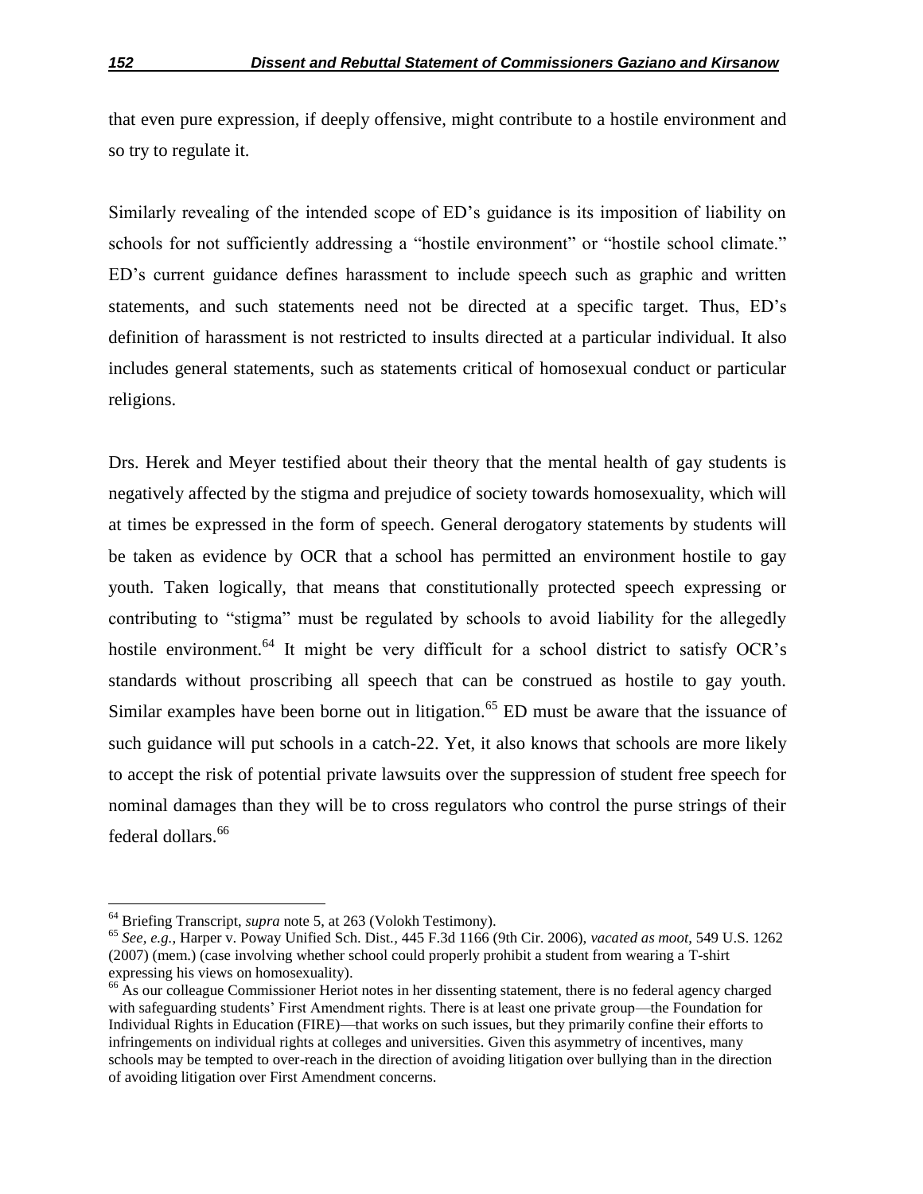that even pure expression, if deeply offensive, might contribute to a hostile environment and so try to regulate it.

Similarly revealing of the intended scope of ED's guidance is its imposition of liability on schools for not sufficiently addressing a "hostile environment" or "hostile school climate." ED's current guidance defines harassment to include speech such as graphic and written statements, and such statements need not be directed at a specific target. Thus, ED's definition of harassment is not restricted to insults directed at a particular individual. It also includes general statements, such as statements critical of homosexual conduct or particular religions.

Drs. Herek and Meyer testified about their theory that the mental health of gay students is negatively affected by the stigma and prejudice of society towards homosexuality, which will at times be expressed in the form of speech. General derogatory statements by students will be taken as evidence by OCR that a school has permitted an environment hostile to gay youth. Taken logically, that means that constitutionally protected speech expressing or contributing to "stigma" must be regulated by schools to avoid liability for the allegedly hostile environment.[64] It might be very difficult for a school district to satisfy OCR's standards without proscribing all speech that can be construed as hostile to gay youth. Similar examples have been borne out in litigation.[65] ED must be aware that the issuance of such guidance will put schools in a catch-22. Yet, it also knows that schools are more likely to accept the risk of potential private lawsuits over the suppression of student free speech for nominal damages than they will be to cross regulators who control the purse strings of their federal dollars.[66]

---

[64] Briefing Transcript, *supra* note 5, at 263 (Volokh Testimony).

[65] *See, e.g.*, Harper v. Poway Unified Sch. Dist., 445 F.3d 1166 (9th Cir. 2006), *vacated as moot*, 549 U.S. 1262 (2007) (mem.) (case involving whether school could properly prohibit a student from wearing a T-shirt expressing his views on homosexuality).

[66] As our colleague Commissioner Heriot notes in her dissenting statement, there is no federal agency charged with safeguarding students' First Amendment rights. There is at least one private group—the Foundation for Individual Rights in Education (FIRE)—that works on such issues, but they primarily confine their efforts to infringements on individual rights at colleges and universities. Given this asymmetry of incentives, many schools may be tempted to over-reach in the direction of avoiding litigation over bullying than in the direction of avoiding litigation over First Amendment concerns.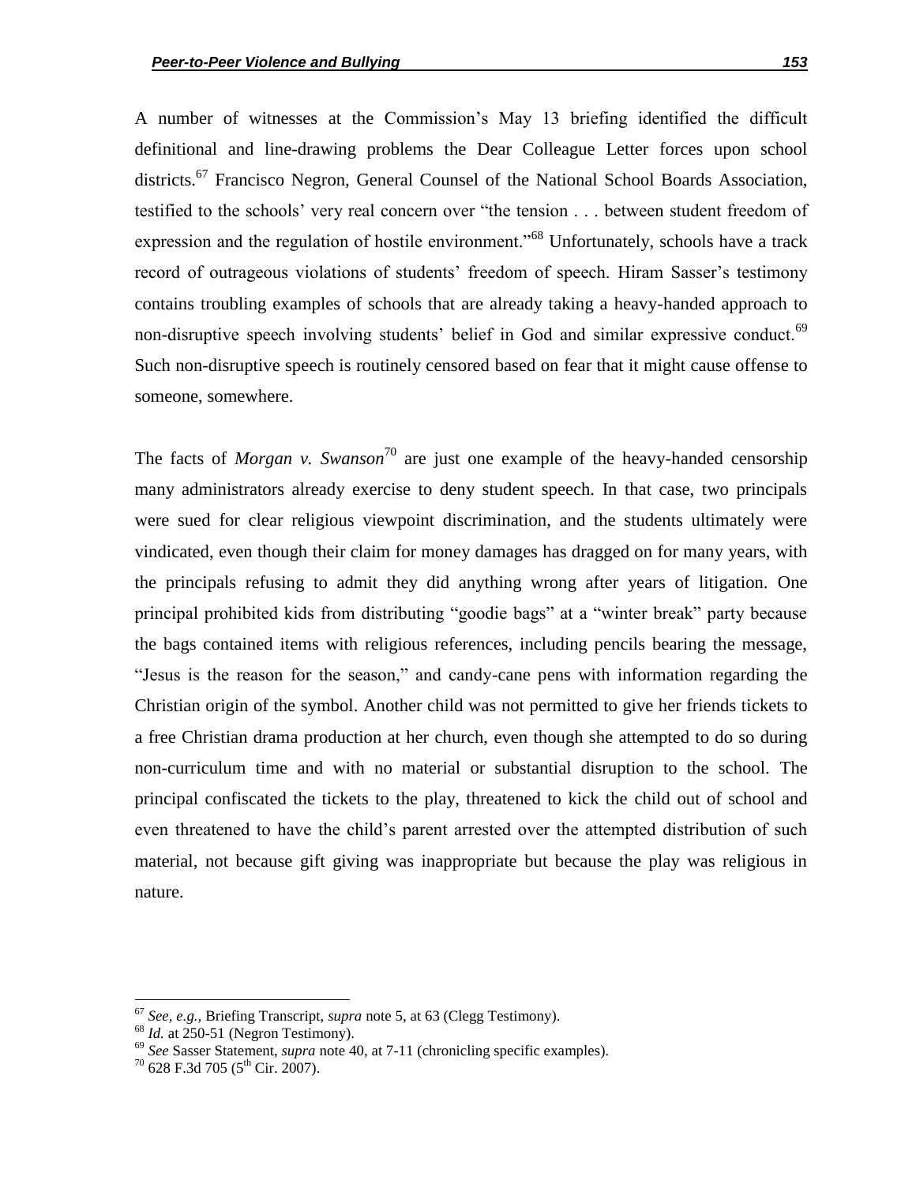A number of witnesses at the Commission's May 13 briefing identified the difficult definitional and line-drawing problems the Dear Colleague Letter forces upon school districts.[67] Francisco Negron, General Counsel of the National School Boards Association, testified to the schools' very real concern over "the tension . . . between student freedom of expression and the regulation of hostile environment."[68] Unfortunately, schools have a track record of outrageous violations of students' freedom of speech. Hiram Sasser's testimony contains troubling examples of schools that are already taking a heavy-handed approach to non-disruptive speech involving students' belief in God and similar expressive conduct.[69] Such non-disruptive speech is routinely censored based on fear that it might cause offense to someone, somewhere.

The facts of *Morgan v. Swanson*[70] are just one example of the heavy-handed censorship many administrators already exercise to deny student speech. In that case, two principals were sued for clear religious viewpoint discrimination, and the students ultimately were vindicated, even though their claim for money damages has dragged on for many years, with the principals refusing to admit they did anything wrong after years of litigation. One principal prohibited kids from distributing "goodie bags" at a "winter break" party because the bags contained items with religious references, including pencils bearing the message, "Jesus is the reason for the season," and candy-cane pens with information regarding the Christian origin of the symbol. Another child was not permitted to give her friends tickets to a free Christian drama production at her church, even though she attempted to do so during non-curriculum time and with no material or substantial disruption to the school. The principal confiscated the tickets to the play, threatened to kick the child out of school and even threatened to have the child's parent arrested over the attempted distribution of such material, not because gift giving was inappropriate but because the play was religious in nature.

---

[67] *See, e.g.,* Briefing Transcript, *supra* note 5, at 63 (Clegg Testimony).

[68] *Id.* at 250-51 (Negron Testimony).

[69] *See* Sasser Statement, *supra* note 40, at 7-11 (chronicling specific examples).

[70] 628 F.3d 705 (5th Cir. 2007).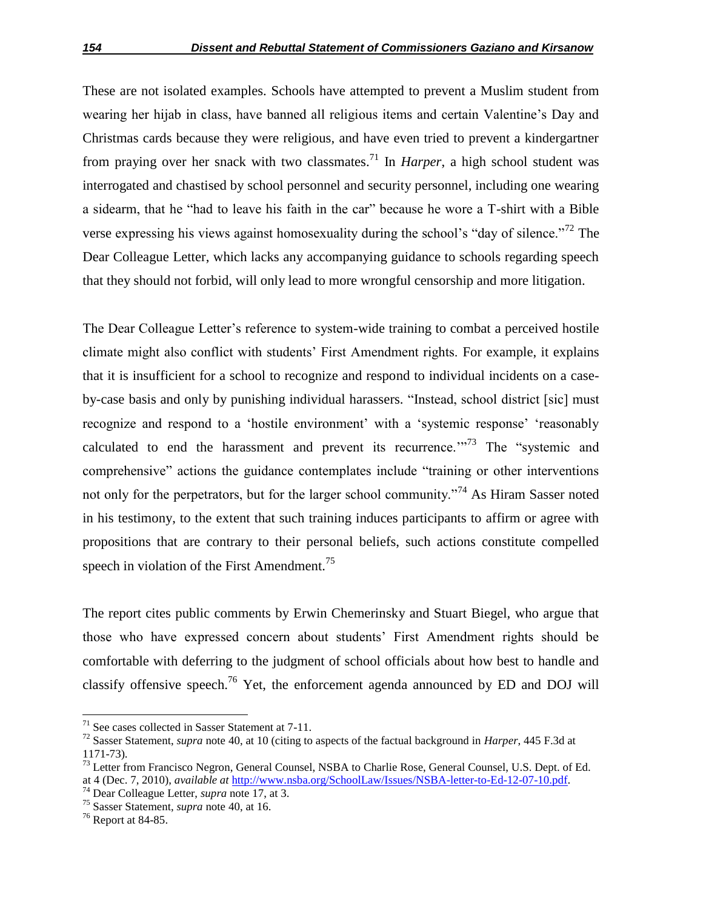These are not isolated examples. Schools have attempted to prevent a Muslim student from wearing her hijab in class, have banned all religious items and certain Valentine's Day and Christmas cards because they were religious, and have even tried to prevent a kindergartner from praying over her snack with two classmates.[71] In *Harper*, a high school student was interrogated and chastised by school personnel and security personnel, including one wearing a sidearm, that he "had to leave his faith in the car" because he wore a T-shirt with a Bible verse expressing his views against homosexuality during the school's "day of silence."[72] The Dear Colleague Letter, which lacks any accompanying guidance to schools regarding speech that they should not forbid, will only lead to more wrongful censorship and more litigation.

The Dear Colleague Letter's reference to system-wide training to combat a perceived hostile climate might also conflict with students' First Amendment rights. For example, it explains that it is insufficient for a school to recognize and respond to individual incidents on a case-by-case basis and only by punishing individual harassers. "Instead, school district [sic] must recognize and respond to a 'hostile environment' with a 'systemic response' 'reasonably calculated to end the harassment and prevent its recurrence.'"[73] The "systemic and comprehensive" actions the guidance contemplates include "training or other interventions not only for the perpetrators, but for the larger school community."[74] As Hiram Sasser noted in his testimony, to the extent that such training induces participants to affirm or agree with propositions that are contrary to their personal beliefs, such actions constitute compelled speech in violation of the First Amendment.[75]

The report cites public comments by Erwin Chemerinsky and Stuart Biegel, who argue that those who have expressed concern about students' First Amendment rights should be comfortable with deferring to the judgment of school officials about how best to handle and classify offensive speech.[76] Yet, the enforcement agenda announced by ED and DOJ will

---

[71] See cases collected in Sasser Statement at 7-11.

[72] Sasser Statement, *supra* note 40, at 10 (citing to aspects of the factual background in *Harper*, 445 F.3d at 1171-73).

[73] Letter from Francisco Negron, General Counsel, NSBA to Charlie Rose, General Counsel, U.S. Dept. of Ed. at 4 (Dec. 7, 2010), *available at* http://www.nsba.org/SchoolLaw/Issues/NSBA-letter-to-Ed-12-07-10.pdf.

[74] Dear Colleague Letter, *supra* note 17, at 3.

[75] Sasser Statement, *supra* note 40, at 16.

[76] Report at 84-85.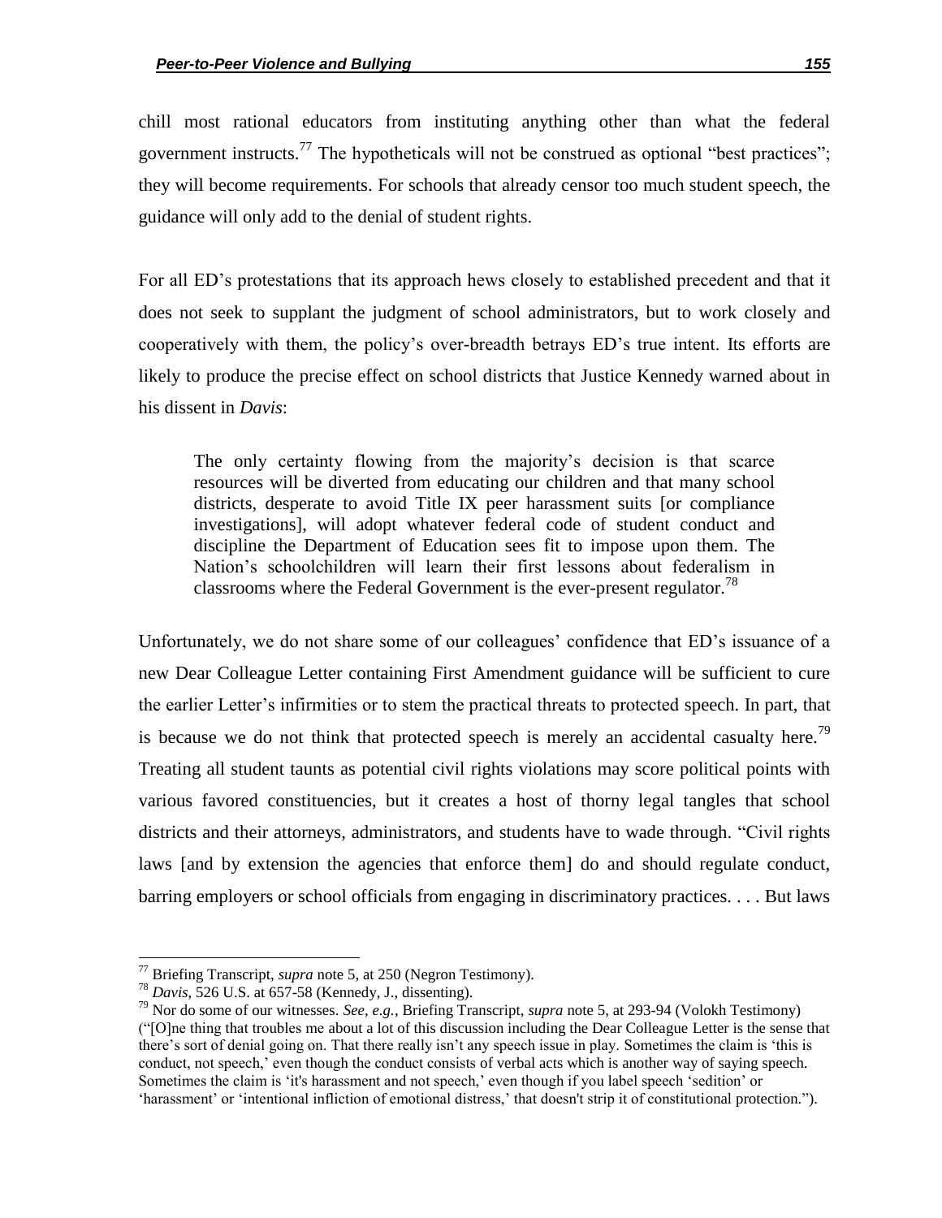chill most rational educators from instituting anything other than what the federal government instructs.[77] The hypotheticals will not be construed as optional "best practices"; they will become requirements. For schools that already censor too much student speech, the guidance will only add to the denial of student rights.

For all ED's protestations that its approach hews closely to established precedent and that it does not seek to supplant the judgment of school administrators, but to work closely and cooperatively with them, the policy's over-breadth betrays ED's true intent. Its efforts are likely to produce the precise effect on school districts that Justice Kennedy warned about in his dissent in *Davis*:

> The only certainty flowing from the majority's decision is that scarce resources will be diverted from educating our children and that many school districts, desperate to avoid Title IX peer harassment suits [or compliance investigations], will adopt whatever federal code of student conduct and discipline the Department of Education sees fit to impose upon them. The Nation's schoolchildren will learn their first lessons about federalism in classrooms where the Federal Government is the ever-present regulator.[78]

Unfortunately, we do not share some of our colleagues' confidence that ED's issuance of a new Dear Colleague Letter containing First Amendment guidance will be sufficient to cure the earlier Letter's infirmities or to stem the practical threats to protected speech. In part, that is because we do not think that protected speech is merely an accidental casualty here.[79] Treating all student taunts as potential civil rights violations may score political points with various favored constituencies, but it creates a host of thorny legal tangles that school districts and their attorneys, administrators, and students have to wade through. "Civil rights laws [and by extension the agencies that enforce them] do and should regulate conduct, barring employers or school officials from engaging in discriminatory practices. . . . But laws

---

[77] Briefing Transcript, *supra* note 5, at 250 (Negron Testimony).

[78] *Davis*, 526 U.S. at 657-58 (Kennedy, J., dissenting).

[79] Nor do some of our witnesses. *See, e.g.*, Briefing Transcript, *supra* note 5, at 293-94 (Volokh Testimony) ("[O]ne thing that troubles me about a lot of this discussion including the Dear Colleague Letter is the sense that there's sort of denial going on. That there really isn't any speech issue in play. Sometimes the claim is 'this is conduct, not speech,' even though the conduct consists of verbal acts which is another way of saying speech. Sometimes the claim is 'it's harassment and not speech,' even though if you label speech 'sedition' or 'harassment' or 'intentional infliction of emotional distress,' that doesn't strip it of constitutional protection.").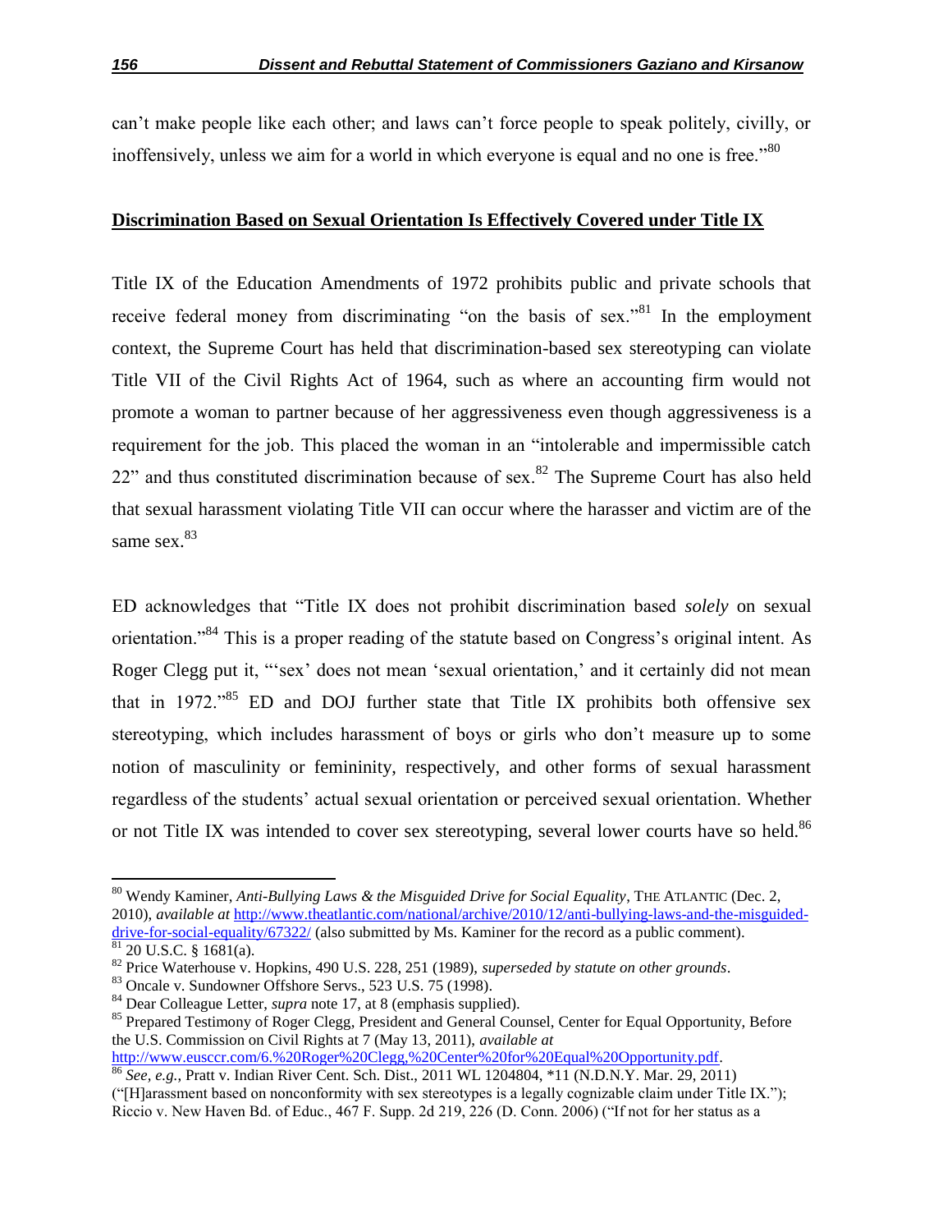can't make people like each other; and laws can't force people to speak politely, civilly, or inoffensively, unless we aim for a world in which everyone is equal and no one is free."[80]

**Discrimination Based on Sexual Orientation Is Effectively Covered under Title IX**

Title IX of the Education Amendments of 1972 prohibits public and private schools that receive federal money from discriminating "on the basis of sex."[81] In the employment context, the Supreme Court has held that discrimination-based sex stereotyping can violate Title VII of the Civil Rights Act of 1964, such as where an accounting firm would not promote a woman to partner because of her aggressiveness even though aggressiveness is a requirement for the job. This placed the woman in an "intolerable and impermissible catch 22" and thus constituted discrimination because of sex.[82] The Supreme Court has also held that sexual harassment violating Title VII can occur where the harasser and victim are of the same sex.[83]

ED acknowledges that "Title IX does not prohibit discrimination based *solely* on sexual orientation."[84] This is a proper reading of the statute based on Congress's original intent. As Roger Clegg put it, "'sex' does not mean 'sexual orientation,' and it certainly did not mean that in 1972."[85] ED and DOJ further state that Title IX prohibits both offensive sex stereotyping, which includes harassment of boys or girls who don't measure up to some notion of masculinity or femininity, respectively, and other forms of sexual harassment regardless of the students' actual sexual orientation or perceived sexual orientation. Whether or not Title IX was intended to cover sex stereotyping, several lower courts have so held.[86]

---

[80] Wendy Kaminer, *Anti-Bullying Laws & the Misguided Drive for Social Equality*, THE ATLANTIC (Dec. 2, 2010), *available at* http://www.theatlantic.com/national/archive/2010/12/anti-bullying-laws-and-the-misguided-drive-for-social-equality/67322/ (also submitted by Ms. Kaminer for the record as a public comment).

[81] 20 U.S.C. § 1681(a).

[82] Price Waterhouse v. Hopkins, 490 U.S. 228, 251 (1989), *superseded by statute on other grounds*.

[83] Oncale v. Sundowner Offshore Servs., 523 U.S. 75 (1998).

[84] Dear Colleague Letter, *supra* note 17, at 8 (emphasis supplied).

[85] Prepared Testimony of Roger Clegg, President and General Counsel, Center for Equal Opportunity, Before the U.S. Commission on Civil Rights at 7 (May 13, 2011), *available at* http://www.eusccr.com/6.%20Roger%20Clegg,%20Center%20for%20Equal%20Opportunity.pdf.

[86] *See, e.g.,* Pratt v. Indian River Cent. Sch. Dist., 2011 WL 1204804, *11 (N.D.N.Y. Mar. 29, 2011) ("[H]arassment based on nonconformity with sex stereotypes is a legally cognizable claim under Title IX."); Riccio v. New Haven Bd. of Educ., 467 F. Supp. 2d 219, 226 (D. Conn. 2006) ("If not for her status as a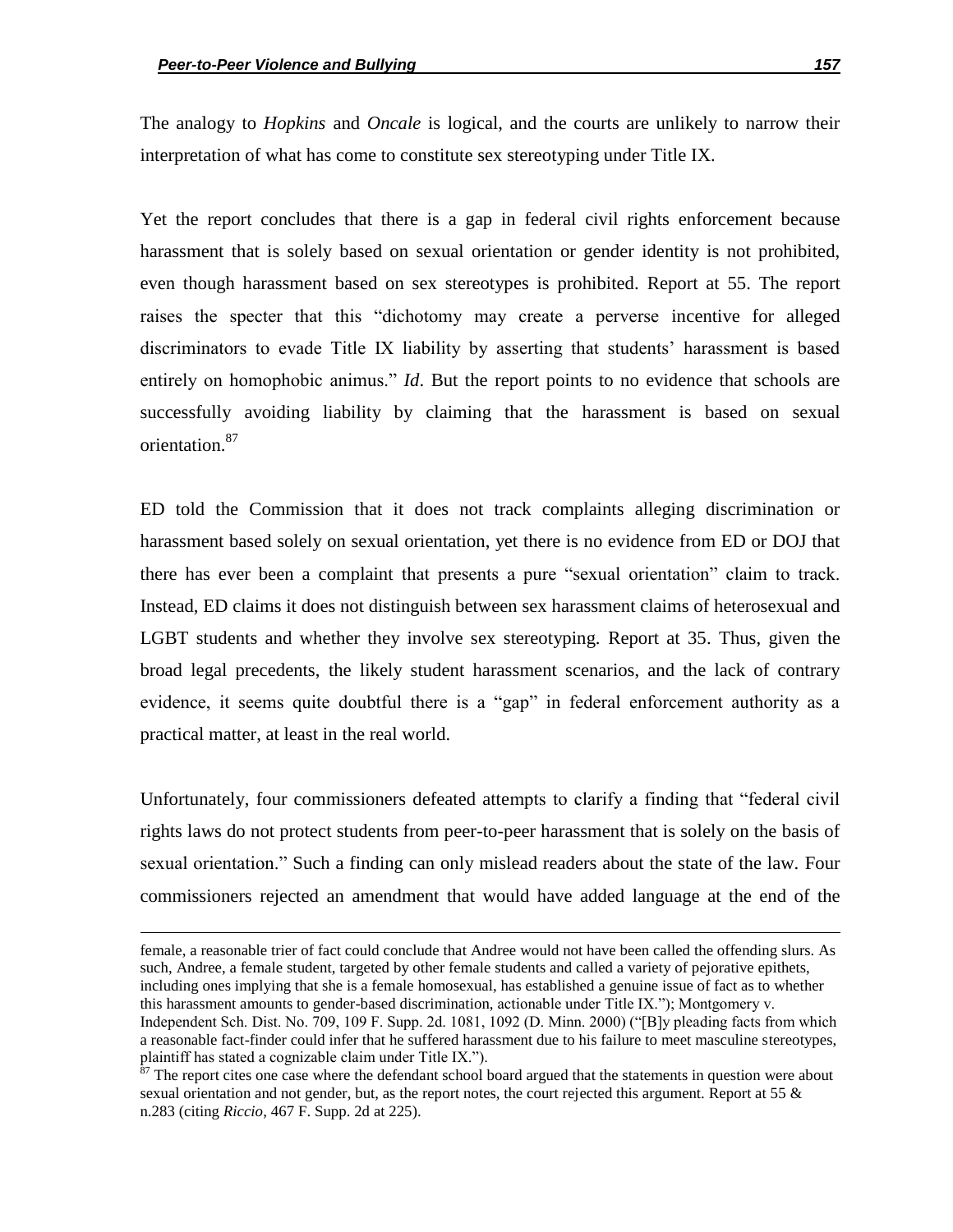The analogy to *Hopkins* and *Oncale* is logical, and the courts are unlikely to narrow their interpretation of what has come to constitute sex stereotyping under Title IX.

Yet the report concludes that there is a gap in federal civil rights enforcement because harassment that is solely based on sexual orientation or gender identity is not prohibited, even though harassment based on sex stereotypes is prohibited. Report at 55. The report raises the specter that this "dichotomy may create a perverse incentive for alleged discriminators to evade Title IX liability by asserting that students' harassment is based entirely on homophobic animus." *Id*. But the report points to no evidence that schools are successfully avoiding liability by claiming that the harassment is based on sexual orientation.[87]

ED told the Commission that it does not track complaints alleging discrimination or harassment based solely on sexual orientation, yet there is no evidence from ED or DOJ that there has ever been a complaint that presents a pure "sexual orientation" claim to track. Instead, ED claims it does not distinguish between sex harassment claims of heterosexual and LGBT students and whether they involve sex stereotyping. Report at 35. Thus, given the broad legal precedents, the likely student harassment scenarios, and the lack of contrary evidence, it seems quite doubtful there is a "gap" in federal enforcement authority as a practical matter, at least in the real world.

Unfortunately, four commissioners defeated attempts to clarify a finding that "federal civil rights laws do not protect students from peer-to-peer harassment that is solely on the basis of sexual orientation." Such a finding can only mislead readers about the state of the law. Four commissioners rejected an amendment that would have added language at the end of the

---

female, a reasonable trier of fact could conclude that Andree would not have been called the offending slurs. As such, Andree, a female student, targeted by other female students and called a variety of pejorative epithets, including ones implying that she is a female homosexual, has established a genuine issue of fact as to whether this harassment amounts to gender-based discrimination, actionable under Title IX."); Montgomery v. Independent Sch. Dist. No. 709, 109 F. Supp. 2d. 1081, 1092 (D. Minn. 2000) ("[B]y pleading facts from which a reasonable fact-finder could infer that he suffered harassment due to his failure to meet masculine stereotypes, plaintiff has stated a cognizable claim under Title IX.").

[87] The report cites one case where the defendant school board argued that the statements in question were about sexual orientation and not gender, but, as the report notes, the court rejected this argument. Report at 55 & n.283 (citing *Riccio*, 467 F. Supp. 2d at 225).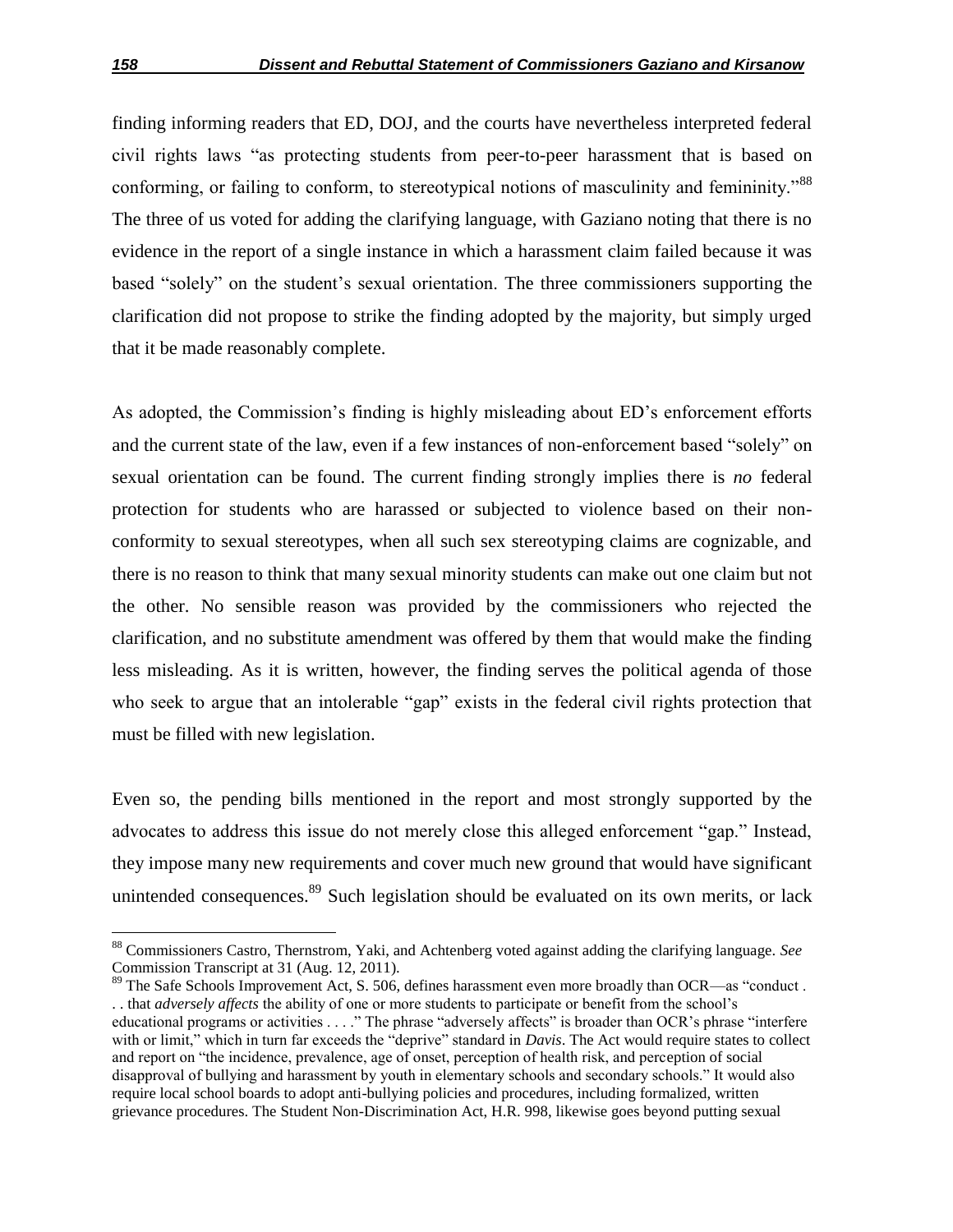finding informing readers that ED, DOJ, and the courts have nevertheless interpreted federal civil rights laws "as protecting students from peer-to-peer harassment that is based on conforming, or failing to conform, to stereotypical notions of masculinity and femininity."[88] The three of us voted for adding the clarifying language, with Gaziano noting that there is no evidence in the report of a single instance in which a harassment claim failed because it was based "solely" on the student's sexual orientation. The three commissioners supporting the clarification did not propose to strike the finding adopted by the majority, but simply urged that it be made reasonably complete.

As adopted, the Commission's finding is highly misleading about ED's enforcement efforts and the current state of the law, even if a few instances of non-enforcement based "solely" on sexual orientation can be found. The current finding strongly implies there is *no* federal protection for students who are harassed or subjected to violence based on their non-conformity to sexual stereotypes, when all such sex stereotyping claims are cognizable, and there is no reason to think that many sexual minority students can make out one claim but not the other. No sensible reason was provided by the commissioners who rejected the clarification, and no substitute amendment was offered by them that would make the finding less misleading. As it is written, however, the finding serves the political agenda of those who seek to argue that an intolerable "gap" exists in the federal civil rights protection that must be filled with new legislation.

Even so, the pending bills mentioned in the report and most strongly supported by the advocates to address this issue do not merely close this alleged enforcement "gap." Instead, they impose many new requirements and cover much new ground that would have significant unintended consequences.[89] Such legislation should be evaluated on its own merits, or lack

---

[88] Commissioners Castro, Thernstrom, Yaki, and Achtenberg voted against adding the clarifying language. *See* Commission Transcript at 31 (Aug. 12, 2011).

[89] The Safe Schools Improvement Act, S. 506, defines harassment even more broadly than OCR—as "conduct . . . that *adversely affects* the ability of one or more students to participate or benefit from the school's educational programs or activities . . . ." The phrase "adversely affects" is broader than OCR's phrase "interfere with or limit," which in turn far exceeds the "deprive" standard in *Davis*. The Act would require states to collect and report on "the incidence, prevalence, age of onset, perception of health risk, and perception of social disapproval of bullying and harassment by youth in elementary schools and secondary schools." It would also require local school boards to adopt anti-bullying policies and procedures, including formalized, written grievance procedures. The Student Non-Discrimination Act, H.R. 998, likewise goes beyond putting sexual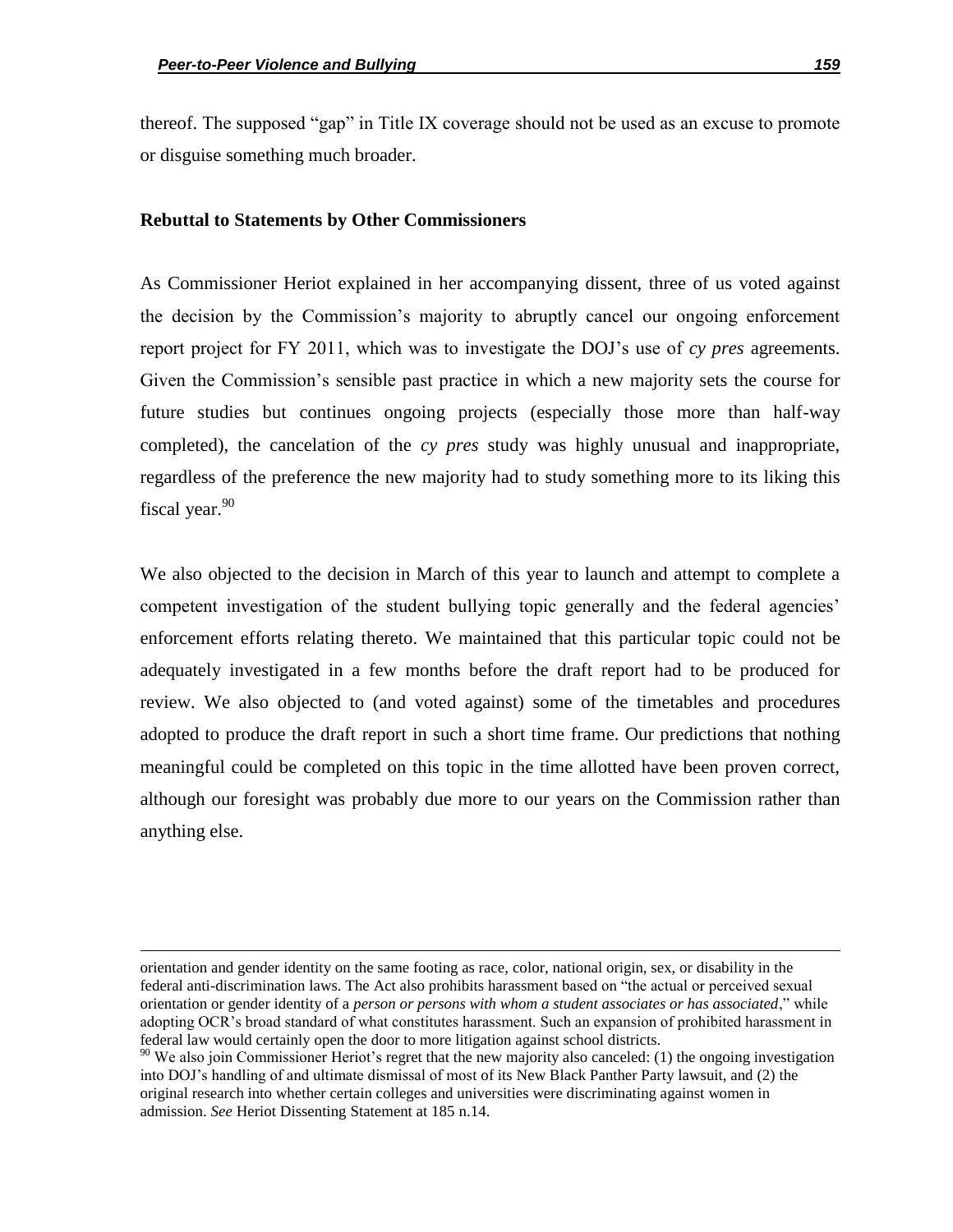thereof. The supposed "gap" in Title IX coverage should not be used as an excuse to promote or disguise something much broader.

**Rebuttal to Statements by Other Commissioners**

As Commissioner Heriot explained in her accompanying dissent, three of us voted against the decision by the Commission's majority to abruptly cancel our ongoing enforcement report project for FY 2011, which was to investigate the DOJ's use of *cy pres* agreements. Given the Commission's sensible past practice in which a new majority sets the course for future studies but continues ongoing projects (especially those more than half-way completed), the cancelation of the *cy pres* study was highly unusual and inappropriate, regardless of the preference the new majority had to study something more to its liking this fiscal year.[90]

We also objected to the decision in March of this year to launch and attempt to complete a competent investigation of the student bullying topic generally and the federal agencies' enforcement efforts relating thereto. We maintained that this particular topic could not be adequately investigated in a few months before the draft report had to be produced for review. We also objected to (and voted against) some of the timetables and procedures adopted to produce the draft report in such a short time frame. Our predictions that nothing meaningful could be completed on this topic in the time allotted have been proven correct, although our foresight was probably due more to our years on the Commission rather than anything else.

---

orientation and gender identity on the same footing as race, color, national origin, sex, or disability in the federal anti-discrimination laws. The Act also prohibits harassment based on "the actual or perceived sexual orientation or gender identity of a *person or persons with whom a student associates or has associated*," while adopting OCR's broad standard of what constitutes harassment. Such an expansion of prohibited harassment in federal law would certainly open the door to more litigation against school districts.

[90] We also join Commissioner Heriot's regret that the new majority also canceled: (1) the ongoing investigation into DOJ's handling of and ultimate dismissal of most of its New Black Panther Party lawsuit, and (2) the original research into whether certain colleges and universities were discriminating against women in admission. *See* Heriot Dissenting Statement at 185 n.14.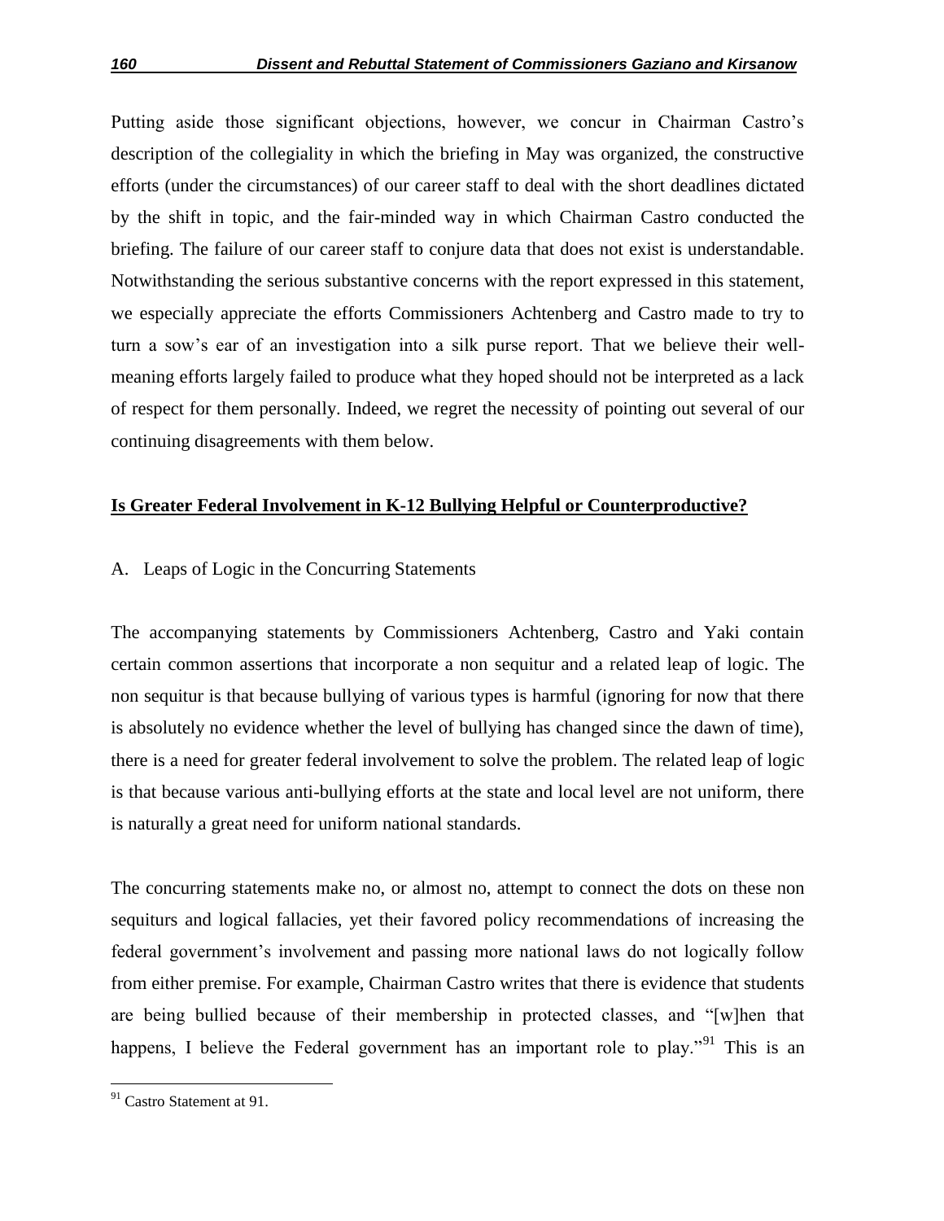Putting aside those significant objections, however, we concur in Chairman Castro's description of the collegiality in which the briefing in May was organized, the constructive efforts (under the circumstances) of our career staff to deal with the short deadlines dictated by the shift in topic, and the fair-minded way in which Chairman Castro conducted the briefing. The failure of our career staff to conjure data that does not exist is understandable. Notwithstanding the serious substantive concerns with the report expressed in this statement, we especially appreciate the efforts Commissioners Achtenberg and Castro made to try to turn a sow's ear of an investigation into a silk purse report. That we believe their well-meaning efforts largely failed to produce what they hoped should not be interpreted as a lack of respect for them personally. Indeed, we regret the necessity of pointing out several of our continuing disagreements with them below.

**Is Greater Federal Involvement in K-12 Bullying Helpful or Counterproductive?**

A. Leaps of Logic in the Concurring Statements

The accompanying statements by Commissioners Achtenberg, Castro and Yaki contain certain common assertions that incorporate a non sequitur and a related leap of logic. The non sequitur is that because bullying of various types is harmful (ignoring for now that there is absolutely no evidence whether the level of bullying has changed since the dawn of time), there is a need for greater federal involvement to solve the problem. The related leap of logic is that because various anti-bullying efforts at the state and local level are not uniform, there is naturally a great need for uniform national standards.

The concurring statements make no, or almost no, attempt to connect the dots on these non sequiturs and logical fallacies, yet their favored policy recommendations of increasing the federal government's involvement and passing more national laws do not logically follow from either premise. For example, Chairman Castro writes that there is evidence that students are being bullied because of their membership in protected classes, and "[w]hen that happens, I believe the Federal government has an important role to play."[91] This is an

[91] Castro Statement at 91.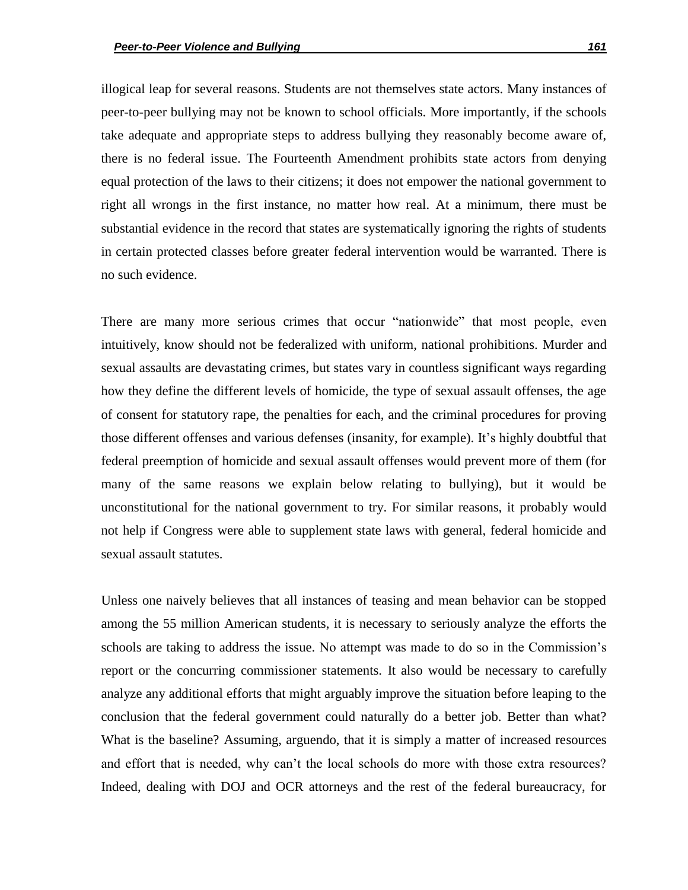illogical leap for several reasons. Students are not themselves state actors. Many instances of peer-to-peer bullying may not be known to school officials. More importantly, if the schools take adequate and appropriate steps to address bullying they reasonably become aware of, there is no federal issue. The Fourteenth Amendment prohibits state actors from denying equal protection of the laws to their citizens; it does not empower the national government to right all wrongs in the first instance, no matter how real. At a minimum, there must be substantial evidence in the record that states are systematically ignoring the rights of students in certain protected classes before greater federal intervention would be warranted. There is no such evidence.

There are many more serious crimes that occur "nationwide" that most people, even intuitively, know should not be federalized with uniform, national prohibitions. Murder and sexual assaults are devastating crimes, but states vary in countless significant ways regarding how they define the different levels of homicide, the type of sexual assault offenses, the age of consent for statutory rape, the penalties for each, and the criminal procedures for proving those different offenses and various defenses (insanity, for example). It's highly doubtful that federal preemption of homicide and sexual assault offenses would prevent more of them (for many of the same reasons we explain below relating to bullying), but it would be unconstitutional for the national government to try. For similar reasons, it probably would not help if Congress were able to supplement state laws with general, federal homicide and sexual assault statutes.

Unless one naively believes that all instances of teasing and mean behavior can be stopped among the 55 million American students, it is necessary to seriously analyze the efforts the schools are taking to address the issue. No attempt was made to do so in the Commission's report or the concurring commissioner statements. It also would be necessary to carefully analyze any additional efforts that might arguably improve the situation before leaping to the conclusion that the federal government could naturally do a better job. Better than what? What is the baseline? Assuming, arguendo, that it is simply a matter of increased resources and effort that is needed, why can't the local schools do more with those extra resources? Indeed, dealing with DOJ and OCR attorneys and the rest of the federal bureaucracy, for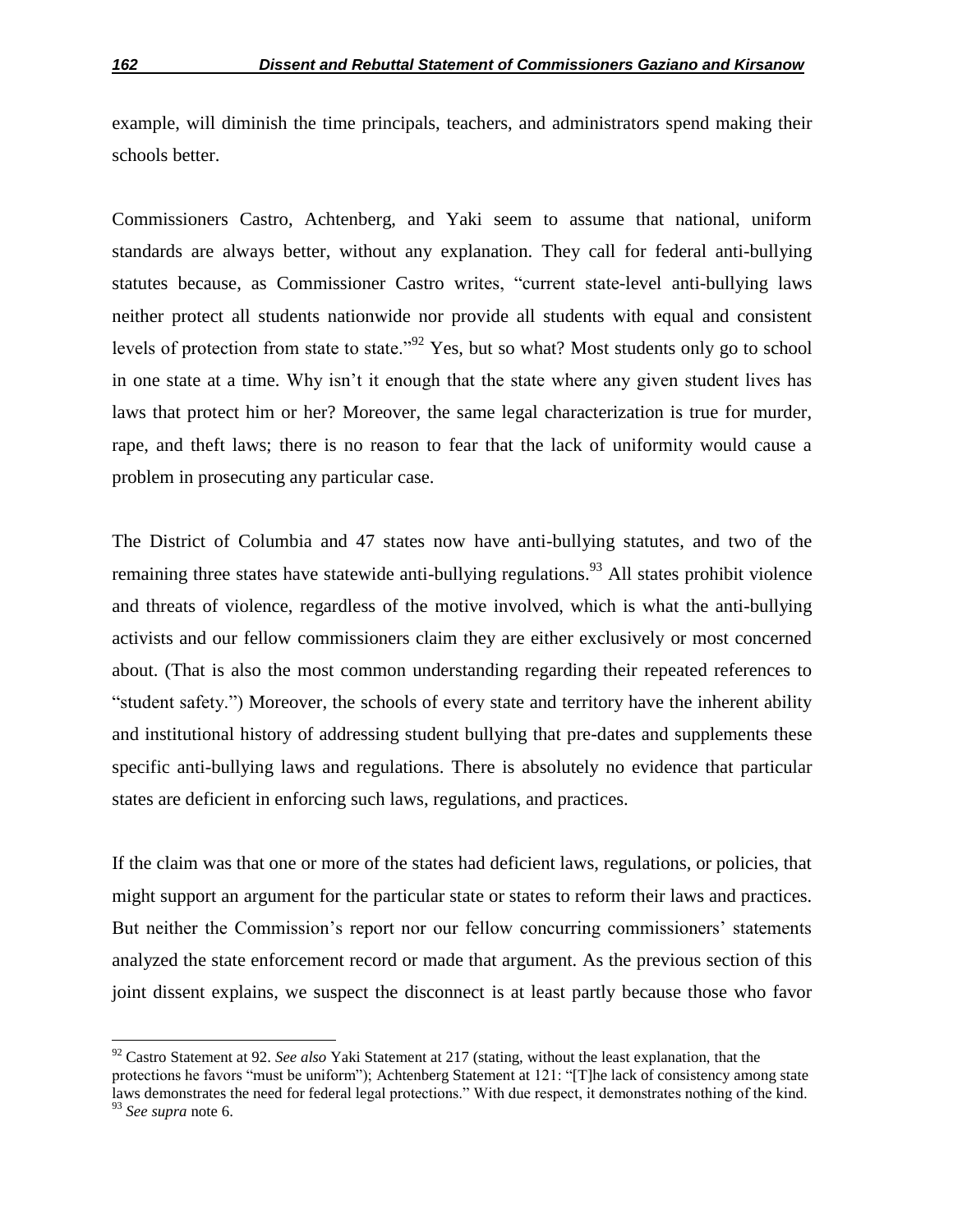example, will diminish the time principals, teachers, and administrators spend making their schools better.

Commissioners Castro, Achtenberg, and Yaki seem to assume that national, uniform standards are always better, without any explanation. They call for federal anti-bullying statutes because, as Commissioner Castro writes, "current state-level anti-bullying laws neither protect all students nationwide nor provide all students with equal and consistent levels of protection from state to state."[92] Yes, but so what? Most students only go to school in one state at a time. Why isn't it enough that the state where any given student lives has laws that protect him or her? Moreover, the same legal characterization is true for murder, rape, and theft laws; there is no reason to fear that the lack of uniformity would cause a problem in prosecuting any particular case.

The District of Columbia and 47 states now have anti-bullying statutes, and two of the remaining three states have statewide anti-bullying regulations.[93] All states prohibit violence and threats of violence, regardless of the motive involved, which is what the anti-bullying activists and our fellow commissioners claim they are either exclusively or most concerned about. (That is also the most common understanding regarding their repeated references to "student safety.") Moreover, the schools of every state and territory have the inherent ability and institutional history of addressing student bullying that pre-dates and supplements these specific anti-bullying laws and regulations. There is absolutely no evidence that particular states are deficient in enforcing such laws, regulations, and practices.

If the claim was that one or more of the states had deficient laws, regulations, or policies, that might support an argument for the particular state or states to reform their laws and practices. But neither the Commission's report nor our fellow concurring commissioners' statements analyzed the state enforcement record or made that argument. As the previous section of this joint dissent explains, we suspect the disconnect is at least partly because those who favor

---

[92] Castro Statement at 92. *See also* Yaki Statement at 217 (stating, without the least explanation, that the protections he favors "must be uniform"); Achtenberg Statement at 121: "[T]he lack of consistency among state laws demonstrates the need for federal legal protections." With due respect, it demonstrates nothing of the kind.

[93] *See supra* note 6.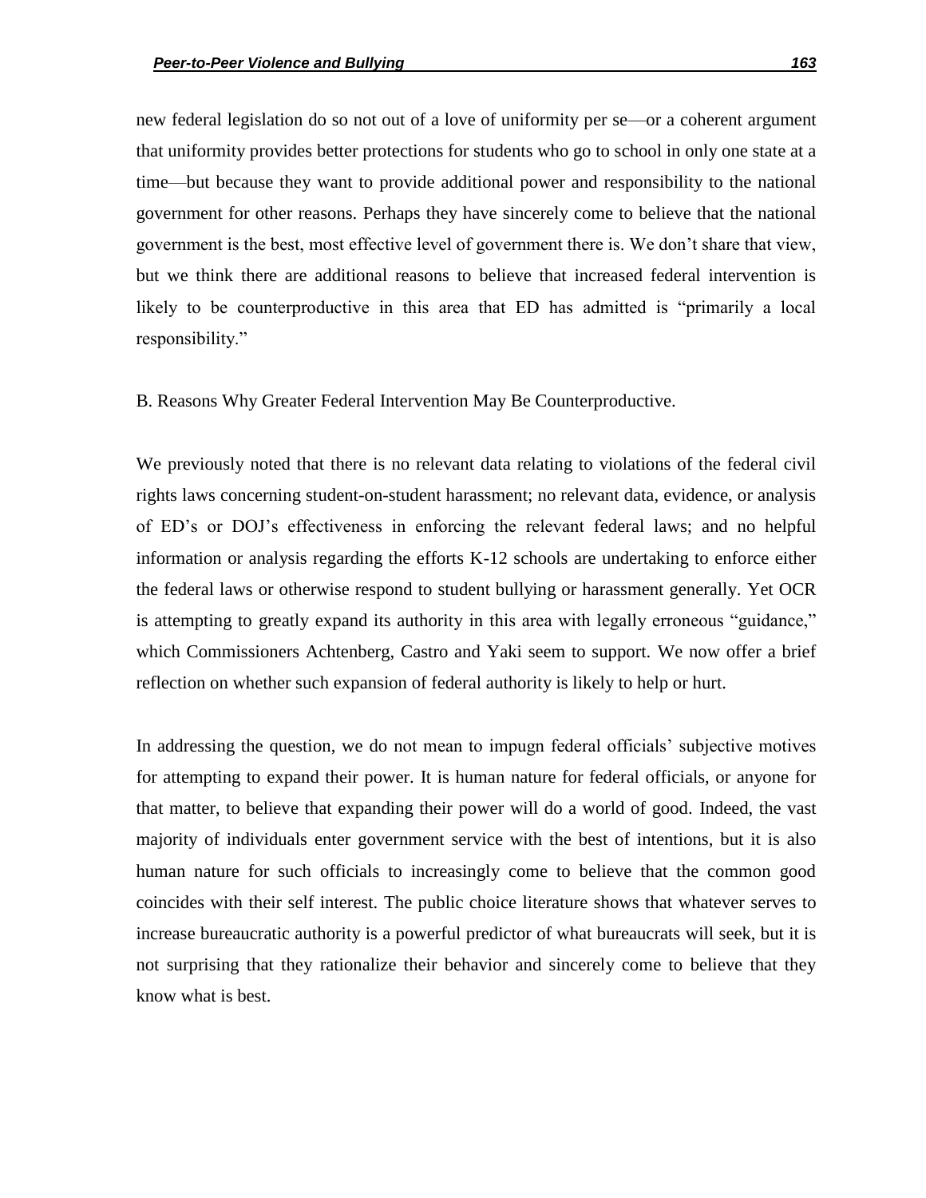new federal legislation do so not out of a love of uniformity per se—or a coherent argument that uniformity provides better protections for students who go to school in only one state at a time—but because they want to provide additional power and responsibility to the national government for other reasons. Perhaps they have sincerely come to believe that the national government is the best, most effective level of government there is. We don't share that view, but we think there are additional reasons to believe that increased federal intervention is likely to be counterproductive in this area that ED has admitted is "primarily a local responsibility."

B. Reasons Why Greater Federal Intervention May Be Counterproductive.

We previously noted that there is no relevant data relating to violations of the federal civil rights laws concerning student-on-student harassment; no relevant data, evidence, or analysis of ED's or DOJ's effectiveness in enforcing the relevant federal laws; and no helpful information or analysis regarding the efforts K-12 schools are undertaking to enforce either the federal laws or otherwise respond to student bullying or harassment generally. Yet OCR is attempting to greatly expand its authority in this area with legally erroneous "guidance," which Commissioners Achtenberg, Castro and Yaki seem to support. We now offer a brief reflection on whether such expansion of federal authority is likely to help or hurt.

In addressing the question, we do not mean to impugn federal officials' subjective motives for attempting to expand their power. It is human nature for federal officials, or anyone for that matter, to believe that expanding their power will do a world of good. Indeed, the vast majority of individuals enter government service with the best of intentions, but it is also human nature for such officials to increasingly come to believe that the common good coincides with their self interest. The public choice literature shows that whatever serves to increase bureaucratic authority is a powerful predictor of what bureaucrats will seek, but it is not surprising that they rationalize their behavior and sincerely come to believe that they know what is best.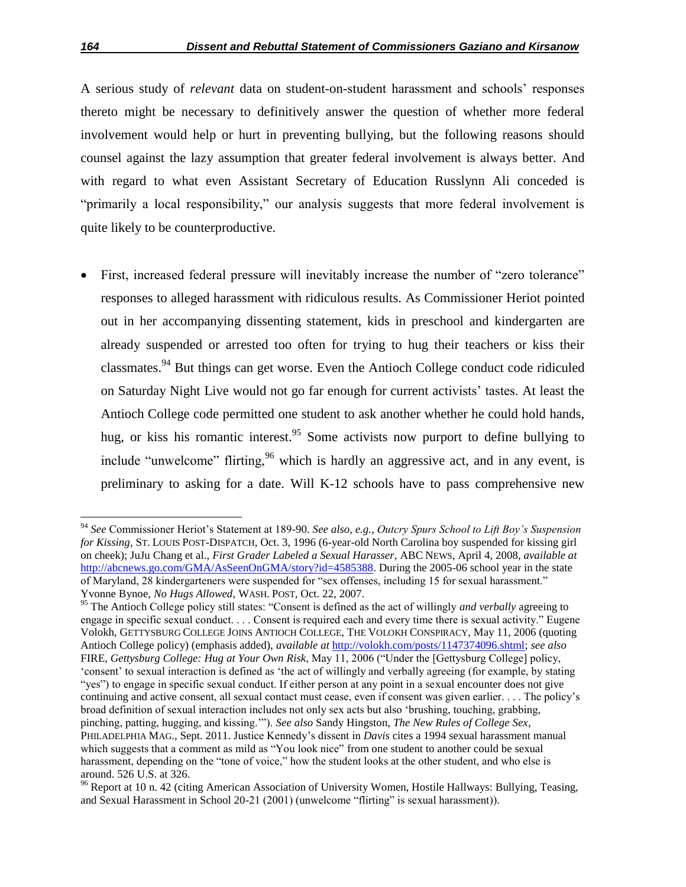A serious study of *relevant* data on student-on-student harassment and schools' responses thereto might be necessary to definitively answer the question of whether more federal involvement would help or hurt in preventing bullying, but the following reasons should counsel against the lazy assumption that greater federal involvement is always better. And with regard to what even Assistant Secretary of Education Russlynn Ali conceded is "primarily a local responsibility," our analysis suggests that more federal involvement is quite likely to be counterproductive.

- First, increased federal pressure will inevitably increase the number of "zero tolerance" responses to alleged harassment with ridiculous results. As Commissioner Heriot pointed out in her accompanying dissenting statement, kids in preschool and kindergarten are already suspended or arrested too often for trying to hug their teachers or kiss their classmates.[94] But things can get worse. Even the Antioch College conduct code ridiculed on Saturday Night Live would not go far enough for current activists' tastes. At least the Antioch College code permitted one student to ask another whether he could hold hands, hug, or kiss his romantic interest.[95] Some activists now purport to define bullying to include "unwelcome" flirting,[96] which is hardly an aggressive act, and in any event, is preliminary to asking for a date. Will K-12 schools have to pass comprehensive new

---

[94] *See* Commissioner Heriot's Statement at 189-90. *See also, e.g.*, *Outcry Spurs School to Lift Boy's Suspension for Kissing*, ST. LOUIS POST-DISPATCH, Oct. 3, 1996 (6-year-old North Carolina boy suspended for kissing girl on cheek); JuJu Chang et al., *First Grader Labeled a Sexual Harasser*, ABC NEWS, April 4, 2008, *available at* http://abcnews.go.com/GMA/AsSeenOnGMA/story?id=4585388. During the 2005-06 school year in the state of Maryland, 28 kindergarteners were suspended for "sex offenses, including 15 for sexual harassment." Yvonne Bynoe, *No Hugs Allowed*, WASH. POST, Oct. 22, 2007.

[95] The Antioch College policy still states: "Consent is defined as the act of willingly *and verbally* agreeing to engage in specific sexual conduct. . . . Consent is required each and every time there is sexual activity." Eugene Volokh, GETTYSBURG COLLEGE JOINS ANTIOCH COLLEGE, THE VOLOKH CONSPIRACY, May 11, 2006 (quoting Antioch College policy) (emphasis added), *available at* http://volokh.com/posts/1147374096.shtml; *see also* FIRE, *Gettysburg College: Hug at Your Own Risk*, May 11, 2006 ("Under the [Gettysburg College] policy, 'consent' to sexual interaction is defined as 'the act of willingly and verbally agreeing (for example, by stating "yes") to engage in specific sexual conduct. If either person at any point in a sexual encounter does not give continuing and active consent, all sexual contact must cease, even if consent was given earlier. . . . The policy's broad definition of sexual interaction includes not only sex acts but also 'brushing, touching, grabbing, pinching, patting, hugging, and kissing.'"). *See also* Sandy Hingston, *The New Rules of College Sex*, PHILADELPHIA MAG., Sept. 2011. Justice Kennedy's dissent in *Davis* cites a 1994 sexual harassment manual which suggests that a comment as mild as "You look nice" from one student to another could be sexual harassment, depending on the "tone of voice," how the student looks at the other student, and who else is around. 526 U.S. at 326.

[96] Report at 10 n. 42 (citing American Association of University Women, Hostile Hallways: Bullying, Teasing, and Sexual Harassment in School 20-21 (2001) (unwelcome "flirting" is sexual harassment)).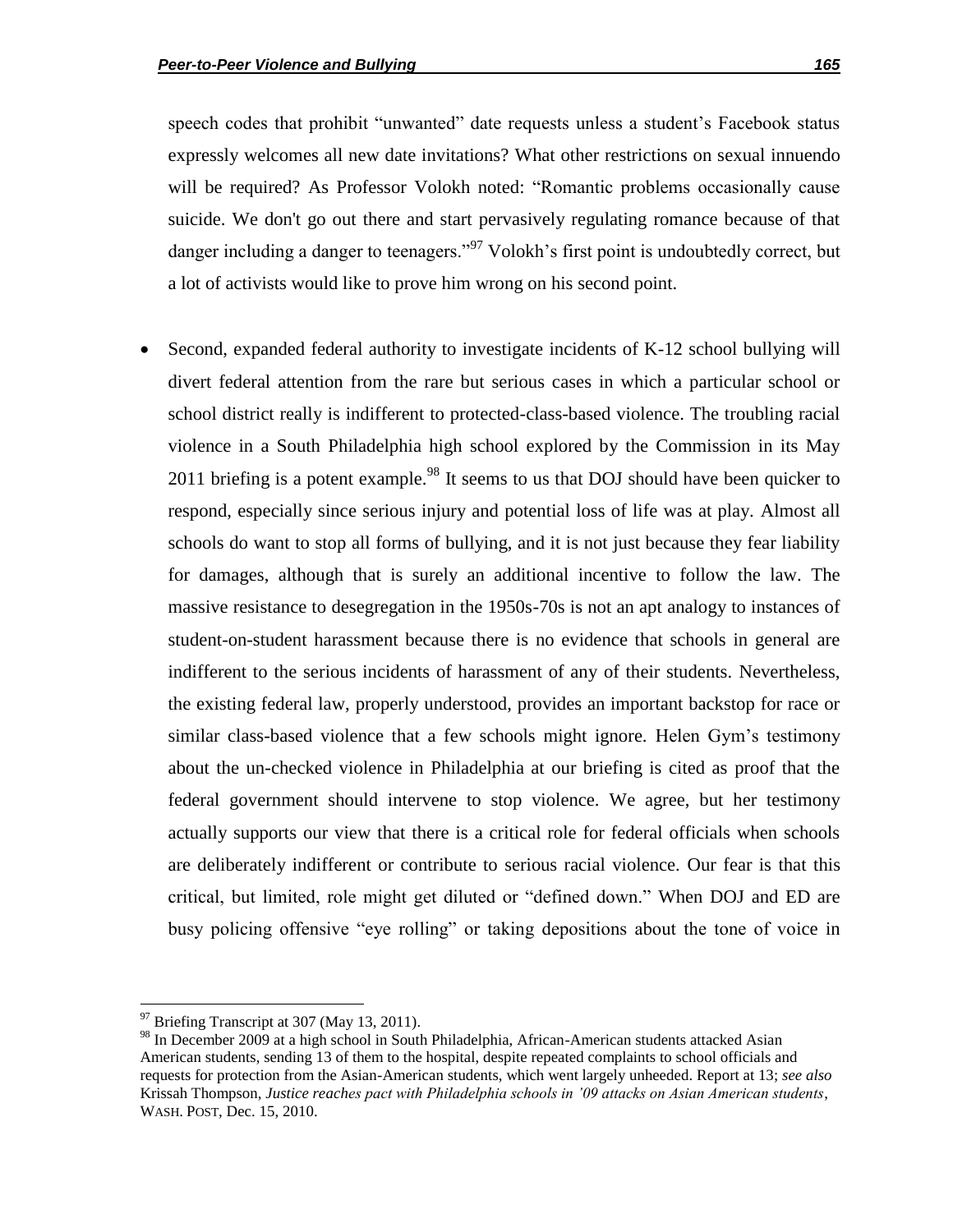speech codes that prohibit "unwanted" date requests unless a student's Facebook status expressly welcomes all new date invitations? What other restrictions on sexual innuendo will be required? As Professor Volokh noted: "Romantic problems occasionally cause suicide. We don't go out there and start pervasively regulating romance because of that danger including a danger to teenagers."[97] Volokh's first point is undoubtedly correct, but a lot of activists would like to prove him wrong on his second point.

- Second, expanded federal authority to investigate incidents of K-12 school bullying will divert federal attention from the rare but serious cases in which a particular school or school district really is indifferent to protected-class-based violence. The troubling racial violence in a South Philadelphia high school explored by the Commission in its May 2011 briefing is a potent example.[98] It seems to us that DOJ should have been quicker to respond, especially since serious injury and potential loss of life was at play. Almost all schools do want to stop all forms of bullying, and it is not just because they fear liability for damages, although that is surely an additional incentive to follow the law. The massive resistance to desegregation in the 1950s-70s is not an apt analogy to instances of student-on-student harassment because there is no evidence that schools in general are indifferent to the serious incidents of harassment of any of their students. Nevertheless, the existing federal law, properly understood, provides an important backstop for race or similar class-based violence that a few schools might ignore. Helen Gym's testimony about the un-checked violence in Philadelphia at our briefing is cited as proof that the federal government should intervene to stop violence. We agree, but her testimony actually supports our view that there is a critical role for federal officials when schools are deliberately indifferent or contribute to serious racial violence. Our fear is that this critical, but limited, role might get diluted or "defined down." When DOJ and ED are busy policing offensive "eye rolling" or taking depositions about the tone of voice in

---

[97] Briefing Transcript at 307 (May 13, 2011).

[98] In December 2009 at a high school in South Philadelphia, African-American students attacked Asian American students, sending 13 of them to the hospital, despite repeated complaints to school officials and requests for protection from the Asian-American students, which went largely unheeded. Report at 13; *see also* Krissah Thompson, *Justice reaches pact with Philadelphia schools in '09 attacks on Asian American students*, WASH. POST, Dec. 15, 2010.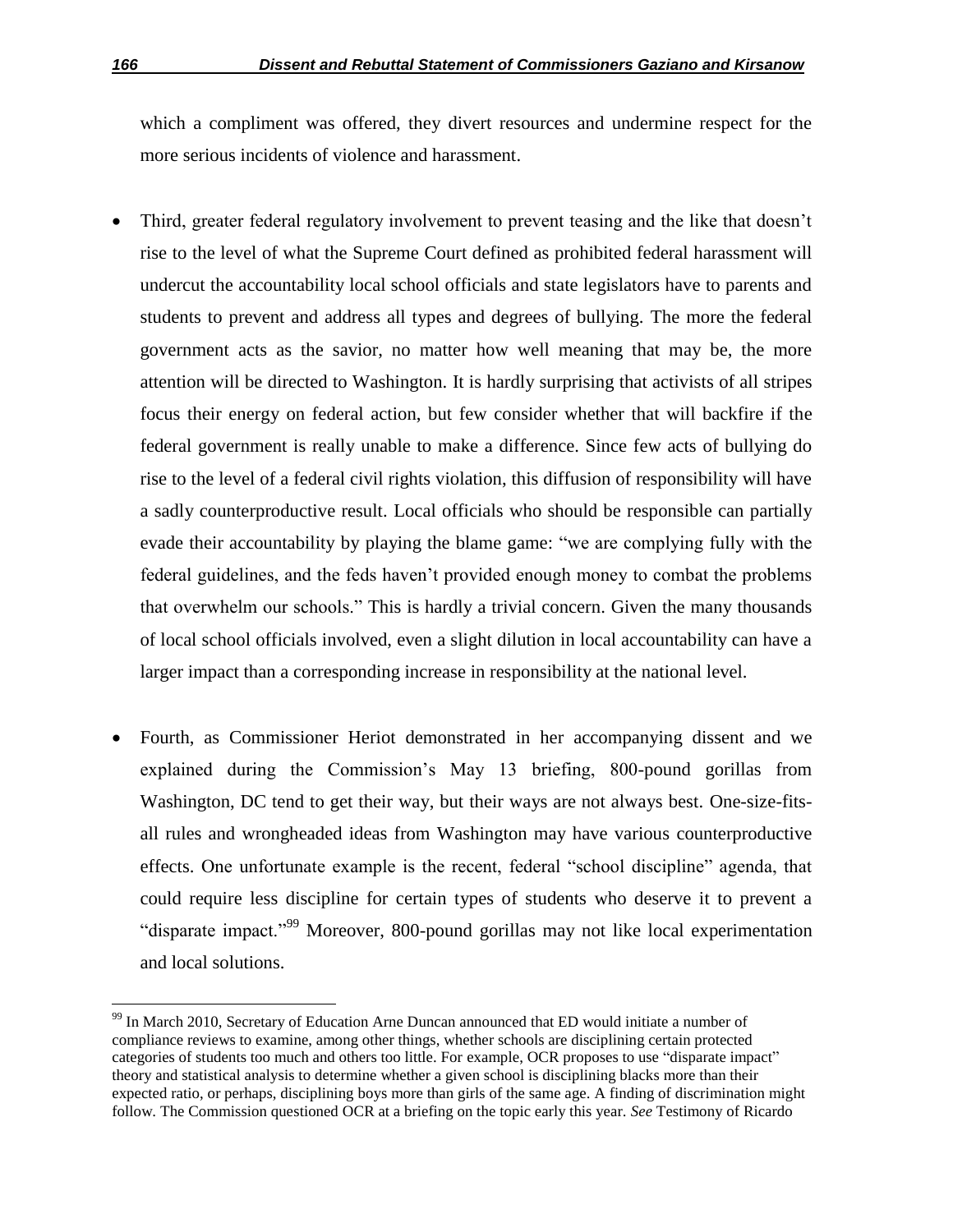which a compliment was offered, they divert resources and undermine respect for the more serious incidents of violence and harassment.

- Third, greater federal regulatory involvement to prevent teasing and the like that doesn't rise to the level of what the Supreme Court defined as prohibited federal harassment will undercut the accountability local school officials and state legislators have to parents and students to prevent and address all types and degrees of bullying. The more the federal government acts as the savior, no matter how well meaning that may be, the more attention will be directed to Washington. It is hardly surprising that activists of all stripes focus their energy on federal action, but few consider whether that will backfire if the federal government is really unable to make a difference. Since few acts of bullying do rise to the level of a federal civil rights violation, this diffusion of responsibility will have a sadly counterproductive result. Local officials who should be responsible can partially evade their accountability by playing the blame game: "we are complying fully with the federal guidelines, and the feds haven't provided enough money to combat the problems that overwhelm our schools." This is hardly a trivial concern. Given the many thousands of local school officials involved, even a slight dilution in local accountability can have a larger impact than a corresponding increase in responsibility at the national level.

- Fourth, as Commissioner Heriot demonstrated in her accompanying dissent and we explained during the Commission's May 13 briefing, 800-pound gorillas from Washington, DC tend to get their way, but their ways are not always best. One-size-fits-all rules and wrongheaded ideas from Washington may have various counterproductive effects. One unfortunate example is the recent, federal "school discipline" agenda, that could require less discipline for certain types of students who deserve it to prevent a "disparate impact."[99] Moreover, 800-pound gorillas may not like local experimentation and local solutions.

[99] In March 2010, Secretary of Education Arne Duncan announced that ED would initiate a number of compliance reviews to examine, among other things, whether schools are disciplining certain protected categories of students too much and others too little. For example, OCR proposes to use "disparate impact" theory and statistical analysis to determine whether a given school is disciplining blacks more than their expected ratio, or perhaps, disciplining boys more than girls of the same age. A finding of discrimination might follow. The Commission questioned OCR at a briefing on the topic early this year. *See* Testimony of Ricardo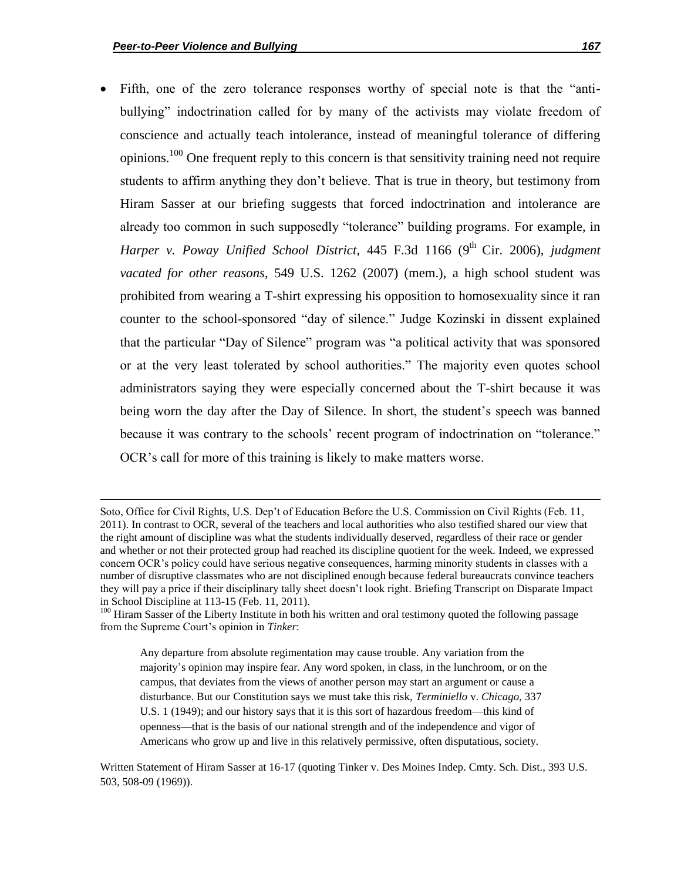- Fifth, one of the zero tolerance responses worthy of special note is that the "anti-bullying" indoctrination called for by many of the activists may violate freedom of conscience and actually teach intolerance, instead of meaningful tolerance of differing opinions.[100] One frequent reply to this concern is that sensitivity training need not require students to affirm anything they don't believe. That is true in theory, but testimony from Hiram Sasser at our briefing suggests that forced indoctrination and intolerance are already too common in such supposedly "tolerance" building programs. For example, in *Harper v. Poway Unified School District*, 445 F.3d 1166 (9th Cir. 2006), *judgment vacated for other reasons*, 549 U.S. 1262 (2007) (mem.), a high school student was prohibited from wearing a T-shirt expressing his opposition to homosexuality since it ran counter to the school-sponsored "day of silence." Judge Kozinski in dissent explained that the particular "Day of Silence" program was "a political activity that was sponsored or at the very least tolerated by school authorities." The majority even quotes school administrators saying they were especially concerned about the T-shirt because it was being worn the day after the Day of Silence. In short, the student's speech was banned because it was contrary to the schools' recent program of indoctrination on "tolerance." OCR's call for more of this training is likely to make matters worse.

---

Soto, Office for Civil Rights, U.S. Dep't of Education Before the U.S. Commission on Civil Rights (Feb. 11, 2011). In contrast to OCR, several of the teachers and local authorities who also testified shared our view that the right amount of discipline was what the students individually deserved, regardless of their race or gender and whether or not their protected group had reached its discipline quotient for the week. Indeed, we expressed concern OCR's policy could have serious negative consequences, harming minority students in classes with a number of disruptive classmates who are not disciplined enough because federal bureaucrats convince teachers they will pay a price if their disciplinary tally sheet doesn't look right. Briefing Transcript on Disparate Impact in School Discipline at 113-15 (Feb. 11, 2011).

[100] Hiram Sasser of the Liberty Institute in both his written and oral testimony quoted the following passage from the Supreme Court's opinion in *Tinker*:

> Any departure from absolute regimentation may cause trouble. Any variation from the majority's opinion may inspire fear. Any word spoken, in class, in the lunchroom, or on the campus, that deviates from the views of another person may start an argument or cause a disturbance. But our Constitution says we must take this risk, *Terminiello* v. *Chicago*, 337 U.S. 1 (1949); and our history says that it is this sort of hazardous freedom—this kind of openness—that is the basis of our national strength and of the independence and vigor of Americans who grow up and live in this relatively permissive, often disputatious, society.

Written Statement of Hiram Sasser at 16-17 (quoting Tinker v. Des Moines Indep. Cmty. Sch. Dist., 393 U.S. 503, 508-09 (1969)).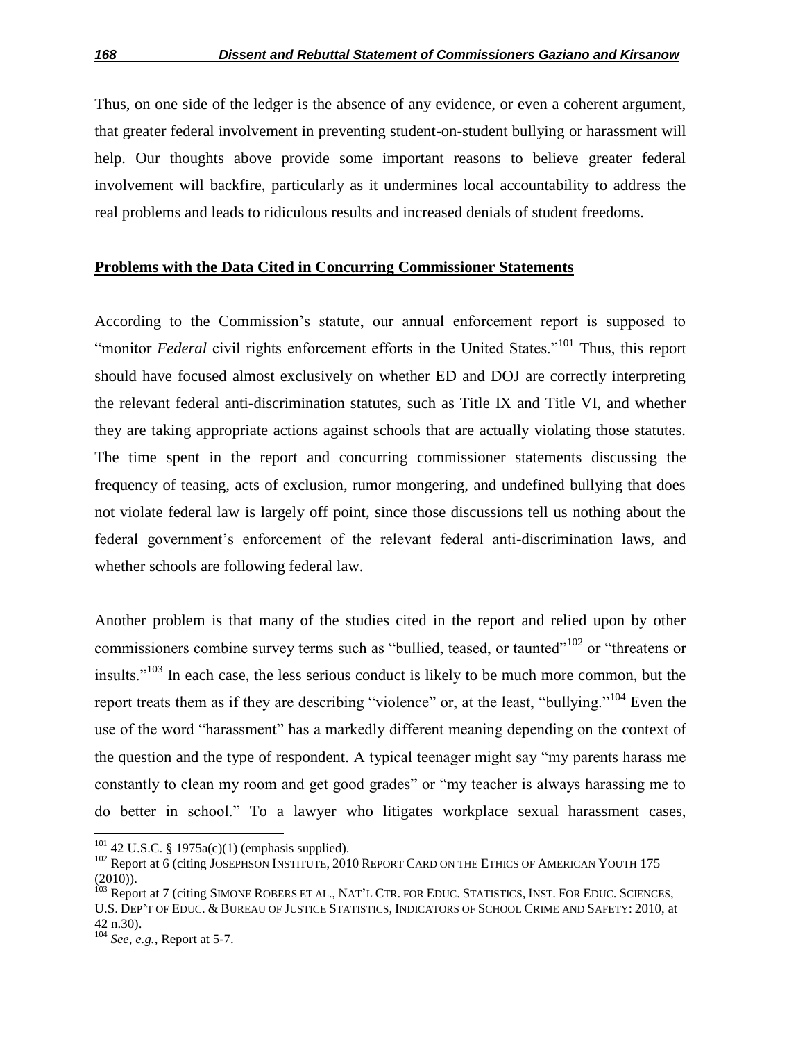Thus, on one side of the ledger is the absence of any evidence, or even a coherent argument, that greater federal involvement in preventing student-on-student bullying or harassment will help. Our thoughts above provide some important reasons to believe greater federal involvement will backfire, particularly as it undermines local accountability to address the real problems and leads to ridiculous results and increased denials of student freedoms.

**Problems with the Data Cited in Concurring Commissioner Statements**

According to the Commission's statute, our annual enforcement report is supposed to "monitor *Federal* civil rights enforcement efforts in the United States."[101] Thus, this report should have focused almost exclusively on whether ED and DOJ are correctly interpreting the relevant federal anti-discrimination statutes, such as Title IX and Title VI, and whether they are taking appropriate actions against schools that are actually violating those statutes. The time spent in the report and concurring commissioner statements discussing the frequency of teasing, acts of exclusion, rumor mongering, and undefined bullying that does not violate federal law is largely off point, since those discussions tell us nothing about the federal government's enforcement of the relevant federal anti-discrimination laws, and whether schools are following federal law.

Another problem is that many of the studies cited in the report and relied upon by other commissioners combine survey terms such as "bullied, teased, or taunted"[102] or "threatens or insults."[103] In each case, the less serious conduct is likely to be much more common, but the report treats them as if they are describing "violence" or, at the least, "bullying."[104] Even the use of the word "harassment" has a markedly different meaning depending on the context of the question and the type of respondent. A typical teenager might say "my parents harass me constantly to clean my room and get good grades" or "my teacher is always harassing me to do better in school." To a lawyer who litigates workplace sexual harassment cases,

---

[101] 42 U.S.C. § 1975a(c)(1) (emphasis supplied).

[102] Report at 6 (citing JOSEPHSON INSTITUTE, 2010 REPORT CARD ON THE ETHICS OF AMERICAN YOUTH 175 (2010)).

[103] Report at 7 (citing SIMONE ROBERS ET AL., NAT'L CTR. FOR EDUC. STATISTICS, INST. FOR EDUC. SCIENCES, U.S. DEP'T OF EDUC. & BUREAU OF JUSTICE STATISTICS, INDICATORS OF SCHOOL CRIME AND SAFETY: 2010, at 42 n.30).

[104] *See, e.g.*, Report at 5-7.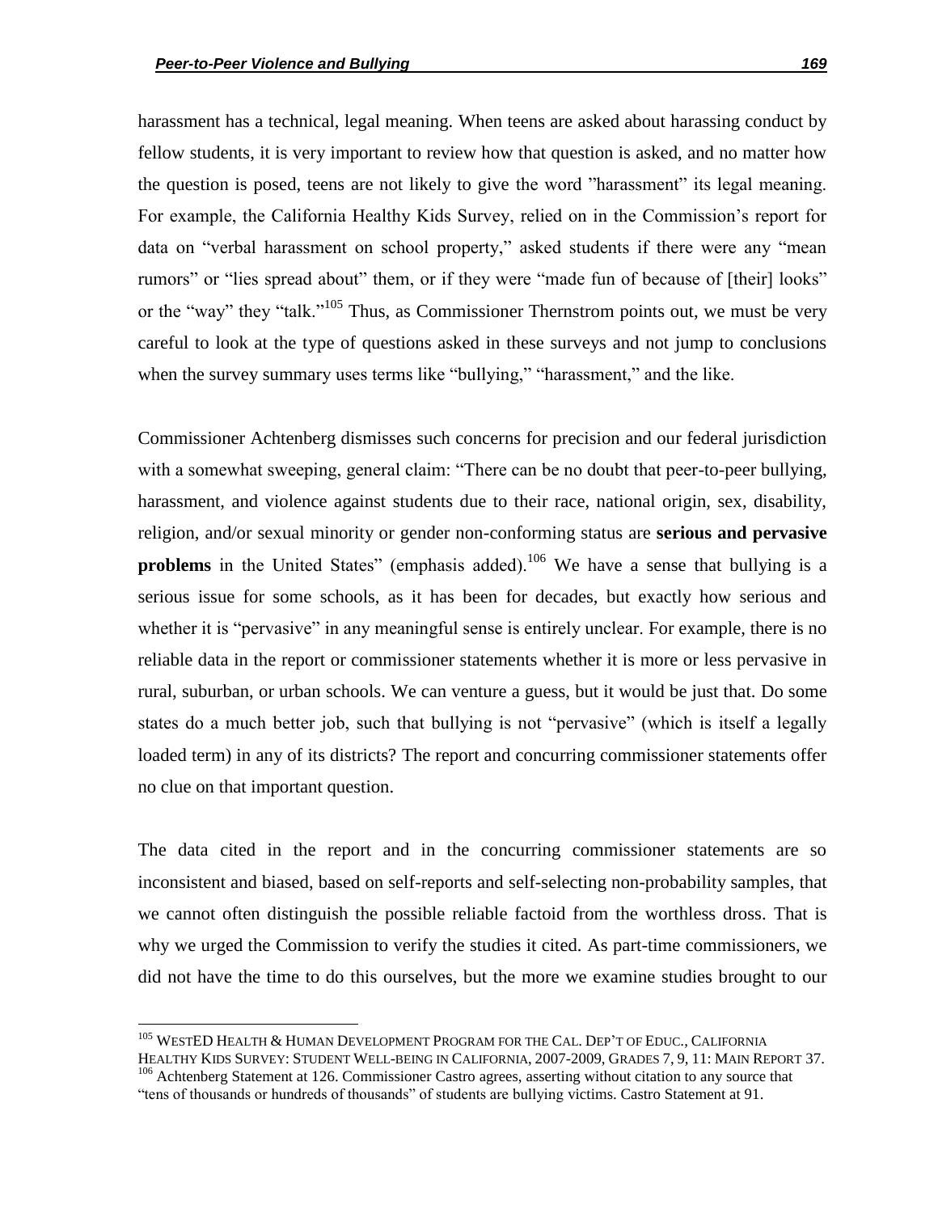harassment has a technical, legal meaning. When teens are asked about harassing conduct by fellow students, it is very important to review how that question is asked, and no matter how the question is posed, teens are not likely to give the word "harassment" its legal meaning. For example, the California Healthy Kids Survey, relied on in the Commission's report for data on "verbal harassment on school property," asked students if there were any "mean rumors" or "lies spread about" them, or if they were "made fun of because of [their] looks" or the "way" they "talk."[105] Thus, as Commissioner Thernstrom points out, we must be very careful to look at the type of questions asked in these surveys and not jump to conclusions when the survey summary uses terms like "bullying," "harassment," and the like.

Commissioner Achtenberg dismisses such concerns for precision and our federal jurisdiction with a somewhat sweeping, general claim: "There can be no doubt that peer-to-peer bullying, harassment, and violence against students due to their race, national origin, sex, disability, religion, and/or sexual minority or gender non-conforming status are **serious and pervasive problems** in the United States" (emphasis added).[106] We have a sense that bullying is a serious issue for some schools, as it has been for decades, but exactly how serious and whether it is "pervasive" in any meaningful sense is entirely unclear. For example, there is no reliable data in the report or commissioner statements whether it is more or less pervasive in rural, suburban, or urban schools. We can venture a guess, but it would be just that. Do some states do a much better job, such that bullying is not "pervasive" (which is itself a legally loaded term) in any of its districts? The report and concurring commissioner statements offer no clue on that important question.

The data cited in the report and in the concurring commissioner statements are so inconsistent and biased, based on self-reports and self-selecting non-probability samples, that we cannot often distinguish the possible reliable factoid from the worthless dross. That is why we urged the Commission to verify the studies it cited. As part-time commissioners, we did not have the time to do this ourselves, but the more we examine studies brought to our

---

[105] WESTED HEALTH & HUMAN DEVELOPMENT PROGRAM FOR THE CAL. DEP'T OF EDUC., CALIFORNIA HEALTHY KIDS SURVEY: STUDENT WELL-BEING IN CALIFORNIA, 2007-2009, GRADES 7, 9, 11: MAIN REPORT 37.

[106] Achtenberg Statement at 126. Commissioner Castro agrees, asserting without citation to any source that "tens of thousands or hundreds of thousands" of students are bullying victims. Castro Statement at 91.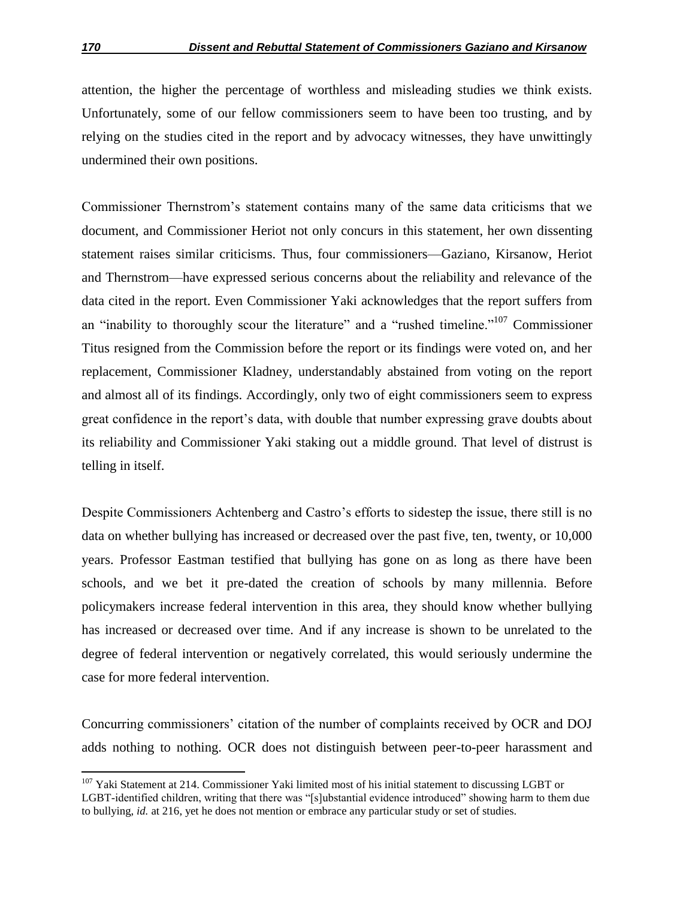attention, the higher the percentage of worthless and misleading studies we think exists. Unfortunately, some of our fellow commissioners seem to have been too trusting, and by relying on the studies cited in the report and by advocacy witnesses, they have unwittingly undermined their own positions.

Commissioner Thernstrom's statement contains many of the same data criticisms that we document, and Commissioner Heriot not only concurs in this statement, her own dissenting statement raises similar criticisms. Thus, four commissioners—Gaziano, Kirsanow, Heriot and Thernstrom—have expressed serious concerns about the reliability and relevance of the data cited in the report. Even Commissioner Yaki acknowledges that the report suffers from an "inability to thoroughly scour the literature" and a "rushed timeline."[107] Commissioner Titus resigned from the Commission before the report or its findings were voted on, and her replacement, Commissioner Kladney, understandably abstained from voting on the report and almost all of its findings. Accordingly, only two of eight commissioners seem to express great confidence in the report's data, with double that number expressing grave doubts about its reliability and Commissioner Yaki staking out a middle ground. That level of distrust is telling in itself.

Despite Commissioners Achtenberg and Castro's efforts to sidestep the issue, there still is no data on whether bullying has increased or decreased over the past five, ten, twenty, or 10,000 years. Professor Eastman testified that bullying has gone on as long as there have been schools, and we bet it pre-dated the creation of schools by many millennia. Before policymakers increase federal intervention in this area, they should know whether bullying has increased or decreased over time. And if any increase is shown to be unrelated to the degree of federal intervention or negatively correlated, this would seriously undermine the case for more federal intervention.

Concurring commissioners' citation of the number of complaints received by OCR and DOJ adds nothing to nothing. OCR does not distinguish between peer-to-peer harassment and

---

[107] Yaki Statement at 214. Commissioner Yaki limited most of his initial statement to discussing LGBT or LGBT-identified children, writing that there was "[s]ubstantial evidence introduced" showing harm to them due to bullying, *id.* at 216, yet he does not mention or embrace any particular study or set of studies.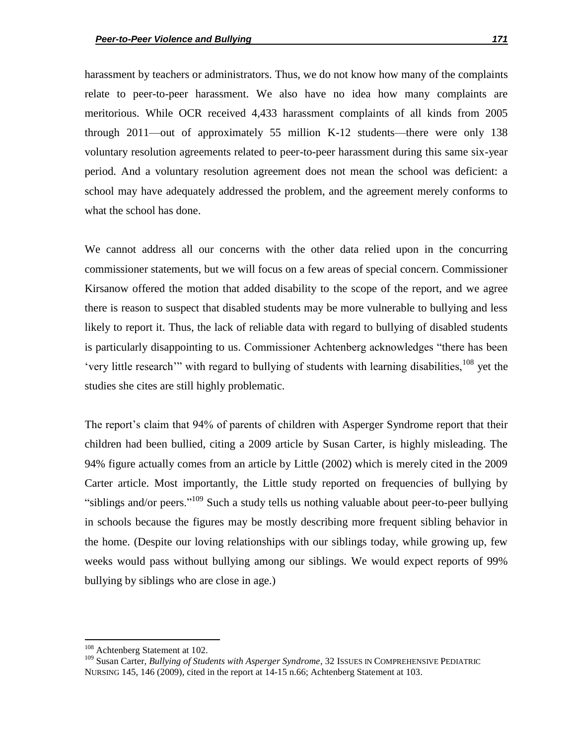harassment by teachers or administrators. Thus, we do not know how many of the complaints relate to peer-to-peer harassment. We also have no idea how many complaints are meritorious. While OCR received 4,433 harassment complaints of all kinds from 2005 through 2011—out of approximately 55 million K-12 students—there were only 138 voluntary resolution agreements related to peer-to-peer harassment during this same six-year period. And a voluntary resolution agreement does not mean the school was deficient: a school may have adequately addressed the problem, and the agreement merely conforms to what the school has done.

We cannot address all our concerns with the other data relied upon in the concurring commissioner statements, but we will focus on a few areas of special concern. Commissioner Kirsanow offered the motion that added disability to the scope of the report, and we agree there is reason to suspect that disabled students may be more vulnerable to bullying and less likely to report it. Thus, the lack of reliable data with regard to bullying of disabled students is particularly disappointing to us. Commissioner Achtenberg acknowledges "there has been 'very little research'" with regard to bullying of students with learning disabilities,[108] yet the studies she cites are still highly problematic.

The report's claim that 94% of parents of children with Asperger Syndrome report that their children had been bullied, citing a 2009 article by Susan Carter, is highly misleading. The 94% figure actually comes from an article by Little (2002) which is merely cited in the 2009 Carter article. Most importantly, the Little study reported on frequencies of bullying by "siblings and/or peers."[109] Such a study tells us nothing valuable about peer-to-peer bullying in schools because the figures may be mostly describing more frequent sibling behavior in the home. (Despite our loving relationships with our siblings today, while growing up, few weeks would pass without bullying among our siblings. We would expect reports of 99% bullying by siblings who are close in age.)

---

[108] Achtenberg Statement at 102.

[109] Susan Carter, *Bullying of Students with Asperger Syndrome*, 32 ISSUES IN COMPREHENSIVE PEDIATRIC NURSING 145, 146 (2009), cited in the report at 14-15 n.66; Achtenberg Statement at 103.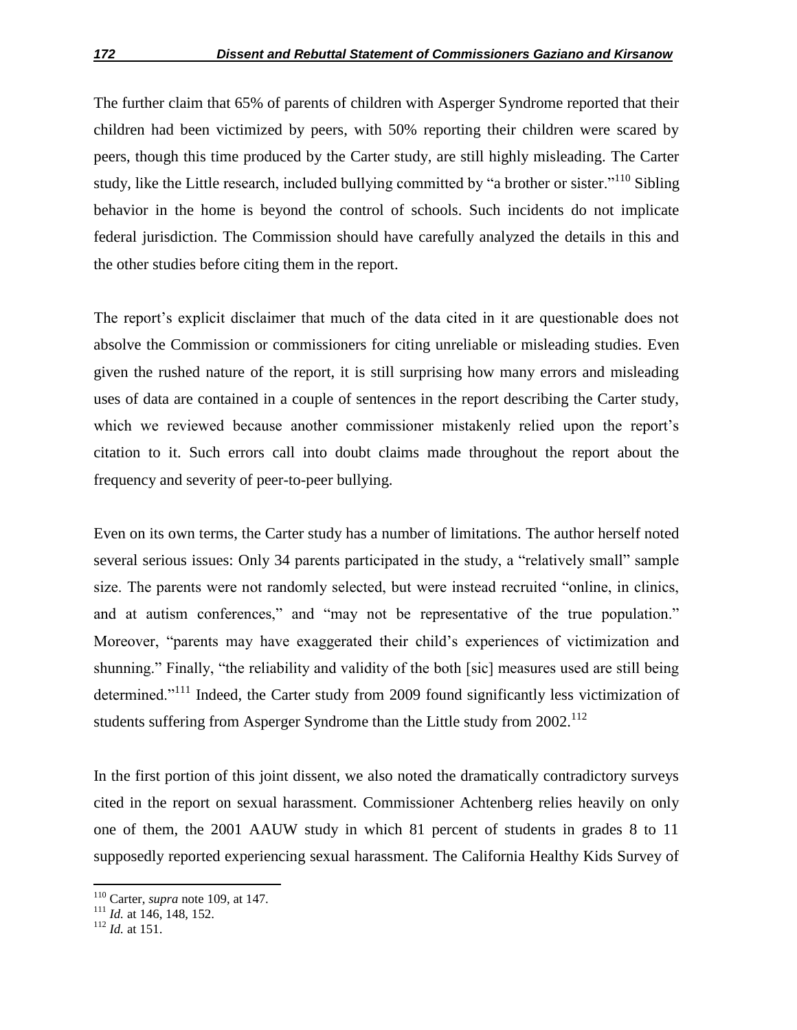The further claim that 65% of parents of children with Asperger Syndrome reported that their children had been victimized by peers, with 50% reporting their children were scared by peers, though this time produced by the Carter study, are still highly misleading. The Carter study, like the Little research, included bullying committed by "a brother or sister."[110] Sibling behavior in the home is beyond the control of schools. Such incidents do not implicate federal jurisdiction. The Commission should have carefully analyzed the details in this and the other studies before citing them in the report.

The report's explicit disclaimer that much of the data cited in it are questionable does not absolve the Commission or commissioners for citing unreliable or misleading studies. Even given the rushed nature of the report, it is still surprising how many errors and misleading uses of data are contained in a couple of sentences in the report describing the Carter study, which we reviewed because another commissioner mistakenly relied upon the report's citation to it. Such errors call into doubt claims made throughout the report about the frequency and severity of peer-to-peer bullying.

Even on its own terms, the Carter study has a number of limitations. The author herself noted several serious issues: Only 34 parents participated in the study, a "relatively small" sample size. The parents were not randomly selected, but were instead recruited "online, in clinics, and at autism conferences," and "may not be representative of the true population." Moreover, "parents may have exaggerated their child's experiences of victimization and shunning." Finally, "the reliability and validity of the both [sic] measures used are still being determined."[111] Indeed, the Carter study from 2009 found significantly less victimization of students suffering from Asperger Syndrome than the Little study from 2002.[112]

In the first portion of this joint dissent, we also noted the dramatically contradictory surveys cited in the report on sexual harassment. Commissioner Achtenberg relies heavily on only one of them, the 2001 AAUW study in which 81 percent of students in grades 8 to 11 supposedly reported experiencing sexual harassment. The California Healthy Kids Survey of

---

[110] Carter, *supra* note 109, at 147.

[111] *Id.* at 146, 148, 152.

[112] *Id.* at 151.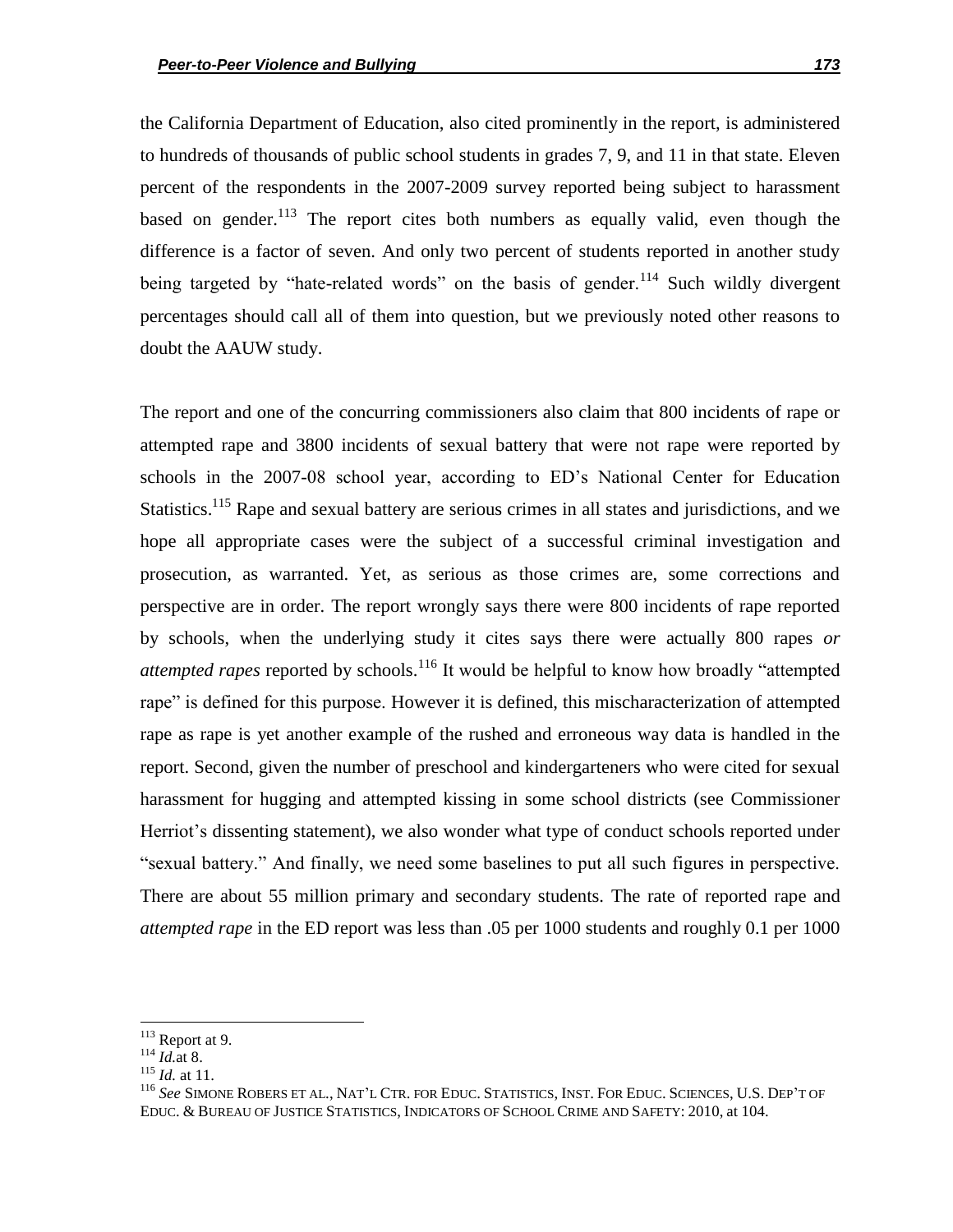the California Department of Education, also cited prominently in the report, is administered to hundreds of thousands of public school students in grades 7, 9, and 11 in that state. Eleven percent of the respondents in the 2007-2009 survey reported being subject to harassment based on gender.[113] The report cites both numbers as equally valid, even though the difference is a factor of seven. And only two percent of students reported in another study being targeted by "hate-related words" on the basis of gender.[114] Such wildly divergent percentages should call all of them into question, but we previously noted other reasons to doubt the AAUW study.

The report and one of the concurring commissioners also claim that 800 incidents of rape or attempted rape and 3800 incidents of sexual battery that were not rape were reported by schools in the 2007-08 school year, according to ED's National Center for Education Statistics.[115] Rape and sexual battery are serious crimes in all states and jurisdictions, and we hope all appropriate cases were the subject of a successful criminal investigation and prosecution, as warranted. Yet, as serious as those crimes are, some corrections and perspective are in order. The report wrongly says there were 800 incidents of rape reported by schools, when the underlying study it cites says there were actually 800 rapes *or attempted rapes* reported by schools.[116] It would be helpful to know how broadly "attempted rape" is defined for this purpose. However it is defined, this mischaracterization of attempted rape as rape is yet another example of the rushed and erroneous way data is handled in the report. Second, given the number of preschool and kindergarteners who were cited for sexual harassment for hugging and attempted kissing in some school districts (see Commissioner Herriot's dissenting statement), we also wonder what type of conduct schools reported under "sexual battery." And finally, we need some baselines to put all such figures in perspective. There are about 55 million primary and secondary students. The rate of reported rape and *attempted rape* in the ED report was less than .05 per 1000 students and roughly 0.1 per 1000

---

[113] Report at 9.

[114] *Id.*at 8.

[115] *Id.* at 11.

[116] *See* SIMONE ROBERS ET AL., NAT'L CTR. FOR EDUC. STATISTICS, INST. FOR EDUC. SCIENCES, U.S. DEP'T OF EDUC. & BUREAU OF JUSTICE STATISTICS, INDICATORS OF SCHOOL CRIME AND SAFETY: 2010, at 104.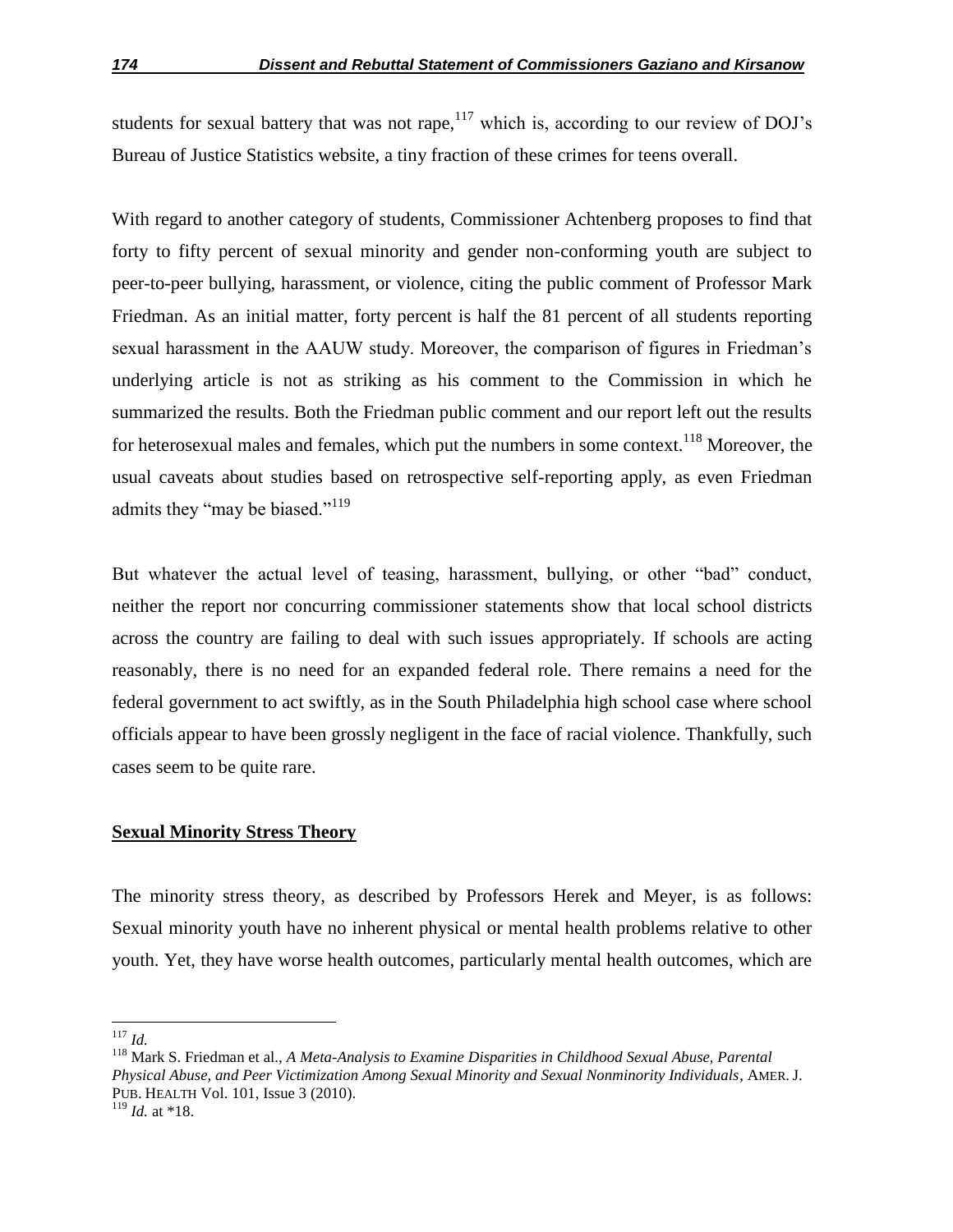students for sexual battery that was not rape,[117] which is, according to our review of DOJ's Bureau of Justice Statistics website, a tiny fraction of these crimes for teens overall.

With regard to another category of students, Commissioner Achtenberg proposes to find that forty to fifty percent of sexual minority and gender non-conforming youth are subject to peer-to-peer bullying, harassment, or violence, citing the public comment of Professor Mark Friedman. As an initial matter, forty percent is half the 81 percent of all students reporting sexual harassment in the AAUW study. Moreover, the comparison of figures in Friedman's underlying article is not as striking as his comment to the Commission in which he summarized the results. Both the Friedman public comment and our report left out the results for heterosexual males and females, which put the numbers in some context.[118] Moreover, the usual caveats about studies based on retrospective self-reporting apply, as even Friedman admits they "may be biased."[119]

But whatever the actual level of teasing, harassment, bullying, or other "bad" conduct, neither the report nor concurring commissioner statements show that local school districts across the country are failing to deal with such issues appropriately. If schools are acting reasonably, there is no need for an expanded federal role. There remains a need for the federal government to act swiftly, as in the South Philadelphia high school case where school officials appear to have been grossly negligent in the face of racial violence. Thankfully, such cases seem to be quite rare.

**Sexual Minority Stress Theory**

The minority stress theory, as described by Professors Herek and Meyer, is as follows: Sexual minority youth have no inherent physical or mental health problems relative to other youth. Yet, they have worse health outcomes, particularly mental health outcomes, which are

---

[117] *Id.*

[118] Mark S. Friedman et al., *A Meta-Analysis to Examine Disparities in Childhood Sexual Abuse, Parental Physical Abuse, and Peer Victimization Among Sexual Minority and Sexual Nonminority Individuals*, AMER. J. PUB. HEALTH Vol. 101, Issue 3 (2010).

[119] *Id.* at *18.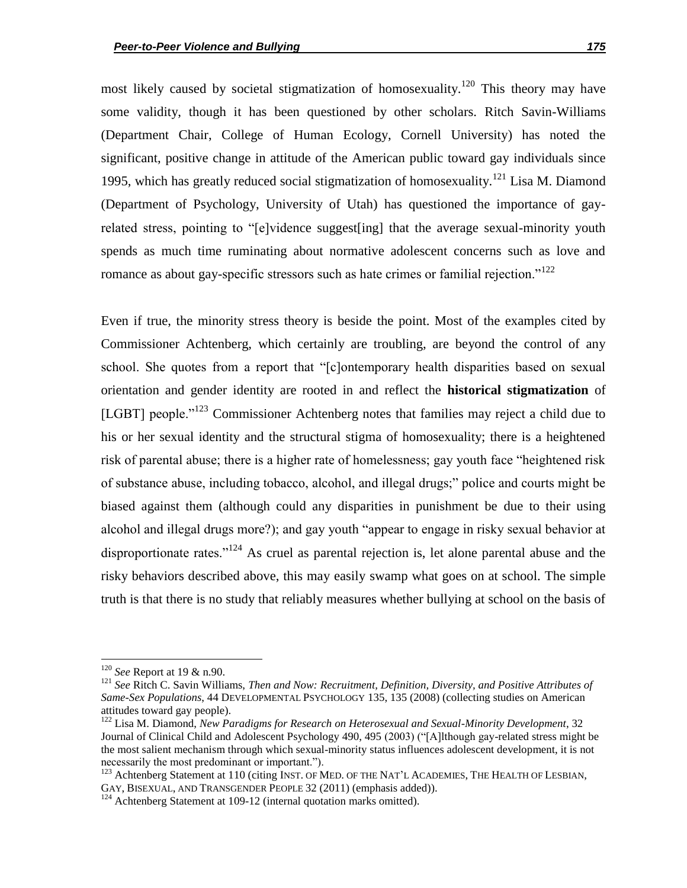most likely caused by societal stigmatization of homosexuality.[120] This theory may have some validity, though it has been questioned by other scholars. Ritch Savin-Williams (Department Chair, College of Human Ecology, Cornell University) has noted the significant, positive change in attitude of the American public toward gay individuals since 1995, which has greatly reduced social stigmatization of homosexuality.[121] Lisa M. Diamond (Department of Psychology, University of Utah) has questioned the importance of gay-related stress, pointing to "[e]vidence suggest[ing] that the average sexual-minority youth spends as much time ruminating about normative adolescent concerns such as love and romance as about gay-specific stressors such as hate crimes or familial rejection."[122]

Even if true, the minority stress theory is beside the point. Most of the examples cited by Commissioner Achtenberg, which certainly are troubling, are beyond the control of any school. She quotes from a report that "[c]ontemporary health disparities based on sexual orientation and gender identity are rooted in and reflect the **historical stigmatization** of [LGBT] people."[123] Commissioner Achtenberg notes that families may reject a child due to his or her sexual identity and the structural stigma of homosexuality; there is a heightened risk of parental abuse; there is a higher rate of homelessness; gay youth face "heightened risk of substance abuse, including tobacco, alcohol, and illegal drugs;" police and courts might be biased against them (although could any disparities in punishment be due to their using alcohol and illegal drugs more?); and gay youth "appear to engage in risky sexual behavior at disproportionate rates."[124] As cruel as parental rejection is, let alone parental abuse and the risky behaviors described above, this may easily swamp what goes on at school. The simple truth is that there is no study that reliably measures whether bullying at school on the basis of

---

[120] *See* Report at 19 & n.90.

[121] *See* Ritch C. Savin Williams, *Then and Now: Recruitment, Definition, Diversity, and Positive Attributes of Same-Sex Populations*, 44 DEVELOPMENTAL PSYCHOLOGY 135, 135 (2008) (collecting studies on American attitudes toward gay people).

[122] Lisa M. Diamond, *New Paradigms for Research on Heterosexual and Sexual-Minority Development*, 32 Journal of Clinical Child and Adolescent Psychology 490, 495 (2003) ("[A]lthough gay-related stress might be the most salient mechanism through which sexual-minority status influences adolescent development, it is not necessarily the most predominant or important.").

[123] Achtenberg Statement at 110 (citing INST. OF MED. OF THE NAT'L ACADEMIES, THE HEALTH OF LESBIAN, GAY, BISEXUAL, AND TRANSGENDER PEOPLE 32 (2011) (emphasis added)).

[124] Achtenberg Statement at 109-12 (internal quotation marks omitted).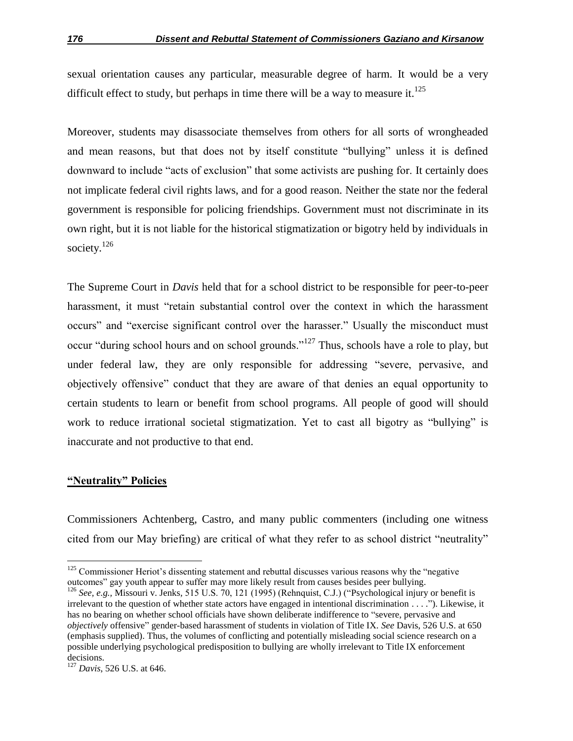sexual orientation causes any particular, measurable degree of harm. It would be a very difficult effect to study, but perhaps in time there will be a way to measure it.[125]

Moreover, students may disassociate themselves from others for all sorts of wrongheaded and mean reasons, but that does not by itself constitute "bullying" unless it is defined downward to include "acts of exclusion" that some activists are pushing for. It certainly does not implicate federal civil rights laws, and for a good reason. Neither the state nor the federal government is responsible for policing friendships. Government must not discriminate in its own right, but it is not liable for the historical stigmatization or bigotry held by individuals in society.[126]

The Supreme Court in *Davis* held that for a school district to be responsible for peer-to-peer harassment, it must "retain substantial control over the context in which the harassment occurs" and "exercise significant control over the harasser." Usually the misconduct must occur "during school hours and on school grounds."[127] Thus, schools have a role to play, but under federal law, they are only responsible for addressing "severe, pervasive, and objectively offensive" conduct that they are aware of that denies an equal opportunity to certain students to learn or benefit from school programs. All people of good will should work to reduce irrational societal stigmatization. Yet to cast all bigotry as "bullying" is inaccurate and not productive to that end.

## **"Neutrality" Policies**

Commissioners Achtenberg, Castro, and many public commenters (including one witness cited from our May briefing) are critical of what they refer to as school district "neutrality"

---

[125] Commissioner Heriot's dissenting statement and rebuttal discusses various reasons why the "negative outcomes" gay youth appear to suffer may more likely result from causes besides peer bullying.

[126] *See, e.g.,* Missouri v. Jenks, 515 U.S. 70, 121 (1995) (Rehnquist, C.J.) ("Psychological injury or benefit is irrelevant to the question of whether state actors have engaged in intentional discrimination . . . ."). Likewise, it has no bearing on whether school officials have shown deliberate indifference to "severe, pervasive and *objectively* offensive" gender-based harassment of students in violation of Title IX. *See* Davis, 526 U.S. at 650 (emphasis supplied). Thus, the volumes of conflicting and potentially misleading social science research on a possible underlying psychological predisposition to bullying are wholly irrelevant to Title IX enforcement decisions.

[127] *Davis*, 526 U.S. at 646.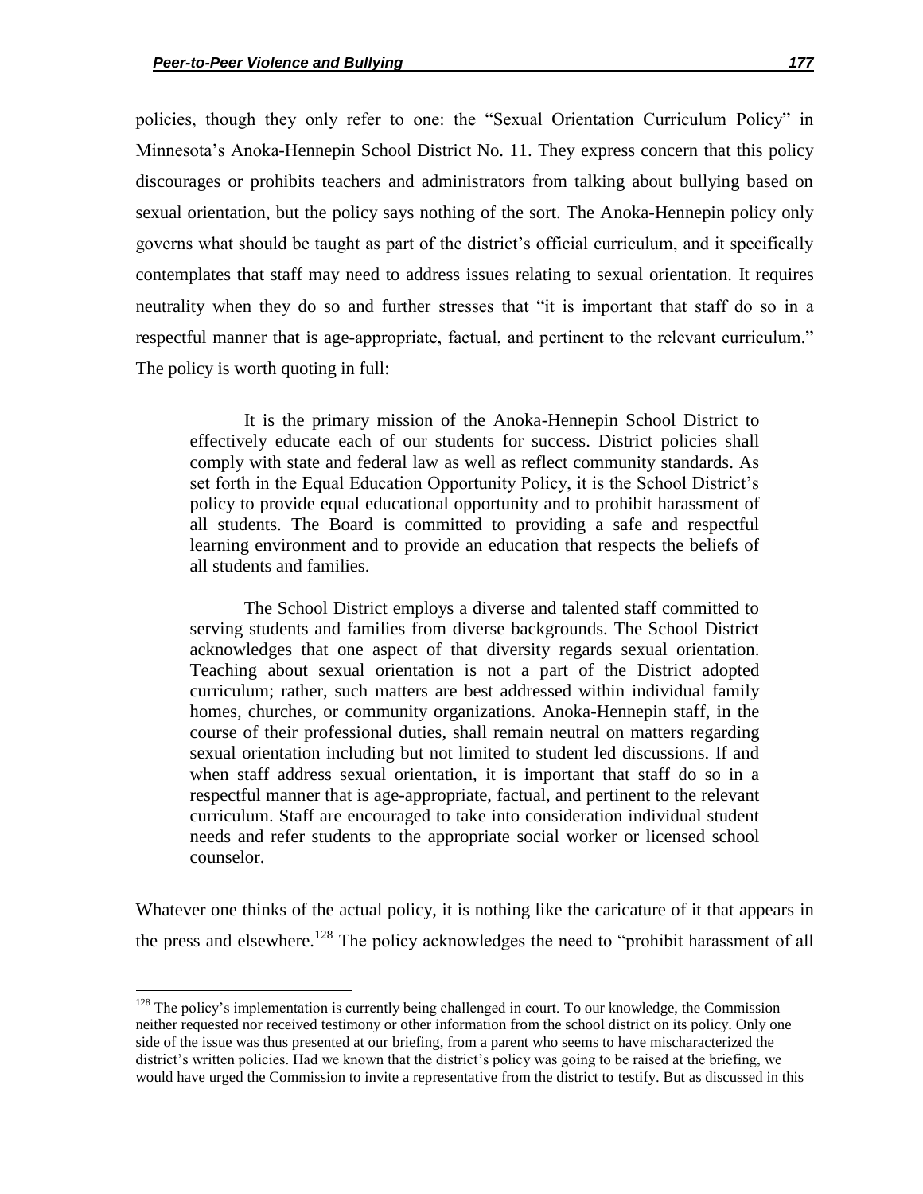policies, though they only refer to one: the "Sexual Orientation Curriculum Policy" in Minnesota's Anoka-Hennepin School District No. 11. They express concern that this policy discourages or prohibits teachers and administrators from talking about bullying based on sexual orientation, but the policy says nothing of the sort. The Anoka-Hennepin policy only governs what should be taught as part of the district's official curriculum, and it specifically contemplates that staff may need to address issues relating to sexual orientation. It requires neutrality when they do so and further stresses that "it is important that staff do so in a respectful manner that is age-appropriate, factual, and pertinent to the relevant curriculum." The policy is worth quoting in full:

> It is the primary mission of the Anoka-Hennepin School District to effectively educate each of our students for success. District policies shall comply with state and federal law as well as reflect community standards. As set forth in the Equal Education Opportunity Policy, it is the School District's policy to provide equal educational opportunity and to prohibit harassment of all students. The Board is committed to providing a safe and respectful learning environment and to provide an education that respects the beliefs of all students and families.
>
> The School District employs a diverse and talented staff committed to serving students and families from diverse backgrounds. The School District acknowledges that one aspect of that diversity regards sexual orientation. Teaching about sexual orientation is not a part of the District adopted curriculum; rather, such matters are best addressed within individual family homes, churches, or community organizations. Anoka-Hennepin staff, in the course of their professional duties, shall remain neutral on matters regarding sexual orientation including but not limited to student led discussions. If and when staff address sexual orientation, it is important that staff do so in a respectful manner that is age-appropriate, factual, and pertinent to the relevant curriculum. Staff are encouraged to take into consideration individual student needs and refer students to the appropriate social worker or licensed school counselor.

Whatever one thinks of the actual policy, it is nothing like the caricature of it that appears in the press and elsewhere.[128] The policy acknowledges the need to "prohibit harassment of all

[128] The policy's implementation is currently being challenged in court. To our knowledge, the Commission neither requested nor received testimony or other information from the school district on its policy. Only one side of the issue was thus presented at our briefing, from a parent who seems to have mischaracterized the district's written policies. Had we known that the district's policy was going to be raised at the briefing, we would have urged the Commission to invite a representative from the district to testify. But as discussed in this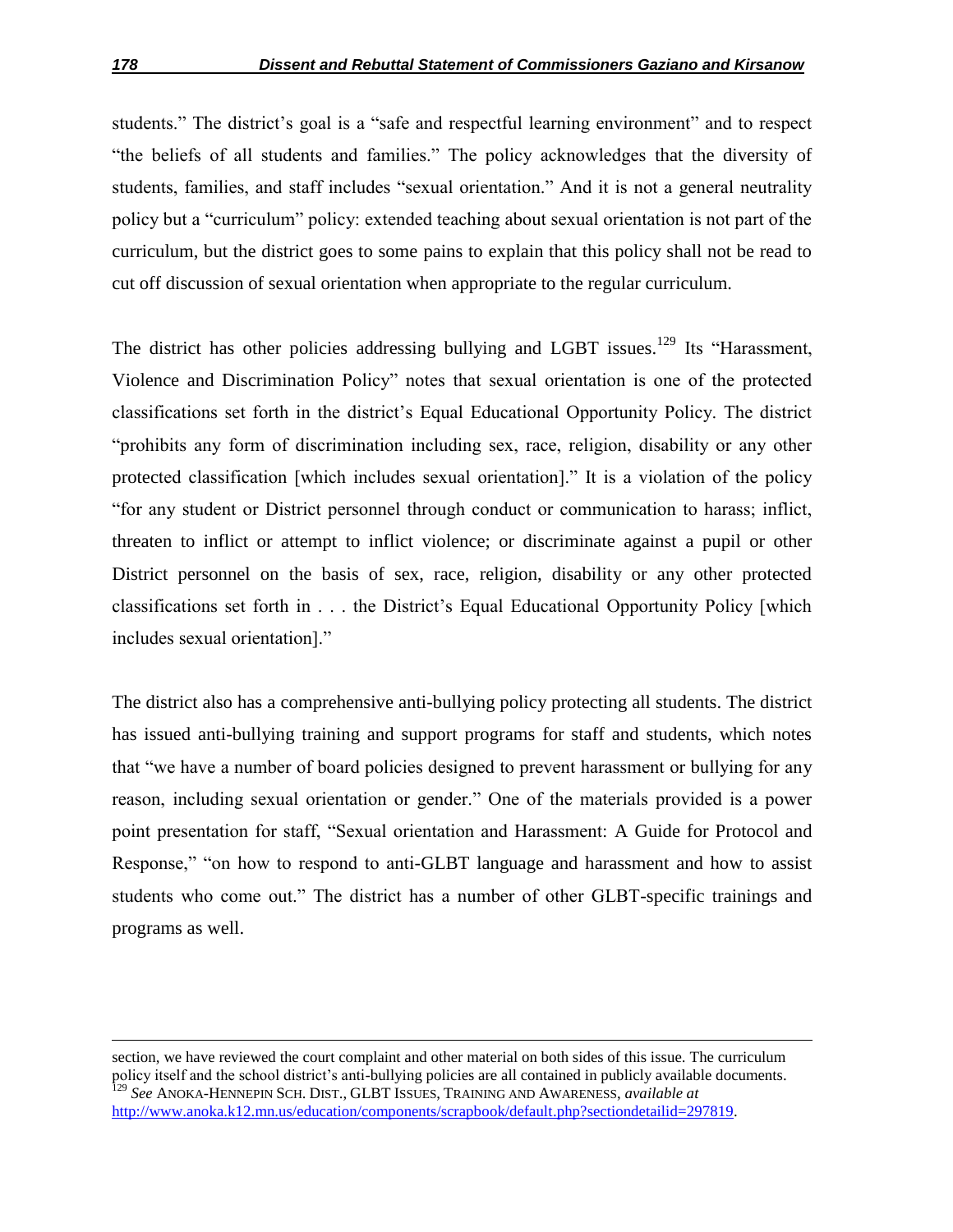students." The district's goal is a "safe and respectful learning environment" and to respect "the beliefs of all students and families." The policy acknowledges that the diversity of students, families, and staff includes "sexual orientation." And it is not a general neutrality policy but a "curriculum" policy: extended teaching about sexual orientation is not part of the curriculum, but the district goes to some pains to explain that this policy shall not be read to cut off discussion of sexual orientation when appropriate to the regular curriculum.

The district has other policies addressing bullying and LGBT issues.[129] Its "Harassment, Violence and Discrimination Policy" notes that sexual orientation is one of the protected classifications set forth in the district's Equal Educational Opportunity Policy. The district "prohibits any form of discrimination including sex, race, religion, disability or any other protected classification [which includes sexual orientation]." It is a violation of the policy "for any student or District personnel through conduct or communication to harass; inflict, threaten to inflict or attempt to inflict violence; or discriminate against a pupil or other District personnel on the basis of sex, race, religion, disability or any other protected classifications set forth in . . . the District's Equal Educational Opportunity Policy [which includes sexual orientation]."

The district also has a comprehensive anti-bullying policy protecting all students. The district has issued anti-bullying training and support programs for staff and students, which notes that "we have a number of board policies designed to prevent harassment or bullying for any reason, including sexual orientation or gender." One of the materials provided is a power point presentation for staff, "Sexual orientation and Harassment: A Guide for Protocol and Response," "on how to respond to anti-GLBT language and harassment and how to assist students who come out." The district has a number of other GLBT-specific trainings and programs as well.

---

section, we have reviewed the court complaint and other material on both sides of this issue. The curriculum policy itself and the school district's anti-bullying policies are all contained in publicly available documents.

[129] *See* ANOKA-HENNEPIN SCH. DIST., GLBT ISSUES, TRAINING AND AWARENESS, *available at* http://www.anoka.k12.mn.us/education/components/scrapbook/default.php?sectiondetailid=297819.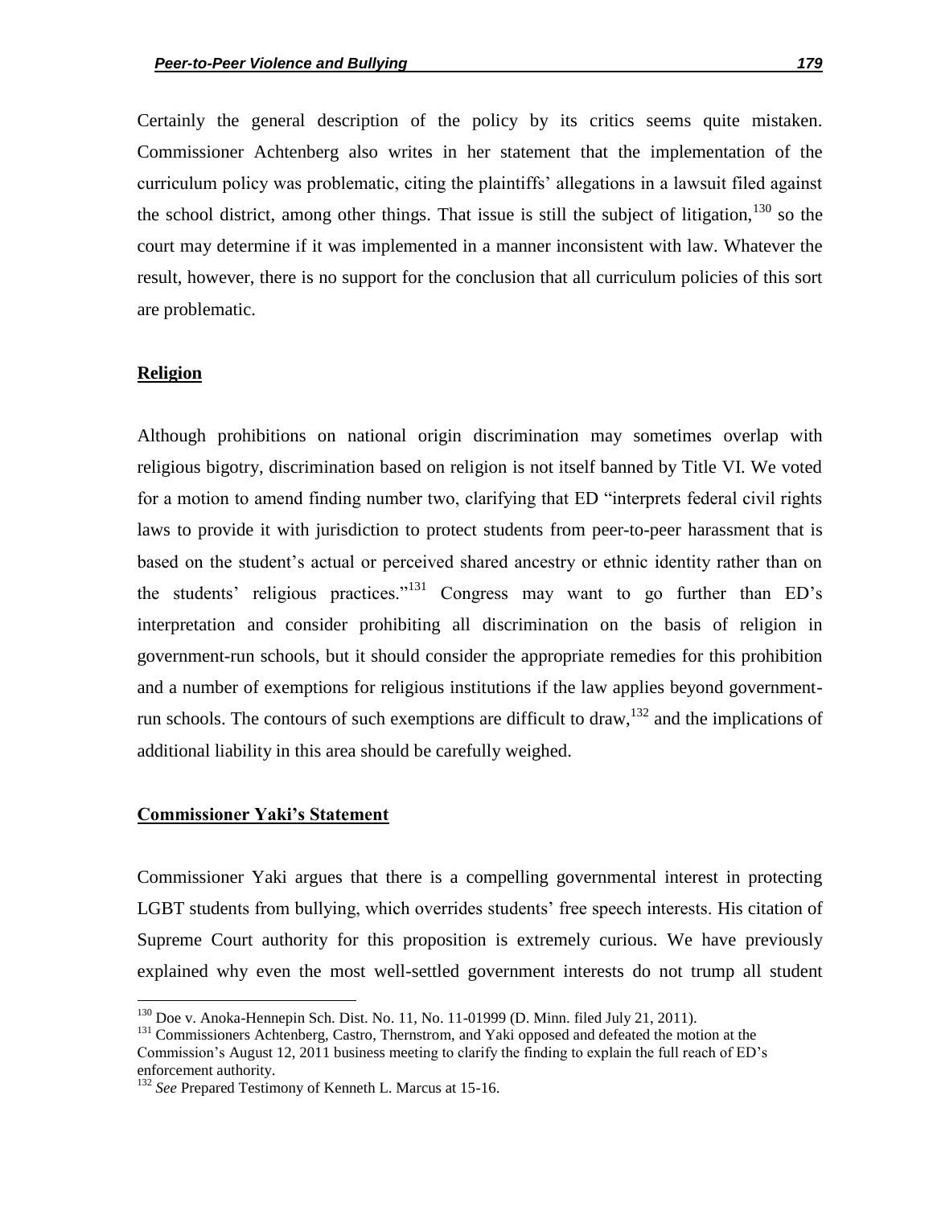Certainly the general description of the policy by its critics seems quite mistaken. Commissioner Achtenberg also writes in her statement that the implementation of the curriculum policy was problematic, citing the plaintiffs' allegations in a lawsuit filed against the school district, among other things. That issue is still the subject of litigation,[130] so the court may determine if it was implemented in a manner inconsistent with law. Whatever the result, however, there is no support for the conclusion that all curriculum policies of this sort are problematic.

## Religion

Although prohibitions on national origin discrimination may sometimes overlap with religious bigotry, discrimination based on religion is not itself banned by Title VI. We voted for a motion to amend finding number two, clarifying that ED "interprets federal civil rights laws to provide it with jurisdiction to protect students from peer-to-peer harassment that is based on the student's actual or perceived shared ancestry or ethnic identity rather than on the students' religious practices."[131] Congress may want to go further than ED's interpretation and consider prohibiting all discrimination on the basis of religion in government-run schools, but it should consider the appropriate remedies for this prohibition and a number of exemptions for religious institutions if the law applies beyond government-run schools. The contours of such exemptions are difficult to draw,[132] and the implications of additional liability in this area should be carefully weighed.

## Commissioner Yaki's Statement

Commissioner Yaki argues that there is a compelling governmental interest in protecting LGBT students from bullying, which overrides students' free speech interests. His citation of Supreme Court authority for this proposition is extremely curious. We have previously explained why even the most well-settled government interests do not trump all student

---

[130] Doe v. Anoka-Hennepin Sch. Dist. No. 11, No. 11-01999 (D. Minn. filed July 21, 2011).

[131] Commissioners Achtenberg, Castro, Thernstrom, and Yaki opposed and defeated the motion at the Commission's August 12, 2011 business meeting to clarify the finding to explain the full reach of ED's enforcement authority.

[132] *See* Prepared Testimony of Kenneth L. Marcus at 15-16.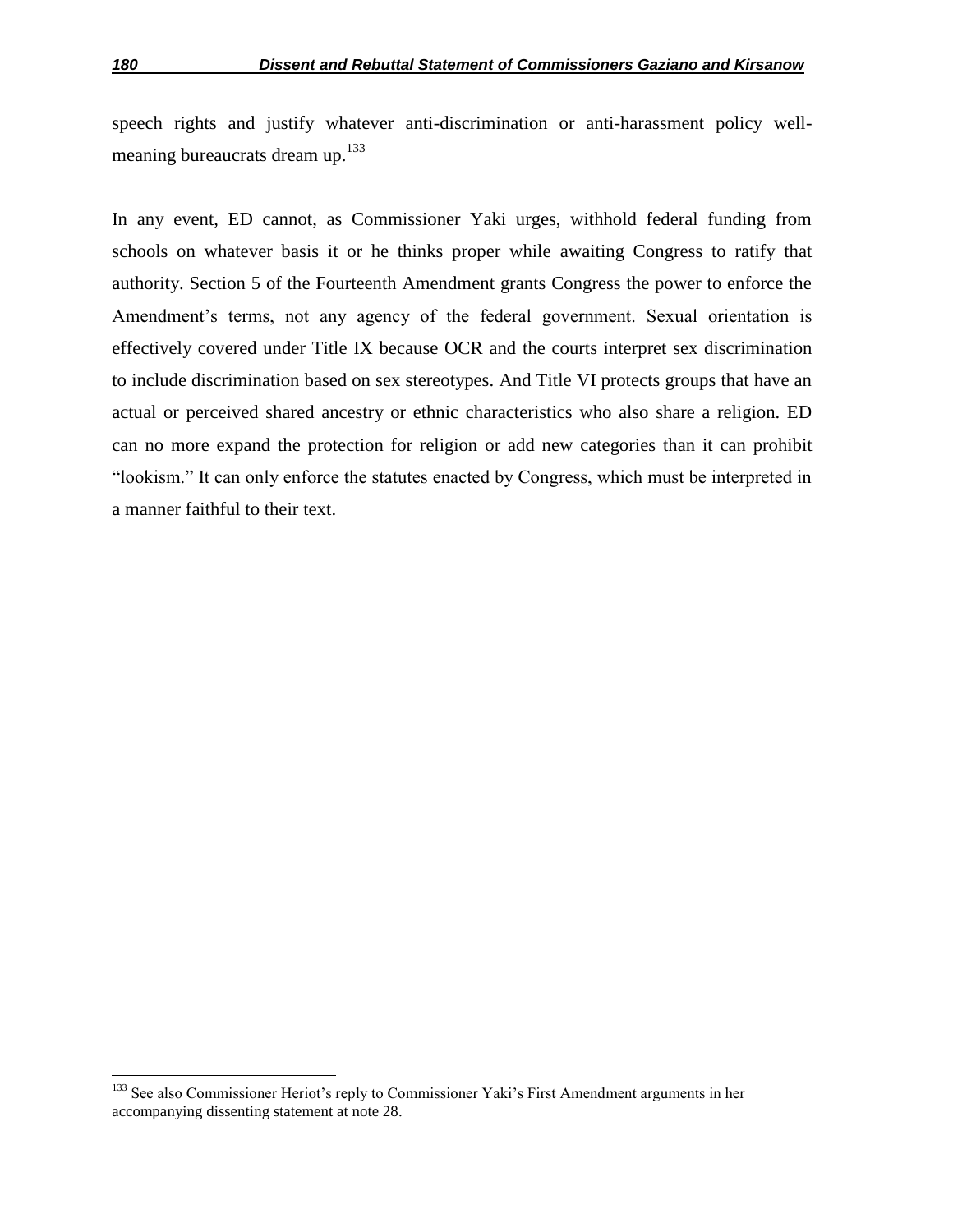speech rights and justify whatever anti-discrimination or anti-harassment policy well-meaning bureaucrats dream up.[133]

In any event, ED cannot, as Commissioner Yaki urges, withhold federal funding from schools on whatever basis it or he thinks proper while awaiting Congress to ratify that authority. Section 5 of the Fourteenth Amendment grants Congress the power to enforce the Amendment's terms, not any agency of the federal government. Sexual orientation is effectively covered under Title IX because OCR and the courts interpret sex discrimination to include discrimination based on sex stereotypes. And Title VI protects groups that have an actual or perceived shared ancestry or ethnic characteristics who also share a religion. ED can no more expand the protection for religion or add new categories than it can prohibit "lookism." It can only enforce the statutes enacted by Congress, which must be interpreted in a manner faithful to their text.

---

[133] See also Commissioner Heriot's reply to Commissioner Yaki's First Amendment arguments in her accompanying dissenting statement at note 28.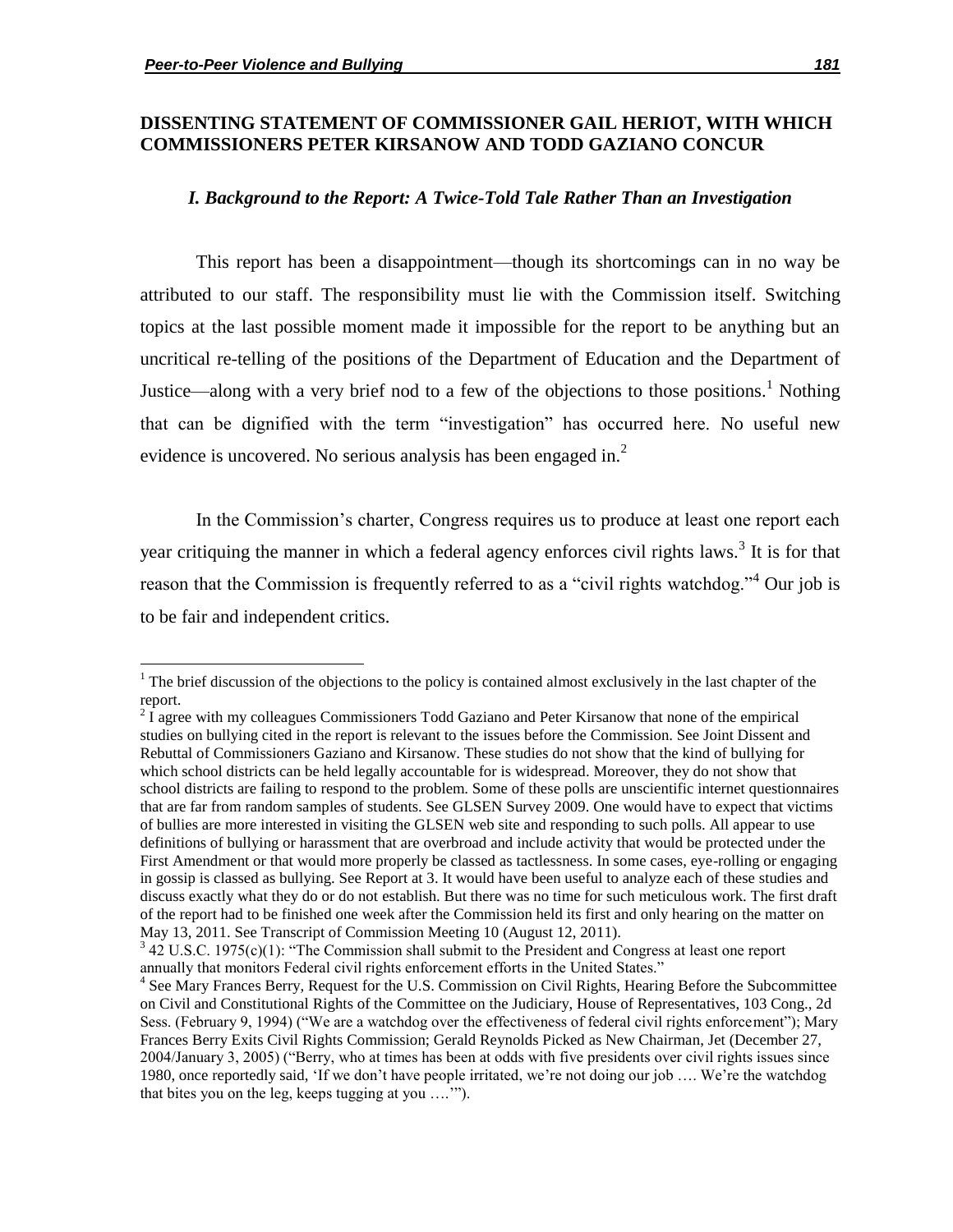## DISSENTING STATEMENT OF COMMISSIONER GAIL HERIOT, WITH WHICH COMMISSIONERS PETER KIRSANOW AND TODD GAZIANO CONCUR

### *I. Background to the Report: A Twice-Told Tale Rather Than an Investigation*

This report has been a disappointment—though its shortcomings can in no way be attributed to our staff. The responsibility must lie with the Commission itself. Switching topics at the last possible moment made it impossible for the report to be anything but an uncritical re-telling of the positions of the Department of Education and the Department of Justice—along with a very brief nod to a few of the objections to those positions.[1] Nothing that can be dignified with the term "investigation" has occurred here. No useful new evidence is uncovered. No serious analysis has been engaged in.[2]

In the Commission's charter, Congress requires us to produce at least one report each year critiquing the manner in which a federal agency enforces civil rights laws.[3] It is for that reason that the Commission is frequently referred to as a "civil rights watchdog."[4] Our job is to be fair and independent critics.

---

[1] The brief discussion of the objections to the policy is contained almost exclusively in the last chapter of the report.

[2] I agree with my colleagues Commissioners Todd Gaziano and Peter Kirsanow that none of the empirical studies on bullying cited in the report is relevant to the issues before the Commission. See Joint Dissent and Rebuttal of Commissioners Gaziano and Kirsanow. These studies do not show that the kind of bullying for which school districts can be held legally accountable for is widespread. Moreover, they do not show that school districts are failing to respond to the problem. Some of these polls are unscientific internet questionnaires that are far from random samples of students. See GLSEN Survey 2009. One would have to expect that victims of bullies are more interested in visiting the GLSEN web site and responding to such polls. All appear to use definitions of bullying or harassment that are overbroad and include activity that would be protected under the First Amendment or that would more properly be classed as tactlessness. In some cases, eye-rolling or engaging in gossip is classed as bullying. See Report at 3. It would have been useful to analyze each of these studies and discuss exactly what they do or do not establish. But there was no time for such meticulous work. The first draft of the report had to be finished one week after the Commission held its first and only hearing on the matter on May 13, 2011. See Transcript of Commission Meeting 10 (August 12, 2011).

[3] 42 U.S.C. 1975(c)(1): "The Commission shall submit to the President and Congress at least one report annually that monitors Federal civil rights enforcement efforts in the United States."

[4] See Mary Frances Berry, Request for the U.S. Commission on Civil Rights, Hearing Before the Subcommittee on Civil and Constitutional Rights of the Committee on the Judiciary, House of Representatives, 103 Cong., 2d Sess. (February 9, 1994) ("We are a watchdog over the effectiveness of federal civil rights enforcement"); Mary Frances Berry Exits Civil Rights Commission; Gerald Reynolds Picked as New Chairman, Jet (December 27, 2004/January 3, 2005) ("Berry, who at times has been at odds with five presidents over civil rights issues since 1980, once reportedly said, 'If we don't have people irritated, we're not doing our job …. We're the watchdog that bites you on the leg, keeps tugging at you ….'").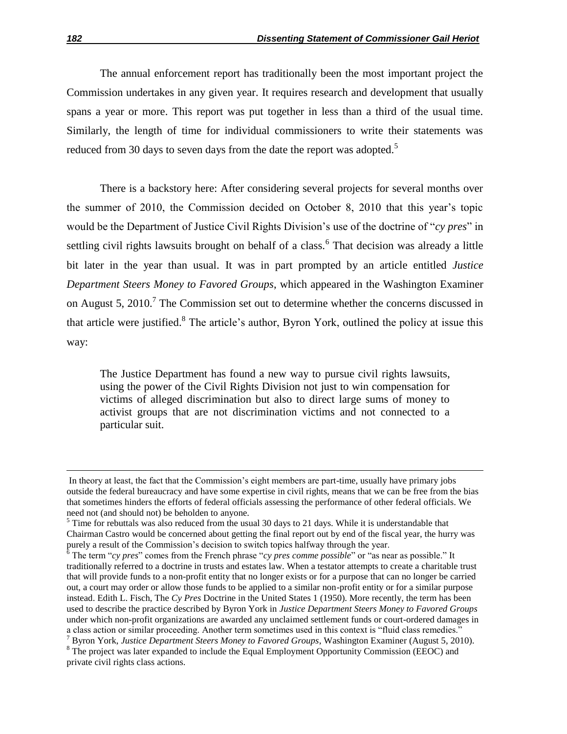The annual enforcement report has traditionally been the most important project the Commission undertakes in any given year. It requires research and development that usually spans a year or more. This report was put together in less than a third of the usual time. Similarly, the length of time for individual commissioners to write their statements was reduced from 30 days to seven days from the date the report was adopted.[5]

There is a backstory here: After considering several projects for several months over the summer of 2010, the Commission decided on October 8, 2010 that this year's topic would be the Department of Justice Civil Rights Division's use of the doctrine of "*cy pres*" in settling civil rights lawsuits brought on behalf of a class.[6] That decision was already a little bit later in the year than usual. It was in part prompted by an article entitled *Justice Department Steers Money to Favored Groups*, which appeared in the Washington Examiner on August 5, 2010.[7] The Commission set out to determine whether the concerns discussed in that article were justified.[8] The article's author, Byron York, outlined the policy at issue this way:

> The Justice Department has found a new way to pursue civil rights lawsuits, using the power of the Civil Rights Division not just to win compensation for victims of alleged discrimination but also to direct large sums of money to activist groups that are not discrimination victims and not connected to a particular suit.

---

In theory at least, the fact that the Commission's eight members are part-time, usually have primary jobs outside the federal bureaucracy and have some expertise in civil rights, means that we can be free from the bias that sometimes hinders the efforts of federal officials assessing the performance of other federal officials. We need not (and should not) be beholden to anyone.

[5] Time for rebuttals was also reduced from the usual 30 days to 21 days. While it is understandable that Chairman Castro would be concerned about getting the final report out by end of the fiscal year, the hurry was purely a result of the Commission's decision to switch topics halfway through the year.

[6] The term "*cy pres*" comes from the French phrase "*cy pres comme possible*" or "as near as possible." It traditionally referred to a doctrine in trusts and estates law. When a testator attempts to create a charitable trust that will provide funds to a non-profit entity that no longer exists or for a purpose that can no longer be carried out, a court may order or allow those funds to be applied to a similar non-profit entity or for a similar purpose instead. Edith L. Fisch, The *Cy Pres* Doctrine in the United States 1 (1950). More recently, the term has been used to describe the practice described by Byron York in *Justice Department Steers Money to Favored Groups* under which non-profit organizations are awarded any unclaimed settlement funds or court-ordered damages in a class action or similar proceeding. Another term sometimes used in this context is "fluid class remedies."

[7] Byron York, *Justice Department Steers Money to Favored Groups*, Washington Examiner (August 5, 2010).

[8] The project was later expanded to include the Equal Employment Opportunity Commission (EEOC) and private civil rights class actions.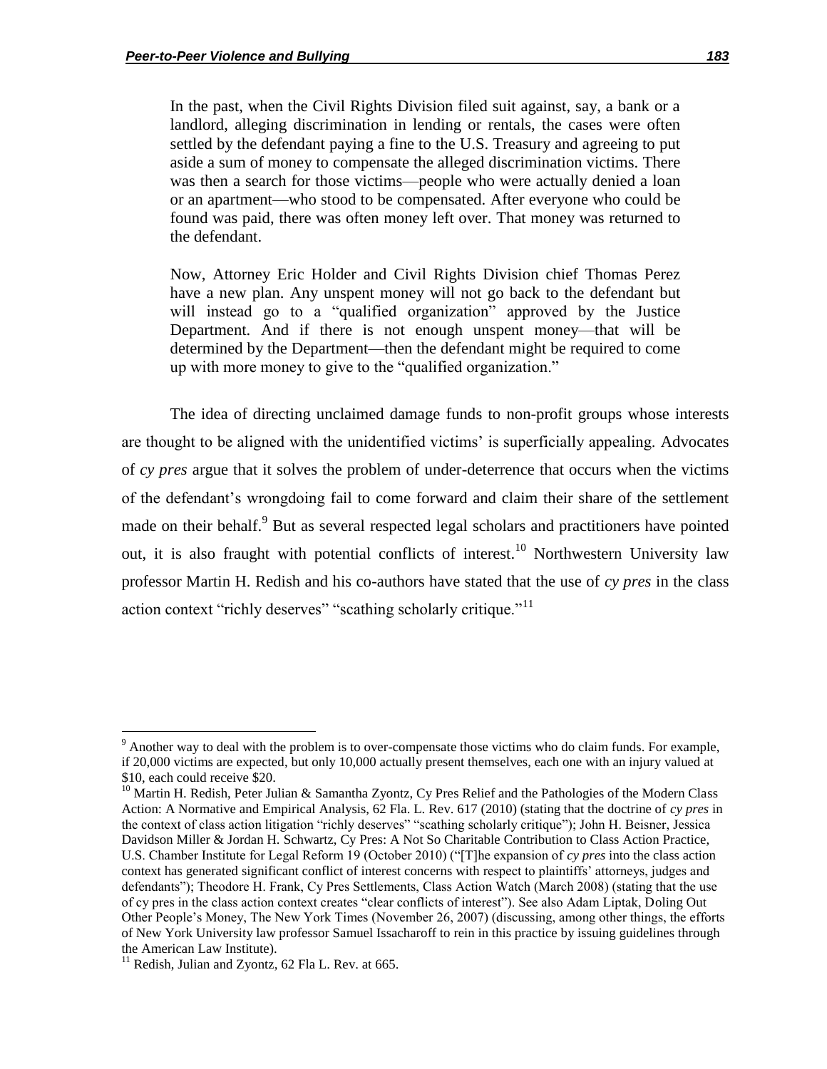> In the past, when the Civil Rights Division filed suit against, say, a bank or a landlord, alleging discrimination in lending or rentals, the cases were often settled by the defendant paying a fine to the U.S. Treasury and agreeing to put aside a sum of money to compensate the alleged discrimination victims. There was then a search for those victims—people who were actually denied a loan or an apartment—who stood to be compensated. After everyone who could be found was paid, there was often money left over. That money was returned to the defendant.
>
> Now, Attorney Eric Holder and Civil Rights Division chief Thomas Perez have a new plan. Any unspent money will not go back to the defendant but will instead go to a "qualified organization" approved by the Justice Department. And if there is not enough unspent money—that will be determined by the Department—then the defendant might be required to come up with more money to give to the "qualified organization."

The idea of directing unclaimed damage funds to non-profit groups whose interests are thought to be aligned with the unidentified victims' is superficially appealing. Advocates of *cy pres* argue that it solves the problem of under-deterrence that occurs when the victims of the defendant's wrongdoing fail to come forward and claim their share of the settlement made on their behalf.[9] But as several respected legal scholars and practitioners have pointed out, it is also fraught with potential conflicts of interest.[10] Northwestern University law professor Martin H. Redish and his co-authors have stated that the use of *cy pres* in the class action context "richly deserves" "scathing scholarly critique."[11]

---

[9] Another way to deal with the problem is to over-compensate those victims who do claim funds. For example, if 20,000 victims are expected, but only 10,000 actually present themselves, each one with an injury valued at $10, each could receive $20.

[10] Martin H. Redish, Peter Julian & Samantha Zyontz, Cy Pres Relief and the Pathologies of the Modern Class Action: A Normative and Empirical Analysis, 62 Fla. L. Rev. 617 (2010) (stating that the doctrine of *cy pres* in the context of class action litigation "richly deserves" "scathing scholarly critique"); John H. Beisner, Jessica Davidson Miller & Jordan H. Schwartz, Cy Pres: A Not So Charitable Contribution to Class Action Practice, U.S. Chamber Institute for Legal Reform 19 (October 2010) ("[T]he expansion of *cy pres* into the class action context has generated significant conflict of interest concerns with respect to plaintiffs' attorneys, judges and defendants"); Theodore H. Frank, Cy Pres Settlements, Class Action Watch (March 2008) (stating that the use of cy pres in the class action context creates "clear conflicts of interest"). See also Adam Liptak, Doling Out Other People's Money, The New York Times (November 26, 2007) (discussing, among other things, the efforts of New York University law professor Samuel Issacharoff to rein in this practice by issuing guidelines through the American Law Institute).

[11] Redish, Julian and Zyontz, 62 Fla L. Rev. at 665.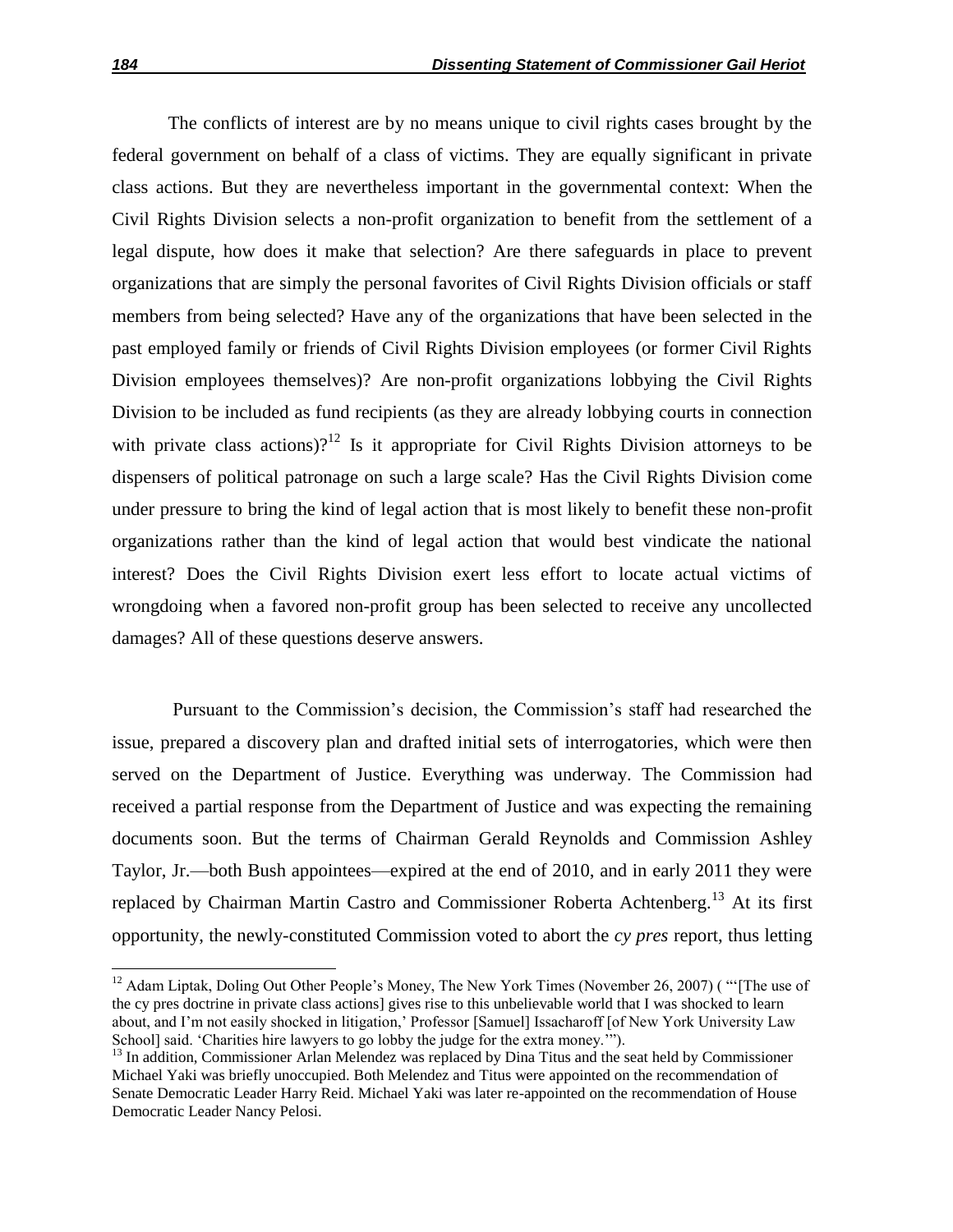The conflicts of interest are by no means unique to civil rights cases brought by the federal government on behalf of a class of victims. They are equally significant in private class actions. But they are nevertheless important in the governmental context: When the Civil Rights Division selects a non-profit organization to benefit from the settlement of a legal dispute, how does it make that selection? Are there safeguards in place to prevent organizations that are simply the personal favorites of Civil Rights Division officials or staff members from being selected? Have any of the organizations that have been selected in the past employed family or friends of Civil Rights Division employees (or former Civil Rights Division employees themselves)? Are non-profit organizations lobbying the Civil Rights Division to be included as fund recipients (as they are already lobbying courts in connection with private class actions)?[12] Is it appropriate for Civil Rights Division attorneys to be dispensers of political patronage on such a large scale? Has the Civil Rights Division come under pressure to bring the kind of legal action that is most likely to benefit these non-profit organizations rather than the kind of legal action that would best vindicate the national interest? Does the Civil Rights Division exert less effort to locate actual victims of wrongdoing when a favored non-profit group has been selected to receive any uncollected damages? All of these questions deserve answers.

Pursuant to the Commission's decision, the Commission's staff had researched the issue, prepared a discovery plan and drafted initial sets of interrogatories, which were then served on the Department of Justice. Everything was underway. The Commission had received a partial response from the Department of Justice and was expecting the remaining documents soon. But the terms of Chairman Gerald Reynolds and Commission Ashley Taylor, Jr.—both Bush appointees—expired at the end of 2010, and in early 2011 they were replaced by Chairman Martin Castro and Commissioner Roberta Achtenberg.[13] At its first opportunity, the newly-constituted Commission voted to abort the *cy pres* report, thus letting

[12] Adam Liptak, Doling Out Other People's Money, The New York Times (November 26, 2007) ( "'[The use of the cy pres doctrine in private class actions] gives rise to this unbelievable world that I was shocked to learn about, and I'm not easily shocked in litigation,' Professor [Samuel] Issacharoff [of New York University Law School] said. 'Charities hire lawyers to go lobby the judge for the extra money.'").

[13] In addition, Commissioner Arlan Melendez was replaced by Dina Titus and the seat held by Commissioner Michael Yaki was briefly unoccupied. Both Melendez and Titus were appointed on the recommendation of Senate Democratic Leader Harry Reid. Michael Yaki was later re-appointed on the recommendation of House Democratic Leader Nancy Pelosi.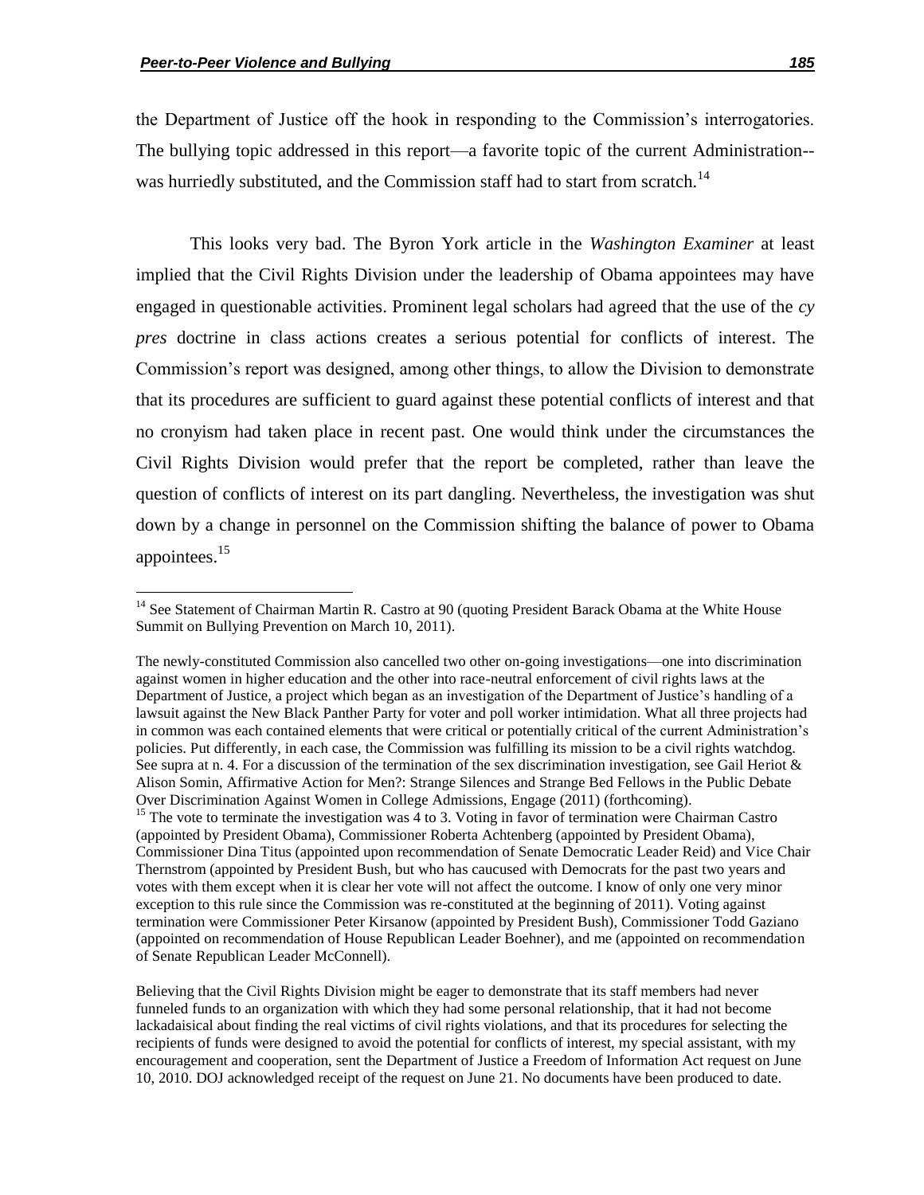the Department of Justice off the hook in responding to the Commission's interrogatories. The bullying topic addressed in this report—a favorite topic of the current Administration--was hurriedly substituted, and the Commission staff had to start from scratch.[14]

This looks very bad. The Byron York article in the *Washington Examiner* at least implied that the Civil Rights Division under the leadership of Obama appointees may have engaged in questionable activities. Prominent legal scholars had agreed that the use of the *cy pres* doctrine in class actions creates a serious potential for conflicts of interest. The Commission's report was designed, among other things, to allow the Division to demonstrate that its procedures are sufficient to guard against these potential conflicts of interest and that no cronyism had taken place in recent past. One would think under the circumstances the Civil Rights Division would prefer that the report be completed, rather than leave the question of conflicts of interest on its part dangling. Nevertheless, the investigation was shut down by a change in personnel on the Commission shifting the balance of power to Obama appointees.[15]

---

[14] See Statement of Chairman Martin R. Castro at 90 (quoting President Barack Obama at the White House Summit on Bullying Prevention on March 10, 2011).

The newly-constituted Commission also cancelled two other on-going investigations—one into discrimination against women in higher education and the other into race-neutral enforcement of civil rights laws at the Department of Justice, a project which began as an investigation of the Department of Justice's handling of a lawsuit against the New Black Panther Party for voter and poll worker intimidation. What all three projects had in common was each contained elements that were critical or potentially critical of the current Administration's policies. Put differently, in each case, the Commission was fulfilling its mission to be a civil rights watchdog. See supra at n. 4. For a discussion of the termination of the sex discrimination investigation, see Gail Heriot & Alison Somin, Affirmative Action for Men?: Strange Silences and Strange Bed Fellows in the Public Debate Over Discrimination Against Women in College Admissions, Engage (2011) (forthcoming).

[15] The vote to terminate the investigation was 4 to 3. Voting in favor of termination were Chairman Castro (appointed by President Obama), Commissioner Roberta Achtenberg (appointed by President Obama), Commissioner Dina Titus (appointed upon recommendation of Senate Democratic Leader Reid) and Vice Chair Thernstrom (appointed by President Bush, but who has caucused with Democrats for the past two years and votes with them except when it is clear her vote will not affect the outcome. I know of only one very minor exception to this rule since the Commission was re-constituted at the beginning of 2011). Voting against termination were Commissioner Peter Kirsanow (appointed by President Bush), Commissioner Todd Gaziano (appointed on recommendation of House Republican Leader Boehner), and me (appointed on recommendation of Senate Republican Leader McConnell).

Believing that the Civil Rights Division might be eager to demonstrate that its staff members had never funneled funds to an organization with which they had some personal relationship, that it had not become lackadaisical about finding the real victims of civil rights violations, and that its procedures for selecting the recipients of funds were designed to avoid the potential for conflicts of interest, my special assistant, with my encouragement and cooperation, sent the Department of Justice a Freedom of Information Act request on June 10, 2010. DOJ acknowledged receipt of the request on June 21. No documents have been produced to date.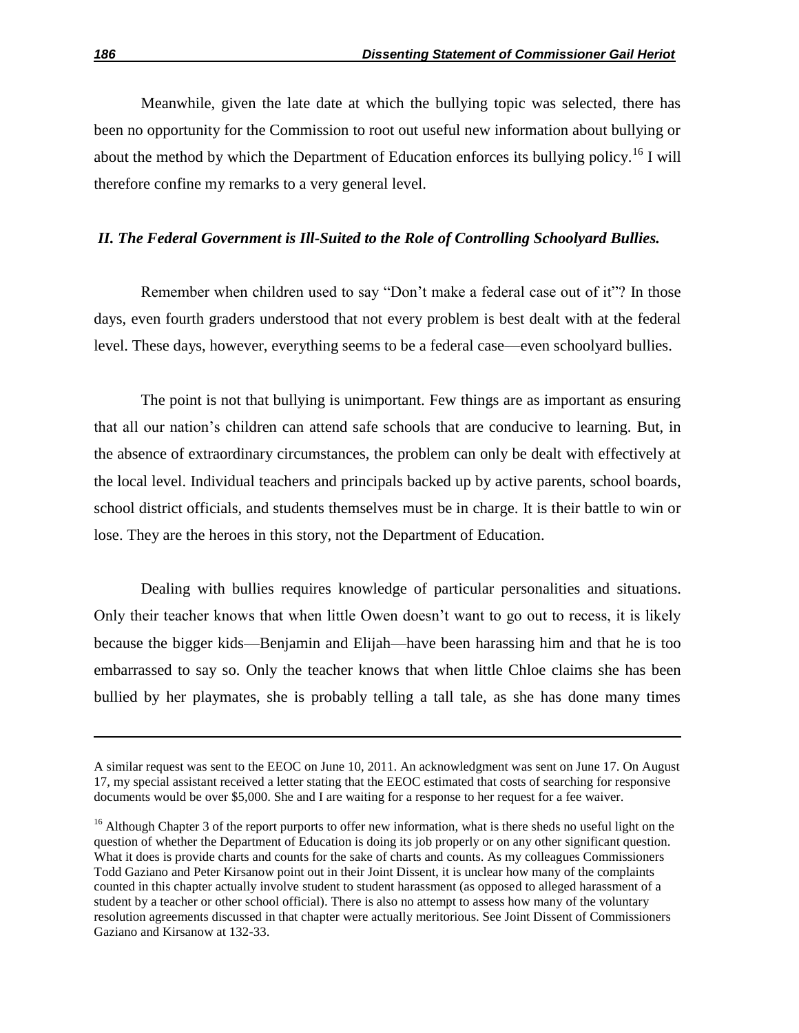Meanwhile, given the late date at which the bullying topic was selected, there has been no opportunity for the Commission to root out useful new information about bullying or about the method by which the Department of Education enforces its bullying policy.[16] I will therefore confine my remarks to a very general level.

### *II. The Federal Government is Ill-Suited to the Role of Controlling Schoolyard Bullies.*

Remember when children used to say "Don't make a federal case out of it"? In those days, even fourth graders understood that not every problem is best dealt with at the federal level. These days, however, everything seems to be a federal case—even schoolyard bullies.

The point is not that bullying is unimportant. Few things are as important as ensuring that all our nation's children can attend safe schools that are conducive to learning. But, in the absence of extraordinary circumstances, the problem can only be dealt with effectively at the local level. Individual teachers and principals backed up by active parents, school boards, school district officials, and students themselves must be in charge. It is their battle to win or lose. They are the heroes in this story, not the Department of Education.

Dealing with bullies requires knowledge of particular personalities and situations. Only their teacher knows that when little Owen doesn't want to go out to recess, it is likely because the bigger kids—Benjamin and Elijah—have been harassing him and that he is too embarrassed to say so. Only the teacher knows that when little Chloe claims she has been bullied by her playmates, she is probably telling a tall tale, as she has done many times

---

A similar request was sent to the EEOC on June 10, 2011. An acknowledgment was sent on June 17. On August 17, my special assistant received a letter stating that the EEOC estimated that costs of searching for responsive documents would be over $5,000. She and I are waiting for a response to her request for a fee waiver.

[16] Although Chapter 3 of the report purports to offer new information, what is there sheds no useful light on the question of whether the Department of Education is doing its job properly or on any other significant question. What it does is provide charts and counts for the sake of charts and counts. As my colleagues Commissioners Todd Gaziano and Peter Kirsanow point out in their Joint Dissent, it is unclear how many of the complaints counted in this chapter actually involve student to student harassment (as opposed to alleged harassment of a student by a teacher or other school official). There is also no attempt to assess how many of the voluntary resolution agreements discussed in that chapter were actually meritorious. See Joint Dissent of Commissioners Gaziano and Kirsanow at 132-33.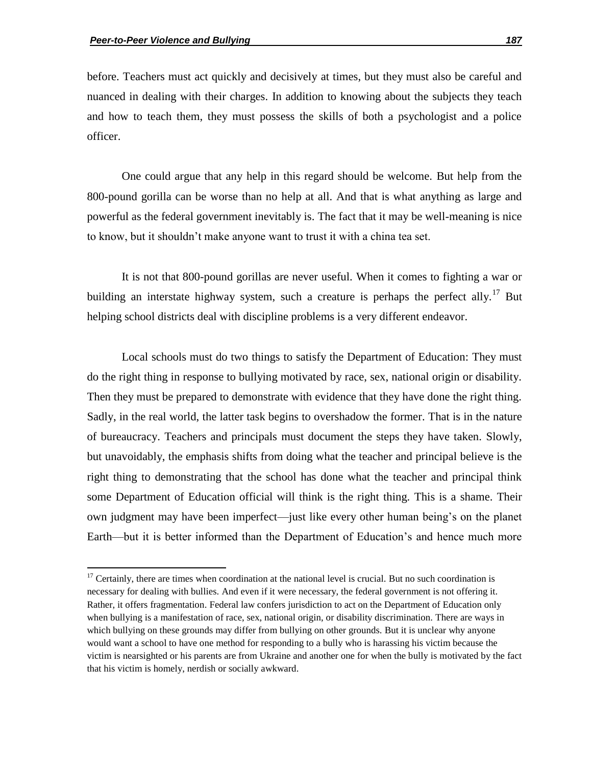before. Teachers must act quickly and decisively at times, but they must also be careful and nuanced in dealing with their charges. In addition to knowing about the subjects they teach and how to teach them, they must possess the skills of both a psychologist and a police officer.

One could argue that any help in this regard should be welcome. But help from the 800-pound gorilla can be worse than no help at all. And that is what anything as large and powerful as the federal government inevitably is. The fact that it may be well-meaning is nice to know, but it shouldn't make anyone want to trust it with a china tea set.

It is not that 800-pound gorillas are never useful. When it comes to fighting a war or building an interstate highway system, such a creature is perhaps the perfect ally.[17] But helping school districts deal with discipline problems is a very different endeavor.

Local schools must do two things to satisfy the Department of Education: They must do the right thing in response to bullying motivated by race, sex, national origin or disability. Then they must be prepared to demonstrate with evidence that they have done the right thing. Sadly, in the real world, the latter task begins to overshadow the former. That is in the nature of bureaucracy. Teachers and principals must document the steps they have taken. Slowly, but unavoidably, the emphasis shifts from doing what the teacher and principal believe is the right thing to demonstrating that the school has done what the teacher and principal think some Department of Education official will think is the right thing. This is a shame. Their own judgment may have been imperfect—just like every other human being's on the planet Earth—but it is better informed than the Department of Education's and hence much more

---

[17] Certainly, there are times when coordination at the national level is crucial. But no such coordination is necessary for dealing with bullies. And even if it were necessary, the federal government is not offering it. Rather, it offers fragmentation. Federal law confers jurisdiction to act on the Department of Education only when bullying is a manifestation of race, sex, national origin, or disability discrimination. There are ways in which bullying on these grounds may differ from bullying on other grounds. But it is unclear why anyone would want a school to have one method for responding to a bully who is harassing his victim because the victim is nearsighted or his parents are from Ukraine and another one for when the bully is motivated by the fact that his victim is homely, nerdish or socially awkward.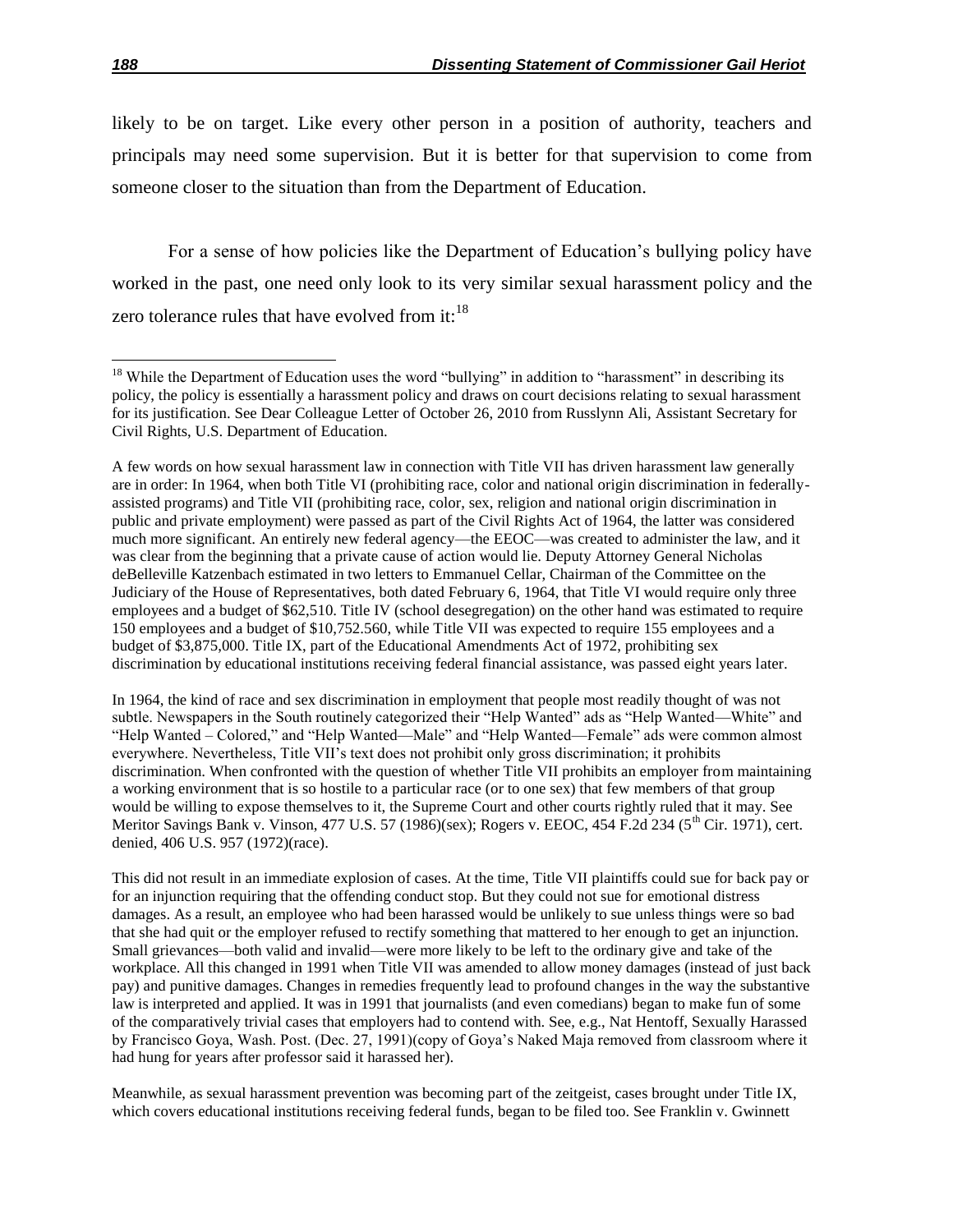likely to be on target. Like every other person in a position of authority, teachers and principals may need some supervision. But it is better for that supervision to come from someone closer to the situation than from the Department of Education.

For a sense of how policies like the Department of Education's bullying policy have worked in the past, one need only look to its very similar sexual harassment policy and the zero tolerance rules that have evolved from it:[18]

---

[18] While the Department of Education uses the word "bullying" in addition to "harassment" in describing its policy, the policy is essentially a harassment policy and draws on court decisions relating to sexual harassment for its justification. See Dear Colleague Letter of October 26, 2010 from Russlynn Ali, Assistant Secretary for Civil Rights, U.S. Department of Education.

A few words on how sexual harassment law in connection with Title VII has driven harassment law generally are in order: In 1964, when both Title VI (prohibiting race, color and national origin discrimination in federally-assisted programs) and Title VII (prohibiting race, color, sex, religion and national origin discrimination in public and private employment) were passed as part of the Civil Rights Act of 1964, the latter was considered much more significant. An entirely new federal agency—the EEOC—was created to administer the law, and it was clear from the beginning that a private cause of action would lie. Deputy Attorney General Nicholas deBelleville Katzenbach estimated in two letters to Emmanuel Cellar, Chairman of the Committee on the Judiciary of the House of Representatives, both dated February 6, 1964, that Title VI would require only three employees and a budget of $62,510. Title IV (school desegregation) on the other hand was estimated to require 150 employees and a budget of $10,752.560, while Title VII was expected to require 155 employees and a budget of $3,875,000. Title IX, part of the Educational Amendments Act of 1972, prohibiting sex discrimination by educational institutions receiving federal financial assistance, was passed eight years later.

In 1964, the kind of race and sex discrimination in employment that people most readily thought of was not subtle. Newspapers in the South routinely categorized their "Help Wanted" ads as "Help Wanted—White" and "Help Wanted – Colored," and "Help Wanted—Male" and "Help Wanted—Female" ads were common almost everywhere. Nevertheless, Title VII's text does not prohibit only gross discrimination; it prohibits discrimination. When confronted with the question of whether Title VII prohibits an employer from maintaining a working environment that is so hostile to a particular race (or to one sex) that few members of that group would be willing to expose themselves to it, the Supreme Court and other courts rightly ruled that it may. See Meritor Savings Bank v. Vinson, 477 U.S. 57 (1986)(sex); Rogers v. EEOC, 454 F.2d 234 (5th Cir. 1971), cert. denied, 406 U.S. 957 (1972)(race).

This did not result in an immediate explosion of cases. At the time, Title VII plaintiffs could sue for back pay or for an injunction requiring that the offending conduct stop. But they could not sue for emotional distress damages. As a result, an employee who had been harassed would be unlikely to sue unless things were so bad that she had quit or the employer refused to rectify something that mattered to her enough to get an injunction. Small grievances—both valid and invalid—were more likely to be left to the ordinary give and take of the workplace. All this changed in 1991 when Title VII was amended to allow money damages (instead of just back pay) and punitive damages. Changes in remedies frequently lead to profound changes in the way the substantive law is interpreted and applied. It was in 1991 that journalists (and even comedians) began to make fun of some of the comparatively trivial cases that employers had to contend with. See, e.g., Nat Hentoff, Sexually Harassed by Francisco Goya, Wash. Post. (Dec. 27, 1991)(copy of Goya's Naked Maja removed from classroom where it had hung for years after professor said it harassed her).

Meanwhile, as sexual harassment prevention was becoming part of the zeitgeist, cases brought under Title IX, which covers educational institutions receiving federal funds, began to be filed too. See Franklin v. Gwinnett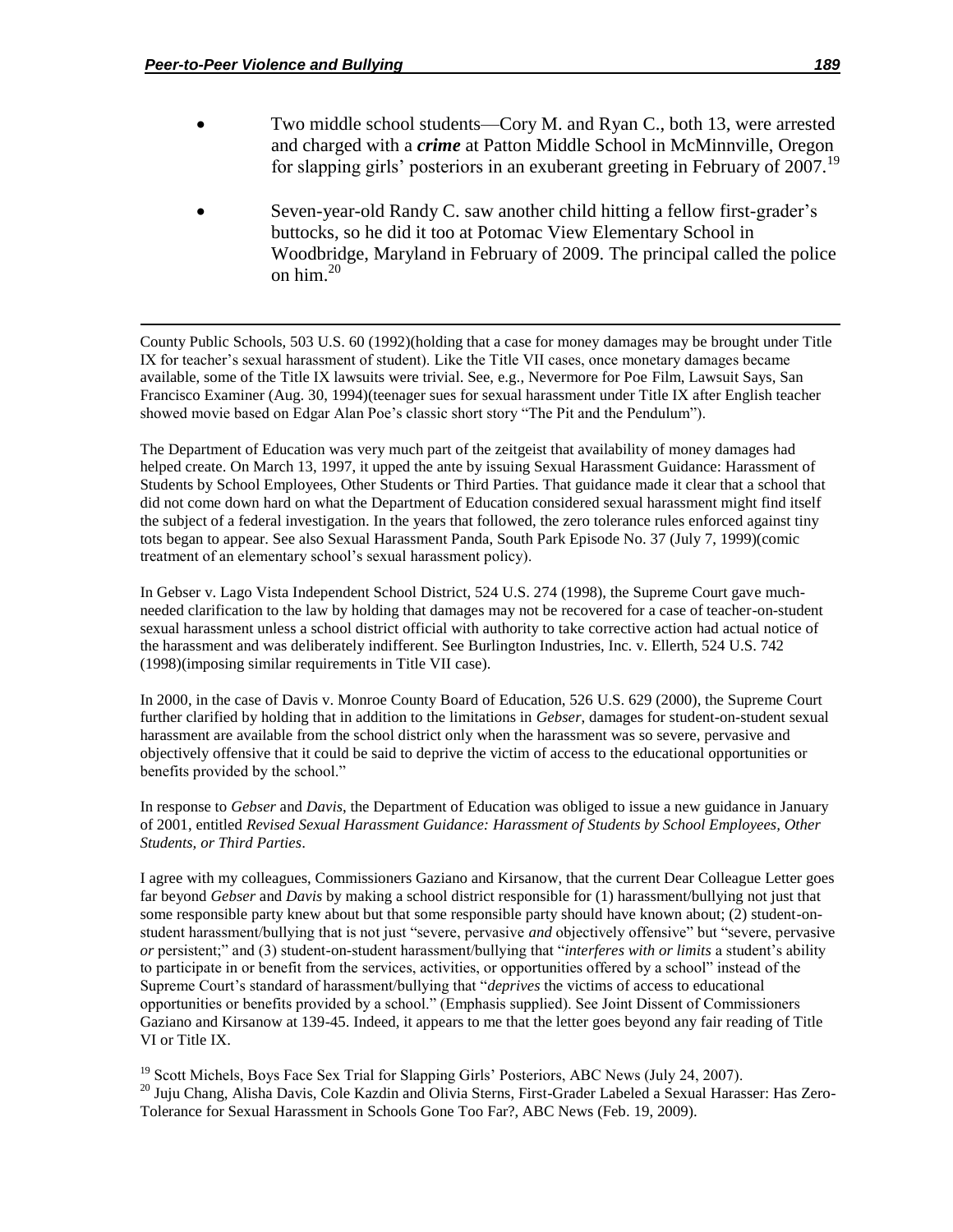- Two middle school students—Cory M. and Ryan C., both 13, were arrested and charged with a ***crime*** at Patton Middle School in McMinnville, Oregon for slapping girls' posteriors in an exuberant greeting in February of 2007.[19]

- Seven-year-old Randy C. saw another child hitting a fellow first-grader's buttocks, so he did it too at Potomac View Elementary School in Woodbridge, Maryland in February of 2009. The principal called the police on him.[20]

---

County Public Schools, 503 U.S. 60 (1992)(holding that a case for money damages may be brought under Title IX for teacher's sexual harassment of student). Like the Title VII cases, once monetary damages became available, some of the Title IX lawsuits were trivial. See, e.g., Nevermore for Poe Film, Lawsuit Says, San Francisco Examiner (Aug. 30, 1994)(teenager sues for sexual harassment under Title IX after English teacher showed movie based on Edgar Alan Poe's classic short story "The Pit and the Pendulum").

The Department of Education was very much part of the zeitgeist that availability of money damages had helped create. On March 13, 1997, it upped the ante by issuing Sexual Harassment Guidance: Harassment of Students by School Employees, Other Students or Third Parties. That guidance made it clear that a school that did not come down hard on what the Department of Education considered sexual harassment might find itself the subject of a federal investigation. In the years that followed, the zero tolerance rules enforced against tiny tots began to appear. See also Sexual Harassment Panda, South Park Episode No. 37 (July 7, 1999)(comic treatment of an elementary school's sexual harassment policy).

In Gebser v. Lago Vista Independent School District, 524 U.S. 274 (1998), the Supreme Court gave much-needed clarification to the law by holding that damages may not be recovered for a case of teacher-on-student sexual harassment unless a school district official with authority to take corrective action had actual notice of the harassment and was deliberately indifferent. See Burlington Industries, Inc. v. Ellerth, 524 U.S. 742 (1998)(imposing similar requirements in Title VII case).

In 2000, in the case of Davis v. Monroe County Board of Education, 526 U.S. 629 (2000), the Supreme Court further clarified by holding that in addition to the limitations in *Gebser*, damages for student-on-student sexual harassment are available from the school district only when the harassment was so severe, pervasive and objectively offensive that it could be said to deprive the victim of access to the educational opportunities or benefits provided by the school."

In response to *Gebser* and *Davis*, the Department of Education was obliged to issue a new guidance in January of 2001, entitled *Revised Sexual Harassment Guidance: Harassment of Students by School Employees, Other Students, or Third Parties*.

I agree with my colleagues, Commissioners Gaziano and Kirsanow, that the current Dear Colleague Letter goes far beyond *Gebser* and *Davis* by making a school district responsible for (1) harassment/bullying not just that some responsible party knew about but that some responsible party should have known about; (2) student-on-student harassment/bullying that is not just "severe, pervasive *and* objectively offensive" but "severe, pervasive *or* persistent;" and (3) student-on-student harassment/bullying that "*interferes with or limits* a student's ability to participate in or benefit from the services, activities, or opportunities offered by a school" instead of the Supreme Court's standard of harassment/bullying that "*deprives* the victims of access to educational opportunities or benefits provided by a school." (Emphasis supplied). See Joint Dissent of Commissioners Gaziano and Kirsanow at 139-45. Indeed, it appears to me that the letter goes beyond any fair reading of Title VI or Title IX.

[19] Scott Michels, Boys Face Sex Trial for Slapping Girls' Posteriors, ABC News (July 24, 2007).

[20] Juju Chang, Alisha Davis, Cole Kazdin and Olivia Sterns, First-Grader Labeled a Sexual Harasser: Has Zero-Tolerance for Sexual Harassment in Schools Gone Too Far?, ABC News (Feb. 19, 2009).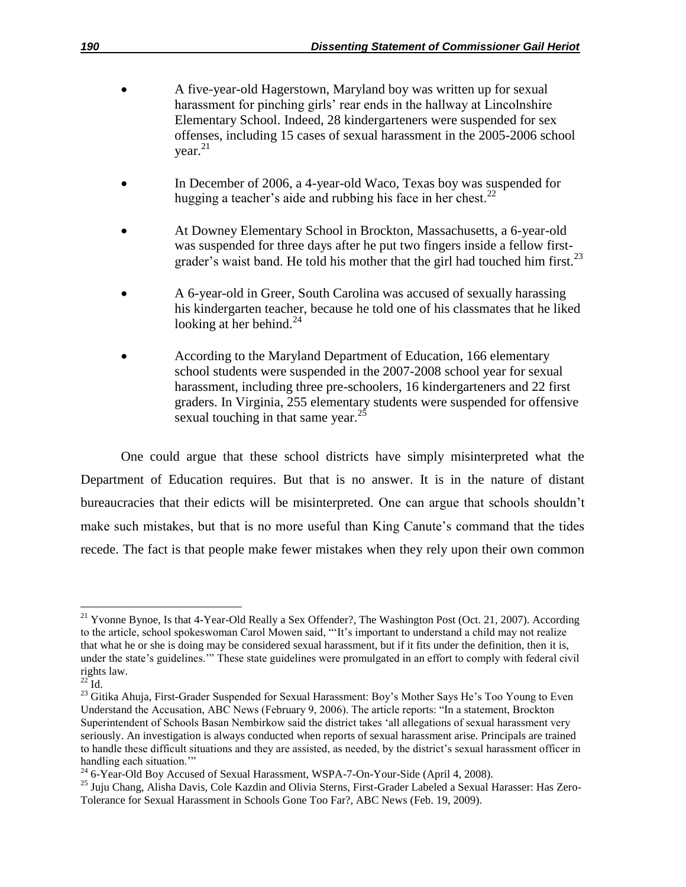- A five-year-old Hagerstown, Maryland boy was written up for sexual harassment for pinching girls' rear ends in the hallway at Lincolnshire Elementary School. Indeed, 28 kindergarteners were suspended for sex offenses, including 15 cases of sexual harassment in the 2005-2006 school year.[21]

- In December of 2006, a 4-year-old Waco, Texas boy was suspended for hugging a teacher's aide and rubbing his face in her chest.[22]

- At Downey Elementary School in Brockton, Massachusetts, a 6-year-old was suspended for three days after he put two fingers inside a fellow first-grader's waist band. He told his mother that the girl had touched him first.[23]

- A 6-year-old in Greer, South Carolina was accused of sexually harassing his kindergarten teacher, because he told one of his classmates that he liked looking at her behind.[24]

- According to the Maryland Department of Education, 166 elementary school students were suspended in the 2007-2008 school year for sexual harassment, including three pre-schoolers, 16 kindergarteners and 22 first graders. In Virginia, 255 elementary students were suspended for offensive sexual touching in that same year.[25]

One could argue that these school districts have simply misinterpreted what the Department of Education requires. But that is no answer. It is in the nature of distant bureaucracies that their edicts will be misinterpreted. One can argue that schools shouldn't make such mistakes, but that is no more useful than King Canute's command that the tides recede. The fact is that people make fewer mistakes when they rely upon their own common

---

[21] Yvonne Bynoe, Is that 4-Year-Old Really a Sex Offender?, The Washington Post (Oct. 21, 2007). According to the article, school spokeswoman Carol Mowen said, "'It's important to understand a child may not realize that what he or she is doing may be considered sexual harassment, but if it fits under the definition, then it is, under the state's guidelines.'" These state guidelines were promulgated in an effort to comply with federal civil rights law.

[22] Id.

[23] Gitika Ahuja, First-Grader Suspended for Sexual Harassment: Boy's Mother Says He's Too Young to Even Understand the Accusation, ABC News (February 9, 2006). The article reports: "In a statement, Brockton Superintendent of Schools Basan Nembirkow said the district takes 'all allegations of sexual harassment very seriously. An investigation is always conducted when reports of sexual harassment arise. Principals are trained to handle these difficult situations and they are assisted, as needed, by the district's sexual harassment officer in handling each situation.'"

[24] 6-Year-Old Boy Accused of Sexual Harassment, WSPA-7-On-Your-Side (April 4, 2008).

[25] Juju Chang, Alisha Davis, Cole Kazdin and Olivia Sterns, First-Grader Labeled a Sexual Harasser: Has Zero-Tolerance for Sexual Harassment in Schools Gone Too Far?, ABC News (Feb. 19, 2009).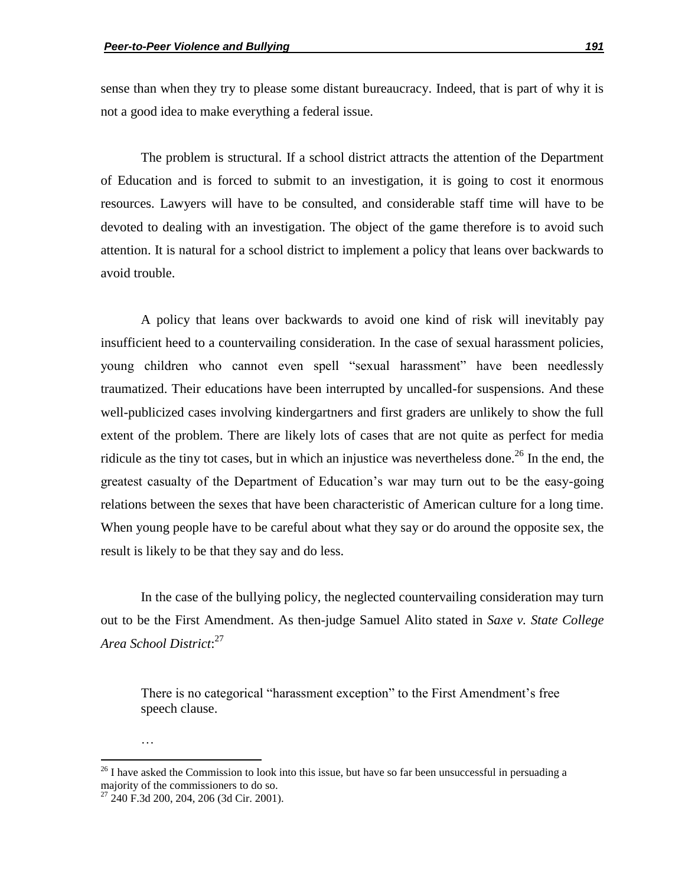sense than when they try to please some distant bureaucracy. Indeed, that is part of why it is not a good idea to make everything a federal issue.

The problem is structural. If a school district attracts the attention of the Department of Education and is forced to submit to an investigation, it is going to cost it enormous resources. Lawyers will have to be consulted, and considerable staff time will have to be devoted to dealing with an investigation. The object of the game therefore is to avoid such attention. It is natural for a school district to implement a policy that leans over backwards to avoid trouble.

A policy that leans over backwards to avoid one kind of risk will inevitably pay insufficient heed to a countervailing consideration. In the case of sexual harassment policies, young children who cannot even spell "sexual harassment" have been needlessly traumatized. Their educations have been interrupted by uncalled-for suspensions. And these well-publicized cases involving kindergartners and first graders are unlikely to show the full extent of the problem. There are likely lots of cases that are not quite as perfect for media ridicule as the tiny tot cases, but in which an injustice was nevertheless done.[26] In the end, the greatest casualty of the Department of Education's war may turn out to be the easy-going relations between the sexes that have been characteristic of American culture for a long time. When young people have to be careful about what they say or do around the opposite sex, the result is likely to be that they say and do less.

In the case of the bullying policy, the neglected countervailing consideration may turn out to be the First Amendment. As then-judge Samuel Alito stated in *Saxe v. State College Area School District*:[27]

> There is no categorical "harassment exception" to the First Amendment's free speech clause.
>
> …

---

[26] I have asked the Commission to look into this issue, but have so far been unsuccessful in persuading a majority of the commissioners to do so.

[27] 240 F.3d 200, 204, 206 (3d Cir. 2001).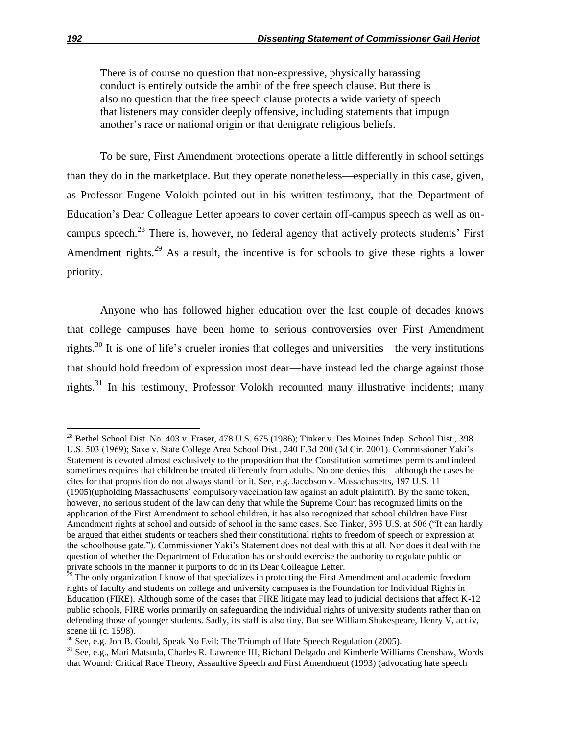> There is of course no question that non-expressive, physically harassing conduct is entirely outside the ambit of the free speech clause. But there is also no question that the free speech clause protects a wide variety of speech that listeners may consider deeply offensive, including statements that impugn another's race or national origin or that denigrate religious beliefs.

To be sure, First Amendment protections operate a little differently in school settings than they do in the marketplace. But they operate nonetheless—especially in this case, given, as Professor Eugene Volokh pointed out in his written testimony, that the Department of Education's Dear Colleague Letter appears to cover certain off-campus speech as well as on-campus speech.[28] There is, however, no federal agency that actively protects students' First Amendment rights.[29] As a result, the incentive is for schools to give these rights a lower priority.

Anyone who has followed higher education over the last couple of decades knows that college campuses have been home to serious controversies over First Amendment rights.[30] It is one of life's crueler ironies that colleges and universities—the very institutions that should hold freedom of expression most dear—have instead led the charge against those rights.[31] In his testimony, Professor Volokh recounted many illustrative incidents; many

---

[28] Bethel School Dist. No. 403 v. Fraser, 478 U.S. 675 (1986); Tinker v. Des Moines Indep. School Dist., 398 U.S. 503 (1969); Saxe v. State College Area School Dist., 240 F.3d 200 (3d Cir. 2001). Commissioner Yaki's Statement is devoted almost exclusively to the proposition that the Constitution sometimes permits and indeed sometimes requires that children be treated differently from adults. No one denies this—although the cases he cites for that proposition do not always stand for it. See, e.g. Jacobson v. Massachusetts, 197 U.S. 11 (1905)(upholding Massachusetts' compulsory vaccination law against an adult plaintiff). By the same token, however, no serious student of the law can deny that while the Supreme Court has recognized limits on the application of the First Amendment to school children, it has also recognized that school children have First Amendment rights at school and outside of school in the same cases. See Tinker, 393 U.S. at 506 ("It can hardly be argued that either students or teachers shed their constitutional rights to freedom of speech or expression at the schoolhouse gate."). Commissioner Yaki's Statement does not deal with this at all. Nor does it deal with the question of whether the Department of Education has or should exercise the authority to regulate public or private schools in the manner it purports to do in its Dear Colleague Letter.

[29] The only organization I know of that specializes in protecting the First Amendment and academic freedom rights of faculty and students on college and university campuses is the Foundation for Individual Rights in Education (FIRE). Although some of the cases that FIRE litigate may lead to judicial decisions that affect K-12 public schools, FIRE works primarily on safeguarding the individual rights of university students rather than on defending those of younger students. Sadly, its staff is also tiny. But see William Shakespeare, Henry V, act iv, scene iii (c. 1598).

[30] See, e.g. Jon B. Gould, Speak No Evil: The Triumph of Hate Speech Regulation (2005).

[31] See, e.g., Mari Matsuda, Charles R. Lawrence III, Richard Delgado and Kimberle Williams Crenshaw, Words that Wound: Critical Race Theory, Assaultive Speech and First Amendment (1993) (advocating hate speech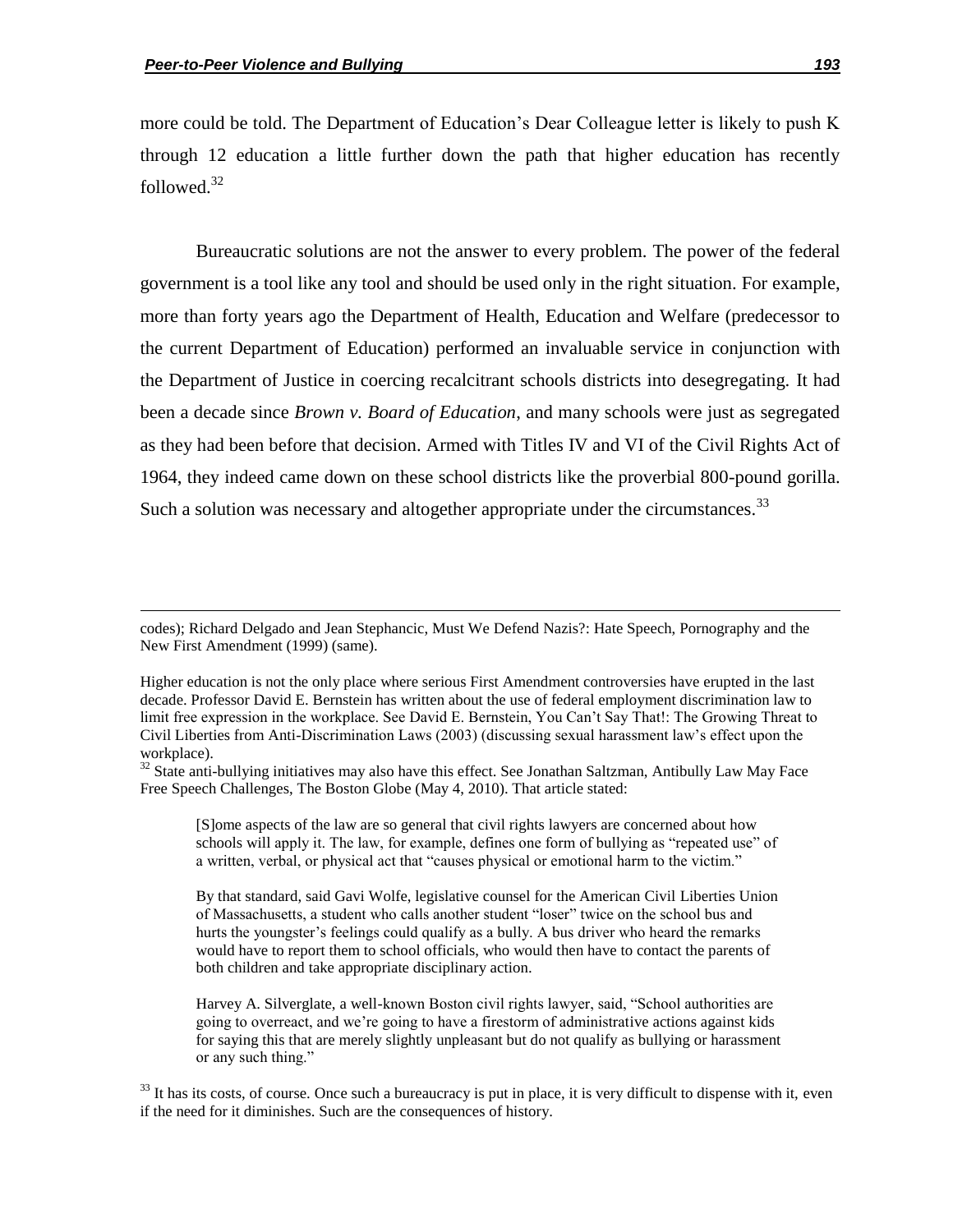more could be told. The Department of Education's Dear Colleague letter is likely to push K through 12 education a little further down the path that higher education has recently followed.[32]

Bureaucratic solutions are not the answer to every problem. The power of the federal government is a tool like any tool and should be used only in the right situation. For example, more than forty years ago the Department of Health, Education and Welfare (predecessor to the current Department of Education) performed an invaluable service in conjunction with the Department of Justice in coercing recalcitrant schools districts into desegregating. It had been a decade since *Brown v. Board of Education*, and many schools were just as segregated as they had been before that decision. Armed with Titles IV and VI of the Civil Rights Act of 1964, they indeed came down on these school districts like the proverbial 800-pound gorilla. Such a solution was necessary and altogether appropriate under the circumstances.[33]

---

codes); Richard Delgado and Jean Stephancic, Must We Defend Nazis?: Hate Speech, Pornography and the New First Amendment (1999) (same).

Higher education is not the only place where serious First Amendment controversies have erupted in the last decade. Professor David E. Bernstein has written about the use of federal employment discrimination law to limit free expression in the workplace. See David E. Bernstein, You Can't Say That!: The Growing Threat to Civil Liberties from Anti-Discrimination Laws (2003) (discussing sexual harassment law's effect upon the workplace).

[32] State anti-bullying initiatives may also have this effect. See Jonathan Saltzman, Antibully Law May Face Free Speech Challenges, The Boston Globe (May 4, 2010). That article stated:

> [S]ome aspects of the law are so general that civil rights lawyers are concerned about how schools will apply it. The law, for example, defines one form of bullying as "repeated use" of a written, verbal, or physical act that "causes physical or emotional harm to the victim."
>
> By that standard, said Gavi Wolfe, legislative counsel for the American Civil Liberties Union of Massachusetts, a student who calls another student "loser" twice on the school bus and hurts the youngster's feelings could qualify as a bully. A bus driver who heard the remarks would have to report them to school officials, who would then have to contact the parents of both children and take appropriate disciplinary action.
>
> Harvey A. Silverglate, a well-known Boston civil rights lawyer, said, "School authorities are going to overreact, and we're going to have a firestorm of administrative actions against kids for saying this that are merely slightly unpleasant but do not qualify as bullying or harassment or any such thing."

[33] It has its costs, of course. Once such a bureaucracy is put in place, it is very difficult to dispense with it, even if the need for it diminishes. Such are the consequences of history.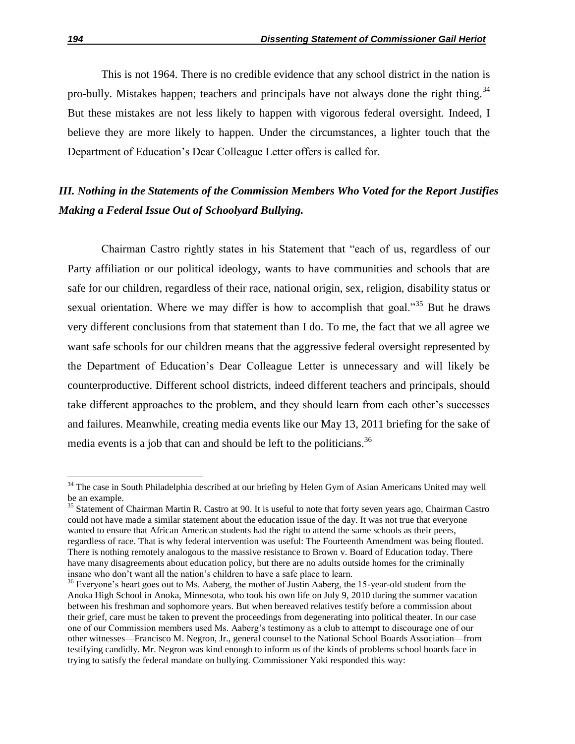This is not 1964. There is no credible evidence that any school district in the nation is pro-bully. Mistakes happen; teachers and principals have not always done the right thing.[34] But these mistakes are not less likely to happen with vigorous federal oversight. Indeed, I believe they are more likely to happen. Under the circumstances, a lighter touch that the Department of Education's Dear Colleague Letter offers is called for.

### *III. Nothing in the Statements of the Commission Members Who Voted for the Report Justifies Making a Federal Issue Out of Schoolyard Bullying.*

Chairman Castro rightly states in his Statement that "each of us, regardless of our Party affiliation or our political ideology, wants to have communities and schools that are safe for our children, regardless of their race, national origin, sex, religion, disability status or sexual orientation. Where we may differ is how to accomplish that goal."[35] But he draws very different conclusions from that statement than I do. To me, the fact that we all agree we want safe schools for our children means that the aggressive federal oversight represented by the Department of Education's Dear Colleague Letter is unnecessary and will likely be counterproductive. Different school districts, indeed different teachers and principals, should take different approaches to the problem, and they should learn from each other's successes and failures. Meanwhile, creating media events like our May 13, 2011 briefing for the sake of media events is a job that can and should be left to the politicians.[36]

---

[34] The case in South Philadelphia described at our briefing by Helen Gym of Asian Americans United may well be an example.

[35] Statement of Chairman Martin R. Castro at 90. It is useful to note that forty seven years ago, Chairman Castro could not have made a similar statement about the education issue of the day. It was not true that everyone wanted to ensure that African American students had the right to attend the same schools as their peers, regardless of race. That is why federal intervention was useful: The Fourteenth Amendment was being flouted. There is nothing remotely analogous to the massive resistance to Brown v. Board of Education today. There have many disagreements about education policy, but there are no adults outside homes for the criminally insane who don't want all the nation's children to have a safe place to learn.

[36] Everyone's heart goes out to Ms. Aaberg, the mother of Justin Aaberg, the 15-year-old student from the Anoka High School in Anoka, Minnesota, who took his own life on July 9, 2010 during the summer vacation between his freshman and sophomore years. But when bereaved relatives testify before a commission about their grief, care must be taken to prevent the proceedings from degenerating into political theater. In our case one of our Commission members used Ms. Aaberg's testimony as a club to attempt to discourage one of our other witnesses—Francisco M. Negron, Jr., general counsel to the National School Boards Association—from testifying candidly. Mr. Negron was kind enough to inform us of the kinds of problems school boards face in trying to satisfy the federal mandate on bullying. Commissioner Yaki responded this way: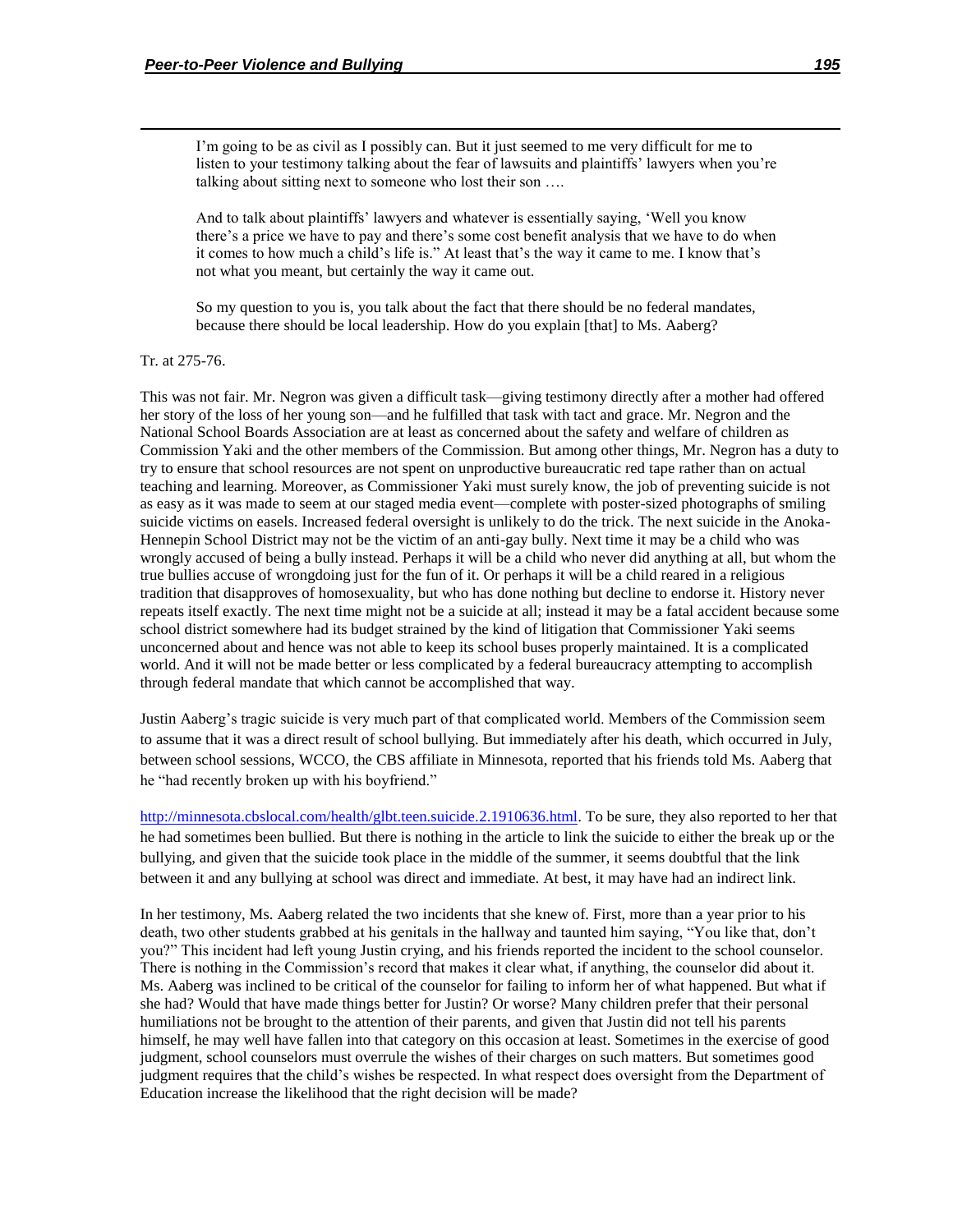> I'm going to be as civil as I possibly can. But it just seemed to me very difficult for me to listen to your testimony talking about the fear of lawsuits and plaintiffs' lawyers when you're talking about sitting next to someone who lost their son ….
>
> And to talk about plaintiffs' lawyers and whatever is essentially saying, 'Well you know there's a price we have to pay and there's some cost benefit analysis that we have to do when it comes to how much a child's life is." At least that's the way it came to me. I know that's not what you meant, but certainly the way it came out.
>
> So my question to you is, you talk about the fact that there should be no federal mandates, because there should be local leadership. How do you explain [that] to Ms. Aaberg?

Tr. at 275-76.

This was not fair. Mr. Negron was given a difficult task—giving testimony directly after a mother had offered her story of the loss of her young son—and he fulfilled that task with tact and grace. Mr. Negron and the National School Boards Association are at least as concerned about the safety and welfare of children as Commission Yaki and the other members of the Commission. But among other things, Mr. Negron has a duty to try to ensure that school resources are not spent on unproductive bureaucratic red tape rather than on actual teaching and learning. Moreover, as Commissioner Yaki must surely know, the job of preventing suicide is not as easy as it was made to seem at our staged media event—complete with poster-sized photographs of smiling suicide victims on easels. Increased federal oversight is unlikely to do the trick. The next suicide in the Anoka-Hennepin School District may not be the victim of an anti-gay bully. Next time it may be a child who was wrongly accused of being a bully instead. Perhaps it will be a child who never did anything at all, but whom the true bullies accuse of wrongdoing just for the fun of it. Or perhaps it will be a child reared in a religious tradition that disapproves of homosexuality, but who has done nothing but decline to endorse it. History never repeats itself exactly. The next time might not be a suicide at all; instead it may be a fatal accident because some school district somewhere had its budget strained by the kind of litigation that Commissioner Yaki seems unconcerned about and hence was not able to keep its school buses properly maintained. It is a complicated world. And it will not be made better or less complicated by a federal bureaucracy attempting to accomplish through federal mandate that which cannot be accomplished that way.

Justin Aaberg's tragic suicide is very much part of that complicated world. Members of the Commission seem to assume that it was a direct result of school bullying. But immediately after his death, which occurred in July, between school sessions, WCCO, the CBS affiliate in Minnesota, reported that his friends told Ms. Aaberg that he "had recently broken up with his boyfriend."

http://minnesota.cbslocal.com/health/glbt.teen.suicide.2.1910636.html. To be sure, they also reported to her that he had sometimes been bullied. But there is nothing in the article to link the suicide to either the break up or the bullying, and given that the suicide took place in the middle of the summer, it seems doubtful that the link between it and any bullying at school was direct and immediate. At best, it may have had an indirect link.

In her testimony, Ms. Aaberg related the two incidents that she knew of. First, more than a year prior to his death, two other students grabbed at his genitals in the hallway and taunted him saying, "You like that, don't you?" This incident had left young Justin crying, and his friends reported the incident to the school counselor. There is nothing in the Commission's record that makes it clear what, if anything, the counselor did about it. Ms. Aaberg was inclined to be critical of the counselor for failing to inform her of what happened. But what if she had? Would that have made things better for Justin? Or worse? Many children prefer that their personal humiliations not be brought to the attention of their parents, and given that Justin did not tell his parents himself, he may well have fallen into that category on this occasion at least. Sometimes in the exercise of good judgment, school counselors must overrule the wishes of their charges on such matters. But sometimes good judgment requires that the child's wishes be respected. In what respect does oversight from the Department of Education increase the likelihood that the right decision will be made?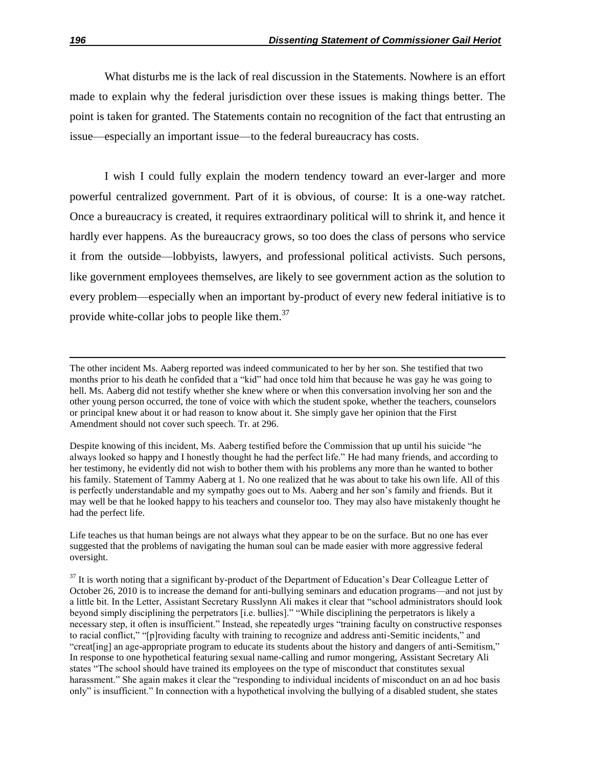What disturbs me is the lack of real discussion in the Statements. Nowhere is an effort made to explain why the federal jurisdiction over these issues is making things better. The point is taken for granted. The Statements contain no recognition of the fact that entrusting an issue—especially an important issue—to the federal bureaucracy has costs.

I wish I could fully explain the modern tendency toward an ever-larger and more powerful centralized government. Part of it is obvious, of course: It is a one-way ratchet. Once a bureaucracy is created, it requires extraordinary political will to shrink it, and hence it hardly ever happens. As the bureaucracy grows, so too does the class of persons who service it from the outside—lobbyists, lawyers, and professional political activists. Such persons, like government employees themselves, are likely to see government action as the solution to every problem—especially when an important by-product of every new federal initiative is to provide white-collar jobs to people like them.[37]

---

The other incident Ms. Aaberg reported was indeed communicated to her by her son. She testified that two months prior to his death he confided that a "kid" had once told him that because he was gay he was going to hell. Ms. Aaberg did not testify whether she knew where or when this conversation involving her son and the other young person occurred, the tone of voice with which the student spoke, whether the teachers, counselors or principal knew about it or had reason to know about it. She simply gave her opinion that the First Amendment should not cover such speech. Tr. at 296.

Despite knowing of this incident, Ms. Aaberg testified before the Commission that up until his suicide "he always looked so happy and I honestly thought he had the perfect life." He had many friends, and according to her testimony, he evidently did not wish to bother them with his problems any more than he wanted to bother his family. Statement of Tammy Aaberg at 1. No one realized that he was about to take his own life. All of this is perfectly understandable and my sympathy goes out to Ms. Aaberg and her son's family and friends. But it may well be that he looked happy to his teachers and counselor too. They may also have mistakenly thought he had the perfect life.

Life teaches us that human beings are not always what they appear to be on the surface. But no one has ever suggested that the problems of navigating the human soul can be made easier with more aggressive federal oversight.

[37] It is worth noting that a significant by-product of the Department of Education's Dear Colleague Letter of October 26, 2010 is to increase the demand for anti-bullying seminars and education programs—and not just by a little bit. In the Letter, Assistant Secretary Russlynn Ali makes it clear that "school administrators should look beyond simply disciplining the perpetrators [i.e. bullies]." "While disciplining the perpetrators is likely a necessary step, it often is insufficient." Instead, she repeatedly urges "training faculty on constructive responses to racial conflict," "[p]roviding faculty with training to recognize and address anti-Semitic incidents," and "creat[ing] an age-appropriate program to educate its students about the history and dangers of anti-Semitism," In response to one hypothetical featuring sexual name-calling and rumor mongering, Assistant Secretary Ali states "The school should have trained its employees on the type of misconduct that constitutes sexual harassment." She again makes it clear the "responding to individual incidents of misconduct on an ad hoc basis only" is insufficient." In connection with a hypothetical involving the bullying of a disabled student, she states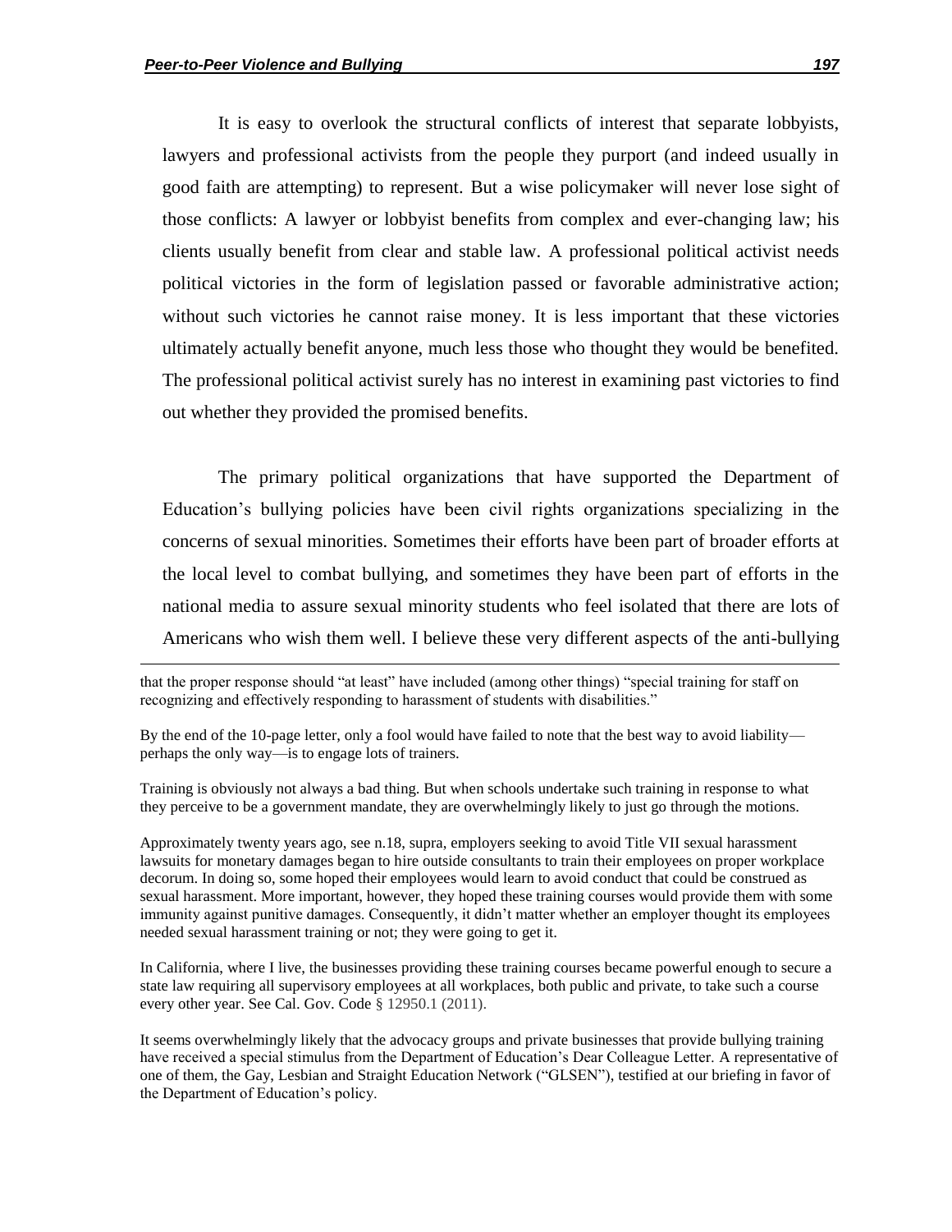It is easy to overlook the structural conflicts of interest that separate lobbyists, lawyers and professional activists from the people they purport (and indeed usually in good faith are attempting) to represent. But a wise policymaker will never lose sight of those conflicts: A lawyer or lobbyist benefits from complex and ever-changing law; his clients usually benefit from clear and stable law. A professional political activist needs political victories in the form of legislation passed or favorable administrative action; without such victories he cannot raise money. It is less important that these victories ultimately actually benefit anyone, much less those who thought they would be benefited. The professional political activist surely has no interest in examining past victories to find out whether they provided the promised benefits.

The primary political organizations that have supported the Department of Education's bullying policies have been civil rights organizations specializing in the concerns of sexual minorities. Sometimes their efforts have been part of broader efforts at the local level to combat bullying, and sometimes they have been part of efforts in the national media to assure sexual minority students who feel isolated that there are lots of Americans who wish them well. I believe these very different aspects of the anti-bullying

---

that the proper response should "at least" have included (among other things) "special training for staff on recognizing and effectively responding to harassment of students with disabilities."

By the end of the 10-page letter, only a fool would have failed to note that the best way to avoid liability—perhaps the only way—is to engage lots of trainers.

Training is obviously not always a bad thing. But when schools undertake such training in response to what they perceive to be a government mandate, they are overwhelmingly likely to just go through the motions.

Approximately twenty years ago, see n.18, supra, employers seeking to avoid Title VII sexual harassment lawsuits for monetary damages began to hire outside consultants to train their employees on proper workplace decorum. In doing so, some hoped their employees would learn to avoid conduct that could be construed as sexual harassment. More important, however, they hoped these training courses would provide them with some immunity against punitive damages. Consequently, it didn't matter whether an employer thought its employees needed sexual harassment training or not; they were going to get it.

In California, where I live, the businesses providing these training courses became powerful enough to secure a state law requiring all supervisory employees at all workplaces, both public and private, to take such a course every other year. See Cal. Gov. Code § 12950.1 (2011).

It seems overwhelmingly likely that the advocacy groups and private businesses that provide bullying training have received a special stimulus from the Department of Education's Dear Colleague Letter. A representative of one of them, the Gay, Lesbian and Straight Education Network ("GLSEN"), testified at our briefing in favor of the Department of Education's policy.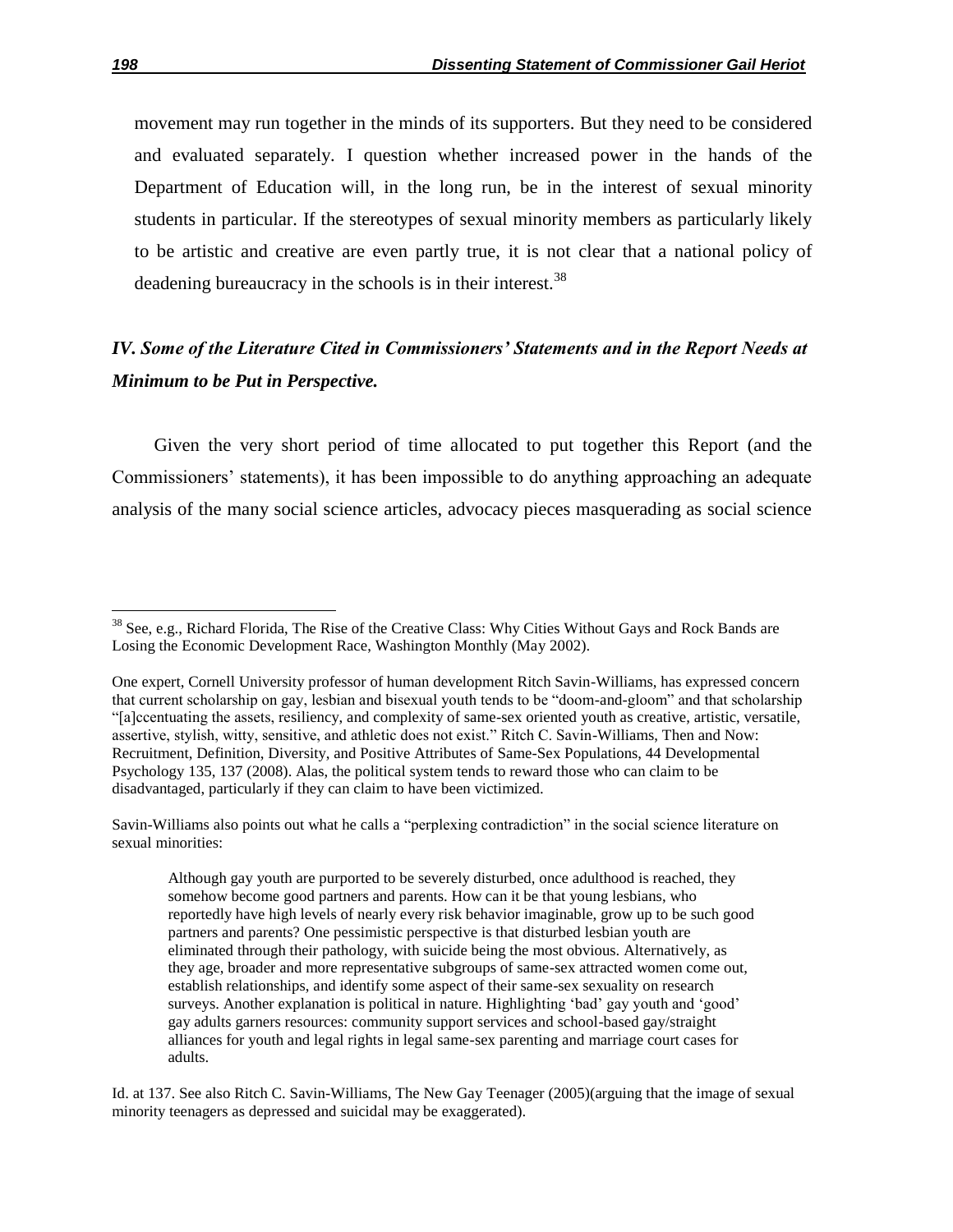movement may run together in the minds of its supporters. But they need to be considered and evaluated separately. I question whether increased power in the hands of the Department of Education will, in the long run, be in the interest of sexual minority students in particular. If the stereotypes of sexual minority members as particularly likely to be artistic and creative are even partly true, it is not clear that a national policy of deadening bureaucracy in the schools is in their interest.[38]

### *IV. Some of the Literature Cited in Commissioners' Statements and in the Report Needs at Minimum to be Put in Perspective.*

Given the very short period of time allocated to put together this Report (and the Commissioners' statements), it has been impossible to do anything approaching an adequate analysis of the many social science articles, advocacy pieces masquerading as social science

---

[38] See, e.g., Richard Florida, The Rise of the Creative Class: Why Cities Without Gays and Rock Bands are Losing the Economic Development Race, Washington Monthly (May 2002).

One expert, Cornell University professor of human development Ritch Savin-Williams, has expressed concern that current scholarship on gay, lesbian and bisexual youth tends to be "doom-and-gloom" and that scholarship "[a]ccentuating the assets, resiliency, and complexity of same-sex oriented youth as creative, artistic, versatile, assertive, stylish, witty, sensitive, and athletic does not exist." Ritch C. Savin-Williams, Then and Now: Recruitment, Definition, Diversity, and Positive Attributes of Same-Sex Populations, 44 Developmental Psychology 135, 137 (2008). Alas, the political system tends to reward those who can claim to be disadvantaged, particularly if they can claim to have been victimized.

Savin-Williams also points out what he calls a "perplexing contradiction" in the social science literature on sexual minorities:

> Although gay youth are purported to be severely disturbed, once adulthood is reached, they somehow become good partners and parents. How can it be that young lesbians, who reportedly have high levels of nearly every risk behavior imaginable, grow up to be such good partners and parents? One pessimistic perspective is that disturbed lesbian youth are eliminated through their pathology, with suicide being the most obvious. Alternatively, as they age, broader and more representative subgroups of same-sex attracted women come out, establish relationships, and identify some aspect of their same-sex sexuality on research surveys. Another explanation is political in nature. Highlighting 'bad' gay youth and 'good' gay adults garners resources: community support services and school-based gay/straight alliances for youth and legal rights in legal same-sex parenting and marriage court cases for adults.

Id. at 137. See also Ritch C. Savin-Williams, The New Gay Teenager (2005)(arguing that the image of sexual minority teenagers as depressed and suicidal may be exaggerated).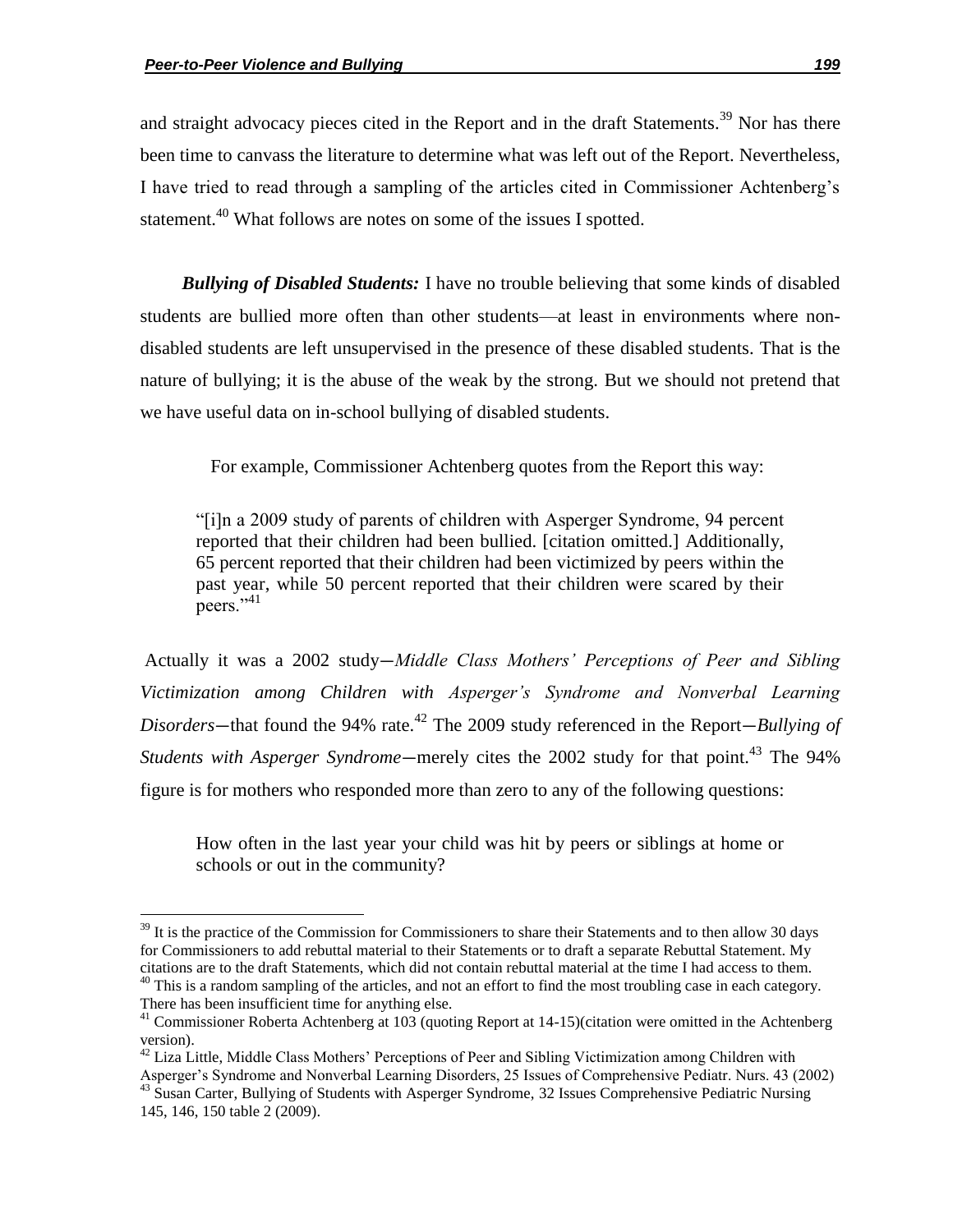and straight advocacy pieces cited in the Report and in the draft Statements.[39] Nor has there been time to canvass the literature to determine what was left out of the Report. Nevertheless, I have tried to read through a sampling of the articles cited in Commissioner Achtenberg's statement.[40] What follows are notes on some of the issues I spotted.

***Bullying of Disabled Students:*** I have no trouble believing that some kinds of disabled students are bullied more often than other students—at least in environments where non-disabled students are left unsupervised in the presence of these disabled students. That is the nature of bullying; it is the abuse of the weak by the strong. But we should not pretend that we have useful data on in-school bullying of disabled students.

For example, Commissioner Achtenberg quotes from the Report this way:

> "[i]n a 2009 study of parents of children with Asperger Syndrome, 94 percent reported that their children had been bullied. [citation omitted.] Additionally, 65 percent reported that their children had been victimized by peers within the past year, while 50 percent reported that their children were scared by their peers."[41]

Actually it was a 2002 study—*Middle Class Mothers' Perceptions of Peer and Sibling Victimization among Children with Asperger's Syndrome and Nonverbal Learning Disorders*—that found the 94% rate.[42] The 2009 study referenced in the Report—*Bullying of Students with Asperger Syndrome*—merely cites the 2002 study for that point.[43] The 94% figure is for mothers who responded more than zero to any of the following questions:

> How often in the last year your child was hit by peers or siblings at home or schools or out in the community?

---

[39] It is the practice of the Commission for Commissioners to share their Statements and to then allow 30 days for Commissioners to add rebuttal material to their Statements or to draft a separate Rebuttal Statement. My citations are to the draft Statements, which did not contain rebuttal material at the time I had access to them.

[40] This is a random sampling of the articles, and not an effort to find the most troubling case in each category. There has been insufficient time for anything else.

[41] Commissioner Roberta Achtenberg at 103 (quoting Report at 14-15)(citation were omitted in the Achtenberg version).

[42] Liza Little, Middle Class Mothers' Perceptions of Peer and Sibling Victimization among Children with Asperger's Syndrome and Nonverbal Learning Disorders, 25 Issues of Comprehensive Pediatr. Nurs. 43 (2002)

[43] Susan Carter, Bullying of Students with Asperger Syndrome, 32 Issues Comprehensive Pediatric Nursing 145, 146, 150 table 2 (2009).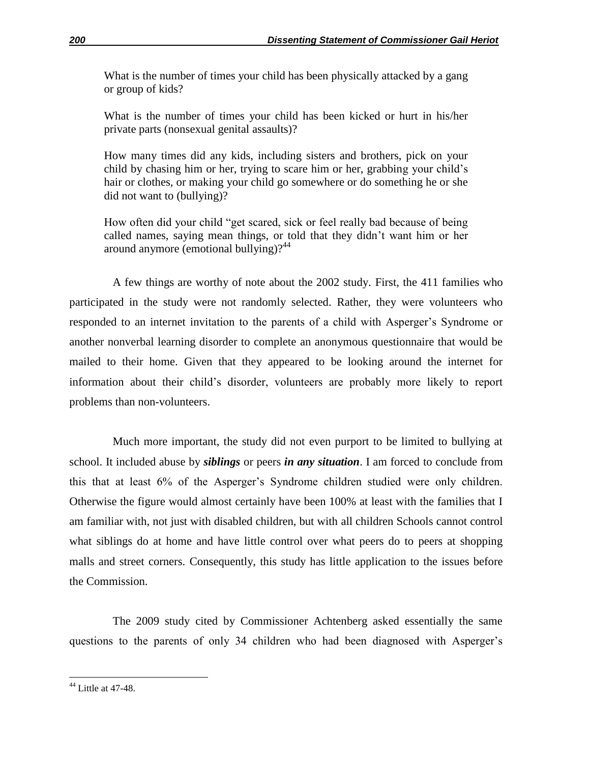> What is the number of times your child has been physically attacked by a gang or group of kids?
>
> What is the number of times your child has been kicked or hurt in his/her private parts (nonsexual genital assaults)?
>
> How many times did any kids, including sisters and brothers, pick on your child by chasing him or her, trying to scare him or her, grabbing your child's hair or clothes, or making your child go somewhere or do something he or she did not want to (bullying)?
>
> How often did your child "get scared, sick or feel really bad because of being called names, saying mean things, or told that they didn't want him or her around anymore (emotional bullying)?[44]

A few things are worthy of note about the 2002 study. First, the 411 families who participated in the study were not randomly selected. Rather, they were volunteers who responded to an internet invitation to the parents of a child with Asperger's Syndrome or another nonverbal learning disorder to complete an anonymous questionnaire that would be mailed to their home. Given that they appeared to be looking around the internet for information about their child's disorder, volunteers are probably more likely to report problems than non-volunteers.

Much more important, the study did not even purport to be limited to bullying at school. It included abuse by ***siblings*** or peers ***in any situation***. I am forced to conclude from this that at least 6% of the Asperger's Syndrome children studied were only children. Otherwise the figure would almost certainly have been 100% at least with the families that I am familiar with, not just with disabled children, but with all children Schools cannot control what siblings do at home and have little control over what peers do to peers at shopping malls and street corners. Consequently, this study has little application to the issues before the Commission.

The 2009 study cited by Commissioner Achtenberg asked essentially the same questions to the parents of only 34 children who had been diagnosed with Asperger's

---

[44] Little at 47-48.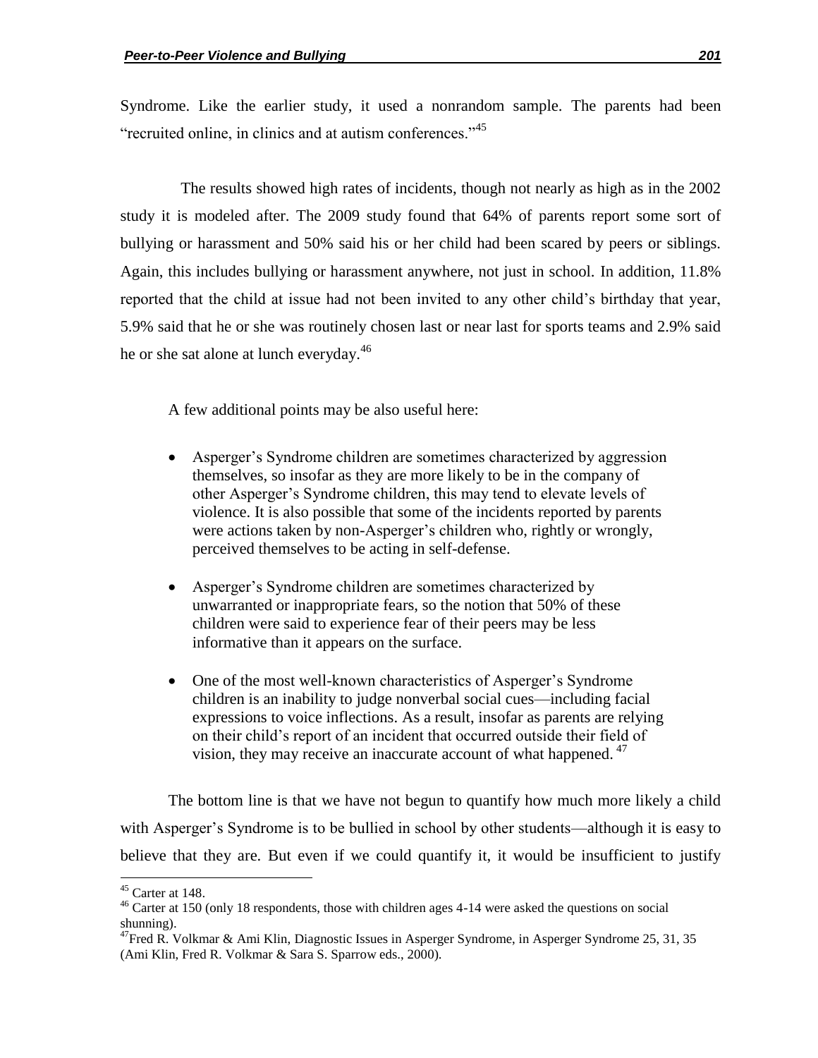Syndrome. Like the earlier study, it used a nonrandom sample. The parents had been "recruited online, in clinics and at autism conferences."[45]

The results showed high rates of incidents, though not nearly as high as in the 2002 study it is modeled after. The 2009 study found that 64% of parents report some sort of bullying or harassment and 50% said his or her child had been scared by peers or siblings. Again, this includes bullying or harassment anywhere, not just in school. In addition, 11.8% reported that the child at issue had not been invited to any other child's birthday that year, 5.9% said that he or she was routinely chosen last or near last for sports teams and 2.9% said he or she sat alone at lunch everyday.[46]

A few additional points may be also useful here:

- Asperger's Syndrome children are sometimes characterized by aggression themselves, so insofar as they are more likely to be in the company of other Asperger's Syndrome children, this may tend to elevate levels of violence. It is also possible that some of the incidents reported by parents were actions taken by non-Asperger's children who, rightly or wrongly, perceived themselves to be acting in self-defense.

- Asperger's Syndrome children are sometimes characterized by unwarranted or inappropriate fears, so the notion that 50% of these children were said to experience fear of their peers may be less informative than it appears on the surface.

- One of the most well-known characteristics of Asperger's Syndrome children is an inability to judge nonverbal social cues—including facial expressions to voice inflections. As a result, insofar as parents are relying on their child's report of an incident that occurred outside their field of vision, they may receive an inaccurate account of what happened.[47]

The bottom line is that we have not begun to quantify how much more likely a child with Asperger's Syndrome is to be bullied in school by other students—although it is easy to believe that they are. But even if we could quantify it, it would be insufficient to justify

---

[45] Carter at 148.

[46] Carter at 150 (only 18 respondents, those with children ages 4-14 were asked the questions on social shunning).

[47] Fred R. Volkmar & Ami Klin, Diagnostic Issues in Asperger Syndrome, in Asperger Syndrome 25, 31, 35 (Ami Klin, Fred R. Volkmar & Sara S. Sparrow eds., 2000).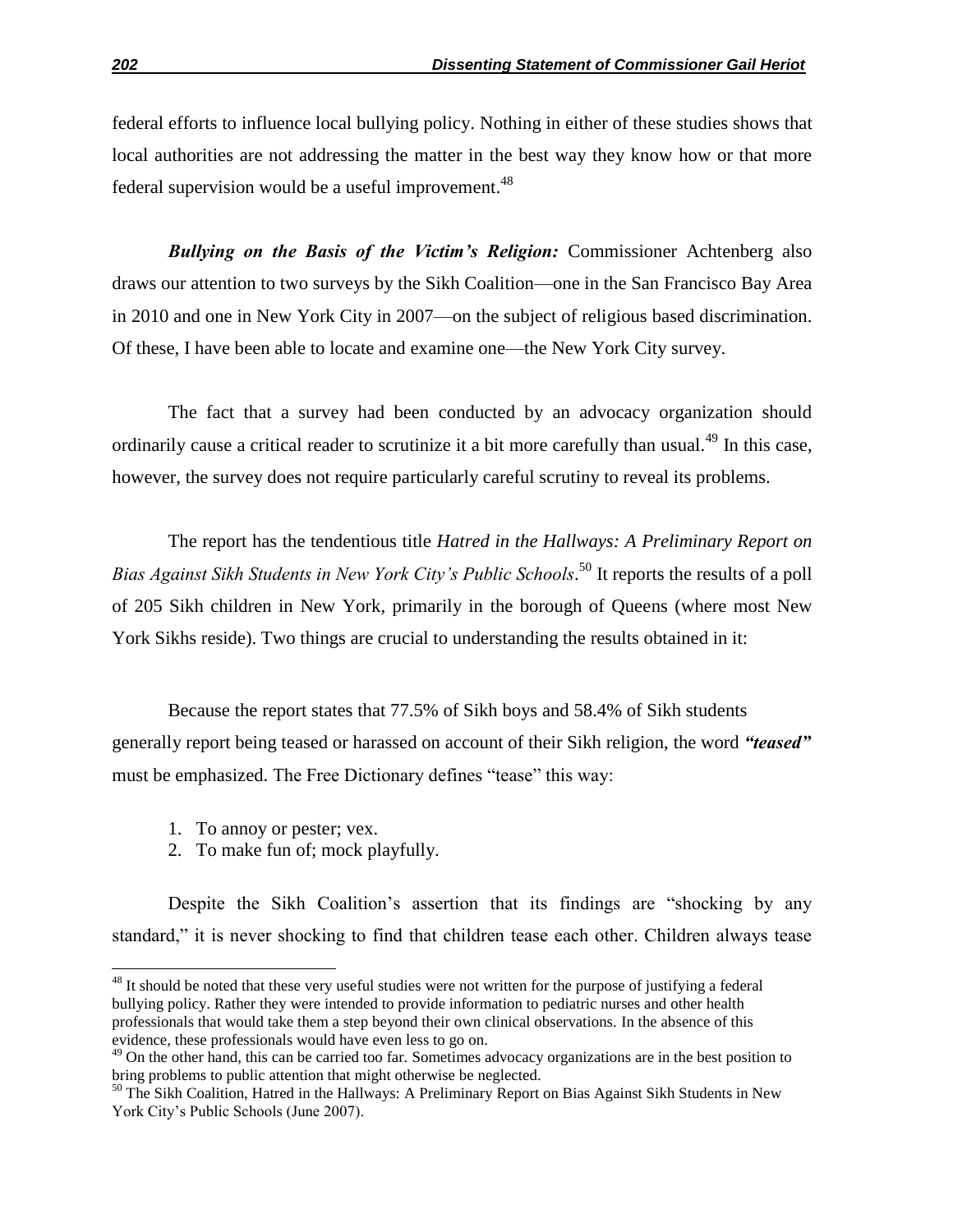federal efforts to influence local bullying policy. Nothing in either of these studies shows that local authorities are not addressing the matter in the best way they know how or that more federal supervision would be a useful improvement.[48]

***Bullying on the Basis of the Victim's Religion:*** Commissioner Achtenberg also draws our attention to two surveys by the Sikh Coalition—one in the San Francisco Bay Area in 2010 and one in New York City in 2007—on the subject of religious based discrimination. Of these, I have been able to locate and examine one—the New York City survey.

The fact that a survey had been conducted by an advocacy organization should ordinarily cause a critical reader to scrutinize it a bit more carefully than usual.[49] In this case, however, the survey does not require particularly careful scrutiny to reveal its problems.

The report has the tendentious title *Hatred in the Hallways: A Preliminary Report on Bias Against Sikh Students in New York City's Public Schools*.[50] It reports the results of a poll of 205 Sikh children in New York, primarily in the borough of Queens (where most New York Sikhs reside). Two things are crucial to understanding the results obtained in it:

Because the report states that 77.5% of Sikh boys and 58.4% of Sikh students generally report being teased or harassed on account of their Sikh religion, the word ***"teased"*** must be emphasized. The Free Dictionary defines "tease" this way:

1. To annoy or pester; vex.
2. To make fun of; mock playfully.

Despite the Sikh Coalition's assertion that its findings are "shocking by any standard," it is never shocking to find that children tease each other. Children always tease

---

[48] It should be noted that these very useful studies were not written for the purpose of justifying a federal bullying policy. Rather they were intended to provide information to pediatric nurses and other health professionals that would take them a step beyond their own clinical observations. In the absence of this evidence, these professionals would have even less to go on.

[49] On the other hand, this can be carried too far. Sometimes advocacy organizations are in the best position to bring problems to public attention that might otherwise be neglected.

[50] The Sikh Coalition, Hatred in the Hallways: A Preliminary Report on Bias Against Sikh Students in New York City's Public Schools (June 2007).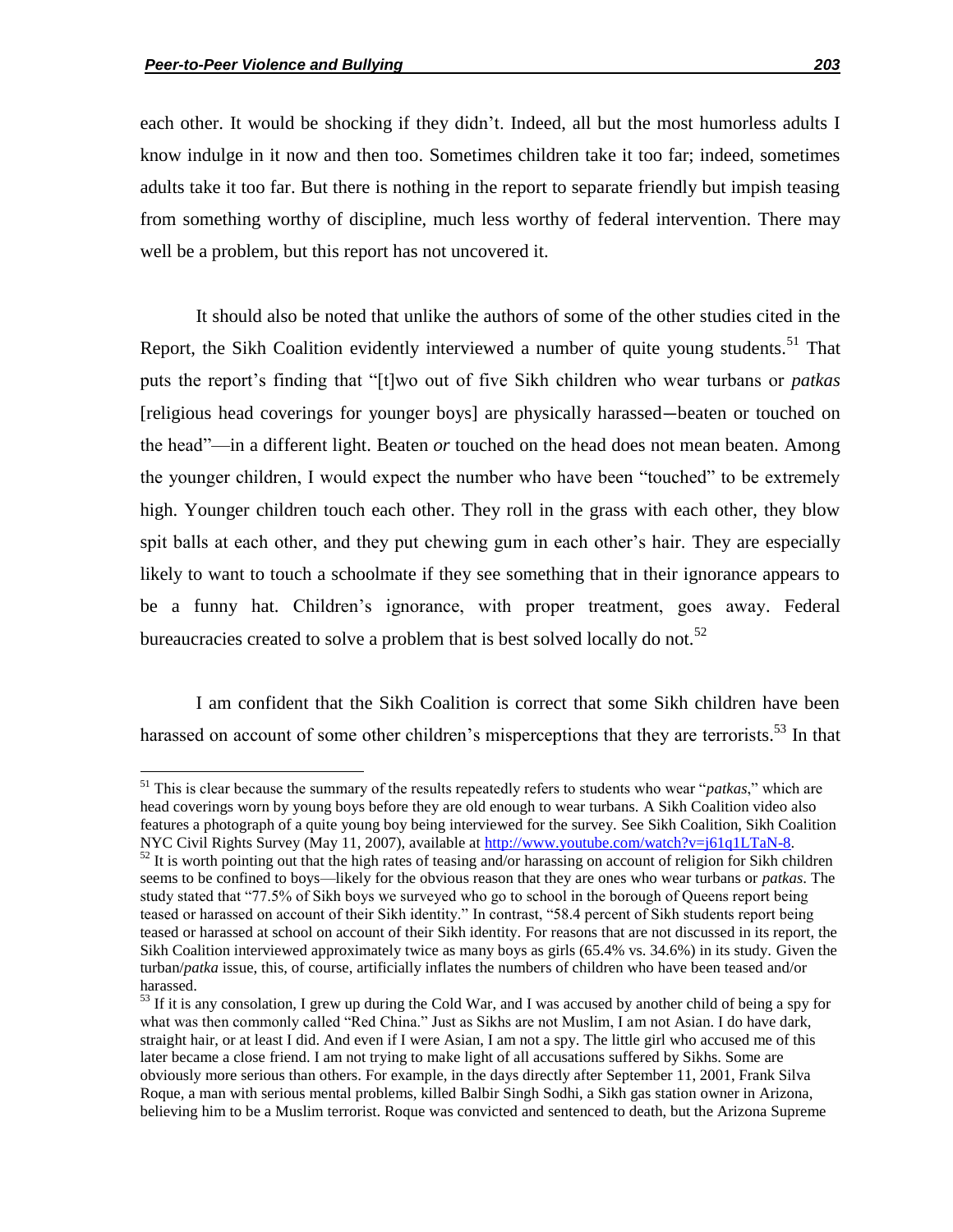each other. It would be shocking if they didn't. Indeed, all but the most humorless adults I know indulge in it now and then too. Sometimes children take it too far; indeed, sometimes adults take it too far. But there is nothing in the report to separate friendly but impish teasing from something worthy of discipline, much less worthy of federal intervention. There may well be a problem, but this report has not uncovered it.

It should also be noted that unlike the authors of some of the other studies cited in the Report, the Sikh Coalition evidently interviewed a number of quite young students.[51] That puts the report's finding that "[t]wo out of five Sikh children who wear turbans or *patkas* [religious head coverings for younger boys] are physically harassed—beaten or touched on the head"—in a different light. Beaten *or* touched on the head does not mean beaten. Among the younger children, I would expect the number who have been "touched" to be extremely high. Younger children touch each other. They roll in the grass with each other, they blow spit balls at each other, and they put chewing gum in each other's hair. They are especially likely to want to touch a schoolmate if they see something that in their ignorance appears to be a funny hat. Children's ignorance, with proper treatment, goes away. Federal bureaucracies created to solve a problem that is best solved locally do not.[52]

I am confident that the Sikh Coalition is correct that some Sikh children have been harassed on account of some other children's misperceptions that they are terrorists.[53] In that

---

[51] This is clear because the summary of the results repeatedly refers to students who wear "*patkas*," which are head coverings worn by young boys before they are old enough to wear turbans. A Sikh Coalition video also features a photograph of a quite young boy being interviewed for the survey. See Sikh Coalition, Sikh Coalition NYC Civil Rights Survey (May 11, 2007), available at http://www.youtube.com/watch?v=j61q1LTaN-8.

[52] It is worth pointing out that the high rates of teasing and/or harassing on account of religion for Sikh children seems to be confined to boys—likely for the obvious reason that they are ones who wear turbans or *patkas*. The study stated that "77.5% of Sikh boys we surveyed who go to school in the borough of Queens report being teased or harassed on account of their Sikh identity." In contrast, "58.4 percent of Sikh students report being teased or harassed at school on account of their Sikh identity. For reasons that are not discussed in its report, the Sikh Coalition interviewed approximately twice as many boys as girls (65.4% vs. 34.6%) in its study. Given the turban/*patka* issue, this, of course, artificially inflates the numbers of children who have been teased and/or harassed.

[53] If it is any consolation, I grew up during the Cold War, and I was accused by another child of being a spy for what was then commonly called "Red China." Just as Sikhs are not Muslim, I am not Asian. I do have dark, straight hair, or at least I did. And even if I were Asian, I am not a spy. The little girl who accused me of this later became a close friend. I am not trying to make light of all accusations suffered by Sikhs. Some are obviously more serious than others. For example, in the days directly after September 11, 2001, Frank Silva Roque, a man with serious mental problems, killed Balbir Singh Sodhi, a Sikh gas station owner in Arizona, believing him to be a Muslim terrorist. Roque was convicted and sentenced to death, but the Arizona Supreme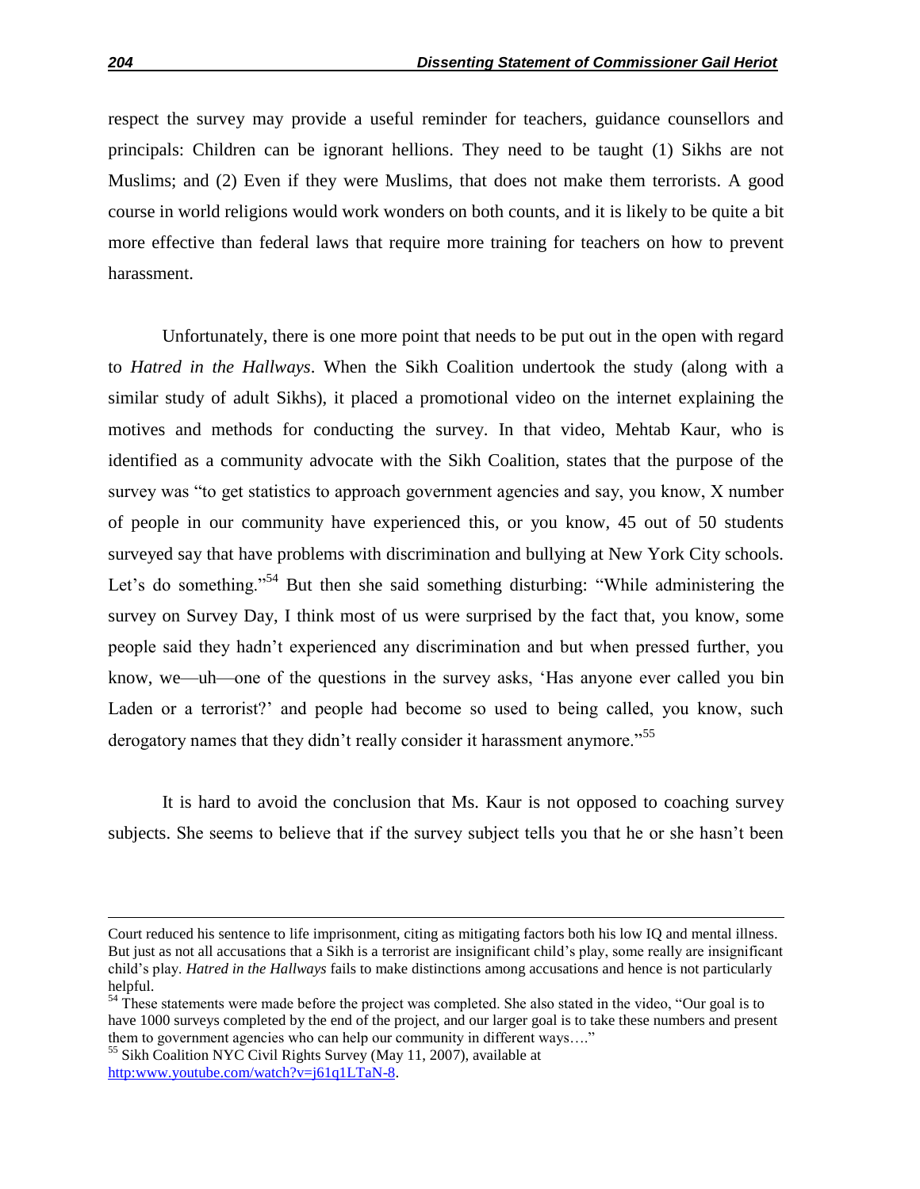respect the survey may provide a useful reminder for teachers, guidance counsellors and principals: Children can be ignorant hellions. They need to be taught (1) Sikhs are not Muslims; and (2) Even if they were Muslims, that does not make them terrorists. A good course in world religions would work wonders on both counts, and it is likely to be quite a bit more effective than federal laws that require more training for teachers on how to prevent harassment.

Unfortunately, there is one more point that needs to be put out in the open with regard to *Hatred in the Hallways*. When the Sikh Coalition undertook the study (along with a similar study of adult Sikhs), it placed a promotional video on the internet explaining the motives and methods for conducting the survey. In that video, Mehtab Kaur, who is identified as a community advocate with the Sikh Coalition, states that the purpose of the survey was "to get statistics to approach government agencies and say, you know, X number of people in our community have experienced this, or you know, 45 out of 50 students surveyed say that have problems with discrimination and bullying at New York City schools. Let's do something."[54] But then she said something disturbing: "While administering the survey on Survey Day, I think most of us were surprised by the fact that, you know, some people said they hadn't experienced any discrimination and but when pressed further, you know, we—uh—one of the questions in the survey asks, 'Has anyone ever called you bin Laden or a terrorist?' and people had become so used to being called, you know, such derogatory names that they didn't really consider it harassment anymore."[55]

It is hard to avoid the conclusion that Ms. Kaur is not opposed to coaching survey subjects. She seems to believe that if the survey subject tells you that he or she hasn't been

---

Court reduced his sentence to life imprisonment, citing as mitigating factors both his low IQ and mental illness. But just as not all accusations that a Sikh is a terrorist are insignificant child's play, some really are insignificant child's play. *Hatred in the Hallways* fails to make distinctions among accusations and hence is not particularly helpful.

[54] These statements were made before the project was completed. She also stated in the video, "Our goal is to have 1000 surveys completed by the end of the project, and our larger goal is to take these numbers and present them to government agencies who can help our community in different ways…."

[55] Sikh Coalition NYC Civil Rights Survey (May 11, 2007), available at http:www.youtube.com/watch?v=j61q1LTaN-8.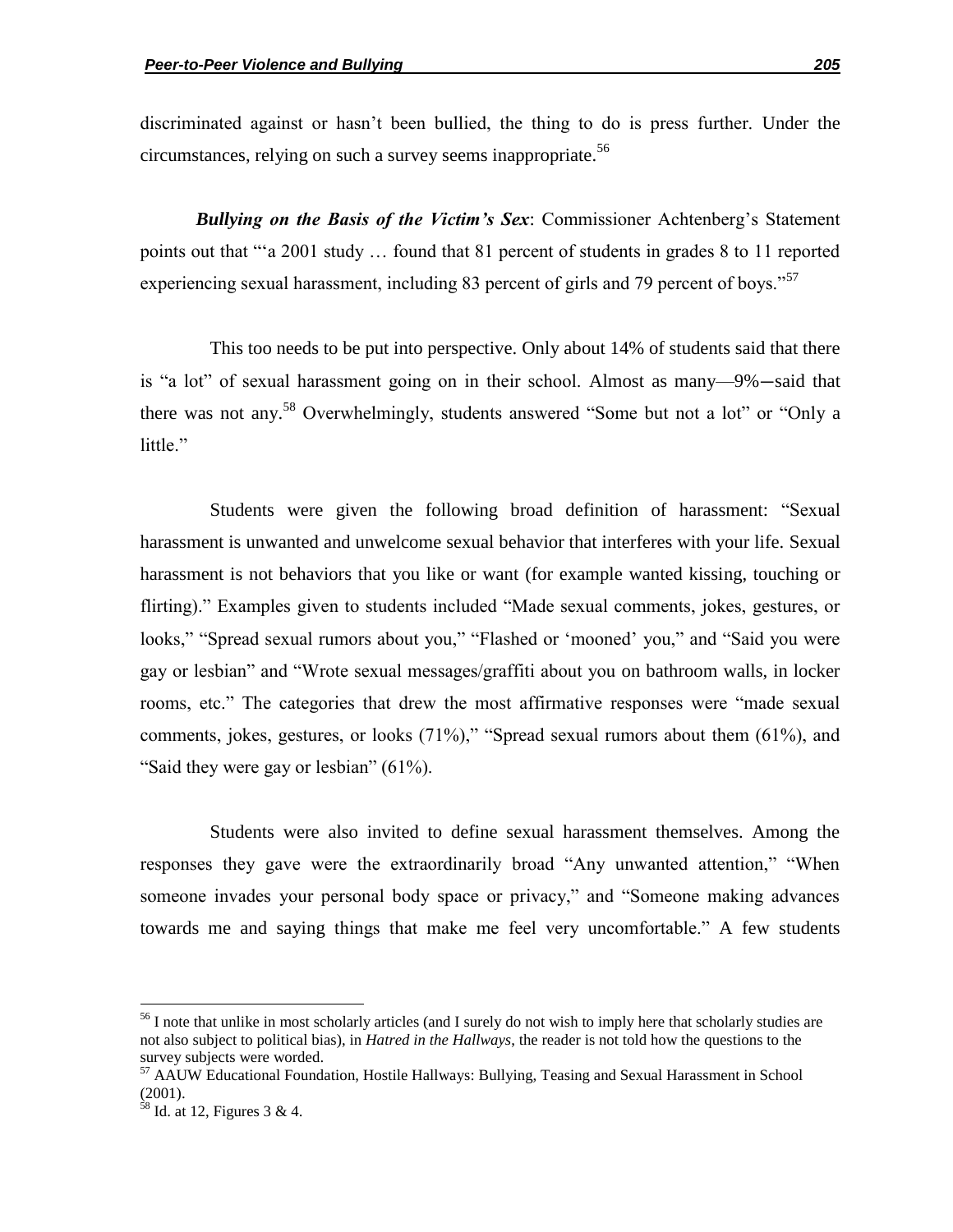discriminated against or hasn't been bullied, the thing to do is press further. Under the circumstances, relying on such a survey seems inappropriate.[56]

***Bullying on the Basis of the Victim's Sex***: Commissioner Achtenberg's Statement points out that "'a 2001 study … found that 81 percent of students in grades 8 to 11 reported experiencing sexual harassment, including 83 percent of girls and 79 percent of boys."[57]

This too needs to be put into perspective. Only about 14% of students said that there is "a lot" of sexual harassment going on in their school. Almost as many—9%—said that there was not any.[58] Overwhelmingly, students answered "Some but not a lot" or "Only a little."

Students were given the following broad definition of harassment: "Sexual harassment is unwanted and unwelcome sexual behavior that interferes with your life. Sexual harassment is not behaviors that you like or want (for example wanted kissing, touching or flirting)." Examples given to students included "Made sexual comments, jokes, gestures, or looks," "Spread sexual rumors about you," "Flashed or 'mooned' you," and "Said you were gay or lesbian" and "Wrote sexual messages/graffiti about you on bathroom walls, in locker rooms, etc." The categories that drew the most affirmative responses were "made sexual comments, jokes, gestures, or looks (71%)," "Spread sexual rumors about them (61%), and "Said they were gay or lesbian" (61%).

Students were also invited to define sexual harassment themselves. Among the responses they gave were the extraordinarily broad "Any unwanted attention," "When someone invades your personal body space or privacy," and "Someone making advances towards me and saying things that make me feel very uncomfortable." A few students

---

[56] I note that unlike in most scholarly articles (and I surely do not wish to imply here that scholarly studies are not also subject to political bias), in *Hatred in the Hallways*, the reader is not told how the questions to the survey subjects were worded.

[57] AAUW Educational Foundation, Hostile Hallways: Bullying, Teasing and Sexual Harassment in School (2001).

[58] Id. at 12, Figures 3 & 4.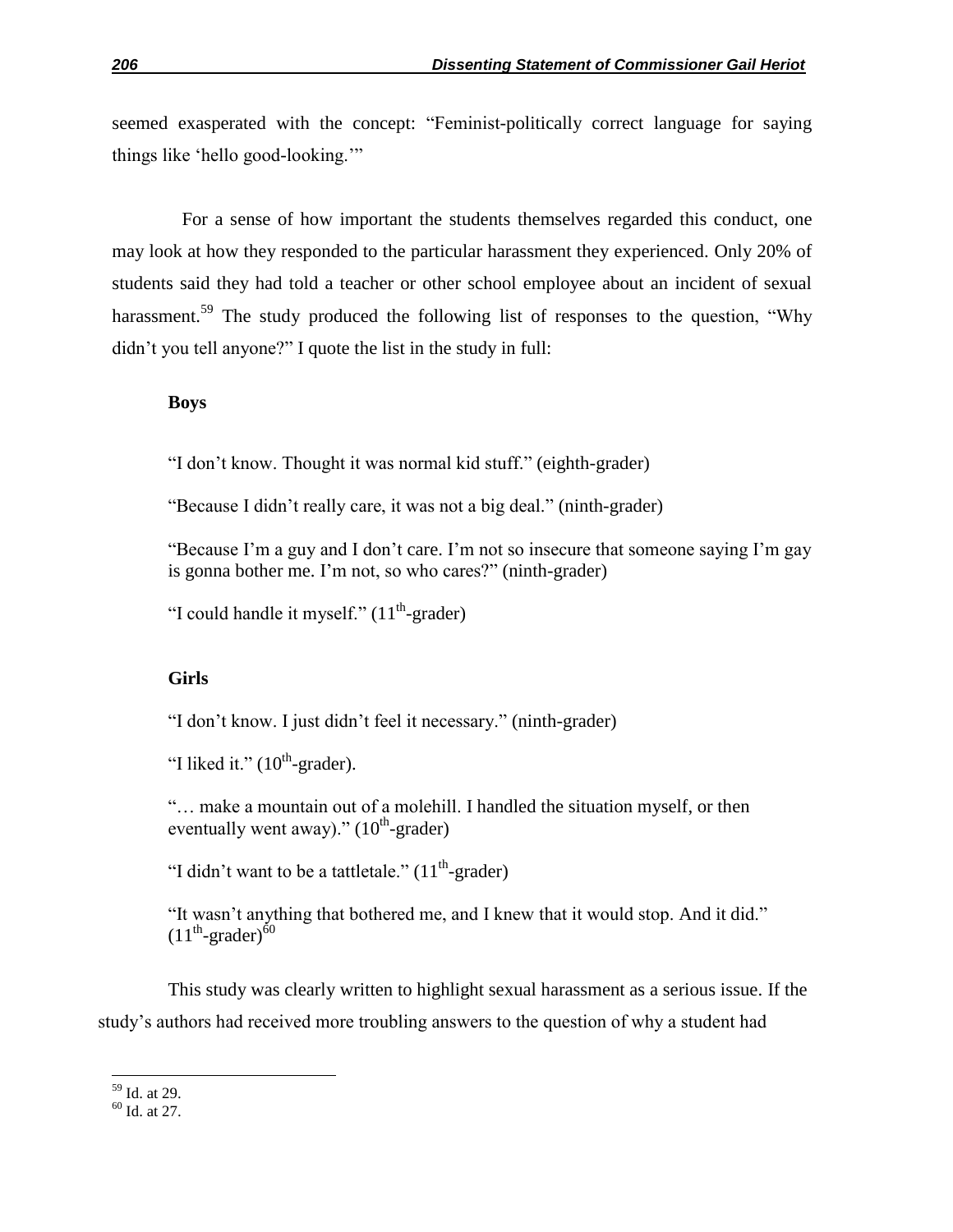seemed exasperated with the concept: "Feminist-politically correct language for saying things like 'hello good-looking.'"

For a sense of how important the students themselves regarded this conduct, one may look at how they responded to the particular harassment they experienced. Only 20% of students said they had told a teacher or other school employee about an incident of sexual harassment.[59] The study produced the following list of responses to the question, "Why didn't you tell anyone?" I quote the list in the study in full:

**Boys**

"I don't know. Thought it was normal kid stuff." (eighth-grader)

"Because I didn't really care, it was not a big deal." (ninth-grader)

"Because I'm a guy and I don't care. I'm not so insecure that someone saying I'm gay is gonna bother me. I'm not, so who cares?" (ninth-grader)

"I could handle it myself." (11th-grader)

**Girls**

"I don't know. I just didn't feel it necessary." (ninth-grader)

"I liked it." (10th-grader).

"… make a mountain out of a molehill. I handled the situation myself, or then eventually went away)." (10th-grader)

"I didn't want to be a tattletale." (11th-grader)

"It wasn't anything that bothered me, and I knew that it would stop. And it did." (11th-grader)[60]

This study was clearly written to highlight sexual harassment as a serious issue. If the study's authors had received more troubling answers to the question of why a student had

[59] Id. at 29.

[60] Id. at 27.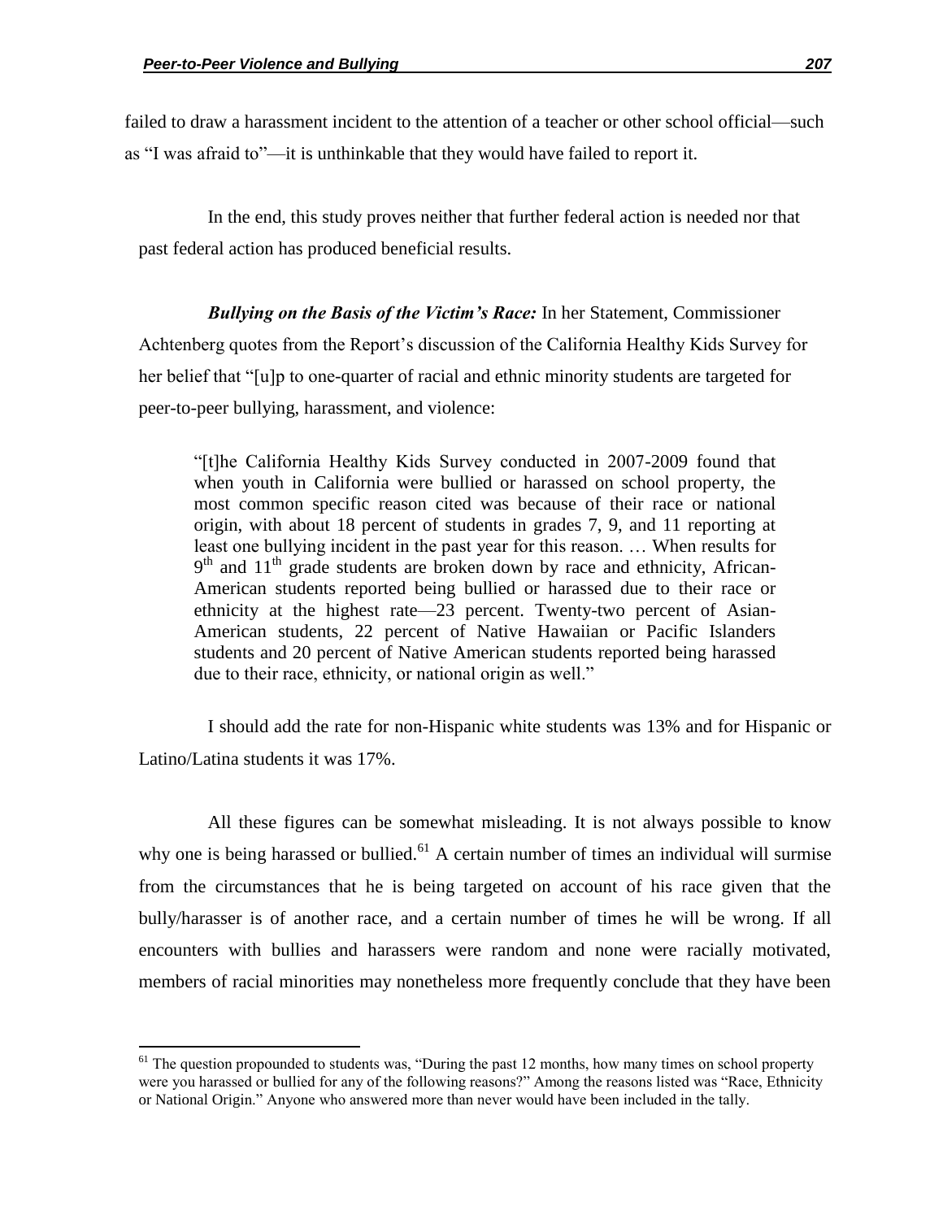failed to draw a harassment incident to the attention of a teacher or other school official—such as "I was afraid to"—it is unthinkable that they would have failed to report it.

In the end, this study proves neither that further federal action is needed nor that past federal action has produced beneficial results.

***Bullying on the Basis of the Victim's Race:*** In her Statement, Commissioner Achtenberg quotes from the Report's discussion of the California Healthy Kids Survey for her belief that "[u]p to one-quarter of racial and ethnic minority students are targeted for peer-to-peer bullying, harassment, and violence:

> "[t]he California Healthy Kids Survey conducted in 2007-2009 found that when youth in California were bullied or harassed on school property, the most common specific reason cited was because of their race or national origin, with about 18 percent of students in grades 7, 9, and 11 reporting at least one bullying incident in the past year for this reason. … When results for 9th and 11th grade students are broken down by race and ethnicity, African-American students reported being bullied or harassed due to their race or ethnicity at the highest rate—23 percent. Twenty-two percent of Asian-American students, 22 percent of Native Hawaiian or Pacific Islanders students and 20 percent of Native American students reported being harassed due to their race, ethnicity, or national origin as well."

I should add the rate for non-Hispanic white students was 13% and for Hispanic or Latino/Latina students it was 17%.

All these figures can be somewhat misleading. It is not always possible to know why one is being harassed or bullied.[61] A certain number of times an individual will surmise from the circumstances that he is being targeted on account of his race given that the bully/harasser is of another race, and a certain number of times he will be wrong. If all encounters with bullies and harassers were random and none were racially motivated, members of racial minorities may nonetheless more frequently conclude that they have been

---

[61] The question propounded to students was, "During the past 12 months, how many times on school property were you harassed or bullied for any of the following reasons?" Among the reasons listed was "Race, Ethnicity or National Origin." Anyone who answered more than never would have been included in the tally.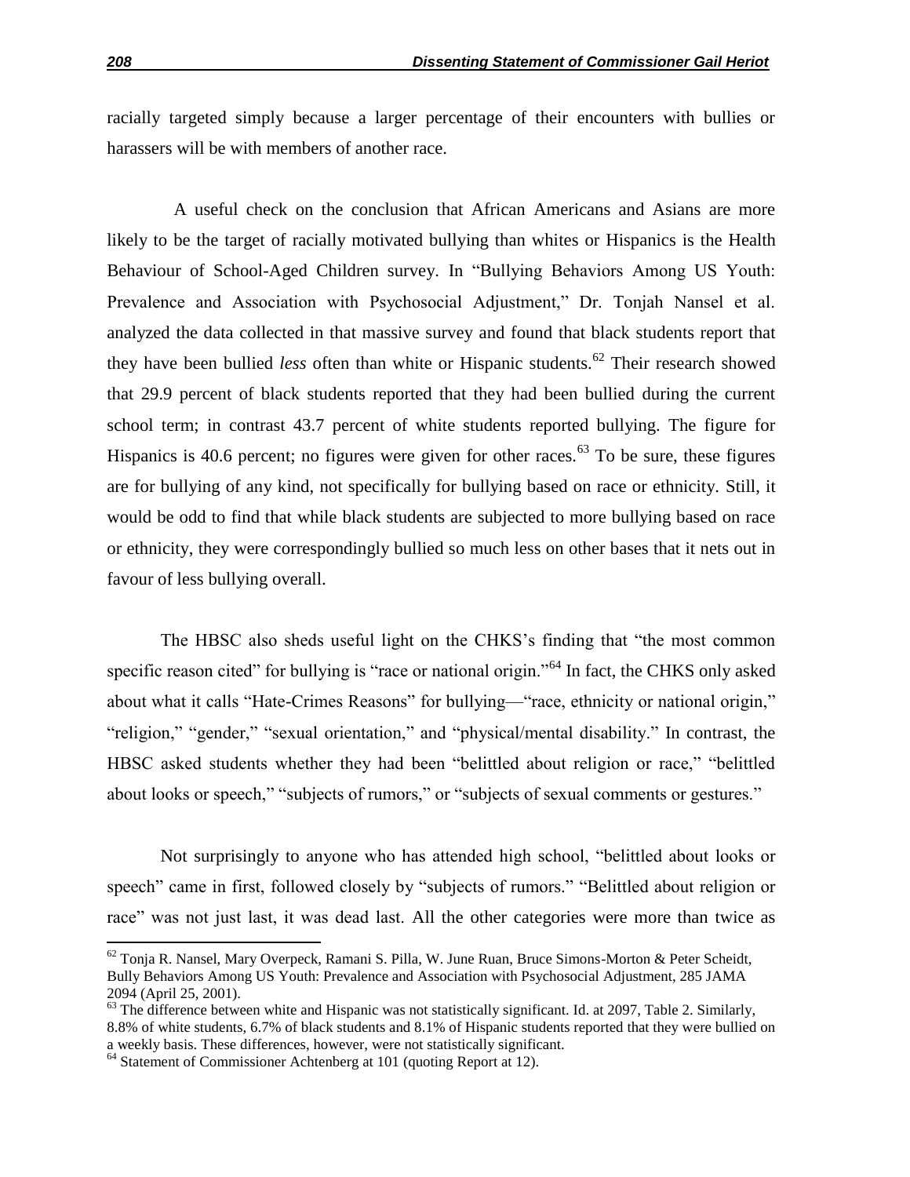racially targeted simply because a larger percentage of their encounters with bullies or harassers will be with members of another race.

A useful check on the conclusion that African Americans and Asians are more likely to be the target of racially motivated bullying than whites or Hispanics is the Health Behaviour of School-Aged Children survey. In "Bullying Behaviors Among US Youth: Prevalence and Association with Psychosocial Adjustment," Dr. Tonjah Nansel et al. analyzed the data collected in that massive survey and found that black students report that they have been bullied *less* often than white or Hispanic students.[62] Their research showed that 29.9 percent of black students reported that they had been bullied during the current school term; in contrast 43.7 percent of white students reported bullying. The figure for Hispanics is 40.6 percent; no figures were given for other races.[63] To be sure, these figures are for bullying of any kind, not specifically for bullying based on race or ethnicity. Still, it would be odd to find that while black students are subjected to more bullying based on race or ethnicity, they were correspondingly bullied so much less on other bases that it nets out in favour of less bullying overall.

The HBSC also sheds useful light on the CHKS's finding that "the most common specific reason cited" for bullying is "race or national origin."[64] In fact, the CHKS only asked about what it calls "Hate-Crimes Reasons" for bullying—"race, ethnicity or national origin," "religion," "gender," "sexual orientation," and "physical/mental disability." In contrast, the HBSC asked students whether they had been "belittled about religion or race," "belittled about looks or speech," "subjects of rumors," or "subjects of sexual comments or gestures."

Not surprisingly to anyone who has attended high school, "belittled about looks or speech" came in first, followed closely by "subjects of rumors." "Belittled about religion or race" was not just last, it was dead last. All the other categories were more than twice as

---

[62] Tonja R. Nansel, Mary Overpeck, Ramani S. Pilla, W. June Ruan, Bruce Simons-Morton & Peter Scheidt, Bully Behaviors Among US Youth: Prevalence and Association with Psychosocial Adjustment, 285 JAMA 2094 (April 25, 2001).

[63] The difference between white and Hispanic was not statistically significant. Id. at 2097, Table 2. Similarly, 8.8% of white students, 6.7% of black students and 8.1% of Hispanic students reported that they were bullied on a weekly basis. These differences, however, were not statistically significant.

[64] Statement of Commissioner Achtenberg at 101 (quoting Report at 12).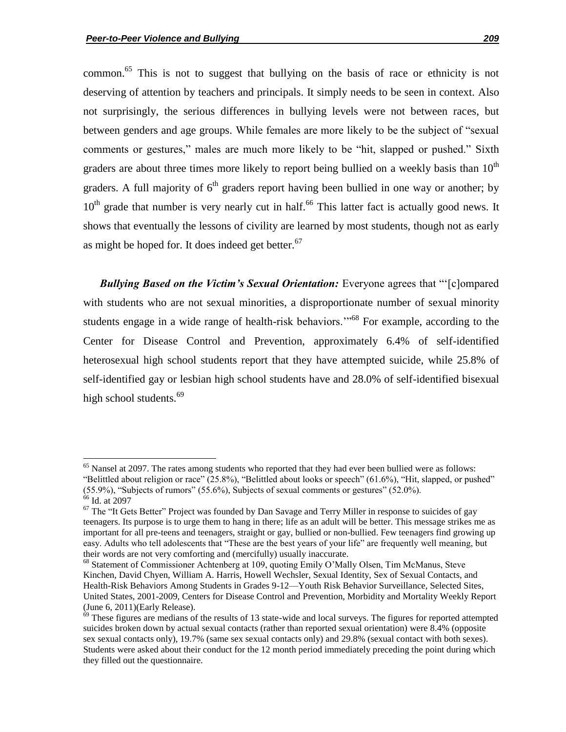common.[65] This is not to suggest that bullying on the basis of race or ethnicity is not deserving of attention by teachers and principals. It simply needs to be seen in context. Also not surprisingly, the serious differences in bullying levels were not between races, but between genders and age groups. While females are more likely to be the subject of "sexual comments or gestures," males are much more likely to be "hit, slapped or pushed." Sixth graders are about three times more likely to report being bullied on a weekly basis than 10th graders. A full majority of 6th graders report having been bullied in one way or another; by 10th grade that number is very nearly cut in half.[66] This latter fact is actually good news. It shows that eventually the lessons of civility are learned by most students, though not as early as might be hoped for. It does indeed get better.[67]

***Bullying Based on the Victim's Sexual Orientation:*** Everyone agrees that "'[c]ompared with students who are not sexual minorities, a disproportionate number of sexual minority students engage in a wide range of health-risk behaviors.'"[68] For example, according to the Center for Disease Control and Prevention, approximately 6.4% of self-identified heterosexual high school students report that they have attempted suicide, while 25.8% of self-identified gay or lesbian high school students have and 28.0% of self-identified bisexual high school students.[69]

---

[65] Nansel at 2097. The rates among students who reported that they had ever been bullied were as follows: "Belittled about religion or race" (25.8%), "Belittled about looks or speech" (61.6%), "Hit, slapped, or pushed" (55.9%), "Subjects of rumors" (55.6%), Subjects of sexual comments or gestures" (52.0%).

[66] Id. at 2097

[67] The "It Gets Better" Project was founded by Dan Savage and Terry Miller in response to suicides of gay teenagers. Its purpose is to urge them to hang in there; life as an adult will be better. This message strikes me as important for all pre-teens and teenagers, straight or gay, bullied or non-bullied. Few teenagers find growing up easy. Adults who tell adolescents that "These are the best years of your life" are frequently well meaning, but their words are not very comforting and (mercifully) usually inaccurate.

[68] Statement of Commissioner Achtenberg at 109, quoting Emily O'Mally Olsen, Tim McManus, Steve Kinchen, David Chyen, William A. Harris, Howell Wechsler, Sexual Identity, Sex of Sexual Contacts, and Health-Risk Behaviors Among Students in Grades 9-12—Youth Risk Behavior Surveillance, Selected Sites, United States, 2001-2009, Centers for Disease Control and Prevention, Morbidity and Mortality Weekly Report (June 6, 2011)(Early Release).

[69] These figures are medians of the results of 13 state-wide and local surveys. The figures for reported attempted suicides broken down by actual sexual contacts (rather than reported sexual orientation) were 8.4% (opposite sex sexual contacts only), 19.7% (same sex sexual contacts only) and 29.8% (sexual contact with both sexes). Students were asked about their conduct for the 12 month period immediately preceding the point during which they filled out the questionnaire.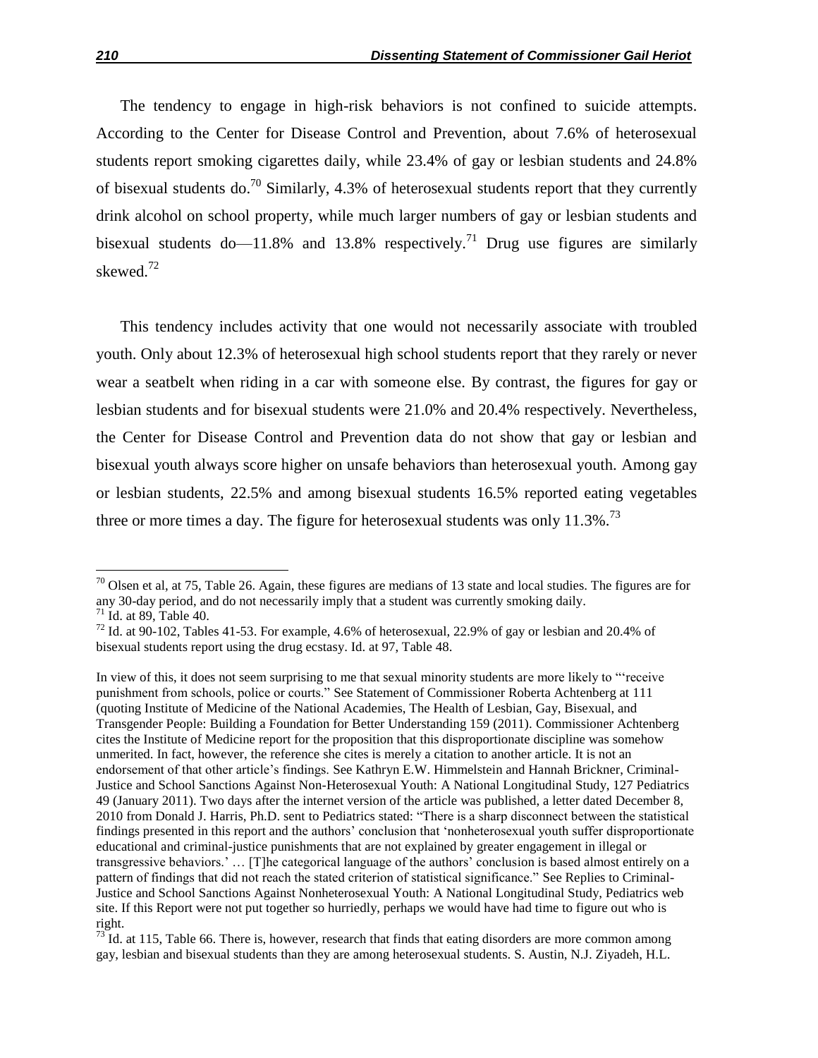The tendency to engage in high-risk behaviors is not confined to suicide attempts. According to the Center for Disease Control and Prevention, about 7.6% of heterosexual students report smoking cigarettes daily, while 23.4% of gay or lesbian students and 24.8% of bisexual students do.[70] Similarly, 4.3% of heterosexual students report that they currently drink alcohol on school property, while much larger numbers of gay or lesbian students and bisexual students do—11.8% and 13.8% respectively.[71] Drug use figures are similarly skewed.[72]

This tendency includes activity that one would not necessarily associate with troubled youth. Only about 12.3% of heterosexual high school students report that they rarely or never wear a seatbelt when riding in a car with someone else. By contrast, the figures for gay or lesbian students and for bisexual students were 21.0% and 20.4% respectively. Nevertheless, the Center for Disease Control and Prevention data do not show that gay or lesbian and bisexual youth always score higher on unsafe behaviors than heterosexual youth. Among gay or lesbian students, 22.5% and among bisexual students 16.5% reported eating vegetables three or more times a day. The figure for heterosexual students was only 11.3%.[73]

---

[70] Olsen et al, at 75, Table 26. Again, these figures are medians of 13 state and local studies. The figures are for any 30-day period, and do not necessarily imply that a student was currently smoking daily.

[71] Id. at 89, Table 40.

[72] Id. at 90-102, Tables 41-53. For example, 4.6% of heterosexual, 22.9% of gay or lesbian and 20.4% of bisexual students report using the drug ecstasy. Id. at 97, Table 48.

In view of this, it does not seem surprising to me that sexual minority students are more likely to "'receive punishment from schools, police or courts." See Statement of Commissioner Roberta Achtenberg at 111 (quoting Institute of Medicine of the National Academies, The Health of Lesbian, Gay, Bisexual, and Transgender People: Building a Foundation for Better Understanding 159 (2011). Commissioner Achtenberg cites the Institute of Medicine report for the proposition that this disproportionate discipline was somehow unmerited. In fact, however, the reference she cites is merely a citation to another article. It is not an endorsement of that other article's findings. See Kathryn E.W. Himmelstein and Hannah Brickner, Criminal-Justice and School Sanctions Against Non-Heterosexual Youth: A National Longitudinal Study, 127 Pediatrics 49 (January 2011). Two days after the internet version of the article was published, a letter dated December 8, 2010 from Donald J. Harris, Ph.D. sent to Pediatrics stated: "There is a sharp disconnect between the statistical findings presented in this report and the authors' conclusion that 'nonheterosexual youth suffer disproportionate educational and criminal-justice punishments that are not explained by greater engagement in illegal or transgressive behaviors.' … [T]he categorical language of the authors' conclusion is based almost entirely on a pattern of findings that did not reach the stated criterion of statistical significance." See Replies to Criminal-Justice and School Sanctions Against Nonheterosexual Youth: A National Longitudinal Study, Pediatrics web site. If this Report were not put together so hurriedly, perhaps we would have had time to figure out who is right.

[73] Id. at 115, Table 66. There is, however, research that finds that eating disorders are more common among gay, lesbian and bisexual students than they are among heterosexual students. S. Austin, N.J. Ziyadeh, H.L.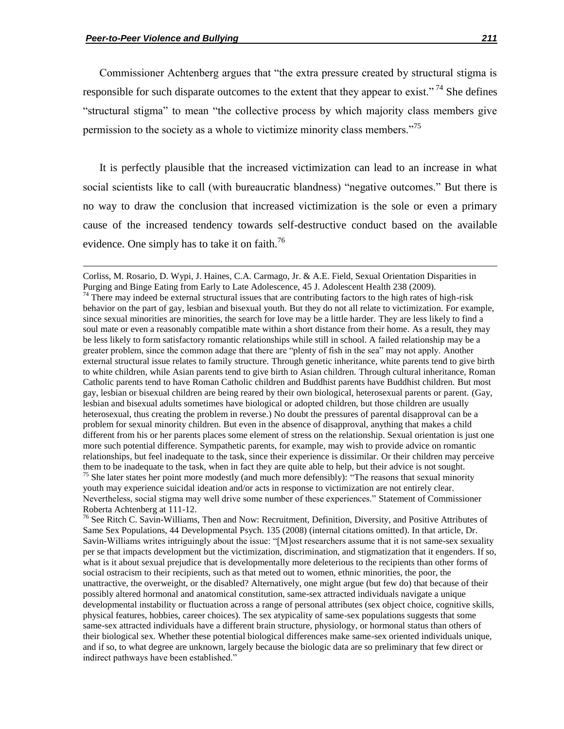Commissioner Achtenberg argues that "the extra pressure created by structural stigma is responsible for such disparate outcomes to the extent that they appear to exist." [74] She defines "structural stigma" to mean "the collective process by which majority class members give permission to the society as a whole to victimize minority class members."[75]

It is perfectly plausible that the increased victimization can lead to an increase in what social scientists like to call (with bureaucratic blandness) "negative outcomes." But there is no way to draw the conclusion that increased victimization is the sole or even a primary cause of the increased tendency towards self-destructive conduct based on the available evidence. One simply has to take it on faith.[76]

---

Corliss, M. Rosario, D. Wypi, J. Haines, C.A. Carmago, Jr. & A.E. Field, Sexual Orientation Disparities in Purging and Binge Eating from Early to Late Adolescence, 45 J. Adolescent Health 238 (2009).

[74] There may indeed be external structural issues that are contributing factors to the high rates of high-risk behavior on the part of gay, lesbian and bisexual youth. But they do not all relate to victimization. For example, since sexual minorities are minorities, the search for love may be a little harder. They are less likely to find a soul mate or even a reasonably compatible mate within a short distance from their home. As a result, they may be less likely to form satisfactory romantic relationships while still in school. A failed relationship may be a greater problem, since the common adage that there are "plenty of fish in the sea" may not apply. Another external structural issue relates to family structure. Through genetic inheritance, white parents tend to give birth to white children, while Asian parents tend to give birth to Asian children. Through cultural inheritance, Roman Catholic parents tend to have Roman Catholic children and Buddhist parents have Buddhist children. But most gay, lesbian or bisexual children are being reared by their own biological, heterosexual parents or parent. (Gay, lesbian and bisexual adults sometimes have biological or adopted children, but those children are usually heterosexual, thus creating the problem in reverse.) No doubt the pressures of parental disapproval can be a problem for sexual minority children. But even in the absence of disapproval, anything that makes a child different from his or her parents places some element of stress on the relationship. Sexual orientation is just one more such potential difference. Sympathetic parents, for example, may wish to provide advice on romantic relationships, but feel inadequate to the task, since their experience is dissimilar. Or their children may perceive them to be inadequate to the task, when in fact they are quite able to help, but their advice is not sought.

[75] She later states her point more modestly (and much more defensibly): "The reasons that sexual minority youth may experience suicidal ideation and/or acts in response to victimization are not entirely clear. Nevertheless, social stigma may well drive some number of these experiences." Statement of Commissioner Roberta Achtenberg at 111-12.

[76] See Ritch C. Savin-Williams, Then and Now: Recruitment, Definition, Diversity, and Positive Attributes of Same Sex Populations, 44 Developmental Psych. 135 (2008) (internal citations omitted). In that article, Dr. Savin-Williams writes intriguingly about the issue: "[M]ost researchers assume that it is not same-sex sexuality per se that impacts development but the victimization, discrimination, and stigmatization that it engenders. If so, what is it about sexual prejudice that is developmentally more deleterious to the recipients than other forms of social ostracism to their recipients, such as that meted out to women, ethnic minorities, the poor, the unattractive, the overweight, or the disabled? Alternatively, one might argue (but few do) that because of their possibly altered hormonal and anatomical constitution, same-sex attracted individuals navigate a unique developmental instability or fluctuation across a range of personal attributes (sex object choice, cognitive skills, physical features, hobbies, career choices). The sex atypicality of same-sex populations suggests that some same-sex attracted individuals have a different brain structure, physiology, or hormonal status than others of their biological sex. Whether these potential biological differences make same-sex oriented individuals unique, and if so, to what degree are unknown, largely because the biologic data are so preliminary that few direct or indirect pathways have been established."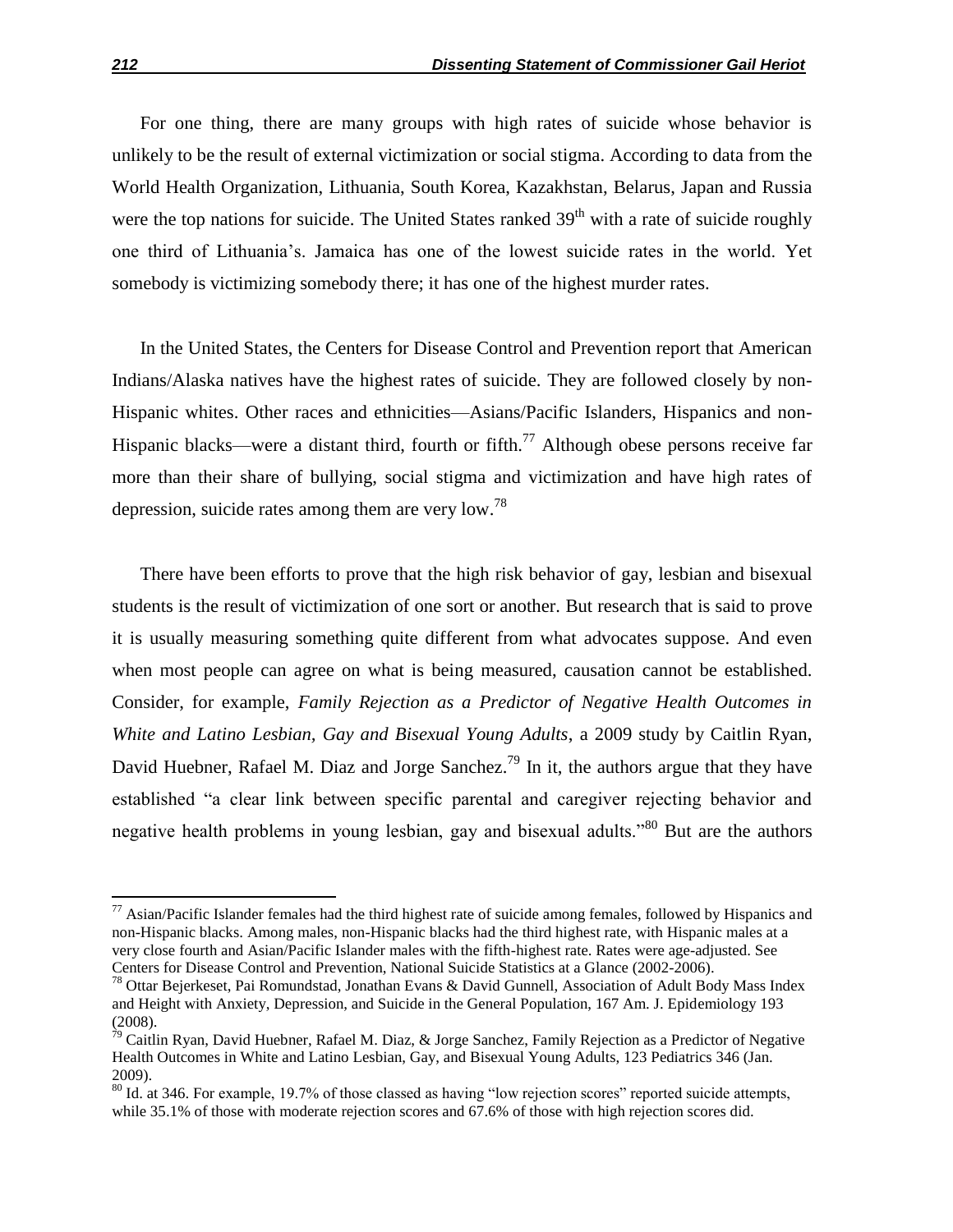For one thing, there are many groups with high rates of suicide whose behavior is unlikely to be the result of external victimization or social stigma. According to data from the World Health Organization, Lithuania, South Korea, Kazakhstan, Belarus, Japan and Russia were the top nations for suicide. The United States ranked 39th with a rate of suicide roughly one third of Lithuania's. Jamaica has one of the lowest suicide rates in the world. Yet somebody is victimizing somebody there; it has one of the highest murder rates.

In the United States, the Centers for Disease Control and Prevention report that American Indians/Alaska natives have the highest rates of suicide. They are followed closely by non-Hispanic whites. Other races and ethnicities—Asians/Pacific Islanders, Hispanics and non-Hispanic blacks—were a distant third, fourth or fifth.[77] Although obese persons receive far more than their share of bullying, social stigma and victimization and have high rates of depression, suicide rates among them are very low.[78]

There have been efforts to prove that the high risk behavior of gay, lesbian and bisexual students is the result of victimization of one sort or another. But research that is said to prove it is usually measuring something quite different from what advocates suppose. And even when most people can agree on what is being measured, causation cannot be established. Consider, for example, *Family Rejection as a Predictor of Negative Health Outcomes in White and Latino Lesbian, Gay and Bisexual Young Adults*, a 2009 study by Caitlin Ryan, David Huebner, Rafael M. Diaz and Jorge Sanchez.[79] In it, the authors argue that they have established "a clear link between specific parental and caregiver rejecting behavior and negative health problems in young lesbian, gay and bisexual adults."[80] But are the authors

---

[77] Asian/Pacific Islander females had the third highest rate of suicide among females, followed by Hispanics and non-Hispanic blacks. Among males, non-Hispanic blacks had the third highest rate, with Hispanic males at a very close fourth and Asian/Pacific Islander males with the fifth-highest rate. Rates were age-adjusted. See Centers for Disease Control and Prevention, National Suicide Statistics at a Glance (2002-2006).

[78] Ottar Bejerkeset, Pai Romundstad, Jonathan Evans & David Gunnell, Association of Adult Body Mass Index and Height with Anxiety, Depression, and Suicide in the General Population, 167 Am. J. Epidemiology 193 (2008).

[79] Caitlin Ryan, David Huebner, Rafael M. Diaz, & Jorge Sanchez, Family Rejection as a Predictor of Negative Health Outcomes in White and Latino Lesbian, Gay, and Bisexual Young Adults, 123 Pediatrics 346 (Jan. 2009).

[80] Id. at 346. For example, 19.7% of those classed as having "low rejection scores" reported suicide attempts, while 35.1% of those with moderate rejection scores and 67.6% of those with high rejection scores did.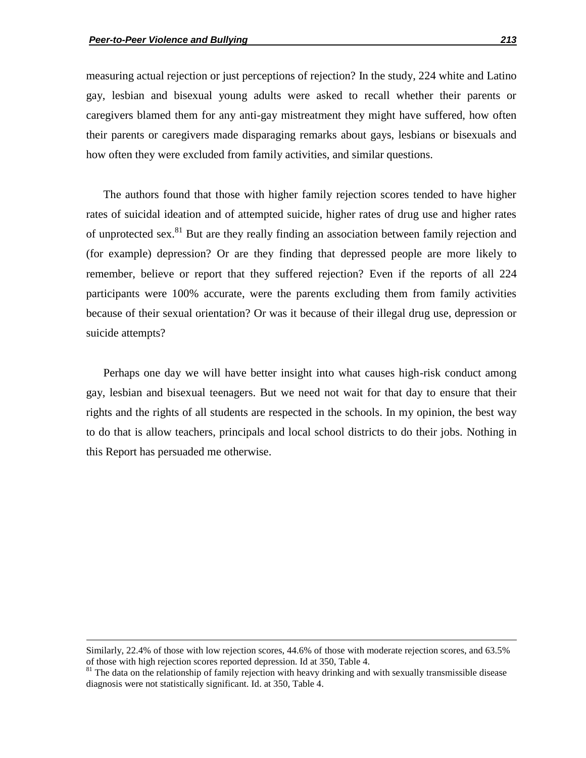measuring actual rejection or just perceptions of rejection? In the study, 224 white and Latino gay, lesbian and bisexual young adults were asked to recall whether their parents or caregivers blamed them for any anti-gay mistreatment they might have suffered, how often their parents or caregivers made disparaging remarks about gays, lesbians or bisexuals and how often they were excluded from family activities, and similar questions.

The authors found that those with higher family rejection scores tended to have higher rates of suicidal ideation and of attempted suicide, higher rates of drug use and higher rates of unprotected sex.[81] But are they really finding an association between family rejection and (for example) depression? Or are they finding that depressed people are more likely to remember, believe or report that they suffered rejection? Even if the reports of all 224 participants were 100% accurate, were the parents excluding them from family activities because of their sexual orientation? Or was it because of their illegal drug use, depression or suicide attempts?

Perhaps one day we will have better insight into what causes high-risk conduct among gay, lesbian and bisexual teenagers. But we need not wait for that day to ensure that their rights and the rights of all students are respected in the schools. In my opinion, the best way to do that is allow teachers, principals and local school districts to do their jobs. Nothing in this Report has persuaded me otherwise.

---

Similarly, 22.4% of those with low rejection scores, 44.6% of those with moderate rejection scores, and 63.5% of those with high rejection scores reported depression. Id at 350, Table 4.

[81] The data on the relationship of family rejection with heavy drinking and with sexually transmissible disease diagnosis were not statistically significant. Id. at 350, Table 4.